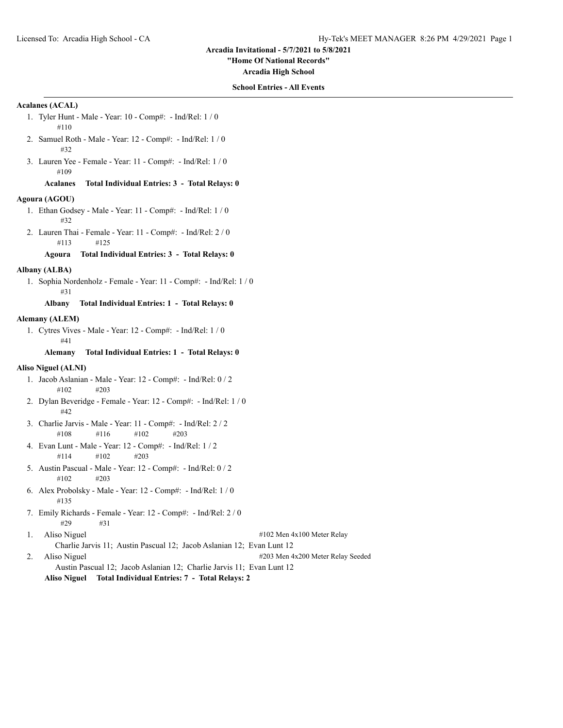**Arcadia Invitational - 5/7/2021 to 5/8/2021**

**"Home Of National Records"**

**Arcadia High School**

**School Entries - All Events**

**Acalanes (ACAL)**

1. Tyler Hunt - Male - Year: 10 - Comp#: - Ind/Rel: 1 / 0
   #110
2. Samuel Roth - Male - Year: 12 - Comp#: - Ind/Rel: 1 / 0
   #32
3. Lauren Yee - Female - Year: 11 - Comp#: - Ind/Rel: 1 / 0
   #109

**Acalanes Total Individual Entries: 3 - Total Relays: 0**

**Agoura (AGOU)**

1. Ethan Godsey - Male - Year: 11 - Comp#: - Ind/Rel: 1 / 0
   #32
2. Lauren Thai - Female - Year: 11 - Comp#: - Ind/Rel: 2 / 0
   #113 #125

**Agoura Total Individual Entries: 3 - Total Relays: 0**

**Albany (ALBA)**

1. Sophia Nordenholz - Female - Year: 11 - Comp#: - Ind/Rel: 1 / 0
   #31

**Albany Total Individual Entries: 1 - Total Relays: 0**

**Alemany (ALEM)**

1. Cytres Vives - Male - Year: 12 - Comp#: - Ind/Rel: 1 / 0
   #41

**Alemany Total Individual Entries: 1 - Total Relays: 0**

**Aliso Niguel (ALNI)**

1. Jacob Aslanian - Male - Year: 12 - Comp#: - Ind/Rel: 0 / 2
   #102 #203
2. Dylan Beveridge - Female - Year: 12 - Comp#: - Ind/Rel: 1 / 0
   #42
3. Charlie Jarvis - Male - Year: 11 - Comp#: - Ind/Rel: 2 / 2
   #108 #116 #102 #203
4. Evan Lunt - Male - Year: 12 - Comp#: - Ind/Rel: 1 / 2
   #114 #102 #203
5. Austin Pascual - Male - Year: 12 - Comp#: - Ind/Rel: 0 / 2
   #102 #203
6. Alex Probolsky - Male - Year: 12 - Comp#: - Ind/Rel: 1 / 0
   #135
7. Emily Richards - Female - Year: 12 - Comp#: - Ind/Rel: 2 / 0
   #29 #31

1. Aliso Niguel — #102 Men 4x100 Meter Relay
   Charlie Jarvis 11; Austin Pascual 12; Jacob Aslanian 12; Evan Lunt 12
2. Aliso Niguel — #203 Men 4x200 Meter Relay Seeded
   Austin Pascual 12; Jacob Aslanian 12; Charlie Jarvis 11; Evan Lunt 12

**Aliso Niguel Total Individual Entries: 7 - Total Relays: 2**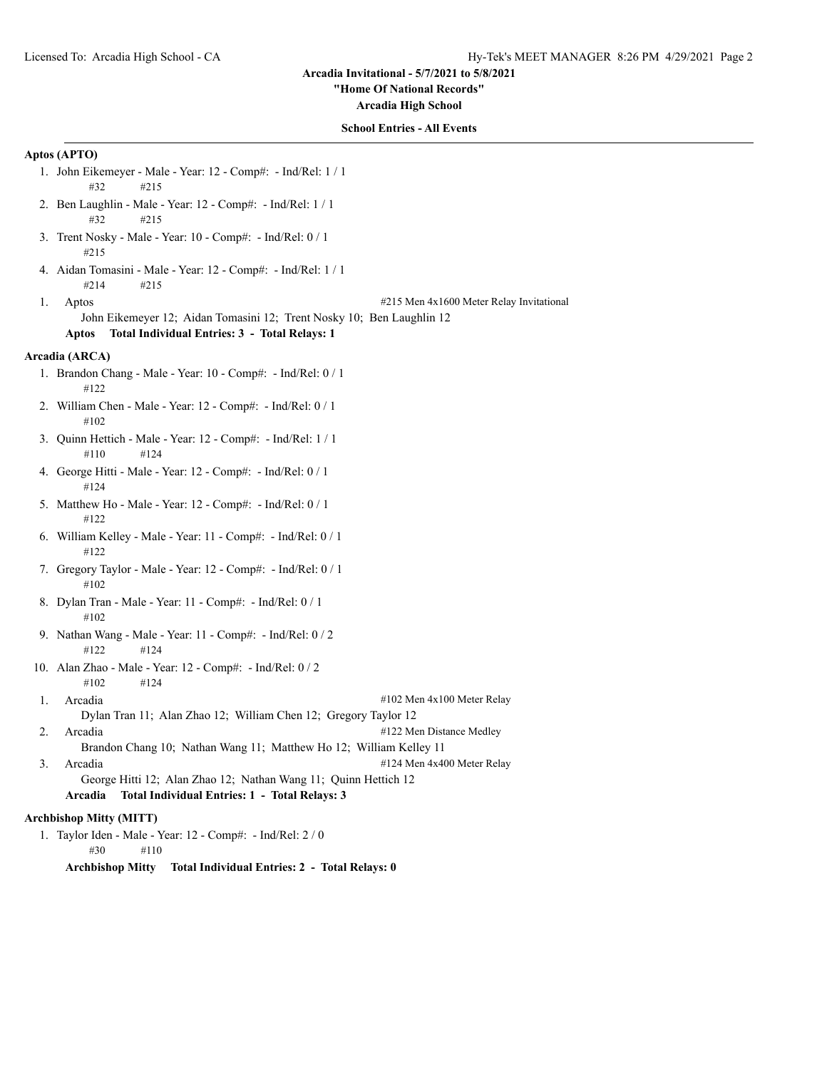**Arcadia Invitational - 5/7/2021 to 5/8/2021**

**"Home Of National Records"**

**Arcadia High School**

**School Entries - All Events**

**Aptos (APTO)**

1. John Eikemeyer - Male - Year: 12 - Comp#: - Ind/Rel: 1 / 1
   #32 #215
2. Ben Laughlin - Male - Year: 12 - Comp#: - Ind/Rel: 1 / 1
   #32 #215
3. Trent Nosky - Male - Year: 10 - Comp#: - Ind/Rel: 0 / 1
   #215
4. Aidan Tomasini - Male - Year: 12 - Comp#: - Ind/Rel: 1 / 1
   #214 #215

1. Aptos — #215 Men 4x1600 Meter Relay Invitational
   John Eikemeyer 12; Aidan Tomasini 12; Trent Nosky 10; Ben Laughlin 12

**Aptos Total Individual Entries: 3 - Total Relays: 1**

**Arcadia (ARCA)**

1. Brandon Chang - Male - Year: 10 - Comp#: - Ind/Rel: 0 / 1
   #122
2. William Chen - Male - Year: 12 - Comp#: - Ind/Rel: 0 / 1
   #102
3. Quinn Hettich - Male - Year: 12 - Comp#: - Ind/Rel: 1 / 1
   #110 #124
4. George Hitti - Male - Year: 12 - Comp#: - Ind/Rel: 0 / 1
   #124
5. Matthew Ho - Male - Year: 12 - Comp#: - Ind/Rel: 0 / 1
   #122
6. William Kelley - Male - Year: 11 - Comp#: - Ind/Rel: 0 / 1
   #122
7. Gregory Taylor - Male - Year: 12 - Comp#: - Ind/Rel: 0 / 1
   #102
8. Dylan Tran - Male - Year: 11 - Comp#: - Ind/Rel: 0 / 1
   #102
9. Nathan Wang - Male - Year: 11 - Comp#: - Ind/Rel: 0 / 2
   #122 #124
10. Alan Zhao - Male - Year: 12 - Comp#: - Ind/Rel: 0 / 2
    #102 #124

1. Arcadia — #102 Men 4x100 Meter Relay
   Dylan Tran 11; Alan Zhao 12; William Chen 12; Gregory Taylor 12
2. Arcadia — #122 Men Distance Medley
   Brandon Chang 10; Nathan Wang 11; Matthew Ho 12; William Kelley 11
3. Arcadia — #124 Men 4x400 Meter Relay
   George Hitti 12; Alan Zhao 12; Nathan Wang 11; Quinn Hettich 12

**Arcadia Total Individual Entries: 1 - Total Relays: 3**

**Archbishop Mitty (MITT)**

1. Taylor Iden - Male - Year: 12 - Comp#: - Ind/Rel: 2 / 0
   #30 #110

**Archbishop Mitty Total Individual Entries: 2 - Total Relays: 0**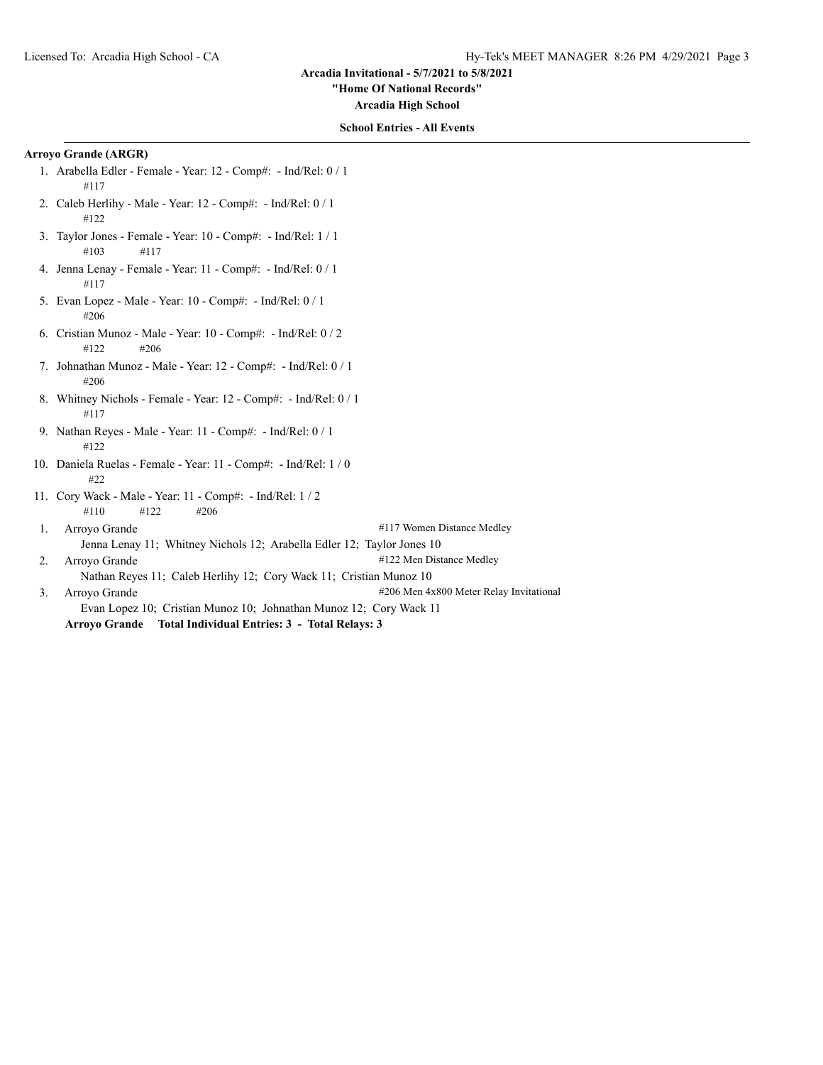Arcadia Invitational - 5/7/2021 to 5/8/2021

"Home Of National Records"

Arcadia High School

**School Entries - All Events**

**Arroyo Grande (ARGR)**

1. Arabella Edler - Female - Year: 12 - Comp#: - Ind/Rel: 0 / 1
   #117
2. Caleb Herlihy - Male - Year: 12 - Comp#: - Ind/Rel: 0 / 1
   #122
3. Taylor Jones - Female - Year: 10 - Comp#: - Ind/Rel: 1 / 1
   #103 #117
4. Jenna Lenay - Female - Year: 11 - Comp#: - Ind/Rel: 0 / 1
   #117
5. Evan Lopez - Male - Year: 10 - Comp#: - Ind/Rel: 0 / 1
   #206
6. Cristian Munoz - Male - Year: 10 - Comp#: - Ind/Rel: 0 / 2
   #122 #206
7. Johnathan Munoz - Male - Year: 12 - Comp#: - Ind/Rel: 0 / 1
   #206
8. Whitney Nichols - Female - Year: 12 - Comp#: - Ind/Rel: 0 / 1
   #117
9. Nathan Reyes - Male - Year: 11 - Comp#: - Ind/Rel: 0 / 1
   #122
10. Daniela Ruelas - Female - Year: 11 - Comp#: - Ind/Rel: 1 / 0
    #22
11. Cory Wack - Male - Year: 11 - Comp#: - Ind/Rel: 1 / 2
    #110 #122 #206

1. Arroyo Grande — #117 Women Distance Medley
   Jenna Lenay 11; Whitney Nichols 12; Arabella Edler 12; Taylor Jones 10
2. Arroyo Grande — #122 Men Distance Medley
   Nathan Reyes 11; Caleb Herlihy 12; Cory Wack 11; Cristian Munoz 10
3. Arroyo Grande — #206 Men 4x800 Meter Relay Invitational
   Evan Lopez 10; Cristian Munoz 10; Johnathan Munoz 12; Cory Wack 11

**Arroyo Grande Total Individual Entries: 3 - Total Relays: 3**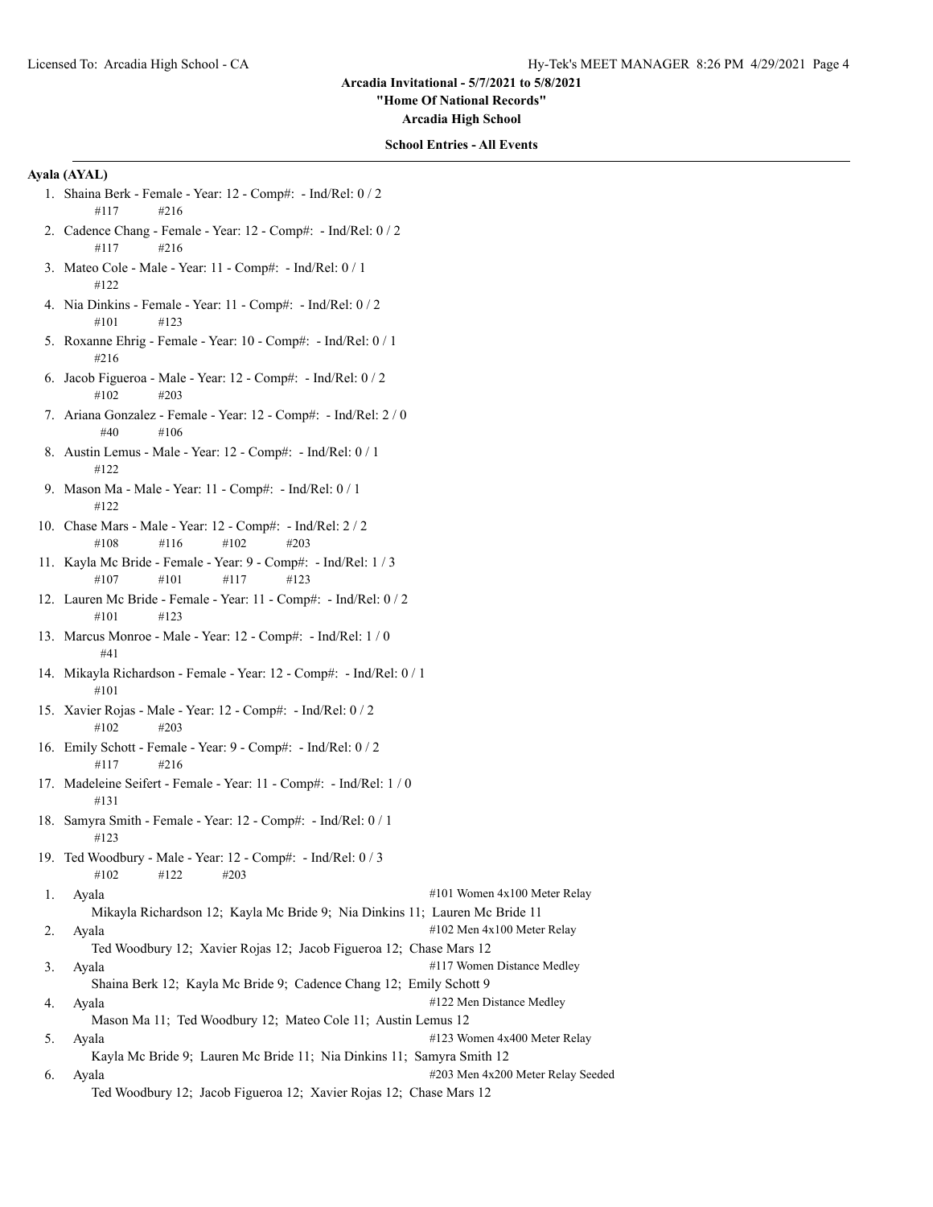Arcadia Invitational - 5/7/2021 to 5/8/2021

"Home Of National Records"

Arcadia High School

**School Entries - All Events**

**Ayala (AYAL)**

1. Shaina Berk - Female - Year: 12 - Comp#:  - Ind/Rel: 0 / 2
   #117 #216
2. Cadence Chang - Female - Year: 12 - Comp#:  - Ind/Rel: 0 / 2
   #117 #216
3. Mateo Cole - Male - Year: 11 - Comp#:  - Ind/Rel: 0 / 1
   #122
4. Nia Dinkins - Female - Year: 11 - Comp#:  - Ind/Rel: 0 / 2
   #101 #123
5. Roxanne Ehrig - Female - Year: 10 - Comp#:  - Ind/Rel: 0 / 1
   #216
6. Jacob Figueroa - Male - Year: 12 - Comp#:  - Ind/Rel: 0 / 2
   #102 #203
7. Ariana Gonzalez - Female - Year: 12 - Comp#:  - Ind/Rel: 2 / 0
   #40 #106
8. Austin Lemus - Male - Year: 12 - Comp#:  - Ind/Rel: 0 / 1
   #122
9. Mason Ma - Male - Year: 11 - Comp#:  - Ind/Rel: 0 / 1
   #122
10. Chase Mars - Male - Year: 12 - Comp#:  - Ind/Rel: 2 / 2
    #108 #116 #102 #203
11. Kayla Mc Bride - Female - Year: 9 - Comp#:  - Ind/Rel: 1 / 3
    #107 #101 #117 #123
12. Lauren Mc Bride - Female - Year: 11 - Comp#:  - Ind/Rel: 0 / 2
    #101 #123
13. Marcus Monroe - Male - Year: 12 - Comp#:  - Ind/Rel: 1 / 0
    #41
14. Mikayla Richardson - Female - Year: 12 - Comp#:  - Ind/Rel: 0 / 1
    #101
15. Xavier Rojas - Male - Year: 12 - Comp#:  - Ind/Rel: 0 / 2
    #102 #203
16. Emily Schott - Female - Year: 9 - Comp#:  - Ind/Rel: 0 / 2
    #117 #216
17. Madeleine Seifert - Female - Year: 11 - Comp#:  - Ind/Rel: 1 / 0
    #131
18. Samyra Smith - Female - Year: 12 - Comp#:  - Ind/Rel: 0 / 1
    #123
19. Ted Woodbury - Male - Year: 12 - Comp#:  - Ind/Rel: 0 / 3
    #102 #122 #203

| # | Team | Event |
|---|---|---|
| 1. | Ayala | #101 Women 4x100 Meter Relay |
| | Mikayla Richardson 12; Kayla Mc Bride 9; Nia Dinkins 11; Lauren Mc Bride 11 | |
| 2. | Ayala | #102 Men 4x100 Meter Relay |
| | Ted Woodbury 12; Xavier Rojas 12; Jacob Figueroa 12; Chase Mars 12 | |
| 3. | Ayala | #117 Women Distance Medley |
| | Shaina Berk 12; Kayla Mc Bride 9; Cadence Chang 12; Emily Schott 9 | |
| 4. | Ayala | #122 Men Distance Medley |
| | Mason Ma 11; Ted Woodbury 12; Mateo Cole 11; Austin Lemus 12 | |
| 5. | Ayala | #123 Women 4x400 Meter Relay |
| | Kayla Mc Bride 9; Lauren Mc Bride 11; Nia Dinkins 11; Samyra Smith 12 | |
| 6. | Ayala | #203 Men 4x200 Meter Relay Seeded |
| | Ted Woodbury 12; Jacob Figueroa 12; Xavier Rojas 12; Chase Mars 12 | |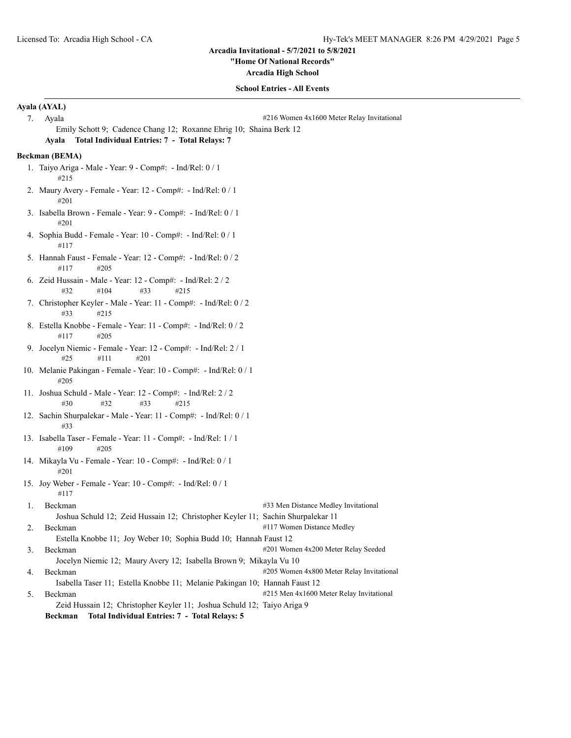## Ayala (AYAL)

7. Ayala — #216 Women 4x1600 Meter Relay Invitational
   Emily Schott 9; Cadence Chang 12; Roxanne Ehrig 10; Shaina Berk 12

**Ayala Total Individual Entries: 7 - Total Relays: 7**

## Beckman (BEMA)

1. Taiyo Ariga - Male - Year: 9 - Comp#: - Ind/Rel: 0 / 1
   #215
2. Maury Avery - Female - Year: 12 - Comp#: - Ind/Rel: 0 / 1
   #201
3. Isabella Brown - Female - Year: 9 - Comp#: - Ind/Rel: 0 / 1
   #201
4. Sophia Budd - Female - Year: 10 - Comp#: - Ind/Rel: 0 / 1
   #117
5. Hannah Faust - Female - Year: 12 - Comp#: - Ind/Rel: 0 / 2
   #117 #205
6. Zeid Hussain - Male - Year: 12 - Comp#: - Ind/Rel: 2 / 2
   #32 #104 #33 #215
7. Christopher Keyler - Male - Year: 11 - Comp#: - Ind/Rel: 0 / 2
   #33 #215
8. Estella Knobbe - Female - Year: 11 - Comp#: - Ind/Rel: 0 / 2
   #117 #205
9. Jocelyn Niemic - Female - Year: 12 - Comp#: - Ind/Rel: 2 / 1
   #25 #111 #201
10. Melanie Pakingan - Female - Year: 10 - Comp#: - Ind/Rel: 0 / 1
    #205
11. Joshua Schuld - Male - Year: 12 - Comp#: - Ind/Rel: 2 / 2
    #30 #32 #33 #215
12. Sachin Shurpalekar - Male - Year: 11 - Comp#: - Ind/Rel: 0 / 1
    #33
13. Isabella Taser - Female - Year: 11 - Comp#: - Ind/Rel: 1 / 1
    #109 #205
14. Mikayla Vu - Female - Year: 10 - Comp#: - Ind/Rel: 0 / 1
    #201
15. Joy Weber - Female - Year: 10 - Comp#: - Ind/Rel: 0 / 1
    #117

1. Beckman — #33 Men Distance Medley Invitational
   Joshua Schuld 12; Zeid Hussain 12; Christopher Keyler 11; Sachin Shurpalekar 11
2. Beckman — #117 Women Distance Medley
   Estella Knobbe 11; Joy Weber 10; Sophia Budd 10; Hannah Faust 12
3. Beckman — #201 Women 4x200 Meter Relay Seeded
   Jocelyn Niemic 12; Maury Avery 12; Isabella Brown 9; Mikayla Vu 10
4. Beckman — #205 Women 4x800 Meter Relay Invitational
   Isabella Taser 11; Estella Knobbe 11; Melanie Pakingan 10; Hannah Faust 12
5. Beckman — #215 Men 4x1600 Meter Relay Invitational
   Zeid Hussain 12; Christopher Keyler 11; Joshua Schuld 12; Taiyo Ariga 9

**Beckman Total Individual Entries: 7 - Total Relays: 5**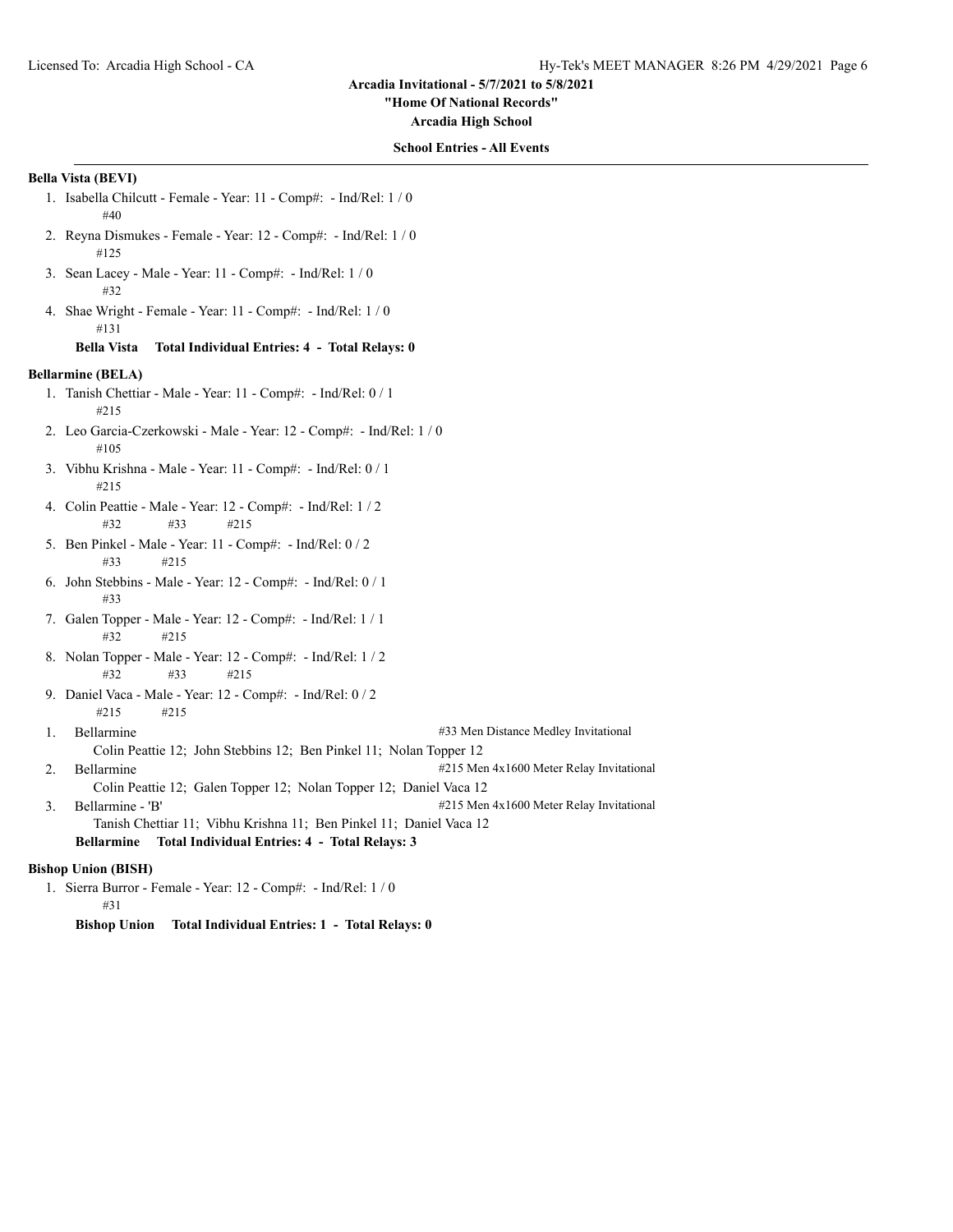**Arcadia Invitational - 5/7/2021 to 5/8/2021**

**"Home Of National Records"**

**Arcadia High School**

**School Entries - All Events**

**Bella Vista (BEVI)**

1. Isabella Chilcutt - Female - Year: 11 - Comp#: - Ind/Rel: 1 / 0
   #40
2. Reyna Dismukes - Female - Year: 12 - Comp#: - Ind/Rel: 1 / 0
   #125
3. Sean Lacey - Male - Year: 11 - Comp#: - Ind/Rel: 1 / 0
   #32
4. Shae Wright - Female - Year: 11 - Comp#: - Ind/Rel: 1 / 0
   #131

**Bella Vista Total Individual Entries: 4 - Total Relays: 0**

**Bellarmine (BELA)**

1. Tanish Chettiar - Male - Year: 11 - Comp#: - Ind/Rel: 0 / 1
   #215
2. Leo Garcia-Czerkowski - Male - Year: 12 - Comp#: - Ind/Rel: 1 / 0
   #105
3. Vibhu Krishna - Male - Year: 11 - Comp#: - Ind/Rel: 0 / 1
   #215
4. Colin Peattie - Male - Year: 12 - Comp#: - Ind/Rel: 1 / 2
   #32 #33 #215
5. Ben Pinkel - Male - Year: 11 - Comp#: - Ind/Rel: 0 / 2
   #33 #215
6. John Stebbins - Male - Year: 12 - Comp#: - Ind/Rel: 0 / 1
   #33
7. Galen Topper - Male - Year: 12 - Comp#: - Ind/Rel: 1 / 1
   #32 #215
8. Nolan Topper - Male - Year: 12 - Comp#: - Ind/Rel: 1 / 2
   #32 #33 #215
9. Daniel Vaca - Male - Year: 12 - Comp#: - Ind/Rel: 0 / 2
   #215 #215

1. Bellarmine — #33 Men Distance Medley Invitational
   Colin Peattie 12; John Stebbins 12; Ben Pinkel 11; Nolan Topper 12
2. Bellarmine — #215 Men 4x1600 Meter Relay Invitational
   Colin Peattie 12; Galen Topper 12; Nolan Topper 12; Daniel Vaca 12
3. Bellarmine - 'B' — #215 Men 4x1600 Meter Relay Invitational
   Tanish Chettiar 11; Vibhu Krishna 11; Ben Pinkel 11; Daniel Vaca 12

**Bellarmine Total Individual Entries: 4 - Total Relays: 3**

**Bishop Union (BISH)**

1. Sierra Burror - Female - Year: 12 - Comp#: - Ind/Rel: 1 / 0
   #31

**Bishop Union Total Individual Entries: 1 - Total Relays: 0**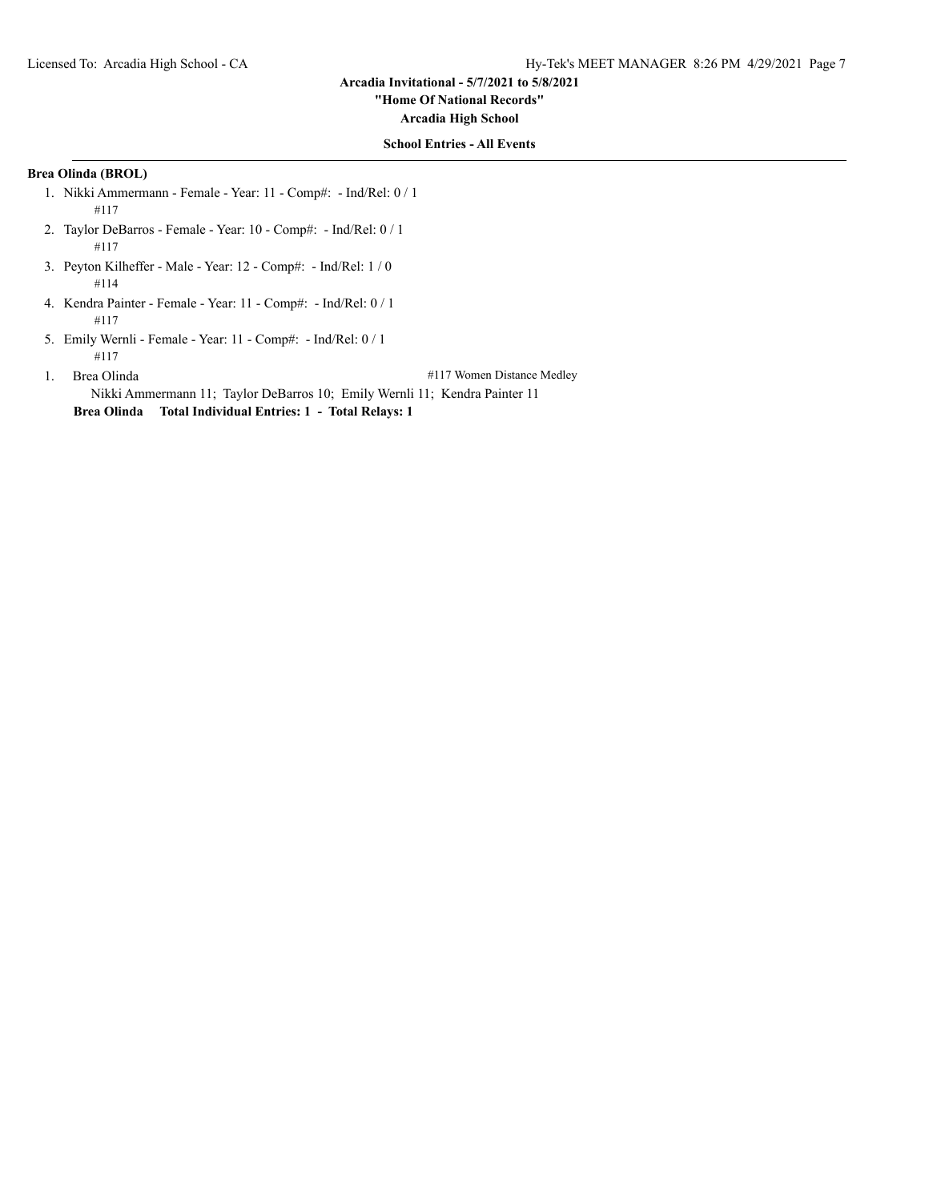**Arcadia Invitational - 5/7/2021 to 5/8/2021**
**"Home Of National Records"**
**Arcadia High School**

**School Entries - All Events**

**Brea Olinda (BROL)**

1. Nikki Ammermann - Female - Year: 11 - Comp#: - Ind/Rel: 0 / 1
   #117
2. Taylor DeBarros - Female - Year: 10 - Comp#: - Ind/Rel: 0 / 1
   #117
3. Peyton Kilheffer - Male - Year: 12 - Comp#: - Ind/Rel: 1 / 0
   #114
4. Kendra Painter - Female - Year: 11 - Comp#: - Ind/Rel: 0 / 1
   #117
5. Emily Wernli - Female - Year: 11 - Comp#: - Ind/Rel: 0 / 1
   #117

1\. Brea Olinda — #117 Women Distance Medley
Nikki Ammermann 11; Taylor DeBarros 10; Emily Wernli 11; Kendra Painter 11

**Brea Olinda Total Individual Entries: 1 - Total Relays: 1**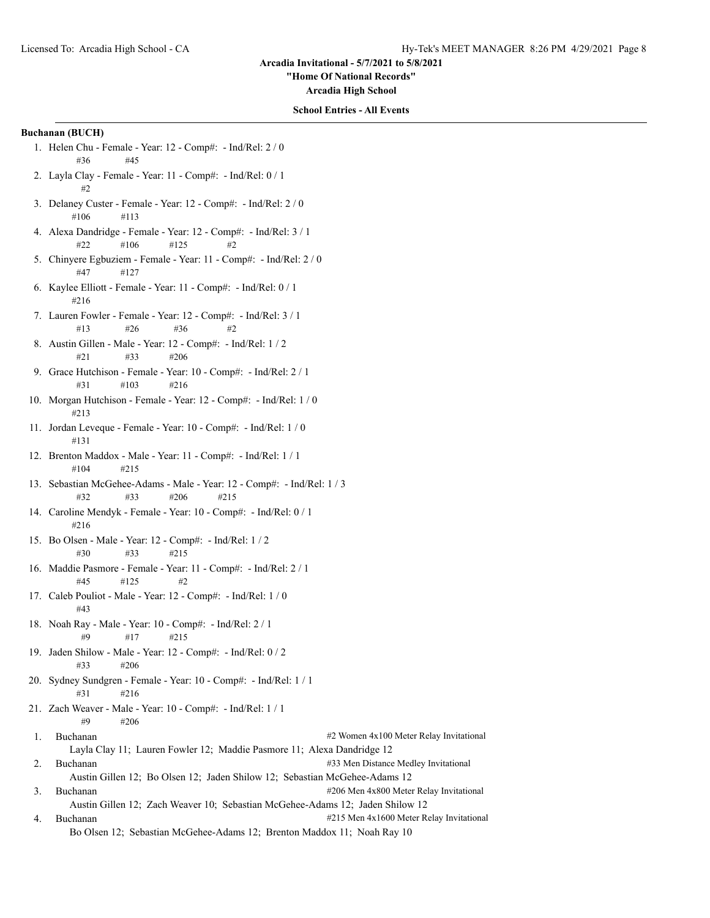**Arcadia Invitational - 5/7/2021 to 5/8/2021**
**"Home Of National Records"**
**Arcadia High School**

**School Entries - All Events**

**Buchanan (BUCH)**

1. Helen Chu - Female - Year: 12 - Comp#: - Ind/Rel: 2 / 0
   #36 #45
2. Layla Clay - Female - Year: 11 - Comp#: - Ind/Rel: 0 / 1
   #2
3. Delaney Custer - Female - Year: 12 - Comp#: - Ind/Rel: 2 / 0
   #106 #113
4. Alexa Dandridge - Female - Year: 12 - Comp#: - Ind/Rel: 3 / 1
   #22 #106 #125 #2
5. Chinyere Egbuziem - Female - Year: 11 - Comp#: - Ind/Rel: 2 / 0
   #47 #127
6. Kaylee Elliott - Female - Year: 11 - Comp#: - Ind/Rel: 0 / 1
   #216
7. Lauren Fowler - Female - Year: 12 - Comp#: - Ind/Rel: 3 / 1
   #13 #26 #36 #2
8. Austin Gillen - Male - Year: 12 - Comp#: - Ind/Rel: 1 / 2
   #21 #33 #206
9. Grace Hutchison - Female - Year: 10 - Comp#: - Ind/Rel: 2 / 1
   #31 #103 #216
10. Morgan Hutchison - Female - Year: 12 - Comp#: - Ind/Rel: 1 / 0
    #213
11. Jordan Leveque - Female - Year: 10 - Comp#: - Ind/Rel: 1 / 0
    #131
12. Brenton Maddox - Male - Year: 11 - Comp#: - Ind/Rel: 1 / 1
    #104 #215
13. Sebastian McGehee-Adams - Male - Year: 12 - Comp#: - Ind/Rel: 1 / 3
    #32 #33 #206 #215
14. Caroline Mendyk - Female - Year: 10 - Comp#: - Ind/Rel: 0 / 1
    #216
15. Bo Olsen - Male - Year: 12 - Comp#: - Ind/Rel: 1 / 2
    #30 #33 #215
16. Maddie Pasmore - Female - Year: 11 - Comp#: - Ind/Rel: 2 / 1
    #45 #125 #2
17. Caleb Pouliot - Male - Year: 12 - Comp#: - Ind/Rel: 1 / 0
    #43
18. Noah Ray - Male - Year: 10 - Comp#: - Ind/Rel: 2 / 1
    #9 #17 #215
19. Jaden Shilow - Male - Year: 12 - Comp#: - Ind/Rel: 0 / 2
    #33 #206
20. Sydney Sundgren - Female - Year: 10 - Comp#: - Ind/Rel: 1 / 1
    #31 #216
21. Zach Weaver - Male - Year: 10 - Comp#: - Ind/Rel: 1 / 1
    #9 #206

1. Buchanan — #2 Women 4x100 Meter Relay Invitational
   Layla Clay 11; Lauren Fowler 12; Maddie Pasmore 11; Alexa Dandridge 12
2. Buchanan — #33 Men Distance Medley Invitational
   Austin Gillen 12; Bo Olsen 12; Jaden Shilow 12; Sebastian McGehee-Adams 12
3. Buchanan — #206 Men 4x800 Meter Relay Invitational
   Austin Gillen 12; Zach Weaver 10; Sebastian McGehee-Adams 12; Jaden Shilow 12
4. Buchanan — #215 Men 4x1600 Meter Relay Invitational
   Bo Olsen 12; Sebastian McGehee-Adams 12; Brenton Maddox 11; Noah Ray 10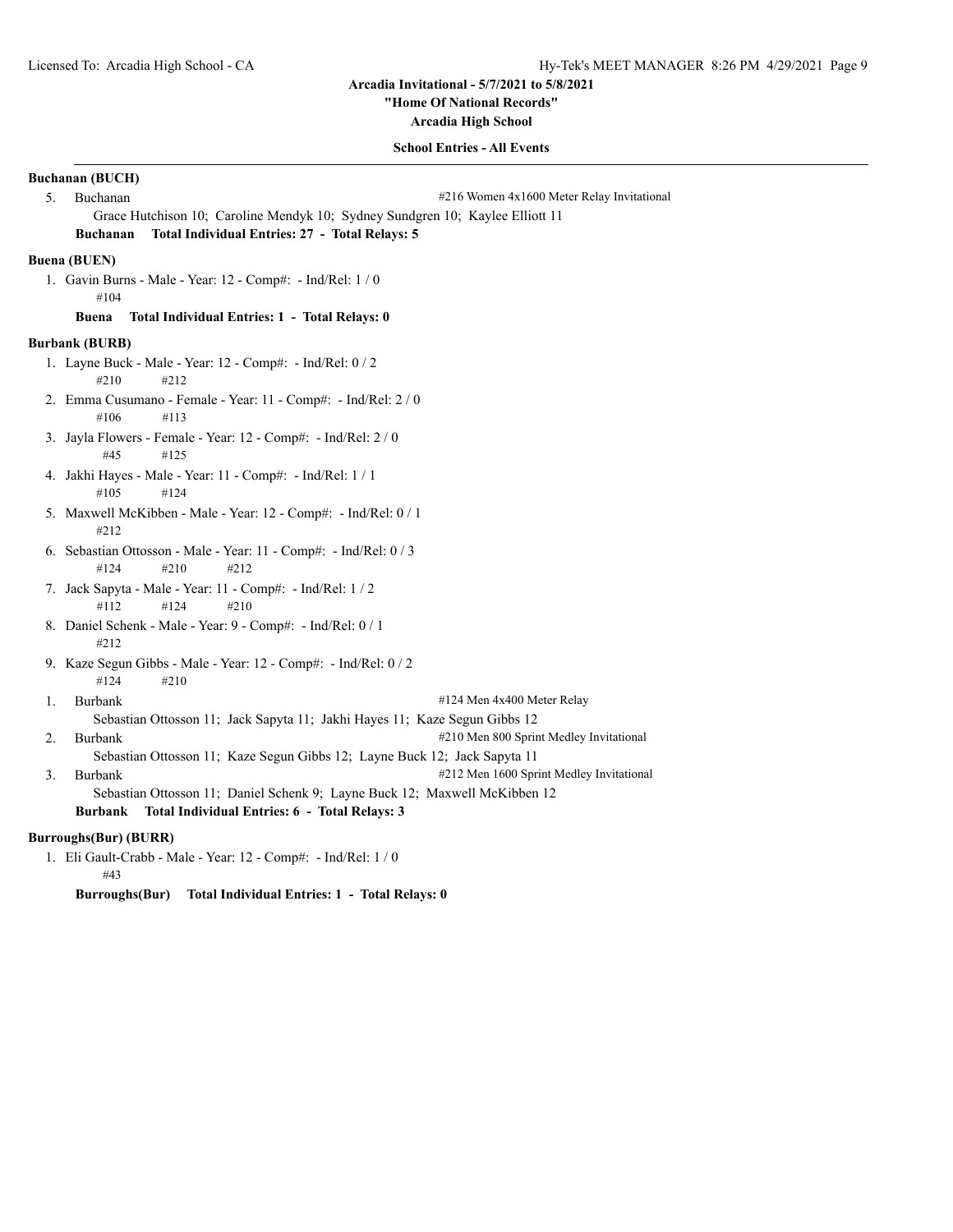**Arcadia Invitational - 5/7/2021 to 5/8/2021**

**"Home Of National Records"**

**Arcadia High School**

**School Entries - All Events**

**Buchanan (BUCH)**

5. Buchanan — #216 Women 4x1600 Meter Relay Invitational
   Grace Hutchison 10; Caroline Mendyk 10; Sydney Sundgren 10; Kaylee Elliott 11

**Buchanan Total Individual Entries: 27 - Total Relays: 5**

**Buena (BUEN)**

1. Gavin Burns - Male - Year: 12 - Comp#: - Ind/Rel: 1 / 0
   #104

**Buena Total Individual Entries: 1 - Total Relays: 0**

**Burbank (BURB)**

1. Layne Buck - Male - Year: 12 - Comp#: - Ind/Rel: 0 / 2
   #210 #212
2. Emma Cusumano - Female - Year: 11 - Comp#: - Ind/Rel: 2 / 0
   #106 #113
3. Jayla Flowers - Female - Year: 12 - Comp#: - Ind/Rel: 2 / 0
   #45 #125
4. Jakhi Hayes - Male - Year: 11 - Comp#: - Ind/Rel: 1 / 1
   #105 #124
5. Maxwell McKibben - Male - Year: 12 - Comp#: - Ind/Rel: 0 / 1
   #212
6. Sebastian Ottosson - Male - Year: 11 - Comp#: - Ind/Rel: 0 / 3
   #124 #210 #212
7. Jack Sapyta - Male - Year: 11 - Comp#: - Ind/Rel: 1 / 2
   #112 #124 #210
8. Daniel Schenk - Male - Year: 9 - Comp#: - Ind/Rel: 0 / 1
   #212
9. Kaze Segun Gibbs - Male - Year: 12 - Comp#: - Ind/Rel: 0 / 2
   #124 #210

1. Burbank — #124 Men 4x400 Meter Relay
   Sebastian Ottosson 11; Jack Sapyta 11; Jakhi Hayes 11; Kaze Segun Gibbs 12
2. Burbank — #210 Men 800 Sprint Medley Invitational
   Sebastian Ottosson 11; Kaze Segun Gibbs 12; Layne Buck 12; Jack Sapyta 11
3. Burbank — #212 Men 1600 Sprint Medley Invitational
   Sebastian Ottosson 11; Daniel Schenk 9; Layne Buck 12; Maxwell McKibben 12

**Burbank Total Individual Entries: 6 - Total Relays: 3**

**Burroughs(Bur) (BURR)**

1. Eli Gault-Crabb - Male - Year: 12 - Comp#: - Ind/Rel: 1 / 0
   #43

**Burroughs(Bur) Total Individual Entries: 1 - Total Relays: 0**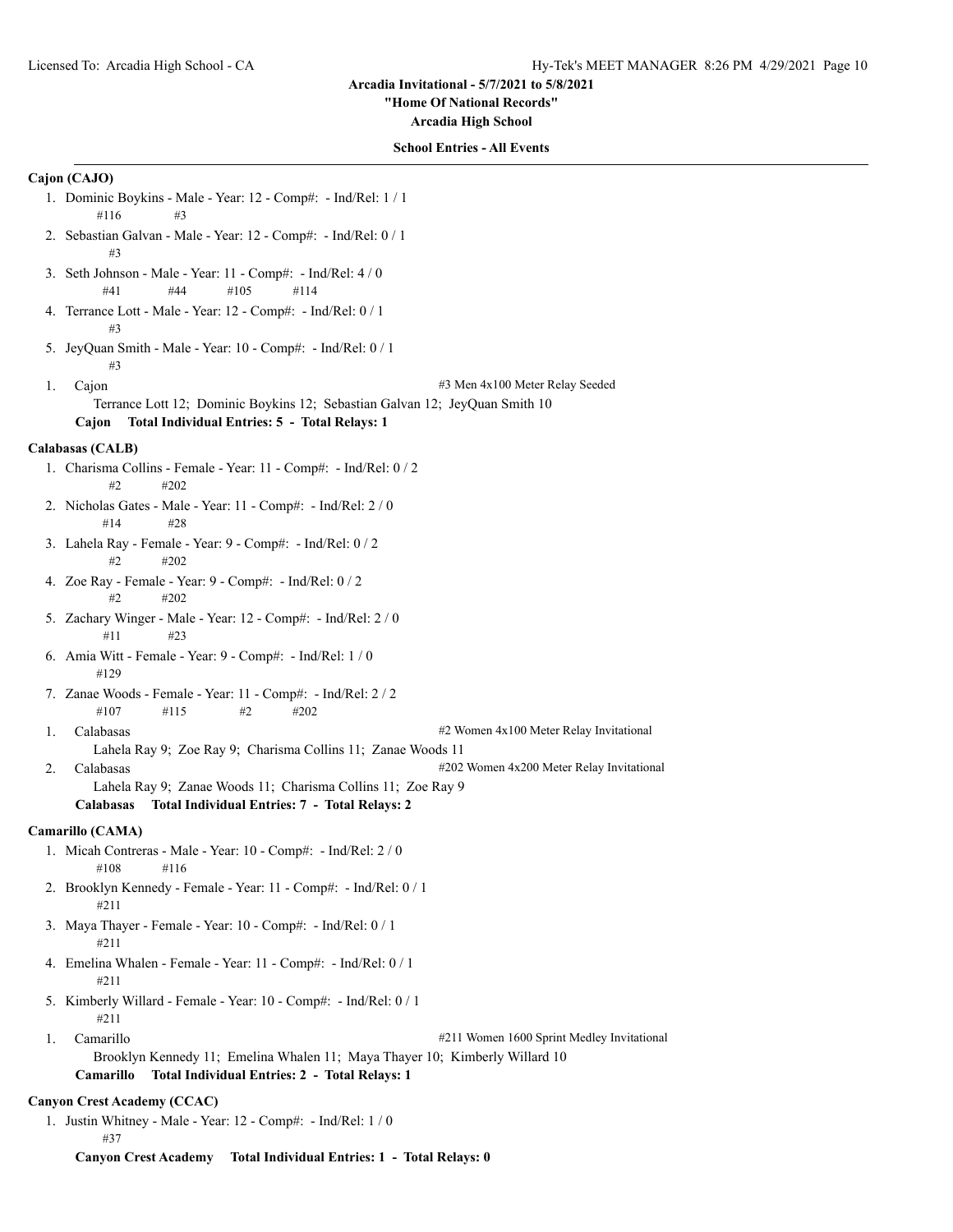**Arcadia Invitational - 5/7/2021 to 5/8/2021**

**"Home Of National Records"**

**Arcadia High School**

**School Entries - All Events**

**Cajon (CAJO)**

1. Dominic Boykins - Male - Year: 12 - Comp#: - Ind/Rel: 1 / 1
   #116 #3
2. Sebastian Galvan - Male - Year: 12 - Comp#: - Ind/Rel: 0 / 1
   #3
3. Seth Johnson - Male - Year: 11 - Comp#: - Ind/Rel: 4 / 0
   #41 #44 #105 #114
4. Terrance Lott - Male - Year: 12 - Comp#: - Ind/Rel: 0 / 1
   #3
5. JeyQuan Smith - Male - Year: 10 - Comp#: - Ind/Rel: 0 / 1
   #3

1. Cajon — #3 Men 4x100 Meter Relay Seeded
   Terrance Lott 12; Dominic Boykins 12; Sebastian Galvan 12; JeyQuan Smith 10

**Cajon Total Individual Entries: 5 - Total Relays: 1**

**Calabasas (CALB)**

1. Charisma Collins - Female - Year: 11 - Comp#: - Ind/Rel: 0 / 2
   #2 #202
2. Nicholas Gates - Male - Year: 11 - Comp#: - Ind/Rel: 2 / 0
   #14 #28
3. Lahela Ray - Female - Year: 9 - Comp#: - Ind/Rel: 0 / 2
   #2 #202
4. Zoe Ray - Female - Year: 9 - Comp#: - Ind/Rel: 0 / 2
   #2 #202
5. Zachary Winger - Male - Year: 12 - Comp#: - Ind/Rel: 2 / 0
   #11 #23
6. Amia Witt - Female - Year: 9 - Comp#: - Ind/Rel: 1 / 0
   #129
7. Zanae Woods - Female - Year: 11 - Comp#: - Ind/Rel: 2 / 2
   #107 #115 #2 #202

1. Calabasas — #2 Women 4x100 Meter Relay Invitational
   Lahela Ray 9; Zoe Ray 9; Charisma Collins 11; Zanae Woods 11
2. Calabasas — #202 Women 4x200 Meter Relay Invitational
   Lahela Ray 9; Zanae Woods 11; Charisma Collins 11; Zoe Ray 9

**Calabasas Total Individual Entries: 7 - Total Relays: 2**

**Camarillo (CAMA)**

1. Micah Contreras - Male - Year: 10 - Comp#: - Ind/Rel: 2 / 0
   #108 #116
2. Brooklyn Kennedy - Female - Year: 11 - Comp#: - Ind/Rel: 0 / 1
   #211
3. Maya Thayer - Female - Year: 10 - Comp#: - Ind/Rel: 0 / 1
   #211
4. Emelina Whalen - Female - Year: 11 - Comp#: - Ind/Rel: 0 / 1
   #211
5. Kimberly Willard - Female - Year: 10 - Comp#: - Ind/Rel: 0 / 1
   #211

1. Camarillo — #211 Women 1600 Sprint Medley Invitational
   Brooklyn Kennedy 11; Emelina Whalen 11; Maya Thayer 10; Kimberly Willard 10

**Camarillo Total Individual Entries: 2 - Total Relays: 1**

**Canyon Crest Academy (CCAC)**

1. Justin Whitney - Male - Year: 12 - Comp#: - Ind/Rel: 1 / 0
   #37

**Canyon Crest Academy Total Individual Entries: 1 - Total Relays: 0**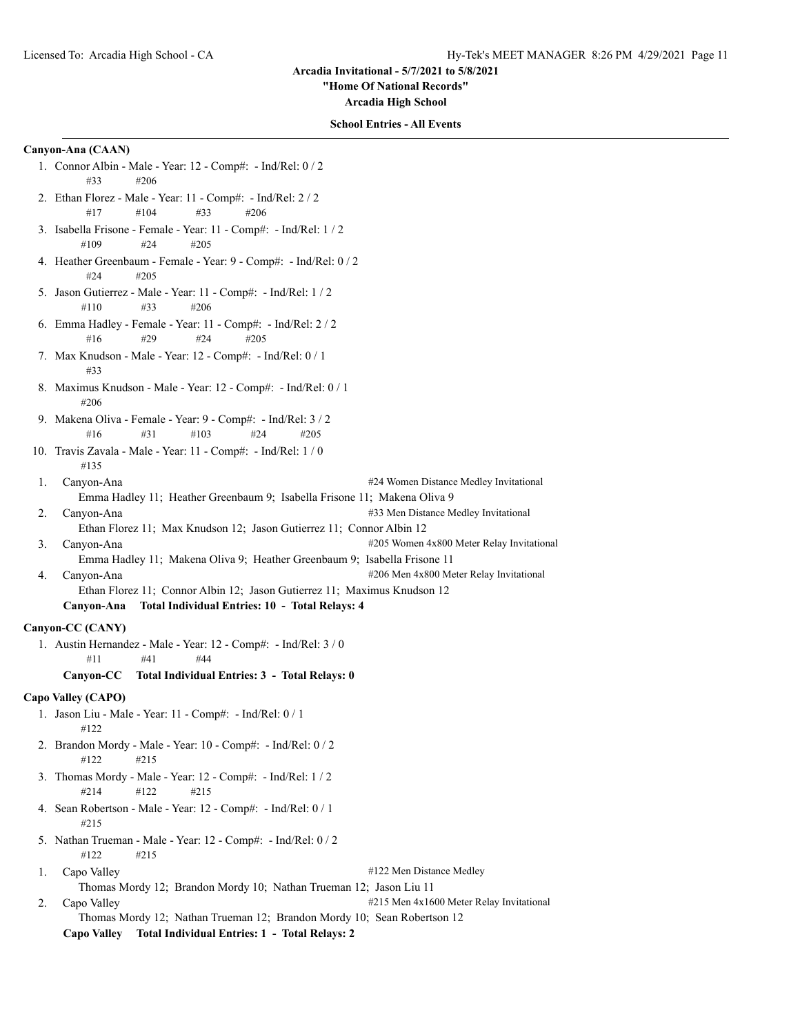Arcadia Invitational - 5/7/2021 to 5/8/2021

"Home Of National Records"

Arcadia High School

**School Entries - All Events**

**Canyon-Ana (CAAN)**

1. Connor Albin - Male - Year: 12 - Comp#: - Ind/Rel: 0 / 2
   #33 #206
2. Ethan Florez - Male - Year: 11 - Comp#: - Ind/Rel: 2 / 2
   #17 #104 #33 #206
3. Isabella Frisone - Female - Year: 11 - Comp#: - Ind/Rel: 1 / 2
   #109 #24 #205
4. Heather Greenbaum - Female - Year: 9 - Comp#: - Ind/Rel: 0 / 2
   #24 #205
5. Jason Gutierrez - Male - Year: 11 - Comp#: - Ind/Rel: 1 / 2
   #110 #33 #206
6. Emma Hadley - Female - Year: 11 - Comp#: - Ind/Rel: 2 / 2
   #16 #29 #24 #205
7. Max Knudson - Male - Year: 12 - Comp#: - Ind/Rel: 0 / 1
   #33
8. Maximus Knudson - Male - Year: 12 - Comp#: - Ind/Rel: 0 / 1
   #206
9. Makena Oliva - Female - Year: 9 - Comp#: - Ind/Rel: 3 / 2
   #16 #31 #103 #24 #205
10. Travis Zavala - Male - Year: 11 - Comp#: - Ind/Rel: 1 / 0
    #135

1. Canyon-Ana — #24 Women Distance Medley Invitational
   Emma Hadley 11; Heather Greenbaum 9; Isabella Frisone 11; Makena Oliva 9
2. Canyon-Ana — #33 Men Distance Medley Invitational
   Ethan Florez 11; Max Knudson 12; Jason Gutierrez 11; Connor Albin 12
3. Canyon-Ana — #205 Women 4x800 Meter Relay Invitational
   Emma Hadley 11; Makena Oliva 9; Heather Greenbaum 9; Isabella Frisone 11
4. Canyon-Ana — #206 Men 4x800 Meter Relay Invitational
   Ethan Florez 11; Connor Albin 12; Jason Gutierrez 11; Maximus Knudson 12

**Canyon-Ana Total Individual Entries: 10 - Total Relays: 4**

**Canyon-CC (CANY)**

1. Austin Hernandez - Male - Year: 12 - Comp#: - Ind/Rel: 3 / 0
   #11 #41 #44

**Canyon-CC Total Individual Entries: 3 - Total Relays: 0**

**Capo Valley (CAPO)**

1. Jason Liu - Male - Year: 11 - Comp#: - Ind/Rel: 0 / 1
   #122
2. Brandon Mordy - Male - Year: 10 - Comp#: - Ind/Rel: 0 / 2
   #122 #215
3. Thomas Mordy - Male - Year: 12 - Comp#: - Ind/Rel: 1 / 2
   #214 #122 #215
4. Sean Robertson - Male - Year: 12 - Comp#: - Ind/Rel: 0 / 1
   #215
5. Nathan Trueman - Male - Year: 12 - Comp#: - Ind/Rel: 0 / 2
   #122 #215

1. Capo Valley — #122 Men Distance Medley
   Thomas Mordy 12; Brandon Mordy 10; Nathan Trueman 12; Jason Liu 11
2. Capo Valley — #215 Men 4x1600 Meter Relay Invitational
   Thomas Mordy 12; Nathan Trueman 12; Brandon Mordy 10; Sean Robertson 12

**Capo Valley Total Individual Entries: 1 - Total Relays: 2**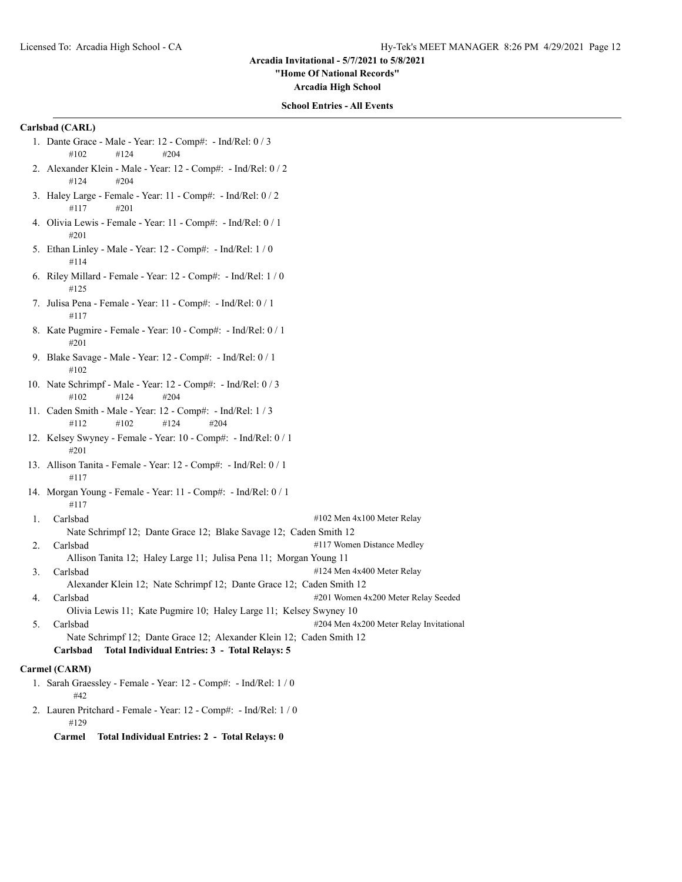Arcadia Invitational - 5/7/2021 to 5/8/2021

"Home Of National Records"

Arcadia High School

**School Entries - All Events**

**Carlsbad (CARL)**

1. Dante Grace - Male - Year: 12 - Comp#: - Ind/Rel: 0 / 3
   #102 #124 #204
2. Alexander Klein - Male - Year: 12 - Comp#: - Ind/Rel: 0 / 2
   #124 #204
3. Haley Large - Female - Year: 11 - Comp#: - Ind/Rel: 0 / 2
   #117 #201
4. Olivia Lewis - Female - Year: 11 - Comp#: - Ind/Rel: 0 / 1
   #201
5. Ethan Linley - Male - Year: 12 - Comp#: - Ind/Rel: 1 / 0
   #114
6. Riley Millard - Female - Year: 12 - Comp#: - Ind/Rel: 1 / 0
   #125
7. Julisa Pena - Female - Year: 11 - Comp#: - Ind/Rel: 0 / 1
   #117
8. Kate Pugmire - Female - Year: 10 - Comp#: - Ind/Rel: 0 / 1
   #201
9. Blake Savage - Male - Year: 12 - Comp#: - Ind/Rel: 0 / 1
   #102
10. Nate Schrimpf - Male - Year: 12 - Comp#: - Ind/Rel: 0 / 3
    #102 #124 #204
11. Caden Smith - Male - Year: 12 - Comp#: - Ind/Rel: 1 / 3
    #112 #102 #124 #204
12. Kelsey Swyney - Female - Year: 10 - Comp#: - Ind/Rel: 0 / 1
    #201
13. Allison Tanita - Female - Year: 12 - Comp#: - Ind/Rel: 0 / 1
    #117
14. Morgan Young - Female - Year: 11 - Comp#: - Ind/Rel: 0 / 1
    #117

1. Carlsbad — #102 Men 4x100 Meter Relay
   Nate Schrimpf 12; Dante Grace 12; Blake Savage 12; Caden Smith 12
2. Carlsbad — #117 Women Distance Medley
   Allison Tanita 12; Haley Large 11; Julisa Pena 11; Morgan Young 11
3. Carlsbad — #124 Men 4x400 Meter Relay
   Alexander Klein 12; Nate Schrimpf 12; Dante Grace 12; Caden Smith 12
4. Carlsbad — #201 Women 4x200 Meter Relay Seeded
   Olivia Lewis 11; Kate Pugmire 10; Haley Large 11; Kelsey Swyney 10
5. Carlsbad — #204 Men 4x200 Meter Relay Invitational
   Nate Schrimpf 12; Dante Grace 12; Alexander Klein 12; Caden Smith 12

**Carlsbad Total Individual Entries: 3 - Total Relays: 5**

**Carmel (CARM)**

1. Sarah Graessley - Female - Year: 12 - Comp#: - Ind/Rel: 1 / 0
   #42
2. Lauren Pritchard - Female - Year: 12 - Comp#: - Ind/Rel: 1 / 0
   #129

**Carmel Total Individual Entries: 2 - Total Relays: 0**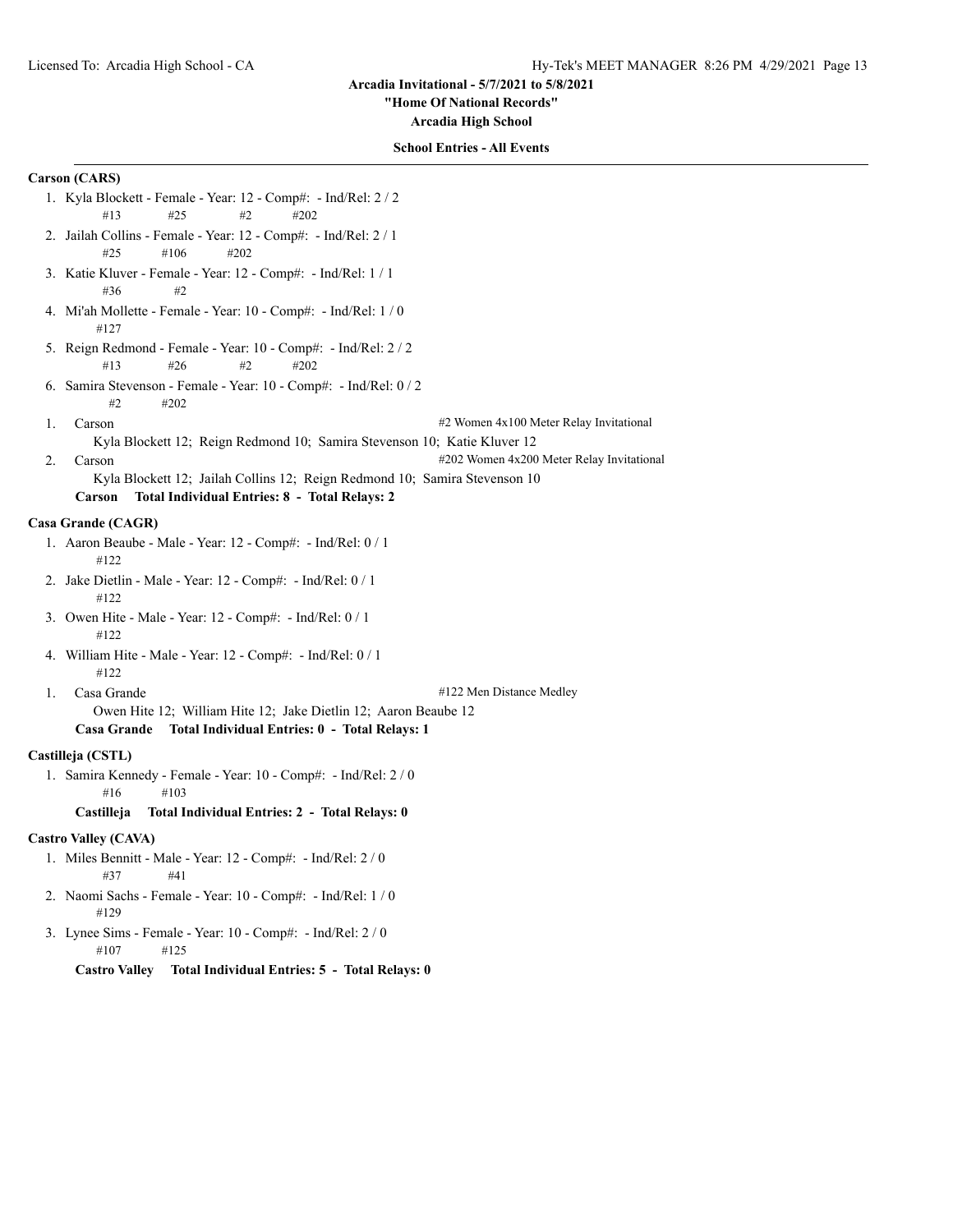# Arcadia Invitational - 5/7/2021 to 5/8/2021

**"Home Of National Records"**

**Arcadia High School**

**School Entries - All Events**

## Carson (CARS)

1. Kyla Blockett - Female - Year: 12 - Comp#: - Ind/Rel: 2 / 2
   #13 #25 #2 #202
2. Jailah Collins - Female - Year: 12 - Comp#: - Ind/Rel: 2 / 1
   #25 #106 #202
3. Katie Kluver - Female - Year: 12 - Comp#: - Ind/Rel: 1 / 1
   #36 #2
4. Mi'ah Mollette - Female - Year: 10 - Comp#: - Ind/Rel: 1 / 0
   #127
5. Reign Redmond - Female - Year: 10 - Comp#: - Ind/Rel: 2 / 2
   #13 #26 #2 #202
6. Samira Stevenson - Female - Year: 10 - Comp#: - Ind/Rel: 0 / 2
   #2 #202

1. Carson — #2 Women 4x100 Meter Relay Invitational
   Kyla Blockett 12; Reign Redmond 10; Samira Stevenson 10; Katie Kluver 12
2. Carson — #202 Women 4x200 Meter Relay Invitational
   Kyla Blockett 12; Jailah Collins 12; Reign Redmond 10; Samira Stevenson 10

**Carson Total Individual Entries: 8 - Total Relays: 2**

## Casa Grande (CAGR)

1. Aaron Beaube - Male - Year: 12 - Comp#: - Ind/Rel: 0 / 1
   #122
2. Jake Dietlin - Male - Year: 12 - Comp#: - Ind/Rel: 0 / 1
   #122
3. Owen Hite - Male - Year: 12 - Comp#: - Ind/Rel: 0 / 1
   #122
4. William Hite - Male - Year: 12 - Comp#: - Ind/Rel: 0 / 1
   #122

1. Casa Grande — #122 Men Distance Medley
   Owen Hite 12; William Hite 12; Jake Dietlin 12; Aaron Beaube 12

**Casa Grande Total Individual Entries: 0 - Total Relays: 1**

## Castilleja (CSTL)

1. Samira Kennedy - Female - Year: 10 - Comp#: - Ind/Rel: 2 / 0
   #16 #103

**Castilleja Total Individual Entries: 2 - Total Relays: 0**

## Castro Valley (CAVA)

1. Miles Bennitt - Male - Year: 12 - Comp#: - Ind/Rel: 2 / 0
   #37 #41
2. Naomi Sachs - Female - Year: 10 - Comp#: - Ind/Rel: 1 / 0
   #129
3. Lynee Sims - Female - Year: 10 - Comp#: - Ind/Rel: 2 / 0
   #107 #125

**Castro Valley Total Individual Entries: 5 - Total Relays: 0**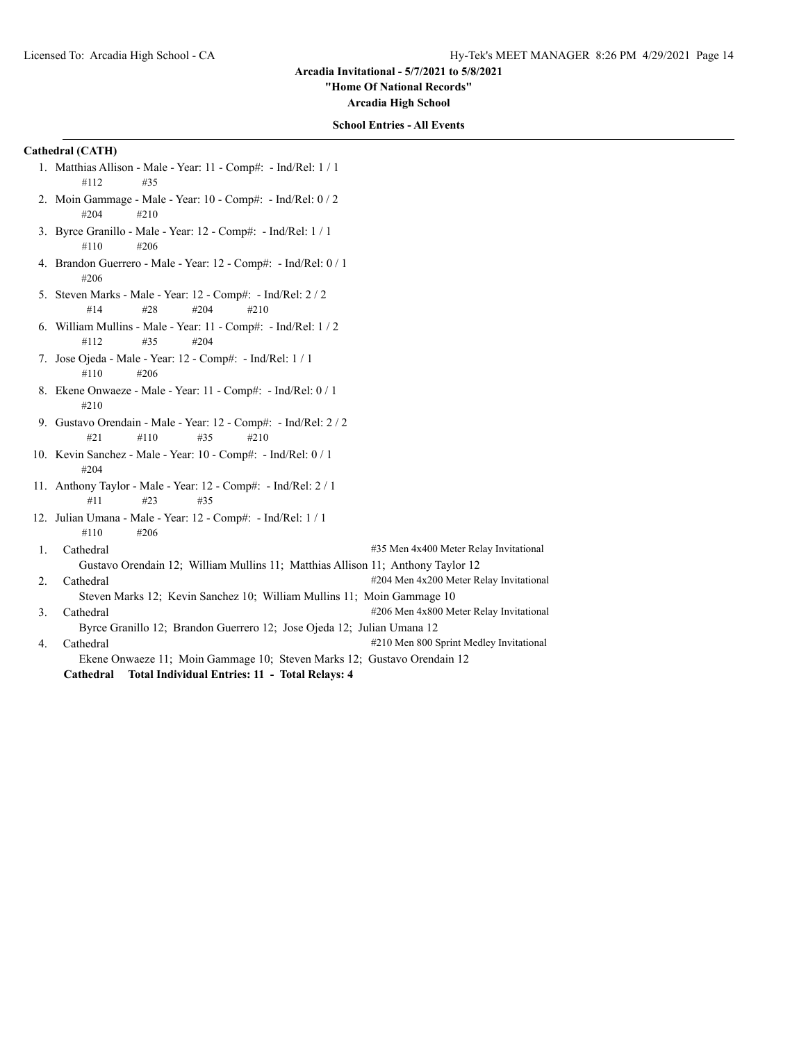**Arcadia Invitational - 5/7/2021 to 5/8/2021**
**"Home Of National Records"**
**Arcadia High School**

**School Entries - All Events**

---

**Cathedral (CATH)**

1. Matthias Allison - Male - Year: 11 - Comp#: - Ind/Rel: 1 / 1
   #112 #35
2. Moin Gammage - Male - Year: 10 - Comp#: - Ind/Rel: 0 / 2
   #204 #210
3. Byrce Granillo - Male - Year: 12 - Comp#: - Ind/Rel: 1 / 1
   #110 #206
4. Brandon Guerrero - Male - Year: 12 - Comp#: - Ind/Rel: 0 / 1
   #206
5. Steven Marks - Male - Year: 12 - Comp#: - Ind/Rel: 2 / 2
   #14 #28 #204 #210
6. William Mullins - Male - Year: 11 - Comp#: - Ind/Rel: 1 / 2
   #112 #35 #204
7. Jose Ojeda - Male - Year: 12 - Comp#: - Ind/Rel: 1 / 1
   #110 #206
8. Ekene Onwaeze - Male - Year: 11 - Comp#: - Ind/Rel: 0 / 1
   #210
9. Gustavo Orendain - Male - Year: 12 - Comp#: - Ind/Rel: 2 / 2
   #21 #110 #35 #210
10. Kevin Sanchez - Male - Year: 10 - Comp#: - Ind/Rel: 0 / 1
    #204
11. Anthony Taylor - Male - Year: 12 - Comp#: - Ind/Rel: 2 / 1
    #11 #23 #35
12. Julian Umana - Male - Year: 12 - Comp#: - Ind/Rel: 1 / 1
    #110 #206

1. Cathedral — #35 Men 4x400 Meter Relay Invitational
   Gustavo Orendain 12; William Mullins 11; Matthias Allison 11; Anthony Taylor 12
2. Cathedral — #204 Men 4x200 Meter Relay Invitational
   Steven Marks 12; Kevin Sanchez 10; William Mullins 11; Moin Gammage 10
3. Cathedral — #206 Men 4x800 Meter Relay Invitational
   Byrce Granillo 12; Brandon Guerrero 12; Jose Ojeda 12; Julian Umana 12
4. Cathedral — #210 Men 800 Sprint Medley Invitational
   Ekene Onwaeze 11; Moin Gammage 10; Steven Marks 12; Gustavo Orendain 12

**Cathedral Total Individual Entries: 11 - Total Relays: 4**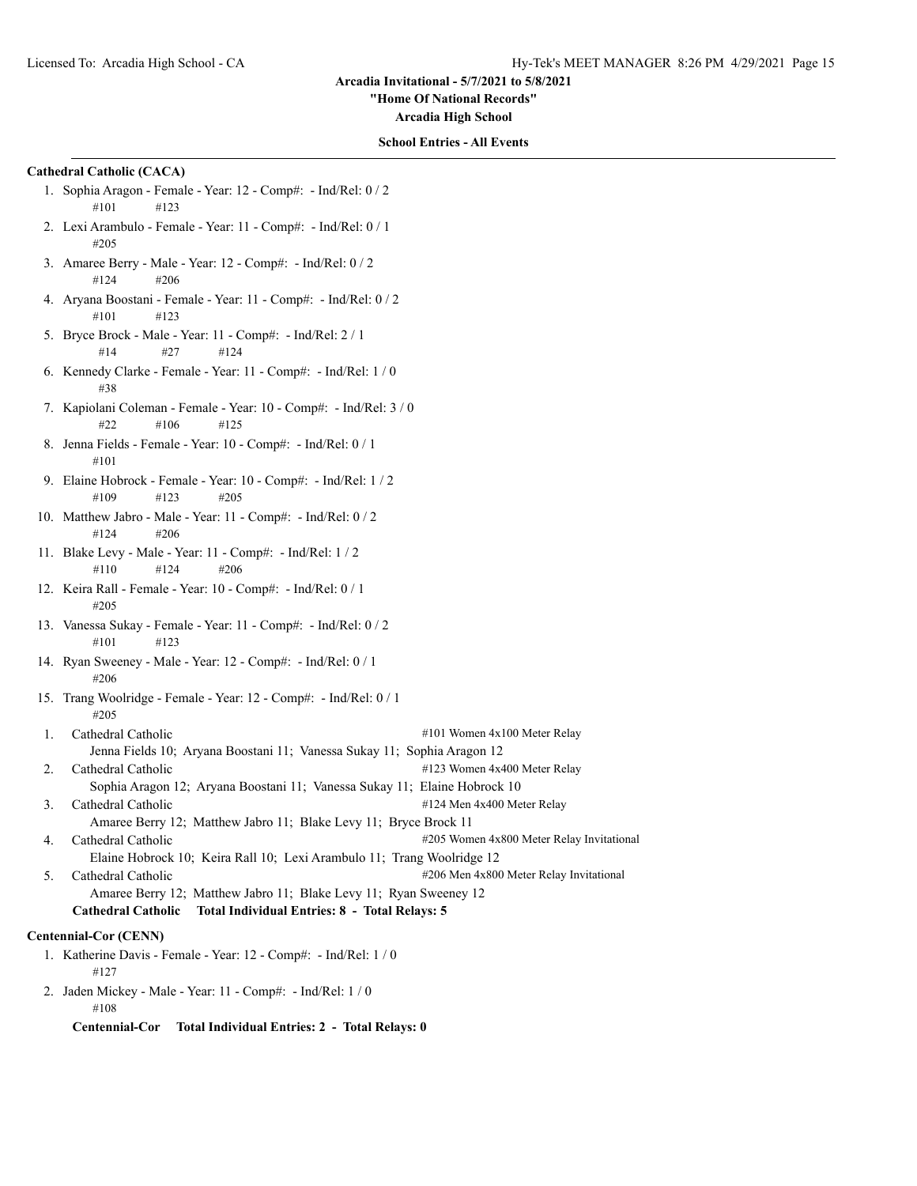Arcadia Invitational - 5/7/2021 to 5/8/2021

"Home Of National Records"

Arcadia High School

**School Entries - All Events**

**Cathedral Catholic (CACA)**

1. Sophia Aragon - Female - Year: 12 - Comp#: - Ind/Rel: 0 / 2
   #101 #123
2. Lexi Arambulo - Female - Year: 11 - Comp#: - Ind/Rel: 0 / 1
   #205
3. Amaree Berry - Male - Year: 12 - Comp#: - Ind/Rel: 0 / 2
   #124 #206
4. Aryana Boostani - Female - Year: 11 - Comp#: - Ind/Rel: 0 / 2
   #101 #123
5. Bryce Brock - Male - Year: 11 - Comp#: - Ind/Rel: 2 / 1
   #14 #27 #124
6. Kennedy Clarke - Female - Year: 11 - Comp#: - Ind/Rel: 1 / 0
   #38
7. Kapiolani Coleman - Female - Year: 10 - Comp#: - Ind/Rel: 3 / 0
   #22 #106 #125
8. Jenna Fields - Female - Year: 10 - Comp#: - Ind/Rel: 0 / 1
   #101
9. Elaine Hobrock - Female - Year: 10 - Comp#: - Ind/Rel: 1 / 2
   #109 #123 #205
10. Matthew Jabro - Male - Year: 11 - Comp#: - Ind/Rel: 0 / 2
    #124 #206
11. Blake Levy - Male - Year: 11 - Comp#: - Ind/Rel: 1 / 2
    #110 #124 #206
12. Keira Rall - Female - Year: 10 - Comp#: - Ind/Rel: 0 / 1
    #205
13. Vanessa Sukay - Female - Year: 11 - Comp#: - Ind/Rel: 0 / 2
    #101 #123
14. Ryan Sweeney - Male - Year: 12 - Comp#: - Ind/Rel: 0 / 1
    #206
15. Trang Woolridge - Female - Year: 12 - Comp#: - Ind/Rel: 0 / 1
    #205

1. Cathedral Catholic — #101 Women 4x100 Meter Relay
   Jenna Fields 10; Aryana Boostani 11; Vanessa Sukay 11; Sophia Aragon 12
2. Cathedral Catholic — #123 Women 4x400 Meter Relay
   Sophia Aragon 12; Aryana Boostani 11; Vanessa Sukay 11; Elaine Hobrock 10
3. Cathedral Catholic — #124 Men 4x400 Meter Relay
   Amaree Berry 12; Matthew Jabro 11; Blake Levy 11; Bryce Brock 11
4. Cathedral Catholic — #205 Women 4x800 Meter Relay Invitational
   Elaine Hobrock 10; Keira Rall 10; Lexi Arambulo 11; Trang Woolridge 12
5. Cathedral Catholic — #206 Men 4x800 Meter Relay Invitational
   Amaree Berry 12; Matthew Jabro 11; Blake Levy 11; Ryan Sweeney 12

**Cathedral Catholic Total Individual Entries: 8 - Total Relays: 5**

**Centennial-Cor (CENN)**

1. Katherine Davis - Female - Year: 12 - Comp#: - Ind/Rel: 1 / 0
   #127
2. Jaden Mickey - Male - Year: 11 - Comp#: - Ind/Rel: 1 / 0
   #108

**Centennial-Cor Total Individual Entries: 2 - Total Relays: 0**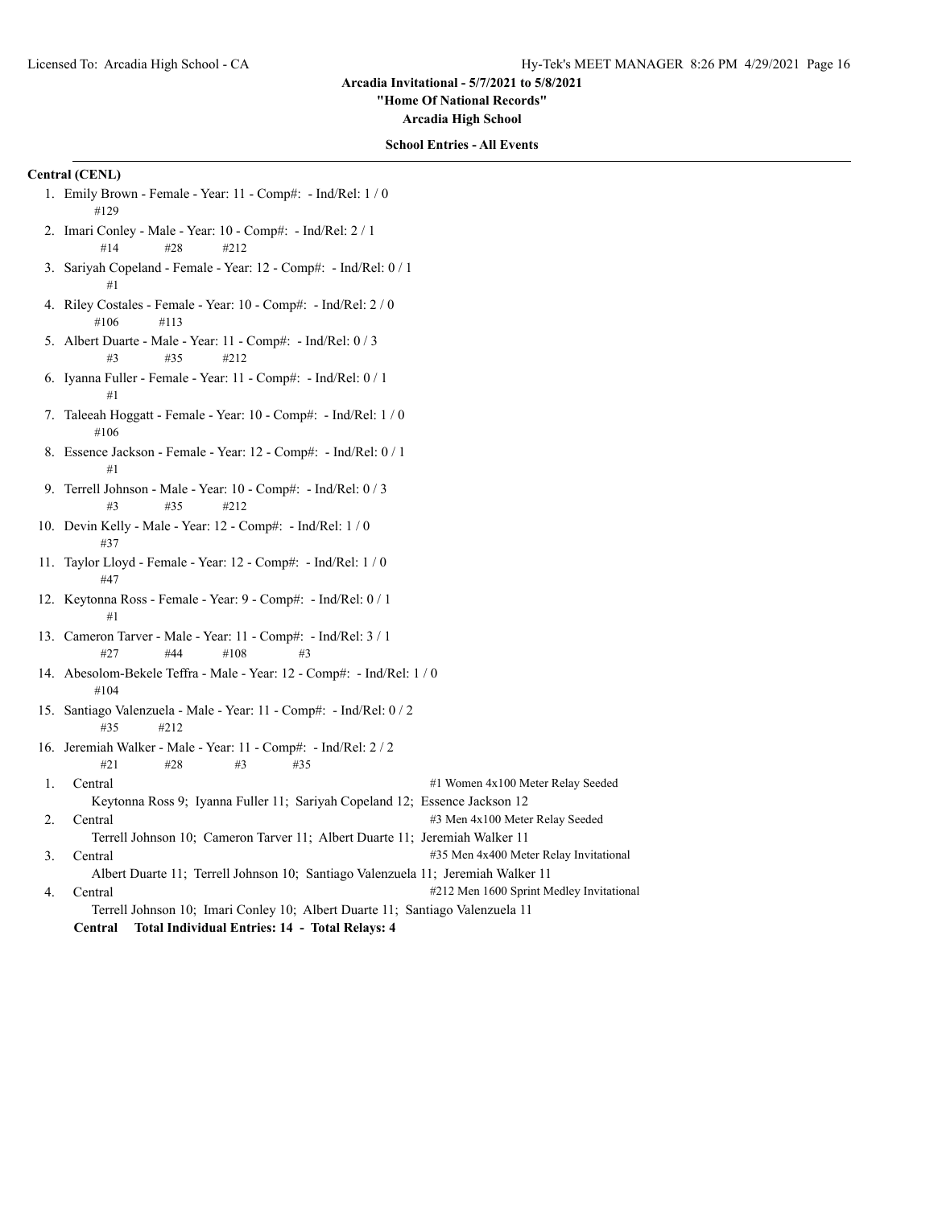## Arcadia Invitational - 5/7/2021 to 5/8/2021

**"Home Of National Records"**

**Arcadia High School**

**School Entries - All Events**

### Central (CENL)

1. Emily Brown - Female - Year: 11 - Comp#: - Ind/Rel: 1 / 0
   #129
2. Imari Conley - Male - Year: 10 - Comp#: - Ind/Rel: 2 / 1
   #14 #28 #212
3. Sariyah Copeland - Female - Year: 12 - Comp#: - Ind/Rel: 0 / 1
   #1
4. Riley Costales - Female - Year: 10 - Comp#: - Ind/Rel: 2 / 0
   #106 #113
5. Albert Duarte - Male - Year: 11 - Comp#: - Ind/Rel: 0 / 3
   #3 #35 #212
6. Iyanna Fuller - Female - Year: 11 - Comp#: - Ind/Rel: 0 / 1
   #1
7. Taleeah Hoggatt - Female - Year: 10 - Comp#: - Ind/Rel: 1 / 0
   #106
8. Essence Jackson - Female - Year: 12 - Comp#: - Ind/Rel: 0 / 1
   #1
9. Terrell Johnson - Male - Year: 10 - Comp#: - Ind/Rel: 0 / 3
   #3 #35 #212
10. Devin Kelly - Male - Year: 12 - Comp#: - Ind/Rel: 1 / 0
    #37
11. Taylor Lloyd - Female - Year: 12 - Comp#: - Ind/Rel: 1 / 0
    #47
12. Keytonna Ross - Female - Year: 9 - Comp#: - Ind/Rel: 0 / 1
    #1
13. Cameron Tarver - Male - Year: 11 - Comp#: - Ind/Rel: 3 / 1
    #27 #44 #108 #3
14. Abesolom-Bekele Teffra - Male - Year: 12 - Comp#: - Ind/Rel: 1 / 0
    #104
15. Santiago Valenzuela - Male - Year: 11 - Comp#: - Ind/Rel: 0 / 2
    #35 #212
16. Jeremiah Walker - Male - Year: 11 - Comp#: - Ind/Rel: 2 / 2
    #21 #28 #3 #35

1. Central — #1 Women 4x100 Meter Relay Seeded
   Keytonna Ross 9; Iyanna Fuller 11; Sariyah Copeland 12; Essence Jackson 12
2. Central — #3 Men 4x100 Meter Relay Seeded
   Terrell Johnson 10; Cameron Tarver 11; Albert Duarte 11; Jeremiah Walker 11
3. Central — #35 Men 4x400 Meter Relay Invitational
   Albert Duarte 11; Terrell Johnson 10; Santiago Valenzuela 11; Jeremiah Walker 11
4. Central — #212 Men 1600 Sprint Medley Invitational
   Terrell Johnson 10; Imari Conley 10; Albert Duarte 11; Santiago Valenzuela 11

**Central Total Individual Entries: 14 - Total Relays: 4**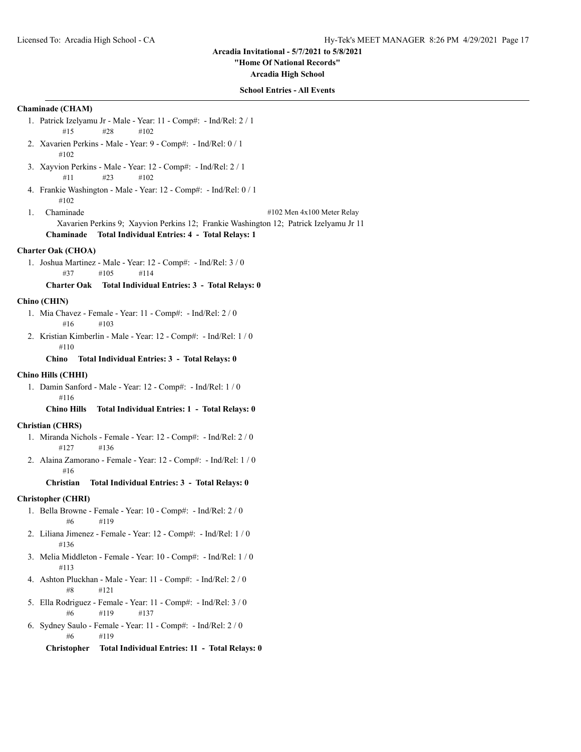**Arcadia Invitational - 5/7/2021 to 5/8/2021**

**"Home Of National Records"**

**Arcadia High School**

**School Entries - All Events**

### Chaminade (CHAM)

1. Patrick Izelyamu Jr - Male - Year: 11 - Comp#: - Ind/Rel: 2 / 1
   #15 #28 #102
2. Xavarien Perkins - Male - Year: 9 - Comp#: - Ind/Rel: 0 / 1
   #102
3. Xayvion Perkins - Male - Year: 12 - Comp#: - Ind/Rel: 2 / 1
   #11 #23 #102
4. Frankie Washington - Male - Year: 12 - Comp#: - Ind/Rel: 0 / 1
   #102

1. Chaminade — #102 Men 4x100 Meter Relay
   Xavarien Perkins 9; Xayvion Perkins 12; Frankie Washington 12; Patrick Izelyamu Jr 11

**Chaminade Total Individual Entries: 4 - Total Relays: 1**

### Charter Oak (CHOA)

1. Joshua Martinez - Male - Year: 12 - Comp#: - Ind/Rel: 3 / 0
   #37 #105 #114

**Charter Oak Total Individual Entries: 3 - Total Relays: 0**

### Chino (CHIN)

1. Mia Chavez - Female - Year: 11 - Comp#: - Ind/Rel: 2 / 0
   #16 #103
2. Kristian Kimberlin - Male - Year: 12 - Comp#: - Ind/Rel: 1 / 0
   #110

**Chino Total Individual Entries: 3 - Total Relays: 0**

### Chino Hills (CHHI)

1. Damin Sanford - Male - Year: 12 - Comp#: - Ind/Rel: 1 / 0
   #116

**Chino Hills Total Individual Entries: 1 - Total Relays: 0**

### Christian (CHRS)

1. Miranda Nichols - Female - Year: 12 - Comp#: - Ind/Rel: 2 / 0
   #127 #136
2. Alaina Zamorano - Female - Year: 12 - Comp#: - Ind/Rel: 1 / 0
   #16

**Christian Total Individual Entries: 3 - Total Relays: 0**

### Christopher (CHRI)

1. Bella Browne - Female - Year: 10 - Comp#: - Ind/Rel: 2 / 0
   #6 #119
2. Liliana Jimenez - Female - Year: 12 - Comp#: - Ind/Rel: 1 / 0
   #136
3. Melia Middleton - Female - Year: 10 - Comp#: - Ind/Rel: 1 / 0
   #113
4. Ashton Pluckhan - Male - Year: 11 - Comp#: - Ind/Rel: 2 / 0
   #8 #121
5. Ella Rodriguez - Female - Year: 11 - Comp#: - Ind/Rel: 3 / 0
   #6 #119 #137
6. Sydney Saulo - Female - Year: 11 - Comp#: - Ind/Rel: 2 / 0
   #6 #119

**Christopher Total Individual Entries: 11 - Total Relays: 0**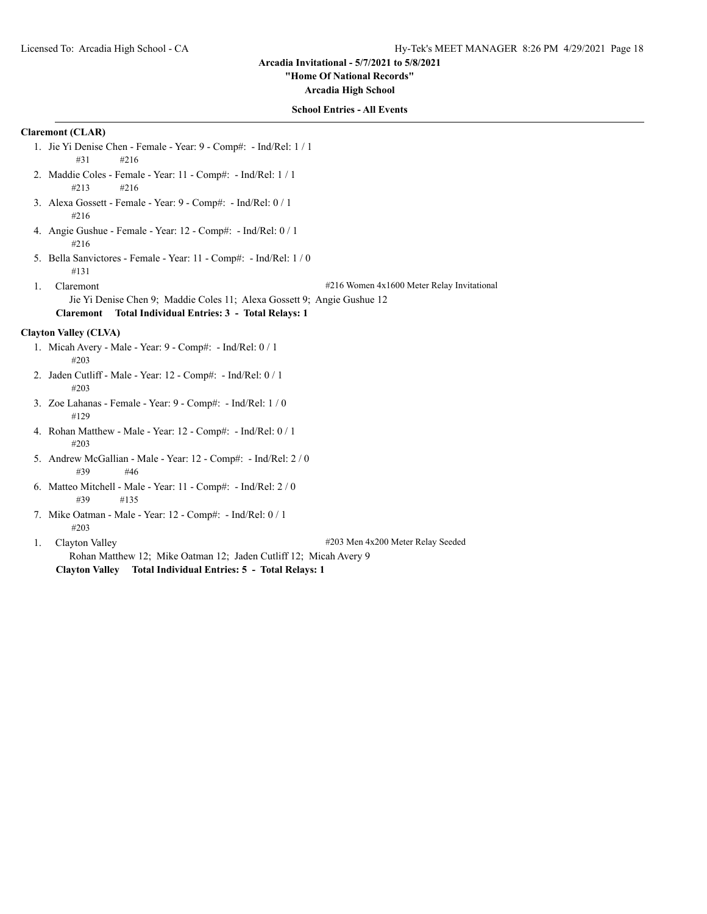# Arcadia Invitational - 5/7/2021 to 5/8/2021

**"Home Of National Records"**

**Arcadia High School**

**School Entries - All Events**

## Claremont (CLAR)

1. Jie Yi Denise Chen - Female - Year: 9 - Comp#: - Ind/Rel: 1 / 1
   #31 #216
2. Maddie Coles - Female - Year: 11 - Comp#: - Ind/Rel: 1 / 1
   #213 #216
3. Alexa Gossett - Female - Year: 9 - Comp#: - Ind/Rel: 0 / 1
   #216
4. Angie Gushue - Female - Year: 12 - Comp#: - Ind/Rel: 0 / 1
   #216
5. Bella Sanvictores - Female - Year: 11 - Comp#: - Ind/Rel: 1 / 0
   #131

1. Claremont — #216 Women 4x1600 Meter Relay Invitational
   Jie Yi Denise Chen 9; Maddie Coles 11; Alexa Gossett 9; Angie Gushue 12

**Claremont Total Individual Entries: 3 - Total Relays: 1**

## Clayton Valley (CLVA)

1. Micah Avery - Male - Year: 9 - Comp#: - Ind/Rel: 0 / 1
   #203
2. Jaden Cutliff - Male - Year: 12 - Comp#: - Ind/Rel: 0 / 1
   #203
3. Zoe Lahanas - Female - Year: 9 - Comp#: - Ind/Rel: 1 / 0
   #129
4. Rohan Matthew - Male - Year: 12 - Comp#: - Ind/Rel: 0 / 1
   #203
5. Andrew McGallian - Male - Year: 12 - Comp#: - Ind/Rel: 2 / 0
   #39 #46
6. Matteo Mitchell - Male - Year: 11 - Comp#: - Ind/Rel: 2 / 0
   #39 #135
7. Mike Oatman - Male - Year: 12 - Comp#: - Ind/Rel: 0 / 1
   #203

1. Clayton Valley — #203 Men 4x200 Meter Relay Seeded
   Rohan Matthew 12; Mike Oatman 12; Jaden Cutliff 12; Micah Avery 9

**Clayton Valley Total Individual Entries: 5 - Total Relays: 1**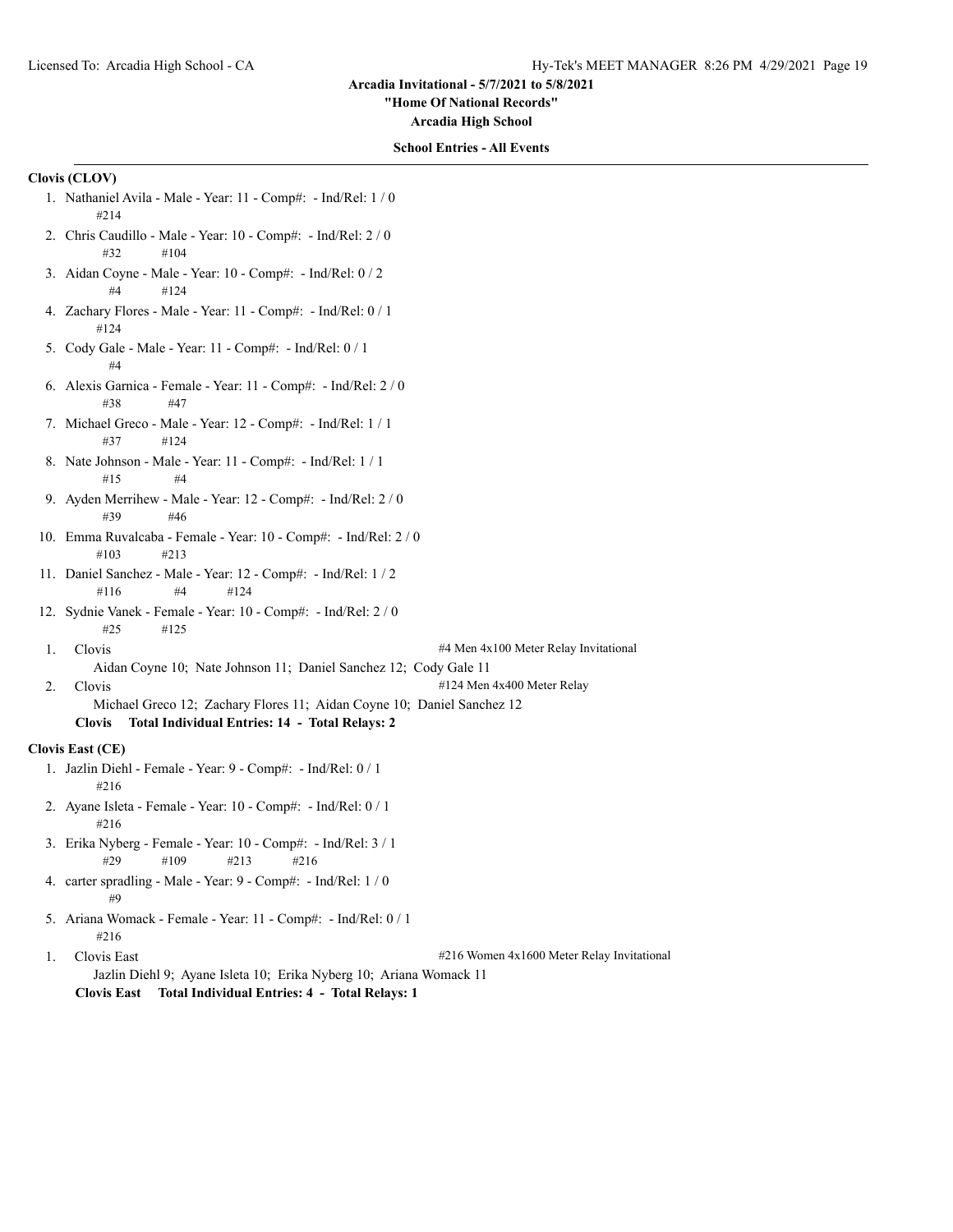**Arcadia Invitational - 5/7/2021 to 5/8/2021**

**"Home Of National Records"**

**Arcadia High School**

**School Entries - All Events**

**Clovis (CLOV)**

1. Nathaniel Avila - Male - Year: 11 - Comp#: - Ind/Rel: 1 / 0
   #214
2. Chris Caudillo - Male - Year: 10 - Comp#: - Ind/Rel: 2 / 0
   #32 #104
3. Aidan Coyne - Male - Year: 10 - Comp#: - Ind/Rel: 0 / 2
   #4 #124
4. Zachary Flores - Male - Year: 11 - Comp#: - Ind/Rel: 0 / 1
   #124
5. Cody Gale - Male - Year: 11 - Comp#: - Ind/Rel: 0 / 1
   #4
6. Alexis Garnica - Female - Year: 11 - Comp#: - Ind/Rel: 2 / 0
   #38 #47
7. Michael Greco - Male - Year: 12 - Comp#: - Ind/Rel: 1 / 1
   #37 #124
8. Nate Johnson - Male - Year: 11 - Comp#: - Ind/Rel: 1 / 1
   #15 #4
9. Ayden Merrihew - Male - Year: 12 - Comp#: - Ind/Rel: 2 / 0
   #39 #46
10. Emma Ruvalcaba - Female - Year: 10 - Comp#: - Ind/Rel: 2 / 0
    #103 #213
11. Daniel Sanchez - Male - Year: 12 - Comp#: - Ind/Rel: 1 / 2
    #116 #4 #124
12. Sydnie Vanek - Female - Year: 10 - Comp#: - Ind/Rel: 2 / 0
    #25 #125

1. Clovis — #4 Men 4x100 Meter Relay Invitational
   Aidan Coyne 10; Nate Johnson 11; Daniel Sanchez 12; Cody Gale 11
2. Clovis — #124 Men 4x400 Meter Relay
   Michael Greco 12; Zachary Flores 11; Aidan Coyne 10; Daniel Sanchez 12

**Clovis Total Individual Entries: 14 - Total Relays: 2**

**Clovis East (CE)**

1. Jazlin Diehl - Female - Year: 9 - Comp#: - Ind/Rel: 0 / 1
   #216
2. Ayane Isleta - Female - Year: 10 - Comp#: - Ind/Rel: 0 / 1
   #216
3. Erika Nyberg - Female - Year: 10 - Comp#: - Ind/Rel: 3 / 1
   #29 #109 #213 #216
4. carter spradling - Male - Year: 9 - Comp#: - Ind/Rel: 1 / 0
   #9
5. Ariana Womack - Female - Year: 11 - Comp#: - Ind/Rel: 0 / 1
   #216

1. Clovis East — #216 Women 4x1600 Meter Relay Invitational
   Jazlin Diehl 9; Ayane Isleta 10; Erika Nyberg 10; Ariana Womack 11

**Clovis East Total Individual Entries: 4 - Total Relays: 1**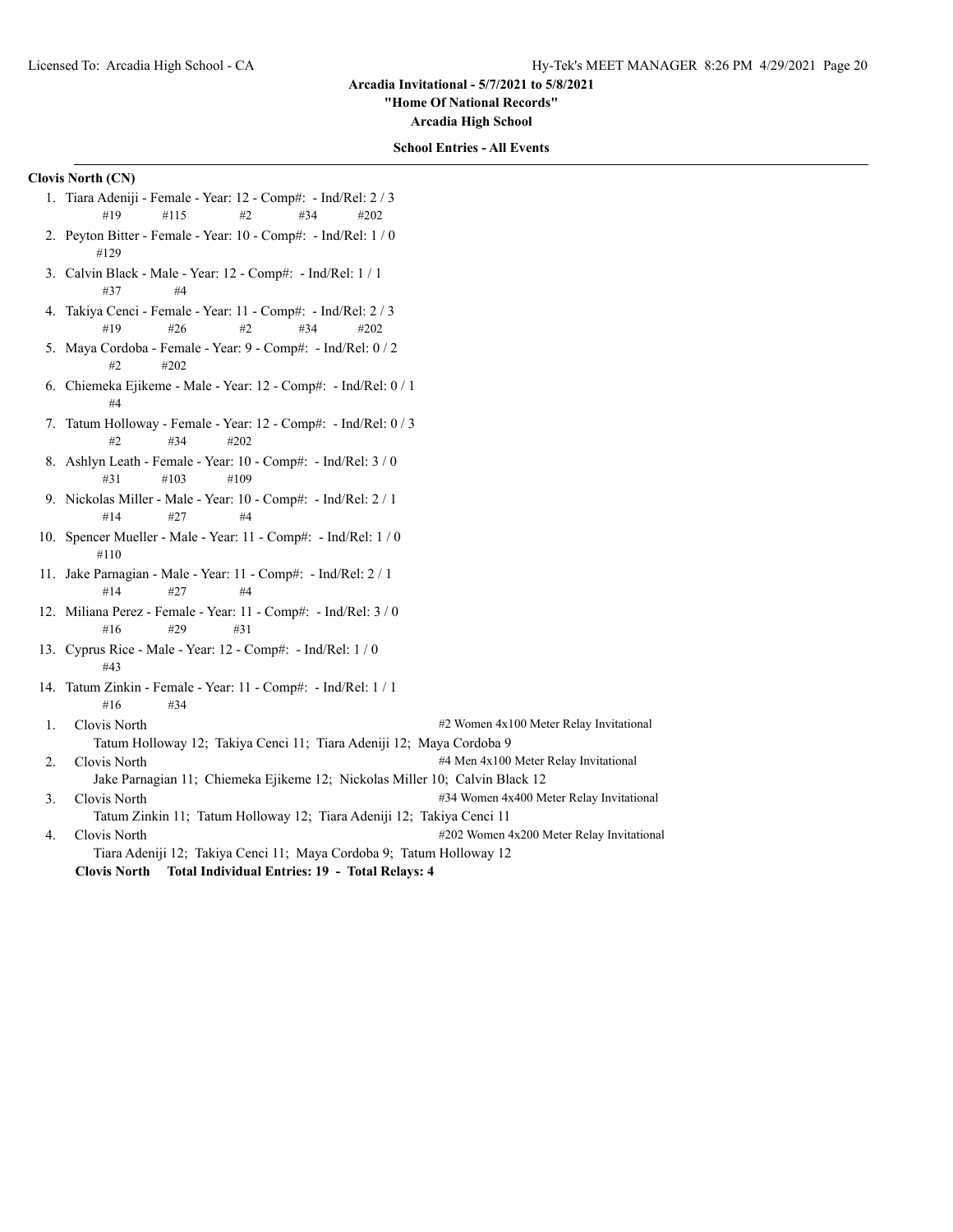**Arcadia Invitational - 5/7/2021 to 5/8/2021**

**"Home Of National Records"**

**Arcadia High School**

**School Entries - All Events**

**Clovis North (CN)**

1. Tiara Adeniji - Female - Year: 12 - Comp#: - Ind/Rel: 2 / 3
   #19 #115 #2 #34 #202
2. Peyton Bitter - Female - Year: 10 - Comp#: - Ind/Rel: 1 / 0
   #129
3. Calvin Black - Male - Year: 12 - Comp#: - Ind/Rel: 1 / 1
   #37 #4
4. Takiya Cenci - Female - Year: 11 - Comp#: - Ind/Rel: 2 / 3
   #19 #26 #2 #34 #202
5. Maya Cordoba - Female - Year: 9 - Comp#: - Ind/Rel: 0 / 2
   #2 #202
6. Chiemeka Ejikeme - Male - Year: 12 - Comp#: - Ind/Rel: 0 / 1
   #4
7. Tatum Holloway - Female - Year: 12 - Comp#: - Ind/Rel: 0 / 3
   #2 #34 #202
8. Ashlyn Leath - Female - Year: 10 - Comp#: - Ind/Rel: 3 / 0
   #31 #103 #109
9. Nickolas Miller - Male - Year: 10 - Comp#: - Ind/Rel: 2 / 1
   #14 #27 #4
10. Spencer Mueller - Male - Year: 11 - Comp#: - Ind/Rel: 1 / 0
    #110
11. Jake Parnagian - Male - Year: 11 - Comp#: - Ind/Rel: 2 / 1
    #14 #27 #4
12. Miliana Perez - Female - Year: 11 - Comp#: - Ind/Rel: 3 / 0
    #16 #29 #31
13. Cyprus Rice - Male - Year: 12 - Comp#: - Ind/Rel: 1 / 0
    #43
14. Tatum Zinkin - Female - Year: 11 - Comp#: - Ind/Rel: 1 / 1
    #16 #34

1. Clovis North — #2 Women 4x100 Meter Relay Invitational
   Tatum Holloway 12; Takiya Cenci 11; Tiara Adeniji 12; Maya Cordoba 9
2. Clovis North — #4 Men 4x100 Meter Relay Invitational
   Jake Parnagian 11; Chiemeka Ejikeme 12; Nickolas Miller 10; Calvin Black 12
3. Clovis North — #34 Women 4x400 Meter Relay Invitational
   Tatum Zinkin 11; Tatum Holloway 12; Tiara Adeniji 12; Takiya Cenci 11
4. Clovis North — #202 Women 4x200 Meter Relay Invitational
   Tiara Adeniji 12; Takiya Cenci 11; Maya Cordoba 9; Tatum Holloway 12

**Clovis North Total Individual Entries: 19 - Total Relays: 4**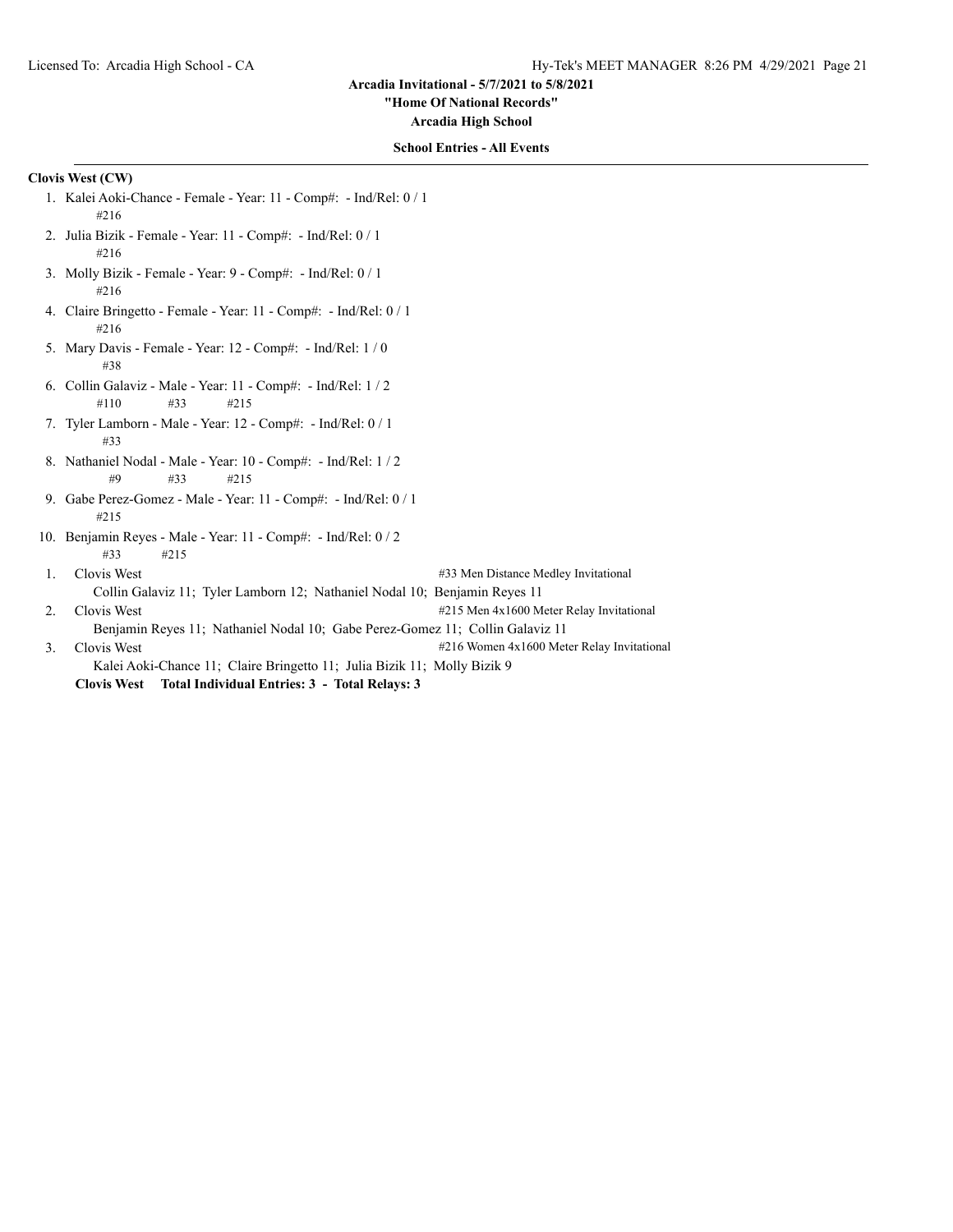Arcadia Invitational - 5/7/2021 to 5/8/2021

"Home Of National Records"

Arcadia High School

**School Entries - All Events**

**Clovis West (CW)**

1. Kalei Aoki-Chance - Female - Year: 11 - Comp#: - Ind/Rel: 0 / 1
   #216
2. Julia Bizik - Female - Year: 11 - Comp#: - Ind/Rel: 0 / 1
   #216
3. Molly Bizik - Female - Year: 9 - Comp#: - Ind/Rel: 0 / 1
   #216
4. Claire Bringetto - Female - Year: 11 - Comp#: - Ind/Rel: 0 / 1
   #216
5. Mary Davis - Female - Year: 12 - Comp#: - Ind/Rel: 1 / 0
   #38
6. Collin Galaviz - Male - Year: 11 - Comp#: - Ind/Rel: 1 / 2
   #110 #33 #215
7. Tyler Lamborn - Male - Year: 12 - Comp#: - Ind/Rel: 0 / 1
   #33
8. Nathaniel Nodal - Male - Year: 10 - Comp#: - Ind/Rel: 1 / 2
   #9 #33 #215
9. Gabe Perez-Gomez - Male - Year: 11 - Comp#: - Ind/Rel: 0 / 1
   #215
10. Benjamin Reyes - Male - Year: 11 - Comp#: - Ind/Rel: 0 / 2
    #33 #215

1. Clovis West — #33 Men Distance Medley Invitational
   Collin Galaviz 11; Tyler Lamborn 12; Nathaniel Nodal 10; Benjamin Reyes 11
2. Clovis West — #215 Men 4x1600 Meter Relay Invitational
   Benjamin Reyes 11; Nathaniel Nodal 10; Gabe Perez-Gomez 11; Collin Galaviz 11
3. Clovis West — #216 Women 4x1600 Meter Relay Invitational
   Kalei Aoki-Chance 11; Claire Bringetto 11; Julia Bizik 11; Molly Bizik 9

**Clovis West Total Individual Entries: 3 - Total Relays: 3**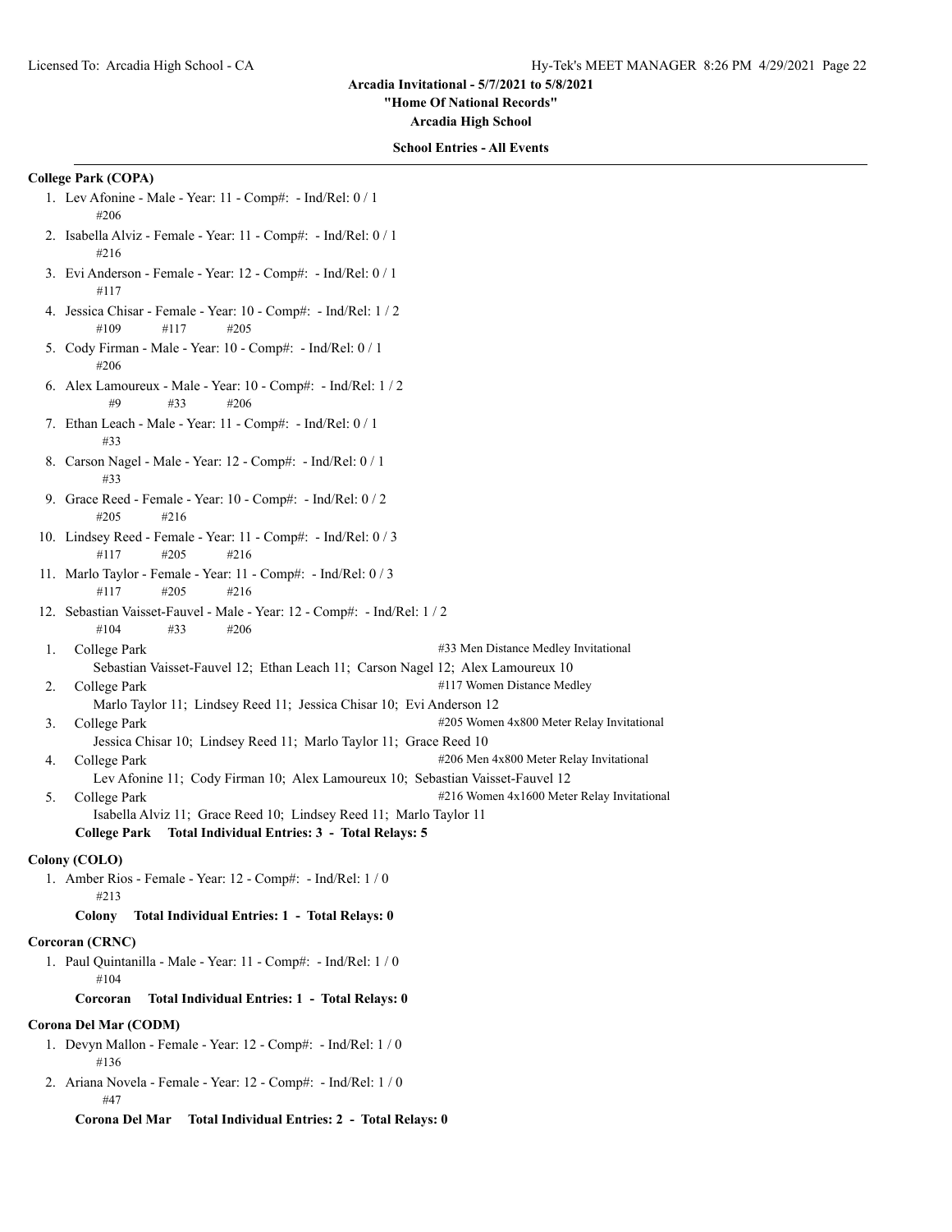**Arcadia Invitational - 5/7/2021 to 5/8/2021**

**"Home Of National Records"**

**Arcadia High School**

**School Entries - All Events**

---

**College Park (COPA)**

1. Lev Afonine - Male - Year: 11 - Comp#: - Ind/Rel: 0 / 1
   #206
2. Isabella Alviz - Female - Year: 11 - Comp#: - Ind/Rel: 0 / 1
   #216
3. Evi Anderson - Female - Year: 12 - Comp#: - Ind/Rel: 0 / 1
   #117
4. Jessica Chisar - Female - Year: 10 - Comp#: - Ind/Rel: 1 / 2
   #109 #117 #205
5. Cody Firman - Male - Year: 10 - Comp#: - Ind/Rel: 0 / 1
   #206
6. Alex Lamoureux - Male - Year: 10 - Comp#: - Ind/Rel: 1 / 2
   #9 #33 #206
7. Ethan Leach - Male - Year: 11 - Comp#: - Ind/Rel: 0 / 1
   #33
8. Carson Nagel - Male - Year: 12 - Comp#: - Ind/Rel: 0 / 1
   #33
9. Grace Reed - Female - Year: 10 - Comp#: - Ind/Rel: 0 / 2
   #205 #216
10. Lindsey Reed - Female - Year: 11 - Comp#: - Ind/Rel: 0 / 3
    #117 #205 #216
11. Marlo Taylor - Female - Year: 11 - Comp#: - Ind/Rel: 0 / 3
    #117 #205 #216
12. Sebastian Vaisset-Fauvel - Male - Year: 12 - Comp#: - Ind/Rel: 1 / 2
    #104 #33 #206

1. College Park — #33 Men Distance Medley Invitational
   Sebastian Vaisset-Fauvel 12; Ethan Leach 11; Carson Nagel 12; Alex Lamoureux 10
2. College Park — #117 Women Distance Medley
   Marlo Taylor 11; Lindsey Reed 11; Jessica Chisar 10; Evi Anderson 12
3. College Park — #205 Women 4x800 Meter Relay Invitational
   Jessica Chisar 10; Lindsey Reed 11; Marlo Taylor 11; Grace Reed 10
4. College Park — #206 Men 4x800 Meter Relay Invitational
   Lev Afonine 11; Cody Firman 10; Alex Lamoureux 10; Sebastian Vaisset-Fauvel 12
5. College Park — #216 Women 4x1600 Meter Relay Invitational
   Isabella Alviz 11; Grace Reed 10; Lindsey Reed 11; Marlo Taylor 11

**College Park Total Individual Entries: 3 - Total Relays: 5**

**Colony (COLO)**

1. Amber Rios - Female - Year: 12 - Comp#: - Ind/Rel: 1 / 0
   #213

**Colony Total Individual Entries: 1 - Total Relays: 0**

**Corcoran (CRNC)**

1. Paul Quintanilla - Male - Year: 11 - Comp#: - Ind/Rel: 1 / 0
   #104

**Corcoran Total Individual Entries: 1 - Total Relays: 0**

**Corona Del Mar (CODM)**

1. Devyn Mallon - Female - Year: 12 - Comp#: - Ind/Rel: 1 / 0
   #136
2. Ariana Novela - Female - Year: 12 - Comp#: - Ind/Rel: 1 / 0
   #47

**Corona Del Mar Total Individual Entries: 2 - Total Relays: 0**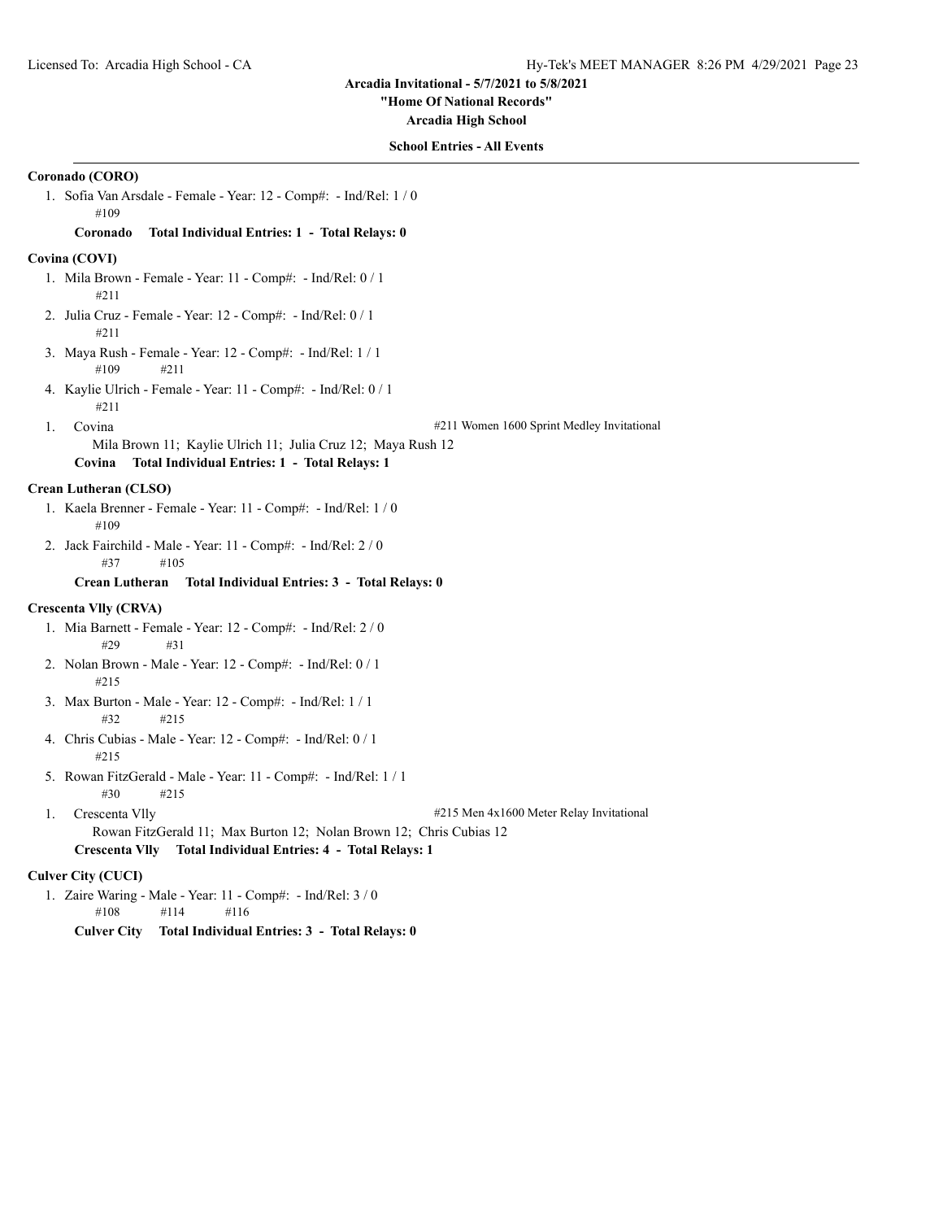**School Entries - All Events**

**Coronado (CORO)**

1. Sofia Van Arsdale - Female - Year: 12 - Comp#:  - Ind/Rel: 1 / 0
   #109

**Coronado    Total Individual Entries: 1  -  Total Relays: 0**

**Covina (COVI)**

1. Mila Brown - Female - Year: 11 - Comp#:  - Ind/Rel: 0 / 1
   #211
2. Julia Cruz - Female - Year: 12 - Comp#:  - Ind/Rel: 0 / 1
   #211
3. Maya Rush - Female - Year: 12 - Comp#:  - Ind/Rel: 1 / 1
   #109    #211
4. Kaylie Ulrich - Female - Year: 11 - Comp#:  - Ind/Rel: 0 / 1
   #211

1. Covina    #211 Women 1600 Sprint Medley Invitational
   Mila Brown 11;  Kaylie Ulrich 11;  Julia Cruz 12;  Maya Rush 12

**Covina    Total Individual Entries: 1  -  Total Relays: 1**

**Crean Lutheran (CLSO)**

1. Kaela Brenner - Female - Year: 11 - Comp#:  - Ind/Rel: 1 / 0
   #109
2. Jack Fairchild - Male - Year: 11 - Comp#:  - Ind/Rel: 2 / 0
   #37    #105

**Crean Lutheran    Total Individual Entries: 3  -  Total Relays: 0**

**Crescenta Vlly (CRVA)**

1. Mia Barnett - Female - Year: 12 - Comp#:  - Ind/Rel: 2 / 0
   #29    #31
2. Nolan Brown - Male - Year: 12 - Comp#:  - Ind/Rel: 0 / 1
   #215
3. Max Burton - Male - Year: 12 - Comp#:  - Ind/Rel: 1 / 1
   #32    #215
4. Chris Cubias - Male - Year: 12 - Comp#:  - Ind/Rel: 0 / 1
   #215
5. Rowan FitzGerald - Male - Year: 11 - Comp#:  - Ind/Rel: 1 / 1
   #30    #215

1. Crescenta Vlly    #215 Men 4x1600 Meter Relay Invitational
   Rowan FitzGerald 11;  Max Burton 12;  Nolan Brown 12;  Chris Cubias 12

**Crescenta Vlly    Total Individual Entries: 4  -  Total Relays: 1**

**Culver City (CUCI)**

1. Zaire Waring - Male - Year: 11 - Comp#:  - Ind/Rel: 3 / 0
   #108    #114    #116

**Culver City    Total Individual Entries: 3  -  Total Relays: 0**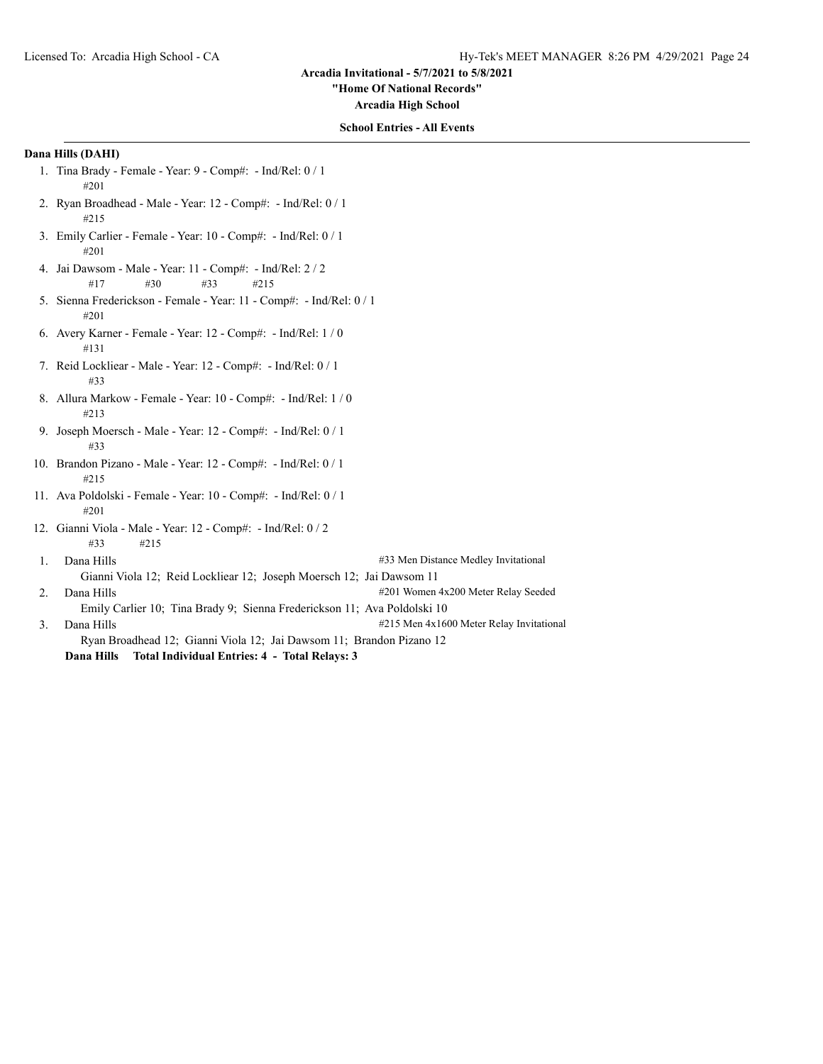**Arcadia Invitational - 5/7/2021 to 5/8/2021**

**"Home Of National Records"**

**Arcadia High School**

**School Entries - All Events**

**Dana Hills (DAHI)**

1. Tina Brady - Female - Year: 9 - Comp#: - Ind/Rel: 0 / 1
   #201
2. Ryan Broadhead - Male - Year: 12 - Comp#: - Ind/Rel: 0 / 1
   #215
3. Emily Carlier - Female - Year: 10 - Comp#: - Ind/Rel: 0 / 1
   #201
4. Jai Dawsom - Male - Year: 11 - Comp#: - Ind/Rel: 2 / 2
   #17 #30 #33 #215
5. Sienna Frederickson - Female - Year: 11 - Comp#: - Ind/Rel: 0 / 1
   #201
6. Avery Karner - Female - Year: 12 - Comp#: - Ind/Rel: 1 / 0
   #131
7. Reid Lockliear - Male - Year: 12 - Comp#: - Ind/Rel: 0 / 1
   #33
8. Allura Markow - Female - Year: 10 - Comp#: - Ind/Rel: 1 / 0
   #213
9. Joseph Moersch - Male - Year: 12 - Comp#: - Ind/Rel: 0 / 1
   #33
10. Brandon Pizano - Male - Year: 12 - Comp#: - Ind/Rel: 0 / 1
    #215
11. Ava Poldolski - Female - Year: 10 - Comp#: - Ind/Rel: 0 / 1
    #201
12. Gianni Viola - Male - Year: 12 - Comp#: - Ind/Rel: 0 / 2
    #33 #215

1. Dana Hills — #33 Men Distance Medley Invitational
   Gianni Viola 12; Reid Lockliear 12; Joseph Moersch 12; Jai Dawsom 11
2. Dana Hills — #201 Women 4x200 Meter Relay Seeded
   Emily Carlier 10; Tina Brady 9; Sienna Frederickson 11; Ava Poldolski 10
3. Dana Hills — #215 Men 4x1600 Meter Relay Invitational
   Ryan Broadhead 12; Gianni Viola 12; Jai Dawsom 11; Brandon Pizano 12

**Dana Hills Total Individual Entries: 4 - Total Relays: 3**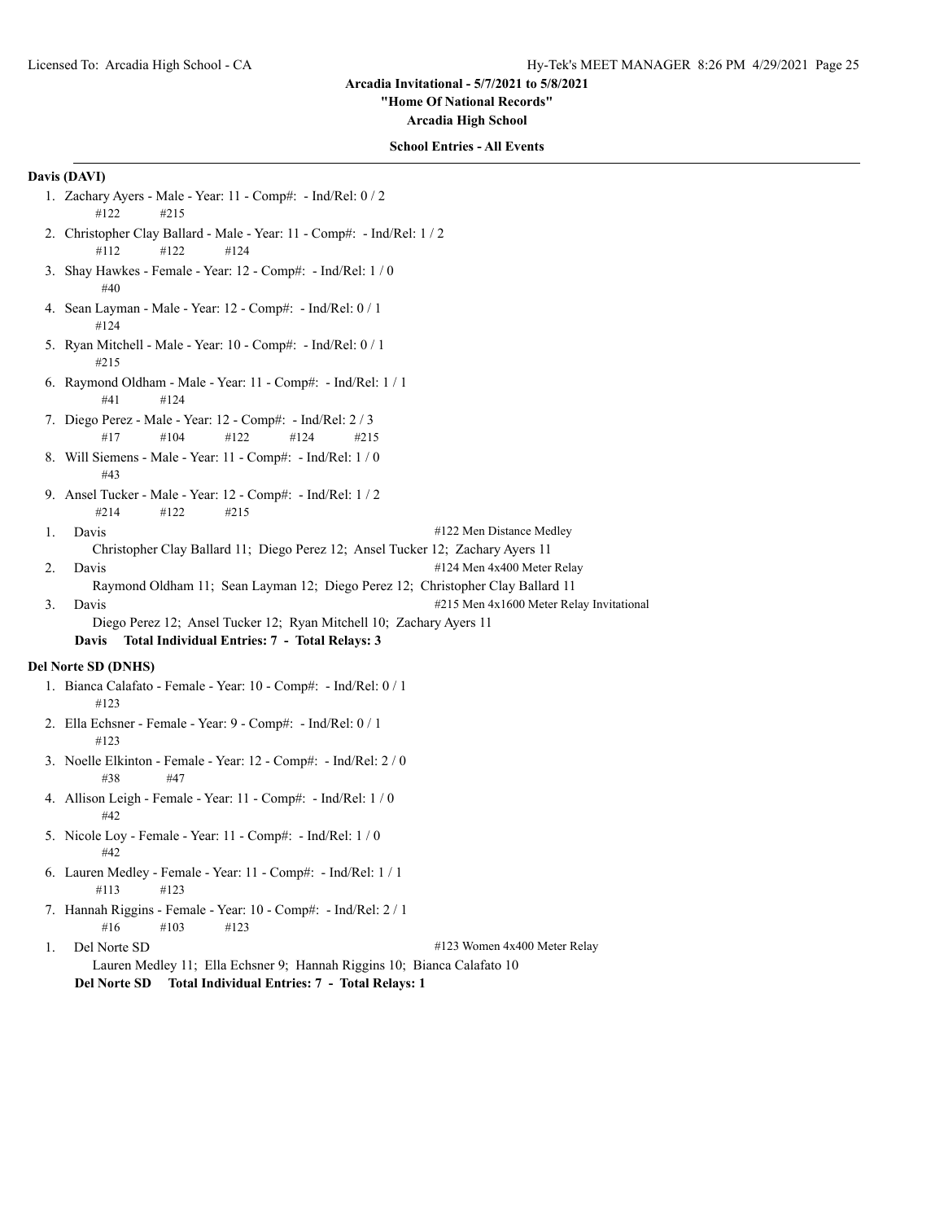**Arcadia Invitational - 5/7/2021 to 5/8/2021**

**"Home Of National Records"**

**Arcadia High School**

**School Entries - All Events**

**Davis (DAVI)**

1. Zachary Ayers - Male - Year: 11 - Comp#: - Ind/Rel: 0 / 2
   #122 #215
2. Christopher Clay Ballard - Male - Year: 11 - Comp#: - Ind/Rel: 1 / 2
   #112 #122 #124
3. Shay Hawkes - Female - Year: 12 - Comp#: - Ind/Rel: 1 / 0
   #40
4. Sean Layman - Male - Year: 12 - Comp#: - Ind/Rel: 0 / 1
   #124
5. Ryan Mitchell - Male - Year: 10 - Comp#: - Ind/Rel: 0 / 1
   #215
6. Raymond Oldham - Male - Year: 11 - Comp#: - Ind/Rel: 1 / 1
   #41 #124
7. Diego Perez - Male - Year: 12 - Comp#: - Ind/Rel: 2 / 3
   #17 #104 #122 #124 #215
8. Will Siemens - Male - Year: 11 - Comp#: - Ind/Rel: 1 / 0
   #43
9. Ansel Tucker - Male - Year: 12 - Comp#: - Ind/Rel: 1 / 2
   #214 #122 #215

1. Davis — #122 Men Distance Medley
   Christopher Clay Ballard 11; Diego Perez 12; Ansel Tucker 12; Zachary Ayers 11
2. Davis — #124 Men 4x400 Meter Relay
   Raymond Oldham 11; Sean Layman 12; Diego Perez 12; Christopher Clay Ballard 11
3. Davis — #215 Men 4x1600 Meter Relay Invitational
   Diego Perez 12; Ansel Tucker 12; Ryan Mitchell 10; Zachary Ayers 11

**Davis Total Individual Entries: 7 - Total Relays: 3**

**Del Norte SD (DNHS)**

1. Bianca Calafato - Female - Year: 10 - Comp#: - Ind/Rel: 0 / 1
   #123
2. Ella Echsner - Female - Year: 9 - Comp#: - Ind/Rel: 0 / 1
   #123
3. Noelle Elkinton - Female - Year: 12 - Comp#: - Ind/Rel: 2 / 0
   #38 #47
4. Allison Leigh - Female - Year: 11 - Comp#: - Ind/Rel: 1 / 0
   #42
5. Nicole Loy - Female - Year: 11 - Comp#: - Ind/Rel: 1 / 0
   #42
6. Lauren Medley - Female - Year: 11 - Comp#: - Ind/Rel: 1 / 1
   #113 #123
7. Hannah Riggins - Female - Year: 10 - Comp#: - Ind/Rel: 2 / 1
   #16 #103 #123

1. Del Norte SD — #123 Women 4x400 Meter Relay
   Lauren Medley 11; Ella Echsner 9; Hannah Riggins 10; Bianca Calafato 10

**Del Norte SD Total Individual Entries: 7 - Total Relays: 1**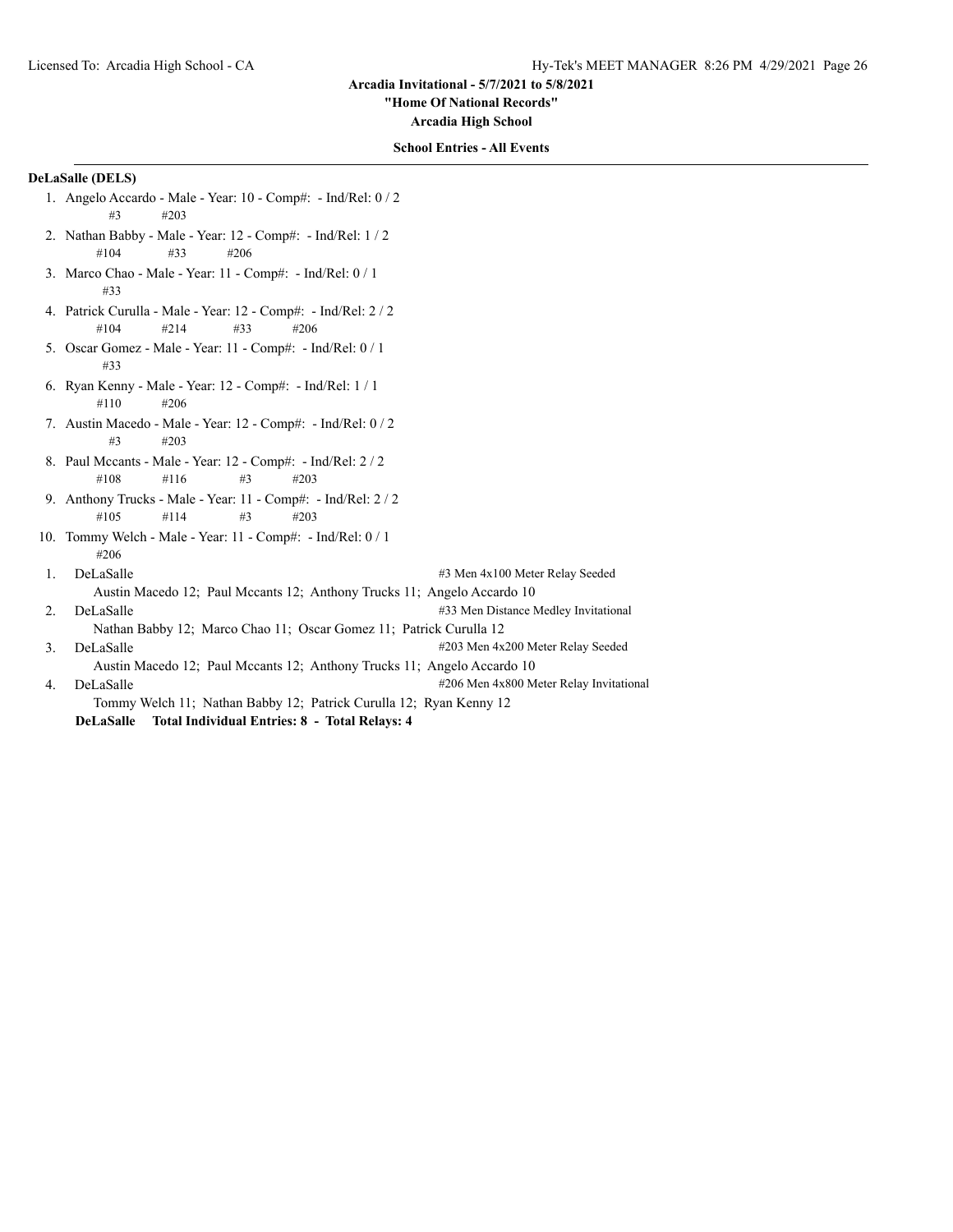**Arcadia Invitational - 5/7/2021 to 5/8/2021**

**"Home Of National Records"**

**Arcadia High School**

**School Entries - All Events**

**DeLaSalle (DELS)**

1. Angelo Accardo - Male - Year: 10 - Comp#: - Ind/Rel: 0 / 2
   #3 #203
2. Nathan Babby - Male - Year: 12 - Comp#: - Ind/Rel: 1 / 2
   #104 #33 #206
3. Marco Chao - Male - Year: 11 - Comp#: - Ind/Rel: 0 / 1
   #33
4. Patrick Curulla - Male - Year: 12 - Comp#: - Ind/Rel: 2 / 2
   #104 #214 #33 #206
5. Oscar Gomez - Male - Year: 11 - Comp#: - Ind/Rel: 0 / 1
   #33
6. Ryan Kenny - Male - Year: 12 - Comp#: - Ind/Rel: 1 / 1
   #110 #206
7. Austin Macedo - Male - Year: 12 - Comp#: - Ind/Rel: 0 / 2
   #3 #203
8. Paul Mccants - Male - Year: 12 - Comp#: - Ind/Rel: 2 / 2
   #108 #116 #3 #203
9. Anthony Trucks - Male - Year: 11 - Comp#: - Ind/Rel: 2 / 2
   #105 #114 #3 #203
10. Tommy Welch - Male - Year: 11 - Comp#: - Ind/Rel: 0 / 1
    #206

1. DeLaSalle — #3 Men 4x100 Meter Relay Seeded
   Austin Macedo 12; Paul Mccants 12; Anthony Trucks 11; Angelo Accardo 10
2. DeLaSalle — #33 Men Distance Medley Invitational
   Nathan Babby 12; Marco Chao 11; Oscar Gomez 11; Patrick Curulla 12
3. DeLaSalle — #203 Men 4x200 Meter Relay Seeded
   Austin Macedo 12; Paul Mccants 12; Anthony Trucks 11; Angelo Accardo 10
4. DeLaSalle — #206 Men 4x800 Meter Relay Invitational
   Tommy Welch 11; Nathan Babby 12; Patrick Curulla 12; Ryan Kenny 12

**DeLaSalle Total Individual Entries: 8 - Total Relays: 4**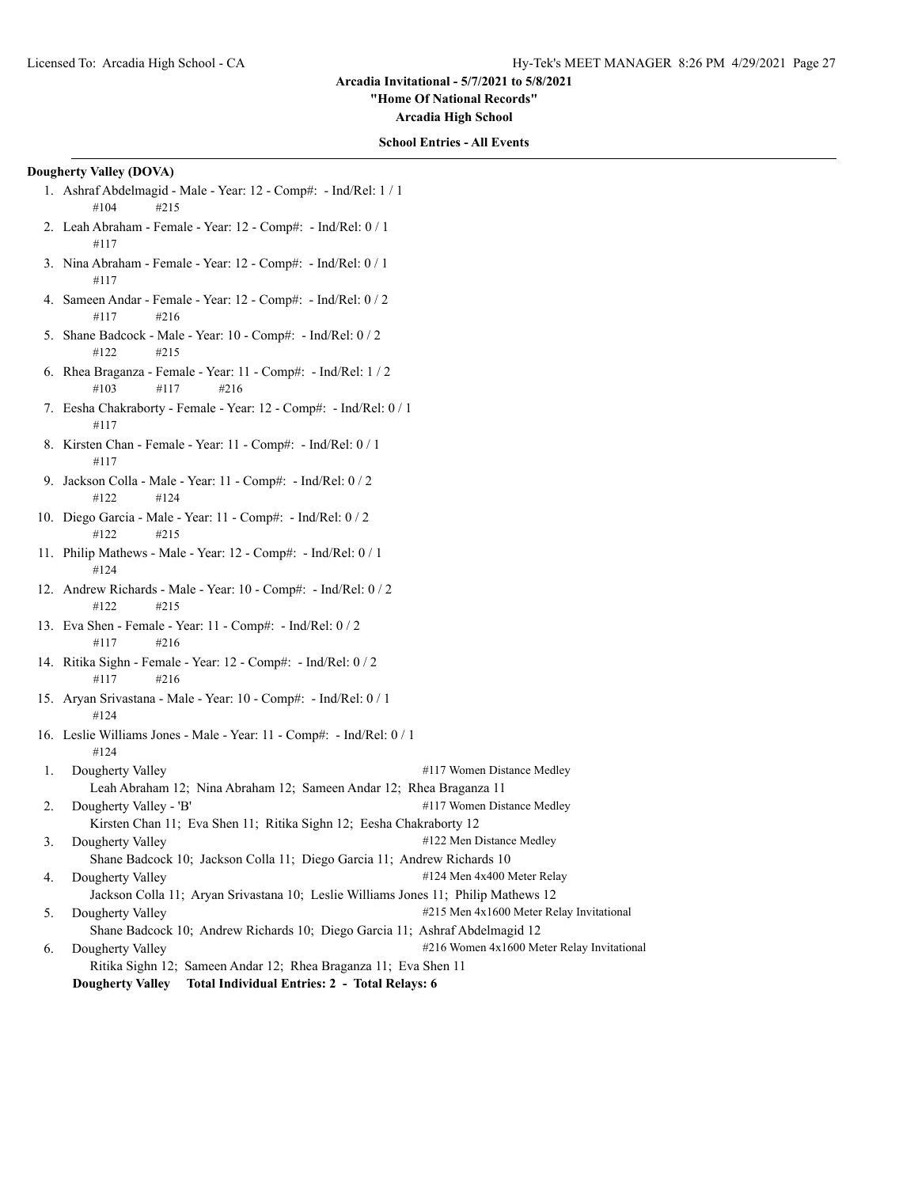## Arcadia Invitational - 5/7/2021 to 5/8/2021

**"Home Of National Records"**

**Arcadia High School**

**School Entries - All Events**

### Dougherty Valley (DOVA)

1. Ashraf Abdelmagid - Male - Year: 12 - Comp#: - Ind/Rel: 1 / 1
   #104 #215
2. Leah Abraham - Female - Year: 12 - Comp#: - Ind/Rel: 0 / 1
   #117
3. Nina Abraham - Female - Year: 12 - Comp#: - Ind/Rel: 0 / 1
   #117
4. Sameen Andar - Female - Year: 12 - Comp#: - Ind/Rel: 0 / 2
   #117 #216
5. Shane Badcock - Male - Year: 10 - Comp#: - Ind/Rel: 0 / 2
   #122 #215
6. Rhea Braganza - Female - Year: 11 - Comp#: - Ind/Rel: 1 / 2
   #103 #117 #216
7. Eesha Chakraborty - Female - Year: 12 - Comp#: - Ind/Rel: 0 / 1
   #117
8. Kirsten Chan - Female - Year: 11 - Comp#: - Ind/Rel: 0 / 1
   #117
9. Jackson Colla - Male - Year: 11 - Comp#: - Ind/Rel: 0 / 2
   #122 #124
10. Diego Garcia - Male - Year: 11 - Comp#: - Ind/Rel: 0 / 2
    #122 #215
11. Philip Mathews - Male - Year: 12 - Comp#: - Ind/Rel: 0 / 1
    #124
12. Andrew Richards - Male - Year: 10 - Comp#: - Ind/Rel: 0 / 2
    #122 #215
13. Eva Shen - Female - Year: 11 - Comp#: - Ind/Rel: 0 / 2
    #117 #216
14. Ritika Sighn - Female - Year: 12 - Comp#: - Ind/Rel: 0 / 2
    #117 #216
15. Aryan Srivastana - Male - Year: 10 - Comp#: - Ind/Rel: 0 / 1
    #124
16. Leslie Williams Jones - Male - Year: 11 - Comp#: - Ind/Rel: 0 / 1
    #124

1. Dougherty Valley — #117 Women Distance Medley
   Leah Abraham 12; Nina Abraham 12; Sameen Andar 12; Rhea Braganza 11
2. Dougherty Valley - 'B' — #117 Women Distance Medley
   Kirsten Chan 11; Eva Shen 11; Ritika Sighn 12; Eesha Chakraborty 12
3. Dougherty Valley — #122 Men Distance Medley
   Shane Badcock 10; Jackson Colla 11; Diego Garcia 11; Andrew Richards 10
4. Dougherty Valley — #124 Men 4x400 Meter Relay
   Jackson Colla 11; Aryan Srivastana 10; Leslie Williams Jones 11; Philip Mathews 12
5. Dougherty Valley — #215 Men 4x1600 Meter Relay Invitational
   Shane Badcock 10; Andrew Richards 10; Diego Garcia 11; Ashraf Abdelmagid 12
6. Dougherty Valley — #216 Women 4x1600 Meter Relay Invitational
   Ritika Sighn 12; Sameen Andar 12; Rhea Braganza 11; Eva Shen 11

**Dougherty Valley Total Individual Entries: 2 - Total Relays: 6**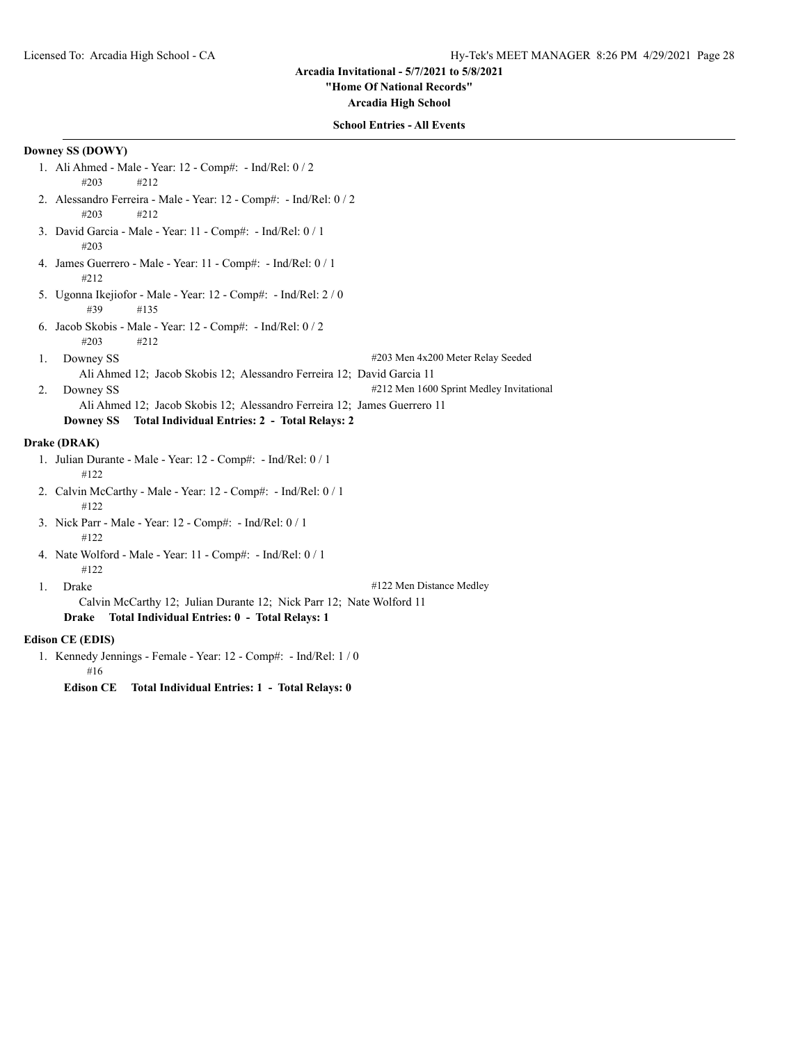**Arcadia Invitational - 5/7/2021 to 5/8/2021**
**"Home Of National Records"**
**Arcadia High School**

**School Entries - All Events**

**Downey SS (DOWY)**

1. Ali Ahmed - Male - Year: 12 - Comp#: - Ind/Rel: 0 / 2
   #203 #212
2. Alessandro Ferreira - Male - Year: 12 - Comp#: - Ind/Rel: 0 / 2
   #203 #212
3. David Garcia - Male - Year: 11 - Comp#: - Ind/Rel: 0 / 1
   #203
4. James Guerrero - Male - Year: 11 - Comp#: - Ind/Rel: 0 / 1
   #212
5. Ugonna Ikejiofor - Male - Year: 12 - Comp#: - Ind/Rel: 2 / 0
   #39 #135
6. Jacob Skobis - Male - Year: 12 - Comp#: - Ind/Rel: 0 / 2
   #203 #212

1. Downey SS — #203 Men 4x200 Meter Relay Seeded
   Ali Ahmed 12; Jacob Skobis 12; Alessandro Ferreira 12; David Garcia 11
2. Downey SS — #212 Men 1600 Sprint Medley Invitational
   Ali Ahmed 12; Jacob Skobis 12; Alessandro Ferreira 12; James Guerrero 11

**Downey SS Total Individual Entries: 2 - Total Relays: 2**

**Drake (DRAK)**

1. Julian Durante - Male - Year: 12 - Comp#: - Ind/Rel: 0 / 1
   #122
2. Calvin McCarthy - Male - Year: 12 - Comp#: - Ind/Rel: 0 / 1
   #122
3. Nick Parr - Male - Year: 12 - Comp#: - Ind/Rel: 0 / 1
   #122
4. Nate Wolford - Male - Year: 11 - Comp#: - Ind/Rel: 0 / 1
   #122

1. Drake — #122 Men Distance Medley
   Calvin McCarthy 12; Julian Durante 12; Nick Parr 12; Nate Wolford 11

**Drake Total Individual Entries: 0 - Total Relays: 1**

**Edison CE (EDIS)**

1. Kennedy Jennings - Female - Year: 12 - Comp#: - Ind/Rel: 1 / 0
   #16

**Edison CE Total Individual Entries: 1 - Total Relays: 0**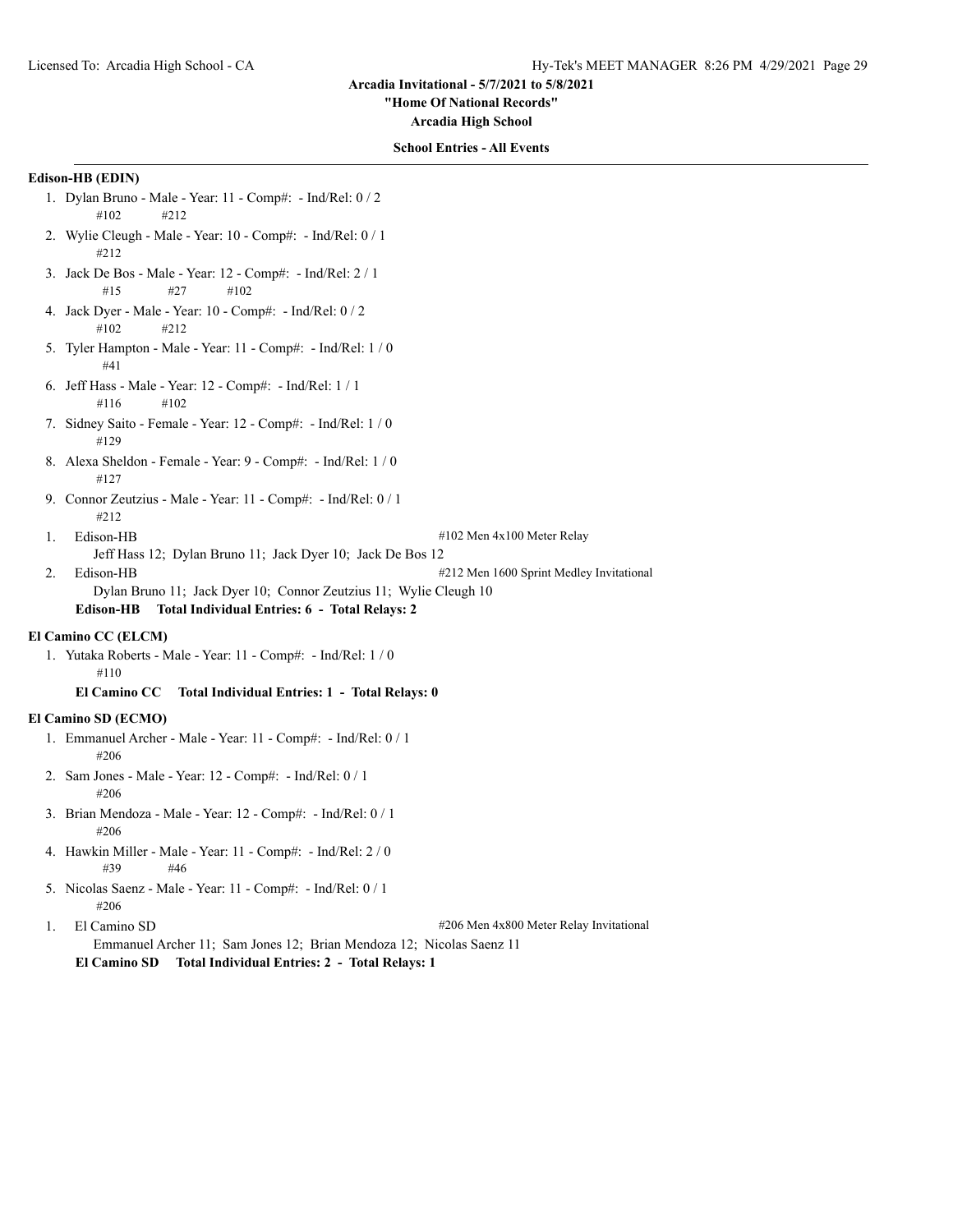Arcadia Invitational - 5/7/2021 to 5/8/2021

"Home Of National Records"

Arcadia High School

**School Entries - All Events**

**Edison-HB (EDIN)**

1. Dylan Bruno - Male - Year: 11 - Comp#: - Ind/Rel: 0 / 2
   #102 #212
2. Wylie Cleugh - Male - Year: 10 - Comp#: - Ind/Rel: 0 / 1
   #212
3. Jack De Bos - Male - Year: 12 - Comp#: - Ind/Rel: 2 / 1
   #15 #27 #102
4. Jack Dyer - Male - Year: 10 - Comp#: - Ind/Rel: 0 / 2
   #102 #212
5. Tyler Hampton - Male - Year: 11 - Comp#: - Ind/Rel: 1 / 0
   #41
6. Jeff Hass - Male - Year: 12 - Comp#: - Ind/Rel: 1 / 1
   #116 #102
7. Sidney Saito - Female - Year: 12 - Comp#: - Ind/Rel: 1 / 0
   #129
8. Alexa Sheldon - Female - Year: 9 - Comp#: - Ind/Rel: 1 / 0
   #127
9. Connor Zeutzius - Male - Year: 11 - Comp#: - Ind/Rel: 0 / 1
   #212

1. Edison-HB — #102 Men 4x100 Meter Relay
   Jeff Hass 12; Dylan Bruno 11; Jack Dyer 10; Jack De Bos 12
2. Edison-HB — #212 Men 1600 Sprint Medley Invitational
   Dylan Bruno 11; Jack Dyer 10; Connor Zeutzius 11; Wylie Cleugh 10

**Edison-HB Total Individual Entries: 6 - Total Relays: 2**

**El Camino CC (ELCM)**

1. Yutaka Roberts - Male - Year: 11 - Comp#: - Ind/Rel: 1 / 0
   #110

**El Camino CC Total Individual Entries: 1 - Total Relays: 0**

**El Camino SD (ECMO)**

1. Emmanuel Archer - Male - Year: 11 - Comp#: - Ind/Rel: 0 / 1
   #206
2. Sam Jones - Male - Year: 12 - Comp#: - Ind/Rel: 0 / 1
   #206
3. Brian Mendoza - Male - Year: 12 - Comp#: - Ind/Rel: 0 / 1
   #206
4. Hawkin Miller - Male - Year: 11 - Comp#: - Ind/Rel: 2 / 0
   #39 #46
5. Nicolas Saenz - Male - Year: 11 - Comp#: - Ind/Rel: 0 / 1
   #206

1. El Camino SD — #206 Men 4x800 Meter Relay Invitational
   Emmanuel Archer 11; Sam Jones 12; Brian Mendoza 12; Nicolas Saenz 11

**El Camino SD Total Individual Entries: 2 - Total Relays: 1**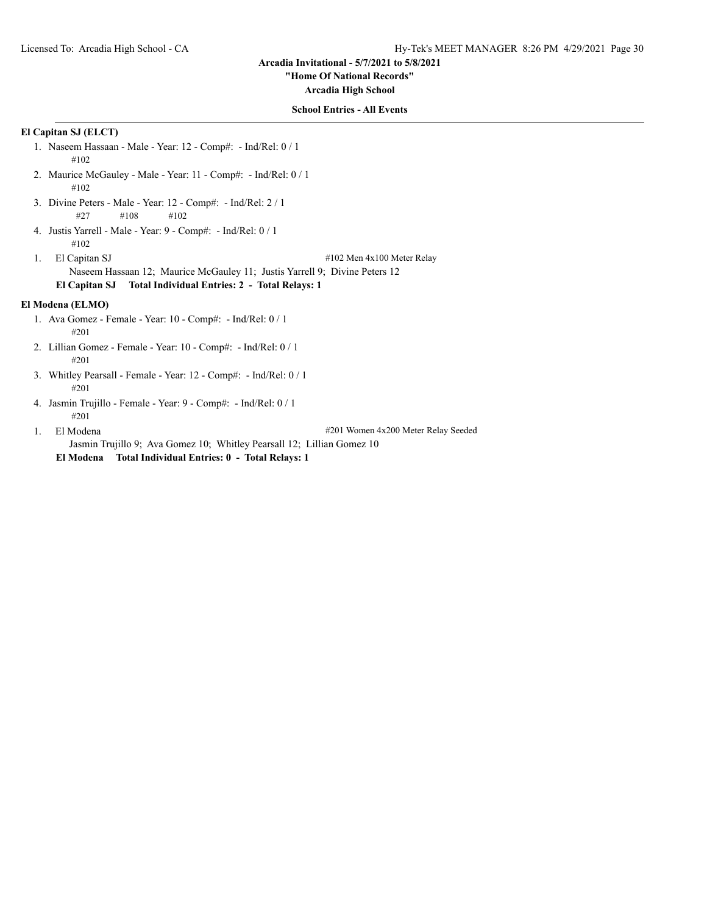Arcadia Invitational - 5/7/2021 to 5/8/2021

"Home Of National Records"

Arcadia High School

**School Entries - All Events**

**El Capitan SJ (ELCT)**

1. Naseem Hassaan - Male - Year: 12 - Comp#:  - Ind/Rel: 0 / 1
   #102
2. Maurice McGauley - Male - Year: 11 - Comp#:  - Ind/Rel: 0 / 1
   #102
3. Divine Peters - Male - Year: 12 - Comp#:  - Ind/Rel: 2 / 1
   #27    #108    #102
4. Justis Yarrell - Male - Year: 9 - Comp#:  - Ind/Rel: 0 / 1
   #102

1. El Capitan SJ — #102 Men 4x100 Meter Relay
   Naseem Hassaan 12;  Maurice McGauley 11;  Justis Yarrell 9;  Divine Peters 12

**El Capitan SJ    Total Individual Entries: 2  -  Total Relays: 1**

**El Modena (ELMO)**

1. Ava Gomez - Female - Year: 10 - Comp#:  - Ind/Rel: 0 / 1
   #201
2. Lillian Gomez - Female - Year: 10 - Comp#:  - Ind/Rel: 0 / 1
   #201
3. Whitley Pearsall - Female - Year: 12 - Comp#:  - Ind/Rel: 0 / 1
   #201
4. Jasmin Trujillo - Female - Year: 9 - Comp#:  - Ind/Rel: 0 / 1
   #201

1. El Modena — #201 Women 4x200 Meter Relay Seeded
   Jasmin Trujillo 9;  Ava Gomez 10;  Whitley Pearsall 12;  Lillian Gomez 10

**El Modena    Total Individual Entries: 0  -  Total Relays: 1**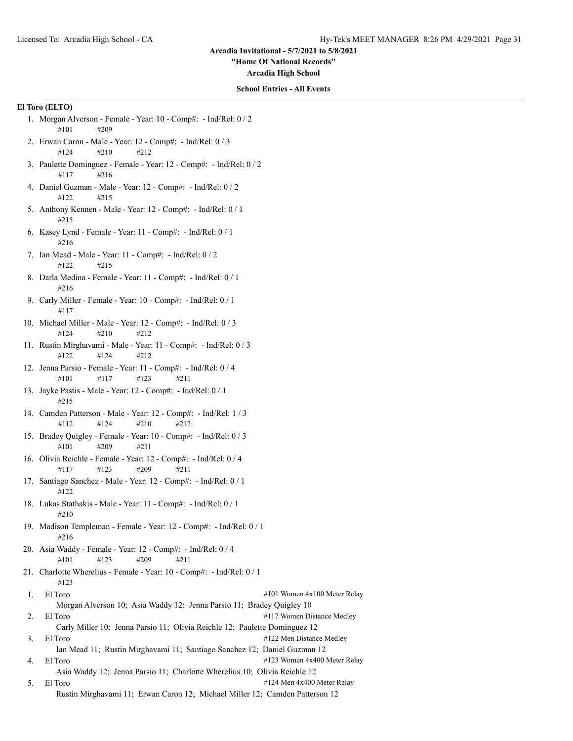## Arcadia Invitational - 5/7/2021 to 5/8/2021

**"Home Of National Records"**

**Arcadia High School**

**School Entries - All Events**

### El Toro (ELTO)

1. Morgan Alverson - Female - Year: 10 - Comp#:  - Ind/Rel: 0 / 2
   #101 #209
2. Erwan Caron - Male - Year: 12 - Comp#:  - Ind/Rel: 0 / 3
   #124 #210 #212
3. Paulette Dominguez - Female - Year: 12 - Comp#:  - Ind/Rel: 0 / 2
   #117 #216
4. Daniel Guzman - Male - Year: 12 - Comp#:  - Ind/Rel: 0 / 2
   #122 #215
5. Anthony Kennen - Male - Year: 12 - Comp#:  - Ind/Rel: 0 / 1
   #215
6. Kasey Lynd - Female - Year: 11 - Comp#:  - Ind/Rel: 0 / 1
   #216
7. Ian Mead - Male - Year: 11 - Comp#:  - Ind/Rel: 0 / 2
   #122 #215
8. Darla Medina - Female - Year: 11 - Comp#:  - Ind/Rel: 0 / 1
   #216
9. Carly Miller - Female - Year: 10 - Comp#:  - Ind/Rel: 0 / 1
   #117
10. Michael Miller - Male - Year: 12 - Comp#:  - Ind/Rel: 0 / 3
    #124 #210 #212
11. Rustin Mirghavami - Male - Year: 11 - Comp#:  - Ind/Rel: 0 / 3
    #122 #124 #212
12. Jenna Parsio - Female - Year: 11 - Comp#:  - Ind/Rel: 0 / 4
    #101 #117 #123 #211
13. Jayke Pastis - Male - Year: 12 - Comp#:  - Ind/Rel: 0 / 1
    #215
14. Camden Patterson - Male - Year: 12 - Comp#:  - Ind/Rel: 1 / 3
    #112 #124 #210 #212
15. Bradey Quigley - Female - Year: 10 - Comp#:  - Ind/Rel: 0 / 3
    #101 #209 #211
16. Olivia Reichle - Female - Year: 12 - Comp#:  - Ind/Rel: 0 / 4
    #117 #123 #209 #211
17. Santiago Sanchez - Male - Year: 12 - Comp#:  - Ind/Rel: 0 / 1
    #122
18. Lukas Stathakis - Male - Year: 11 - Comp#:  - Ind/Rel: 0 / 1
    #210
19. Madison Templeman - Female - Year: 12 - Comp#:  - Ind/Rel: 0 / 1
    #216
20. Asia Waddy - Female - Year: 12 - Comp#:  - Ind/Rel: 0 / 4
    #101 #123 #209 #211
21. Charlotte Wherelius - Female - Year: 10 - Comp#:  - Ind/Rel: 0 / 1
    #123

1. El Toro — #101 Women 4x100 Meter Relay
   Morgan Alverson 10; Asia Waddy 12; Jenna Parsio 11; Bradey Quigley 10
2. El Toro — #117 Women Distance Medley
   Carly Miller 10; Jenna Parsio 11; Olivia Reichle 12; Paulette Dominguez 12
3. El Toro — #122 Men Distance Medley
   Ian Mead 11; Rustin Mirghavami 11; Santiago Sanchez 12; Daniel Guzman 12
4. El Toro — #123 Women 4x400 Meter Relay
   Asia Waddy 12; Jenna Parsio 11; Charlotte Wherelius 10; Olivia Reichle 12
5. El Toro — #124 Men 4x400 Meter Relay
   Rustin Mirghavami 11; Erwan Caron 12; Michael Miller 12; Camden Patterson 12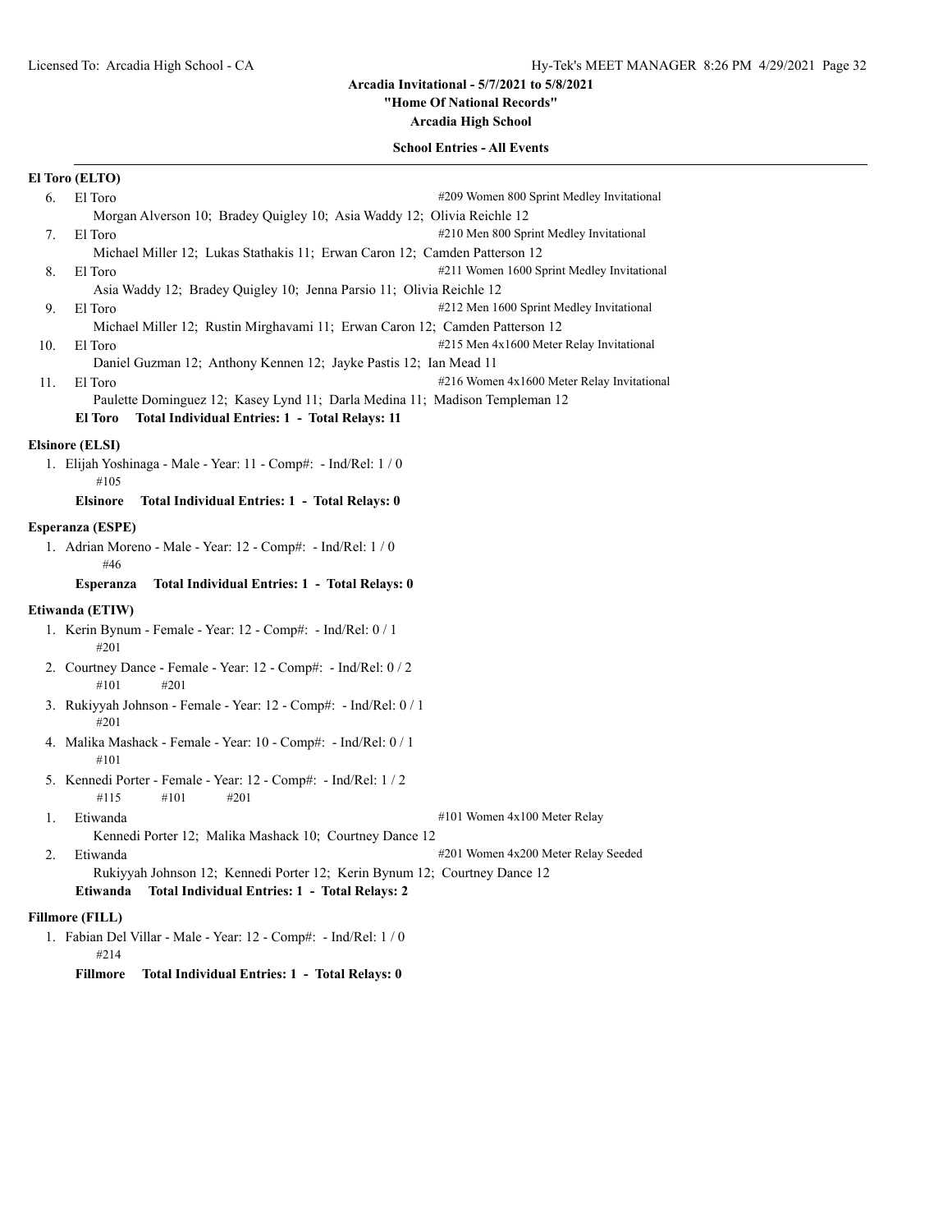**Arcadia Invitational - 5/7/2021 to 5/8/2021**

**"Home Of National Records"**

**Arcadia High School**

**School Entries - All Events**

**El Toro (ELTO)**

6. El Toro — #209 Women 800 Sprint Medley Invitational
   Morgan Alverson 10; Bradey Quigley 10; Asia Waddy 12; Olivia Reichle 12
7. El Toro — #210 Men 800 Sprint Medley Invitational
   Michael Miller 12; Lukas Stathakis 11; Erwan Caron 12; Camden Patterson 12
8. El Toro — #211 Women 1600 Sprint Medley Invitational
   Asia Waddy 12; Bradey Quigley 10; Jenna Parsio 11; Olivia Reichle 12
9. El Toro — #212 Men 1600 Sprint Medley Invitational
   Michael Miller 12; Rustin Mirghavami 11; Erwan Caron 12; Camden Patterson 12
10. El Toro — #215 Men 4x1600 Meter Relay Invitational
    Daniel Guzman 12; Anthony Kennen 12; Jayke Pastis 12; Ian Mead 11
11. El Toro — #216 Women 4x1600 Meter Relay Invitational
    Paulette Dominguez 12; Kasey Lynd 11; Darla Medina 11; Madison Templeman 12

**El Toro   Total Individual Entries: 1 - Total Relays: 11**

**Elsinore (ELSI)**

1. Elijah Yoshinaga - Male - Year: 11 - Comp#: - Ind/Rel: 1 / 0
   #105

**Elsinore   Total Individual Entries: 1 - Total Relays: 0**

**Esperanza (ESPE)**

1. Adrian Moreno - Male - Year: 12 - Comp#: - Ind/Rel: 1 / 0
   #46

**Esperanza   Total Individual Entries: 1 - Total Relays: 0**

**Etiwanda (ETIW)**

1. Kerin Bynum - Female - Year: 12 - Comp#: - Ind/Rel: 0 / 1
   #201
2. Courtney Dance - Female - Year: 12 - Comp#: - Ind/Rel: 0 / 2
   #101   #201
3. Rukiyyah Johnson - Female - Year: 12 - Comp#: - Ind/Rel: 0 / 1
   #201
4. Malika Mashack - Female - Year: 10 - Comp#: - Ind/Rel: 0 / 1
   #101
5. Kennedi Porter - Female - Year: 12 - Comp#: - Ind/Rel: 1 / 2
   #115   #101   #201

1. Etiwanda — #101 Women 4x100 Meter Relay
   Kennedi Porter 12; Malika Mashack 10; Courtney Dance 12
2. Etiwanda — #201 Women 4x200 Meter Relay Seeded
   Rukiyyah Johnson 12; Kennedi Porter 12; Kerin Bynum 12; Courtney Dance 12

**Etiwanda   Total Individual Entries: 1 - Total Relays: 2**

**Fillmore (FILL)**

1. Fabian Del Villar - Male - Year: 12 - Comp#: - Ind/Rel: 1 / 0
   #214

**Fillmore   Total Individual Entries: 1 - Total Relays: 0**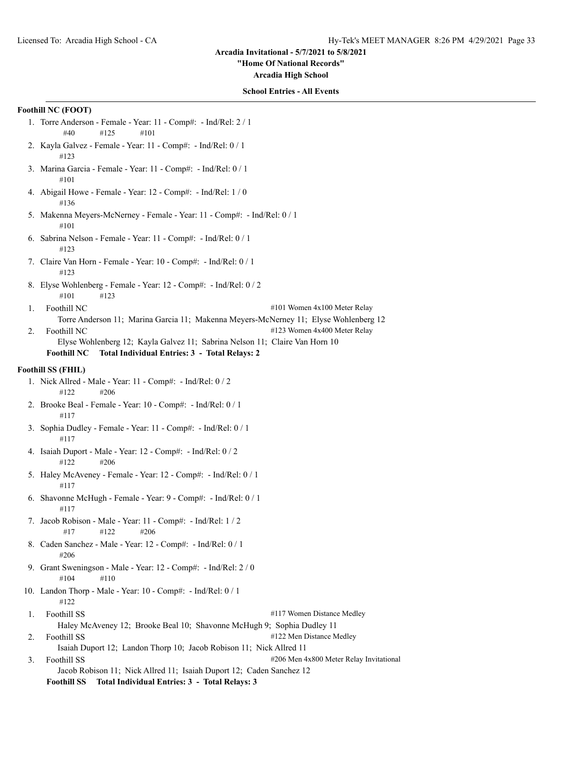**Arcadia Invitational - 5/7/2021 to 5/8/2021**

**"Home Of National Records"**

**Arcadia High School**

**School Entries - All Events**

**Foothill NC (FOOT)**

1. Torre Anderson - Female - Year: 11 - Comp#: - Ind/Rel: 2 / 1
   #40 #125 #101
2. Kayla Galvez - Female - Year: 11 - Comp#: - Ind/Rel: 0 / 1
   #123
3. Marina Garcia - Female - Year: 11 - Comp#: - Ind/Rel: 0 / 1
   #101
4. Abigail Howe - Female - Year: 12 - Comp#: - Ind/Rel: 1 / 0
   #136
5. Makenna Meyers-McNerney - Female - Year: 11 - Comp#: - Ind/Rel: 0 / 1
   #101
6. Sabrina Nelson - Female - Year: 11 - Comp#: - Ind/Rel: 0 / 1
   #123
7. Claire Van Horn - Female - Year: 10 - Comp#: - Ind/Rel: 0 / 1
   #123
8. Elyse Wohlenberg - Female - Year: 12 - Comp#: - Ind/Rel: 0 / 2
   #101 #123

1. Foothill NC — #101 Women 4x100 Meter Relay
   Torre Anderson 11; Marina Garcia 11; Makenna Meyers-McNerney 11; Elyse Wohlenberg 12
2. Foothill NC — #123 Women 4x400 Meter Relay
   Elyse Wohlenberg 12; Kayla Galvez 11; Sabrina Nelson 11; Claire Van Horn 10

**Foothill NC Total Individual Entries: 3 - Total Relays: 2**

**Foothill SS (FHIL)**

1. Nick Allred - Male - Year: 11 - Comp#: - Ind/Rel: 0 / 2
   #122 #206
2. Brooke Beal - Female - Year: 10 - Comp#: - Ind/Rel: 0 / 1
   #117
3. Sophia Dudley - Female - Year: 11 - Comp#: - Ind/Rel: 0 / 1
   #117
4. Isaiah Duport - Male - Year: 12 - Comp#: - Ind/Rel: 0 / 2
   #122 #206
5. Haley McAveney - Female - Year: 12 - Comp#: - Ind/Rel: 0 / 1
   #117
6. Shavonne McHugh - Female - Year: 9 - Comp#: - Ind/Rel: 0 / 1
   #117
7. Jacob Robison - Male - Year: 11 - Comp#: - Ind/Rel: 1 / 2
   #17 #122 #206
8. Caden Sanchez - Male - Year: 12 - Comp#: - Ind/Rel: 0 / 1
   #206
9. Grant Sweningson - Male - Year: 12 - Comp#: - Ind/Rel: 2 / 0
   #104 #110
10. Landon Thorp - Male - Year: 10 - Comp#: - Ind/Rel: 0 / 1
    #122

1. Foothill SS — #117 Women Distance Medley
   Haley McAveney 12; Brooke Beal 10; Shavonne McHugh 9; Sophia Dudley 11
2. Foothill SS — #122 Men Distance Medley
   Isaiah Duport 12; Landon Thorp 10; Jacob Robison 11; Nick Allred 11
3. Foothill SS — #206 Men 4x800 Meter Relay Invitational
   Jacob Robison 11; Nick Allred 11; Isaiah Duport 12; Caden Sanchez 12

**Foothill SS Total Individual Entries: 3 - Total Relays: 3**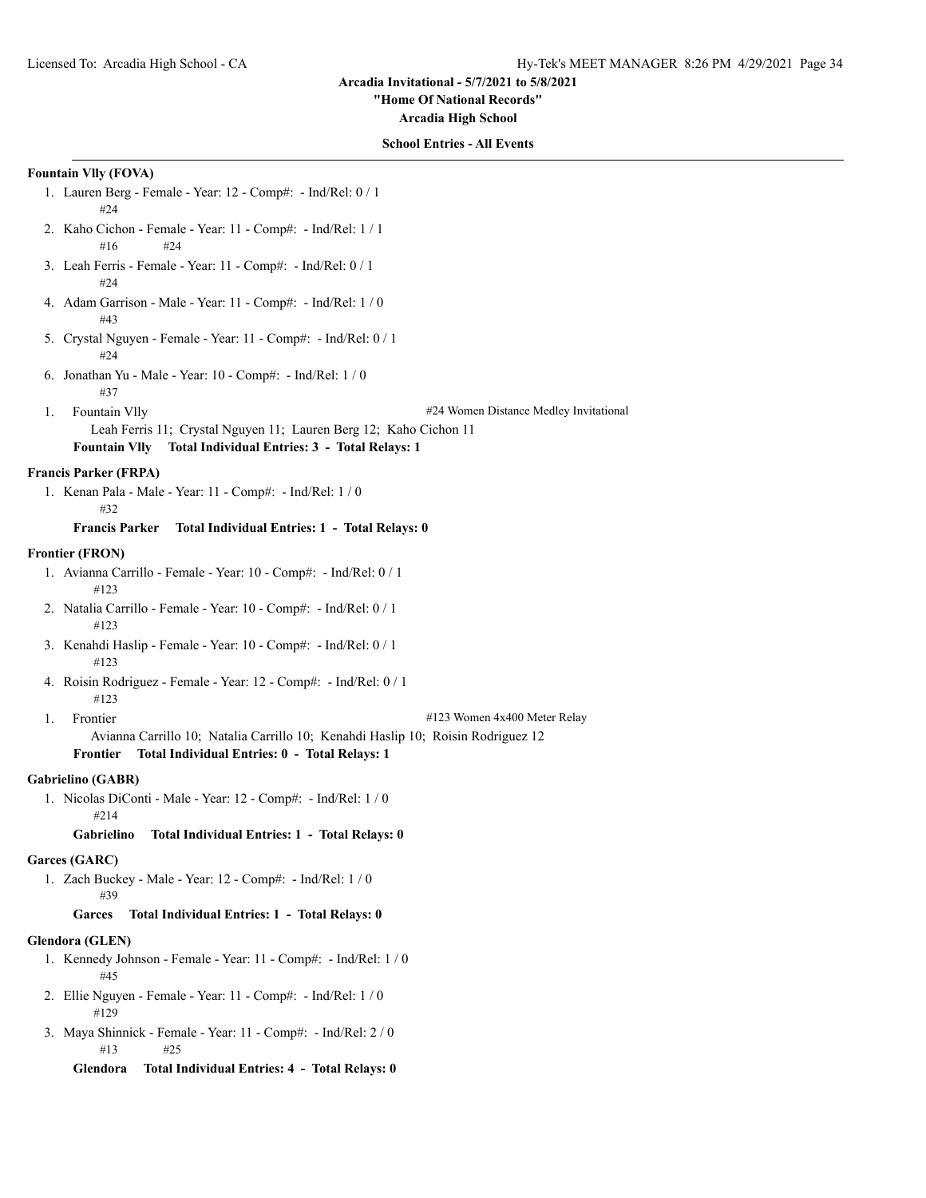**Arcadia Invitational - 5/7/2021 to 5/8/2021**
**"Home Of National Records"**
**Arcadia High School**

**School Entries - All Events**

**Fountain Vlly (FOVA)**

1. Lauren Berg - Female - Year: 12 - Comp#: - Ind/Rel: 0 / 1
   #24
2. Kaho Cichon - Female - Year: 11 - Comp#: - Ind/Rel: 1 / 1
   #16 #24
3. Leah Ferris - Female - Year: 11 - Comp#: - Ind/Rel: 0 / 1
   #24
4. Adam Garrison - Male - Year: 11 - Comp#: - Ind/Rel: 1 / 0
   #43
5. Crystal Nguyen - Female - Year: 11 - Comp#: - Ind/Rel: 0 / 1
   #24
6. Jonathan Yu - Male - Year: 10 - Comp#: - Ind/Rel: 1 / 0
   #37

1. Fountain Vlly — #24 Women Distance Medley Invitational
   Leah Ferris 11; Crystal Nguyen 11; Lauren Berg 12; Kaho Cichon 11

**Fountain Vlly Total Individual Entries: 3 - Total Relays: 1**

**Francis Parker (FRPA)**

1. Kenan Pala - Male - Year: 11 - Comp#: - Ind/Rel: 1 / 0
   #32

**Francis Parker Total Individual Entries: 1 - Total Relays: 0**

**Frontier (FRON)**

1. Avianna Carrillo - Female - Year: 10 - Comp#: - Ind/Rel: 0 / 1
   #123
2. Natalia Carrillo - Female - Year: 10 - Comp#: - Ind/Rel: 0 / 1
   #123
3. Kenahdi Haslip - Female - Year: 10 - Comp#: - Ind/Rel: 0 / 1
   #123
4. Roisin Rodriguez - Female - Year: 12 - Comp#: - Ind/Rel: 0 / 1
   #123

1. Frontier — #123 Women 4x400 Meter Relay
   Avianna Carrillo 10; Natalia Carrillo 10; Kenahdi Haslip 10; Roisin Rodriguez 12

**Frontier Total Individual Entries: 0 - Total Relays: 1**

**Gabrielino (GABR)**

1. Nicolas DiConti - Male - Year: 12 - Comp#: - Ind/Rel: 1 / 0
   #214

**Gabrielino Total Individual Entries: 1 - Total Relays: 0**

**Garces (GARC)**

1. Zach Buckey - Male - Year: 12 - Comp#: - Ind/Rel: 1 / 0
   #39

**Garces Total Individual Entries: 1 - Total Relays: 0**

**Glendora (GLEN)**

1. Kennedy Johnson - Female - Year: 11 - Comp#: - Ind/Rel: 1 / 0
   #45
2. Ellie Nguyen - Female - Year: 11 - Comp#: - Ind/Rel: 1 / 0
   #129
3. Maya Shinnick - Female - Year: 11 - Comp#: - Ind/Rel: 2 / 0
   #13 #25

**Glendora Total Individual Entries: 4 - Total Relays: 0**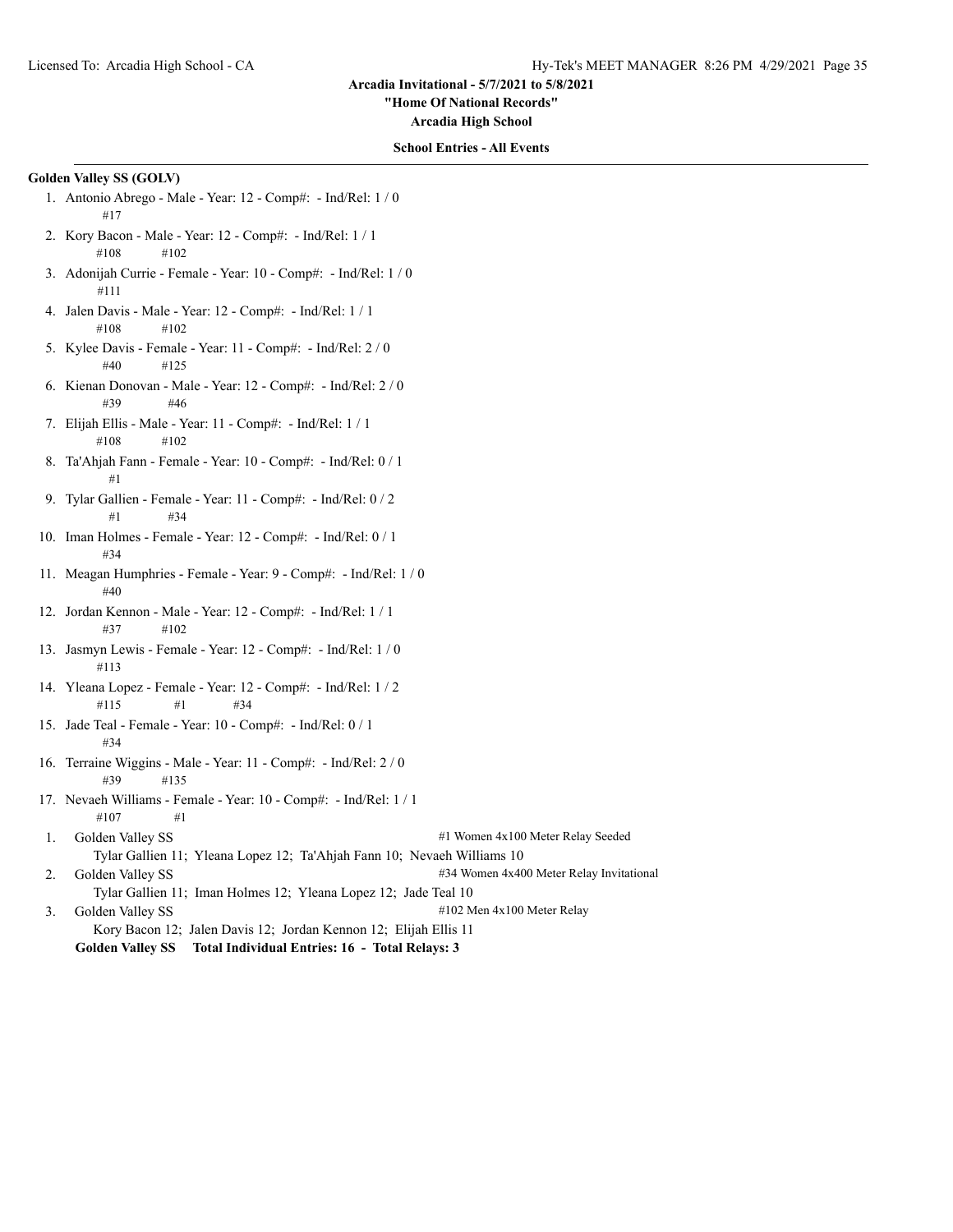# Arcadia Invitational - 5/7/2021 to 5/8/2021

**"Home Of National Records"**

**Arcadia High School**

**School Entries - All Events**

---

**Golden Valley SS (GOLV)**

1. Antonio Abrego - Male - Year: 12 - Comp#:  - Ind/Rel: 1 / 0
   #17
2. Kory Bacon - Male - Year: 12 - Comp#:  - Ind/Rel: 1 / 1
   #108 #102
3. Adonijah Currie - Female - Year: 10 - Comp#:  - Ind/Rel: 1 / 0
   #111
4. Jalen Davis - Male - Year: 12 - Comp#:  - Ind/Rel: 1 / 1
   #108 #102
5. Kylee Davis - Female - Year: 11 - Comp#:  - Ind/Rel: 2 / 0
   #40 #125
6. Kienan Donovan - Male - Year: 12 - Comp#:  - Ind/Rel: 2 / 0
   #39 #46
7. Elijah Ellis - Male - Year: 11 - Comp#:  - Ind/Rel: 1 / 1
   #108 #102
8. Ta'Ahjah Fann - Female - Year: 10 - Comp#:  - Ind/Rel: 0 / 1
   #1
9. Tylar Gallien - Female - Year: 11 - Comp#:  - Ind/Rel: 0 / 2
   #1 #34
10. Iman Holmes - Female - Year: 12 - Comp#:  - Ind/Rel: 0 / 1
    #34
11. Meagan Humphries - Female - Year: 9 - Comp#:  - Ind/Rel: 1 / 0
    #40
12. Jordan Kennon - Male - Year: 12 - Comp#:  - Ind/Rel: 1 / 1
    #37 #102
13. Jasmyn Lewis - Female - Year: 12 - Comp#:  - Ind/Rel: 1 / 0
    #113
14. Yleana Lopez - Female - Year: 12 - Comp#:  - Ind/Rel: 1 / 2
    #115 #1 #34
15. Jade Teal - Female - Year: 10 - Comp#:  - Ind/Rel: 0 / 1
    #34
16. Terraine Wiggins - Male - Year: 11 - Comp#:  - Ind/Rel: 2 / 0
    #39 #135
17. Nevaeh Williams - Female - Year: 10 - Comp#:  - Ind/Rel: 1 / 1
    #107 #1

| # | Team | Event |
|---|---|---|
| 1. | Golden Valley SS | #1 Women 4x100 Meter Relay Seeded |
| | Tylar Gallien 11;  Yleana Lopez 12;  Ta'Ahjah Fann 10;  Nevaeh Williams 10 | |
| 2. | Golden Valley SS | #34 Women 4x400 Meter Relay Invitational |
| | Tylar Gallien 11;  Iman Holmes 12;  Yleana Lopez 12;  Jade Teal 10 | |
| 3. | Golden Valley SS | #102 Men 4x100 Meter Relay |
| | Kory Bacon 12;  Jalen Davis 12;  Jordan Kennon 12;  Elijah Ellis 11 | |

**Golden Valley SS    Total Individual Entries: 16  -  Total Relays: 3**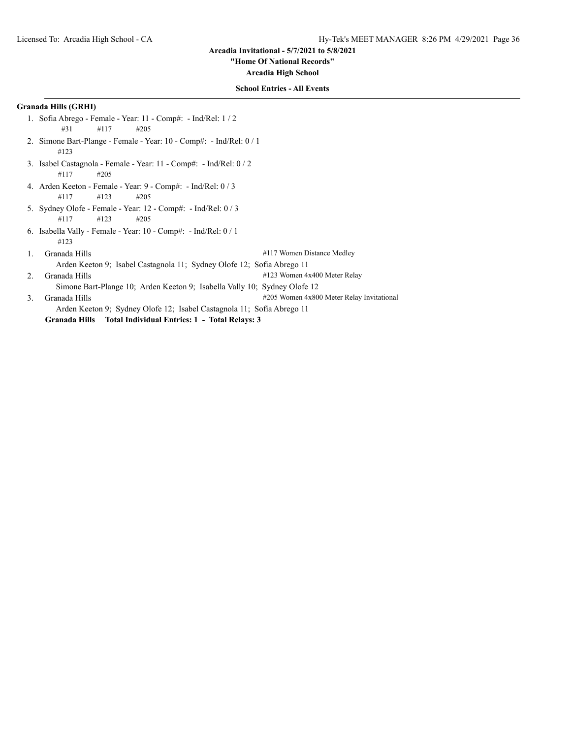Arcadia Invitational - 5/7/2021 to 5/8/2021

"Home Of National Records"

Arcadia High School

**School Entries - All Events**

**Granada Hills (GRHI)**

1. Sofia Abrego - Female - Year: 11 - Comp#:  - Ind/Rel: 1 / 2
   #31 #117 #205
2. Simone Bart-Plange - Female - Year: 10 - Comp#:  - Ind/Rel: 0 / 1
   #123
3. Isabel Castagnola - Female - Year: 11 - Comp#:  - Ind/Rel: 0 / 2
   #117 #205
4. Arden Keeton - Female - Year: 9 - Comp#:  - Ind/Rel: 0 / 3
   #117 #123 #205
5. Sydney Olofe - Female - Year: 12 - Comp#:  - Ind/Rel: 0 / 3
   #117 #123 #205
6. Isabella Vally - Female - Year: 10 - Comp#:  - Ind/Rel: 0 / 1
   #123

1. Granada Hills — #117 Women Distance Medley
   Arden Keeton 9; Isabel Castagnola 11; Sydney Olofe 12; Sofia Abrego 11
2. Granada Hills — #123 Women 4x400 Meter Relay
   Simone Bart-Plange 10; Arden Keeton 9; Isabella Vally 10; Sydney Olofe 12
3. Granada Hills — #205 Women 4x800 Meter Relay Invitational
   Arden Keeton 9; Sydney Olofe 12; Isabel Castagnola 11; Sofia Abrego 11

**Granada Hills Total Individual Entries: 1 - Total Relays: 3**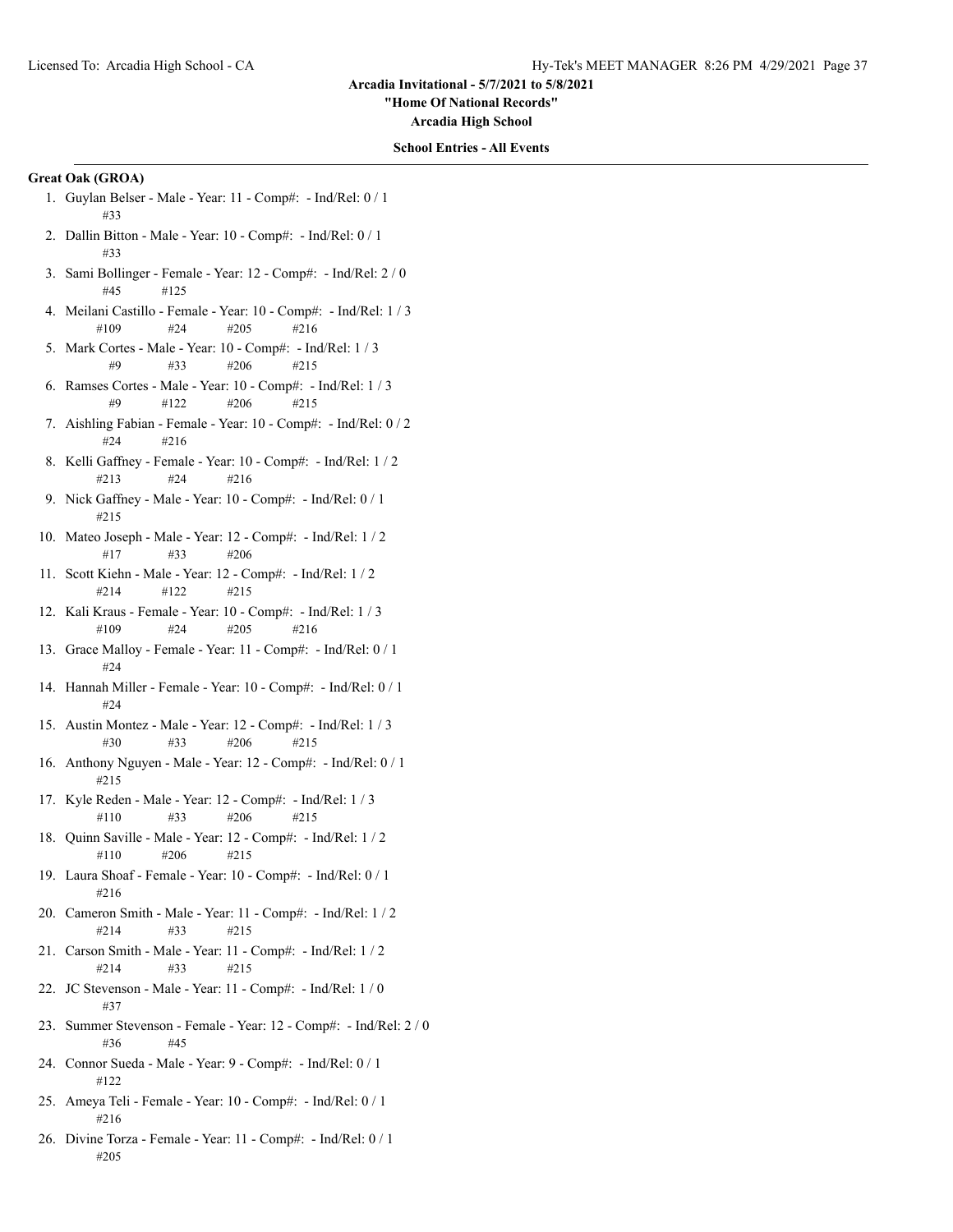**Arcadia Invitational - 5/7/2021 to 5/8/2021**

**"Home Of National Records"**

**Arcadia High School**

**School Entries - All Events**

**Great Oak (GROA)**

1. Guylan Belser - Male - Year: 11 - Comp#: - Ind/Rel: 0 / 1
   #33
2. Dallin Bitton - Male - Year: 10 - Comp#: - Ind/Rel: 0 / 1
   #33
3. Sami Bollinger - Female - Year: 12 - Comp#: - Ind/Rel: 2 / 0
   #45 #125
4. Meilani Castillo - Female - Year: 10 - Comp#: - Ind/Rel: 1 / 3
   #109 #24 #205 #216
5. Mark Cortes - Male - Year: 10 - Comp#: - Ind/Rel: 1 / 3
   #9 #33 #206 #215
6. Ramses Cortes - Male - Year: 10 - Comp#: - Ind/Rel: 1 / 3
   #9 #122 #206 #215
7. Aishling Fabian - Female - Year: 10 - Comp#: - Ind/Rel: 0 / 2
   #24 #216
8. Kelli Gaffney - Female - Year: 10 - Comp#: - Ind/Rel: 1 / 2
   #213 #24 #216
9. Nick Gaffney - Male - Year: 10 - Comp#: - Ind/Rel: 0 / 1
   #215
10. Mateo Joseph - Male - Year: 12 - Comp#: - Ind/Rel: 1 / 2
    #17 #33 #206
11. Scott Kiehn - Male - Year: 12 - Comp#: - Ind/Rel: 1 / 2
    #214 #122 #215
12. Kali Kraus - Female - Year: 10 - Comp#: - Ind/Rel: 1 / 3
    #109 #24 #205 #216
13. Grace Malloy - Female - Year: 11 - Comp#: - Ind/Rel: 0 / 1
    #24
14. Hannah Miller - Female - Year: 10 - Comp#: - Ind/Rel: 0 / 1
    #24
15. Austin Montez - Male - Year: 12 - Comp#: - Ind/Rel: 1 / 3
    #30 #33 #206 #215
16. Anthony Nguyen - Male - Year: 12 - Comp#: - Ind/Rel: 0 / 1
    #215
17. Kyle Reden - Male - Year: 12 - Comp#: - Ind/Rel: 1 / 3
    #110 #33 #206 #215
18. Quinn Saville - Male - Year: 12 - Comp#: - Ind/Rel: 1 / 2
    #110 #206 #215
19. Laura Shoaf - Female - Year: 10 - Comp#: - Ind/Rel: 0 / 1
    #216
20. Cameron Smith - Male - Year: 11 - Comp#: - Ind/Rel: 1 / 2
    #214 #33 #215
21. Carson Smith - Male - Year: 11 - Comp#: - Ind/Rel: 1 / 2
    #214 #33 #215
22. JC Stevenson - Male - Year: 11 - Comp#: - Ind/Rel: 1 / 0
    #37
23. Summer Stevenson - Female - Year: 12 - Comp#: - Ind/Rel: 2 / 0
    #36 #45
24. Connor Sueda - Male - Year: 9 - Comp#: - Ind/Rel: 0 / 1
    #122
25. Ameya Teli - Female - Year: 10 - Comp#: - Ind/Rel: 0 / 1
    #216
26. Divine Torza - Female - Year: 11 - Comp#: - Ind/Rel: 0 / 1
    #205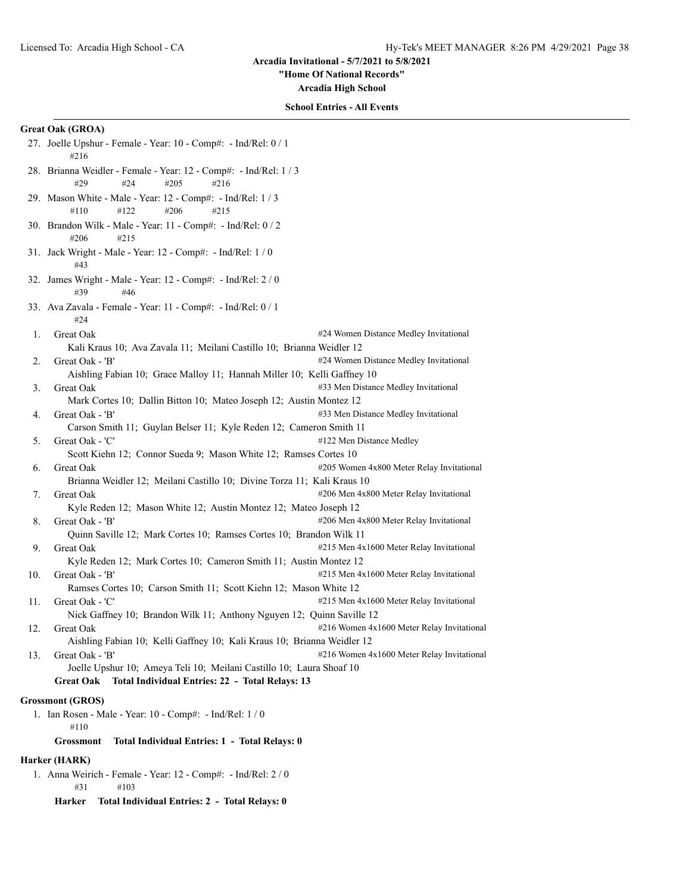**Arcadia Invitational - 5/7/2021 to 5/8/2021**
**"Home Of National Records"**
**Arcadia High School**

**School Entries - All Events**

### Great Oak (GROA)

27. Joelle Upshur - Female - Year: 10 - Comp#: - Ind/Rel: 0 / 1
    #216
28. Brianna Weidler - Female - Year: 12 - Comp#: - Ind/Rel: 1 / 3
    #29 #24 #205 #216
29. Mason White - Male - Year: 12 - Comp#: - Ind/Rel: 1 / 3
    #110 #122 #206 #215
30. Brandon Wilk - Male - Year: 11 - Comp#: - Ind/Rel: 0 / 2
    #206 #215
31. Jack Wright - Male - Year: 12 - Comp#: - Ind/Rel: 1 / 0
    #43
32. James Wright - Male - Year: 12 - Comp#: - Ind/Rel: 2 / 0
    #39 #46
33. Ava Zavala - Female - Year: 11 - Comp#: - Ind/Rel: 0 / 1
    #24

1. Great Oak — #24 Women Distance Medley Invitational
   Kali Kraus 10; Ava Zavala 11; Meilani Castillo 10; Brianna Weidler 12
2. Great Oak - 'B' — #24 Women Distance Medley Invitational
   Aishling Fabian 10; Grace Malloy 11; Hannah Miller 10; Kelli Gaffney 10
3. Great Oak — #33 Men Distance Medley Invitational
   Mark Cortes 10; Dallin Bitton 10; Mateo Joseph 12; Austin Montez 12
4. Great Oak - 'B' — #33 Men Distance Medley Invitational
   Carson Smith 11; Guylan Belser 11; Kyle Reden 12; Cameron Smith 11
5. Great Oak - 'C' — #122 Men Distance Medley
   Scott Kiehn 12; Connor Sueda 9; Mason White 12; Ramses Cortes 10
6. Great Oak — #205 Women 4x800 Meter Relay Invitational
   Brianna Weidler 12; Meilani Castillo 10; Divine Torza 11; Kali Kraus 10
7. Great Oak — #206 Men 4x800 Meter Relay Invitational
   Kyle Reden 12; Mason White 12; Austin Montez 12; Mateo Joseph 12
8. Great Oak - 'B' — #206 Men 4x800 Meter Relay Invitational
   Quinn Saville 12; Mark Cortes 10; Ramses Cortes 10; Brandon Wilk 11
9. Great Oak — #215 Men 4x1600 Meter Relay Invitational
   Kyle Reden 12; Mark Cortes 10; Cameron Smith 11; Austin Montez 12
10. Great Oak - 'B' — #215 Men 4x1600 Meter Relay Invitational
    Ramses Cortes 10; Carson Smith 11; Scott Kiehn 12; Mason White 12
11. Great Oak - 'C' — #215 Men 4x1600 Meter Relay Invitational
    Nick Gaffney 10; Brandon Wilk 11; Anthony Nguyen 12; Quinn Saville 12
12. Great Oak — #216 Women 4x1600 Meter Relay Invitational
    Aishling Fabian 10; Kelli Gaffney 10; Kali Kraus 10; Brianna Weidler 12
13. Great Oak - 'B' — #216 Women 4x1600 Meter Relay Invitational
    Joelle Upshur 10; Ameya Teli 10; Meilani Castillo 10; Laura Shoaf 10

**Great Oak Total Individual Entries: 22 - Total Relays: 13**

### Grossmont (GROS)

1. Ian Rosen - Male - Year: 10 - Comp#: - Ind/Rel: 1 / 0
   #110

**Grossmont Total Individual Entries: 1 - Total Relays: 0**

### Harker (HARK)

1. Anna Weirich - Female - Year: 12 - Comp#: - Ind/Rel: 2 / 0
   #31 #103

**Harker Total Individual Entries: 2 - Total Relays: 0**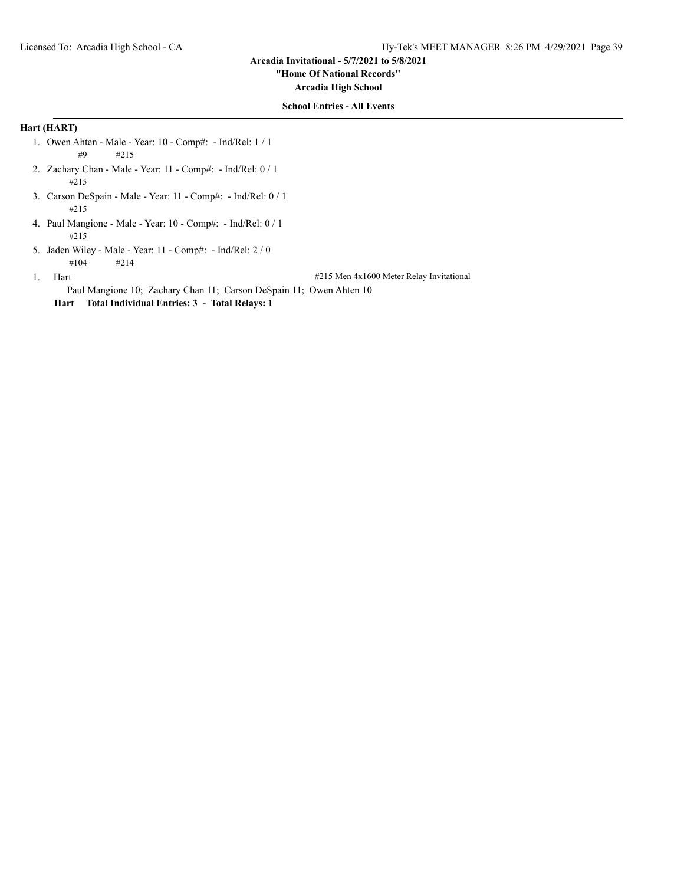**Arcadia Invitational - 5/7/2021 to 5/8/2021**

**"Home Of National Records"**

**Arcadia High School**

**School Entries - All Events**

**Hart (HART)**

1. Owen Ahten - Male - Year: 10 - Comp#: - Ind/Rel: 1 / 1
   #9 #215
2. Zachary Chan - Male - Year: 11 - Comp#: - Ind/Rel: 0 / 1
   #215
3. Carson DeSpain - Male - Year: 11 - Comp#: - Ind/Rel: 0 / 1
   #215
4. Paul Mangione - Male - Year: 10 - Comp#: - Ind/Rel: 0 / 1
   #215
5. Jaden Wiley - Male - Year: 11 - Comp#: - Ind/Rel: 2 / 0
   #104 #214

1. Hart — #215 Men 4x1600 Meter Relay Invitational
   Paul Mangione 10; Zachary Chan 11; Carson DeSpain 11; Owen Ahten 10

**Hart Total Individual Entries: 3 - Total Relays: 1**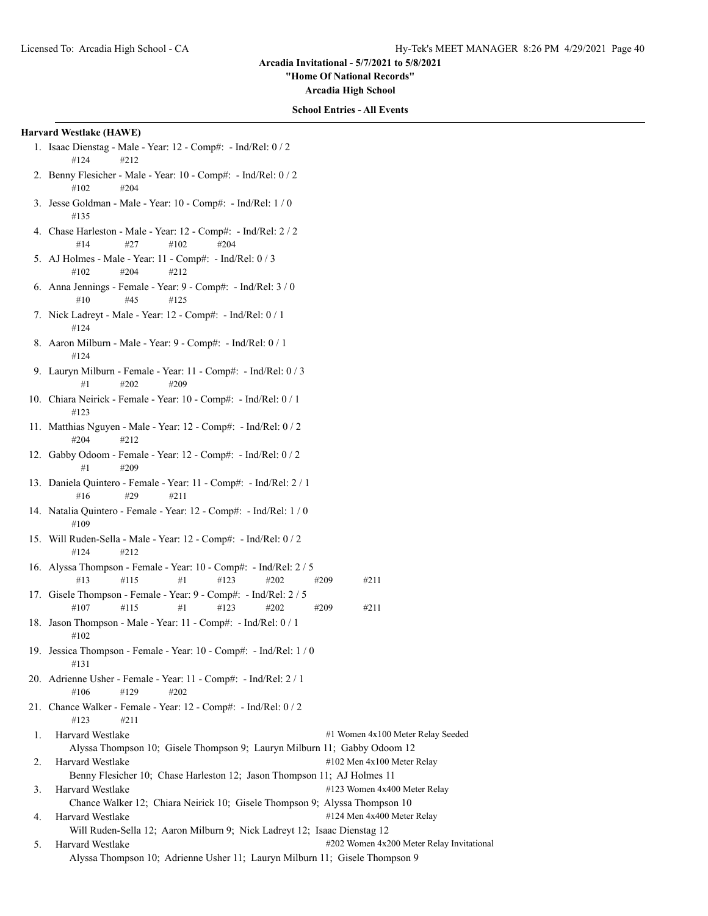Licensed To: Arcadia High School - CA

**Arcadia Invitational - 5/7/2021 to 5/8/2021**

**"Home Of National Records"**

**Arcadia High School**

**School Entries - All Events**

**Harvard Westlake (HAWE)**

1. Isaac Dienstag - Male - Year: 12 - Comp#: - Ind/Rel: 0 / 2
   #124 #212
2. Benny Flesicher - Male - Year: 10 - Comp#: - Ind/Rel: 0 / 2
   #102 #204
3. Jesse Goldman - Male - Year: 10 - Comp#: - Ind/Rel: 1 / 0
   #135
4. Chase Harleston - Male - Year: 12 - Comp#: - Ind/Rel: 2 / 2
   #14 #27 #102 #204
5. AJ Holmes - Male - Year: 11 - Comp#: - Ind/Rel: 0 / 3
   #102 #204 #212
6. Anna Jennings - Female - Year: 9 - Comp#: - Ind/Rel: 3 / 0
   #10 #45 #125
7. Nick Ladreyt - Male - Year: 12 - Comp#: - Ind/Rel: 0 / 1
   #124
8. Aaron Milburn - Male - Year: 9 - Comp#: - Ind/Rel: 0 / 1
   #124
9. Lauryn Milburn - Female - Year: 11 - Comp#: - Ind/Rel: 0 / 3
   #1 #202 #209
10. Chiara Neirick - Female - Year: 10 - Comp#: - Ind/Rel: 0 / 1
    #123
11. Matthias Nguyen - Male - Year: 12 - Comp#: - Ind/Rel: 0 / 2
    #204 #212
12. Gabby Odoom - Female - Year: 12 - Comp#: - Ind/Rel: 0 / 2
    #1 #209
13. Daniela Quintero - Female - Year: 11 - Comp#: - Ind/Rel: 2 / 1
    #16 #29 #211
14. Natalia Quintero - Female - Year: 12 - Comp#: - Ind/Rel: 1 / 0
    #109
15. Will Ruden-Sella - Male - Year: 12 - Comp#: - Ind/Rel: 0 / 2
    #124 #212
16. Alyssa Thompson - Female - Year: 10 - Comp#: - Ind/Rel: 2 / 5
    #13 #115 #1 #123 #202 #209 #211
17. Gisele Thompson - Female - Year: 9 - Comp#: - Ind/Rel: 2 / 5
    #107 #115 #1 #123 #202 #209 #211
18. Jason Thompson - Male - Year: 11 - Comp#: - Ind/Rel: 0 / 1
    #102
19. Jessica Thompson - Female - Year: 10 - Comp#: - Ind/Rel: 1 / 0
    #131
20. Adrienne Usher - Female - Year: 11 - Comp#: - Ind/Rel: 2 / 1
    #106 #129 #202
21. Chance Walker - Female - Year: 12 - Comp#: - Ind/Rel: 0 / 2
    #123 #211

1. Harvard Westlake — #1 Women 4x100 Meter Relay Seeded
   Alyssa Thompson 10; Gisele Thompson 9; Lauryn Milburn 11; Gabby Odoom 12
2. Harvard Westlake — #102 Men 4x100 Meter Relay
   Benny Flesicher 10; Chase Harleston 12; Jason Thompson 11; AJ Holmes 11
3. Harvard Westlake — #123 Women 4x400 Meter Relay
   Chance Walker 12; Chiara Neirick 10; Gisele Thompson 9; Alyssa Thompson 10
4. Harvard Westlake — #124 Men 4x400 Meter Relay
   Will Ruden-Sella 12; Aaron Milburn 9; Nick Ladreyt 12; Isaac Dienstag 12
5. Harvard Westlake — #202 Women 4x200 Meter Relay Invitational
   Alyssa Thompson 10; Adrienne Usher 11; Lauryn Milburn 11; Gisele Thompson 9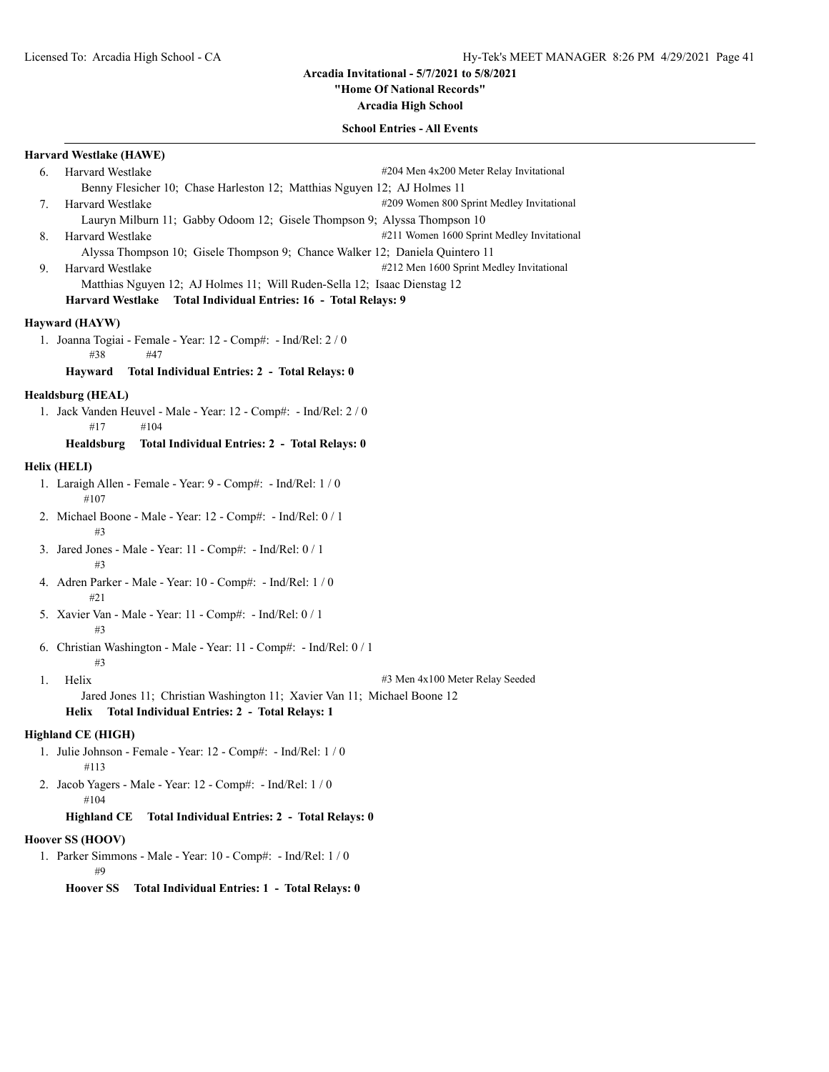Arcadia Invitational - 5/7/2021 to 5/8/2021

"Home Of National Records"

Arcadia High School

School Entries - All Events

**Harvard Westlake (HAWE)**

6. Harvard Westlake — #204 Men 4x200 Meter Relay Invitational
   Benny Flesicher 10; Chase Harleston 12; Matthias Nguyen 12; AJ Holmes 11
7. Harvard Westlake — #209 Women 800 Sprint Medley Invitational
   Lauryn Milburn 11; Gabby Odoom 12; Gisele Thompson 9; Alyssa Thompson 10
8. Harvard Westlake — #211 Women 1600 Sprint Medley Invitational
   Alyssa Thompson 10; Gisele Thompson 9; Chance Walker 12; Daniela Quintero 11
9. Harvard Westlake — #212 Men 1600 Sprint Medley Invitational
   Matthias Nguyen 12; AJ Holmes 11; Will Ruden-Sella 12; Isaac Dienstag 12

**Harvard Westlake Total Individual Entries: 16 - Total Relays: 9**

**Hayward (HAYW)**

1. Joanna Togiai - Female - Year: 12 - Comp#: - Ind/Rel: 2 / 0
   #38 #47

**Hayward Total Individual Entries: 2 - Total Relays: 0**

**Healdsburg (HEAL)**

1. Jack Vanden Heuvel - Male - Year: 12 - Comp#: - Ind/Rel: 2 / 0
   #17 #104

**Healdsburg Total Individual Entries: 2 - Total Relays: 0**

**Helix (HELI)**

1. Laraigh Allen - Female - Year: 9 - Comp#: - Ind/Rel: 1 / 0
   #107
2. Michael Boone - Male - Year: 12 - Comp#: - Ind/Rel: 0 / 1
   #3
3. Jared Jones - Male - Year: 11 - Comp#: - Ind/Rel: 0 / 1
   #3
4. Adren Parker - Male - Year: 10 - Comp#: - Ind/Rel: 1 / 0
   #21
5. Xavier Van - Male - Year: 11 - Comp#: - Ind/Rel: 0 / 1
   #3
6. Christian Washington - Male - Year: 11 - Comp#: - Ind/Rel: 0 / 1
   #3

1. Helix — #3 Men 4x100 Meter Relay Seeded
   Jared Jones 11; Christian Washington 11; Xavier Van 11; Michael Boone 12

**Helix Total Individual Entries: 2 - Total Relays: 1**

**Highland CE (HIGH)**

1. Julie Johnson - Female - Year: 12 - Comp#: - Ind/Rel: 1 / 0
   #113
2. Jacob Yagers - Male - Year: 12 - Comp#: - Ind/Rel: 1 / 0
   #104

**Highland CE Total Individual Entries: 2 - Total Relays: 0**

**Hoover SS (HOOV)**

1. Parker Simmons - Male - Year: 10 - Comp#: - Ind/Rel: 1 / 0
   #9

**Hoover SS Total Individual Entries: 1 - Total Relays: 0**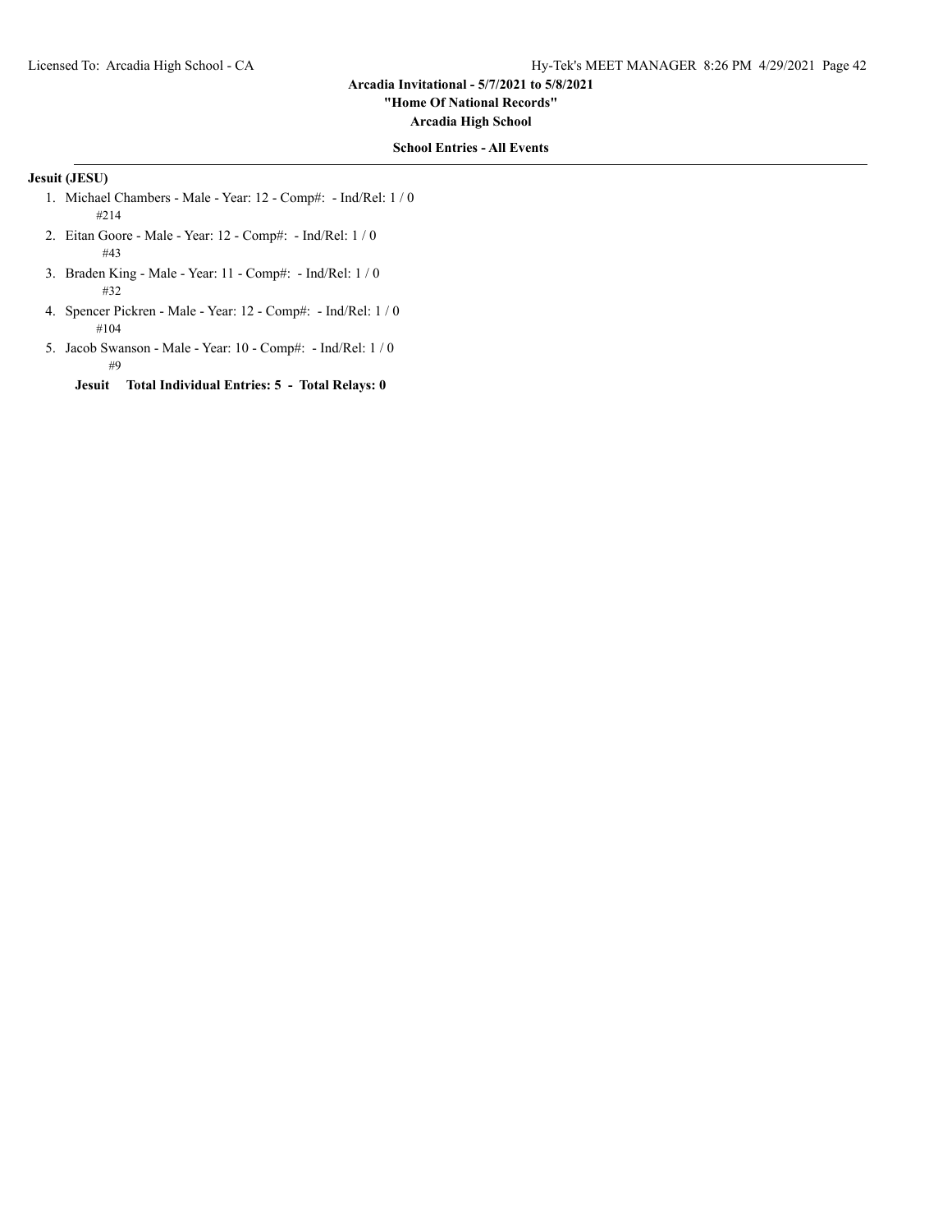**School Entries - All Events**

**Jesuit (JESU)**

1. Michael Chambers - Male - Year: 12 - Comp#: - Ind/Rel: 1 / 0
   #214
2. Eitan Goore - Male - Year: 12 - Comp#: - Ind/Rel: 1 / 0
   #43
3. Braden King - Male - Year: 11 - Comp#: - Ind/Rel: 1 / 0
   #32
4. Spencer Pickren - Male - Year: 12 - Comp#: - Ind/Rel: 1 / 0
   #104
5. Jacob Swanson - Male - Year: 10 - Comp#: - Ind/Rel: 1 / 0
   #9

**Jesuit Total Individual Entries: 5 - Total Relays: 0**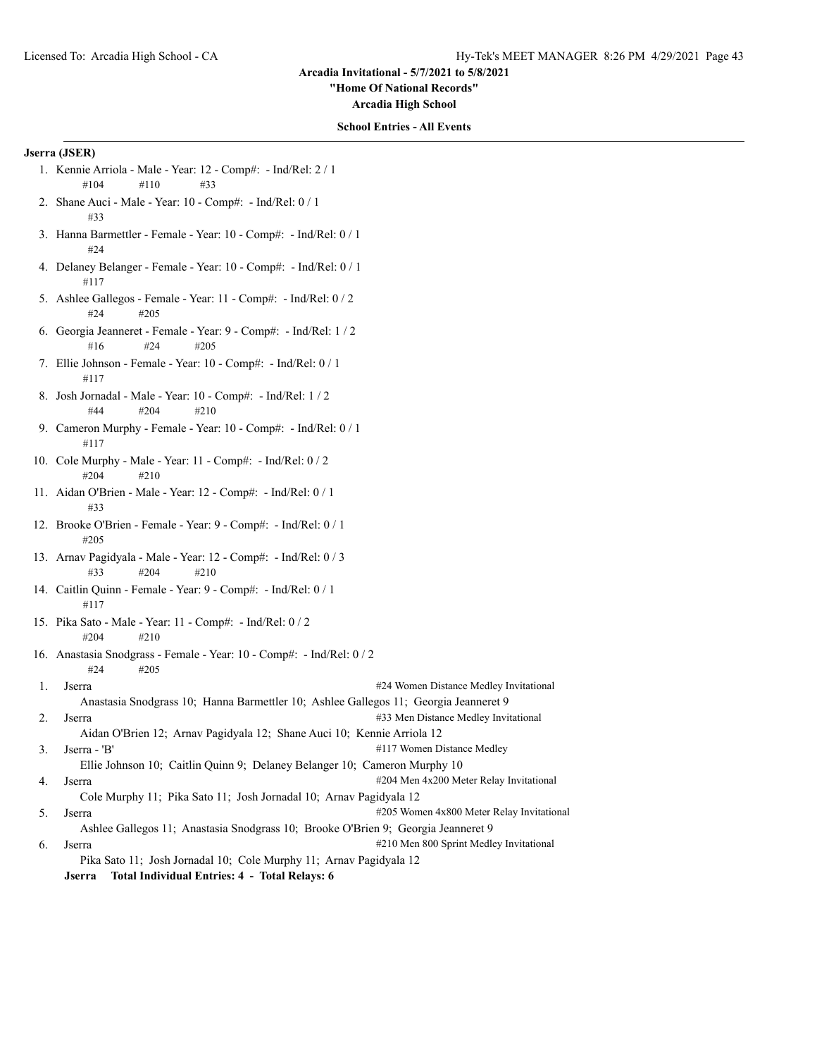**Arcadia Invitational - 5/7/2021 to 5/8/2021**

**"Home Of National Records"**

**Arcadia High School**

**School Entries - All Events**

**Jserra (JSER)**

1. Kennie Arriola - Male - Year: 12 - Comp#: - Ind/Rel: 2 / 1
   #104 #110 #33
2. Shane Auci - Male - Year: 10 - Comp#: - Ind/Rel: 0 / 1
   #33
3. Hanna Barmettler - Female - Year: 10 - Comp#: - Ind/Rel: 0 / 1
   #24
4. Delaney Belanger - Female - Year: 10 - Comp#: - Ind/Rel: 0 / 1
   #117
5. Ashlee Gallegos - Female - Year: 11 - Comp#: - Ind/Rel: 0 / 2
   #24 #205
6. Georgia Jeanneret - Female - Year: 9 - Comp#: - Ind/Rel: 1 / 2
   #16 #24 #205
7. Ellie Johnson - Female - Year: 10 - Comp#: - Ind/Rel: 0 / 1
   #117
8. Josh Jornadal - Male - Year: 10 - Comp#: - Ind/Rel: 1 / 2
   #44 #204 #210
9. Cameron Murphy - Female - Year: 10 - Comp#: - Ind/Rel: 0 / 1
   #117
10. Cole Murphy - Male - Year: 11 - Comp#: - Ind/Rel: 0 / 2
    #204 #210
11. Aidan O'Brien - Male - Year: 12 - Comp#: - Ind/Rel: 0 / 1
    #33
12. Brooke O'Brien - Female - Year: 9 - Comp#: - Ind/Rel: 0 / 1
    #205
13. Arnav Pagidyala - Male - Year: 12 - Comp#: - Ind/Rel: 0 / 3
    #33 #204 #210
14. Caitlin Quinn - Female - Year: 9 - Comp#: - Ind/Rel: 0 / 1
    #117
15. Pika Sato - Male - Year: 11 - Comp#: - Ind/Rel: 0 / 2
    #204 #210
16. Anastasia Snodgrass - Female - Year: 10 - Comp#: - Ind/Rel: 0 / 2
    #24 #205

1. Jserra — #24 Women Distance Medley Invitational
   Anastasia Snodgrass 10; Hanna Barmettler 10; Ashlee Gallegos 11; Georgia Jeanneret 9
2. Jserra — #33 Men Distance Medley Invitational
   Aidan O'Brien 12; Arnav Pagidyala 12; Shane Auci 10; Kennie Arriola 12
3. Jserra - 'B' — #117 Women Distance Medley
   Ellie Johnson 10; Caitlin Quinn 9; Delaney Belanger 10; Cameron Murphy 10
4. Jserra — #204 Men 4x200 Meter Relay Invitational
   Cole Murphy 11; Pika Sato 11; Josh Jornadal 10; Arnav Pagidyala 12
5. Jserra — #205 Women 4x800 Meter Relay Invitational
   Ashlee Gallegos 11; Anastasia Snodgrass 10; Brooke O'Brien 9; Georgia Jeanneret 9
6. Jserra — #210 Men 800 Sprint Medley Invitational
   Pika Sato 11; Josh Jornadal 10; Cole Murphy 11; Arnav Pagidyala 12

**Jserra Total Individual Entries: 4 - Total Relays: 6**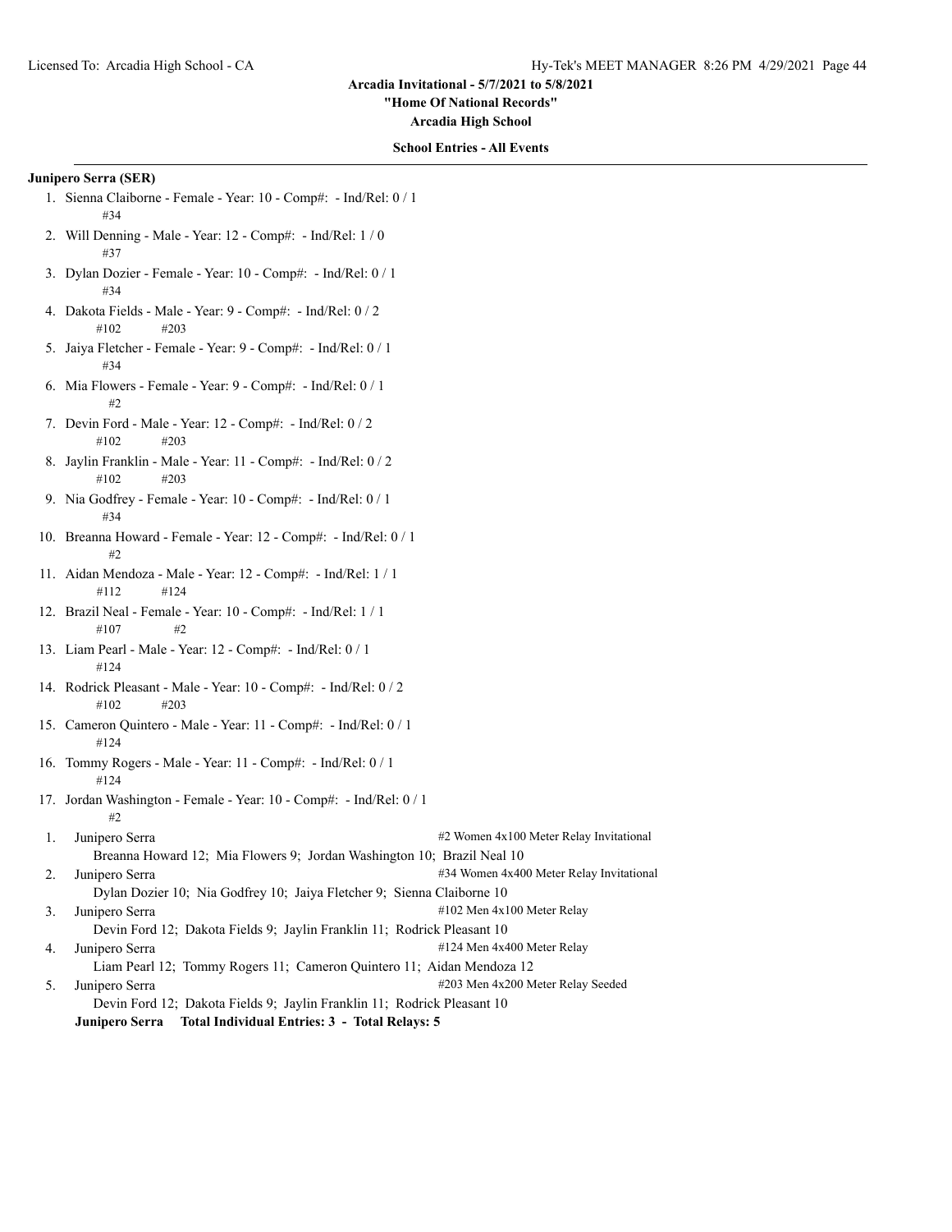Arcadia Invitational - 5/7/2021 to 5/8/2021

"Home Of National Records"

Arcadia High School

**School Entries - All Events**

**Junipero Serra (SER)**

1. Sienna Claiborne - Female - Year: 10 - Comp#: - Ind/Rel: 0 / 1
   #34
2. Will Denning - Male - Year: 12 - Comp#: - Ind/Rel: 1 / 0
   #37
3. Dylan Dozier - Female - Year: 10 - Comp#: - Ind/Rel: 0 / 1
   #34
4. Dakota Fields - Male - Year: 9 - Comp#: - Ind/Rel: 0 / 2
   #102 #203
5. Jaiya Fletcher - Female - Year: 9 - Comp#: - Ind/Rel: 0 / 1
   #34
6. Mia Flowers - Female - Year: 9 - Comp#: - Ind/Rel: 0 / 1
   #2
7. Devin Ford - Male - Year: 12 - Comp#: - Ind/Rel: 0 / 2
   #102 #203
8. Jaylin Franklin - Male - Year: 11 - Comp#: - Ind/Rel: 0 / 2
   #102 #203
9. Nia Godfrey - Female - Year: 10 - Comp#: - Ind/Rel: 0 / 1
   #34
10. Breanna Howard - Female - Year: 12 - Comp#: - Ind/Rel: 0 / 1
    #2
11. Aidan Mendoza - Male - Year: 12 - Comp#: - Ind/Rel: 1 / 1
    #112 #124
12. Brazil Neal - Female - Year: 10 - Comp#: - Ind/Rel: 1 / 1
    #107 #2
13. Liam Pearl - Male - Year: 12 - Comp#: - Ind/Rel: 0 / 1
    #124
14. Rodrick Pleasant - Male - Year: 10 - Comp#: - Ind/Rel: 0 / 2
    #102 #203
15. Cameron Quintero - Male - Year: 11 - Comp#: - Ind/Rel: 0 / 1
    #124
16. Tommy Rogers - Male - Year: 11 - Comp#: - Ind/Rel: 0 / 1
    #124
17. Jordan Washington - Female - Year: 10 - Comp#: - Ind/Rel: 0 / 1
    #2

| | Team | Event |
|---|---|---|
| 1. | Junipero Serra<br>Breanna Howard 12; Mia Flowers 9; Jordan Washington 10; Brazil Neal 10 | #2 Women 4x100 Meter Relay Invitational |
| 2. | Junipero Serra<br>Dylan Dozier 10; Nia Godfrey 10; Jaiya Fletcher 9; Sienna Claiborne 10 | #34 Women 4x400 Meter Relay Invitational |
| 3. | Junipero Serra<br>Devin Ford 12; Dakota Fields 9; Jaylin Franklin 11; Rodrick Pleasant 10 | #102 Men 4x100 Meter Relay |
| 4. | Junipero Serra<br>Liam Pearl 12; Tommy Rogers 11; Cameron Quintero 11; Aidan Mendoza 12 | #124 Men 4x400 Meter Relay |
| 5. | Junipero Serra<br>Devin Ford 12; Dakota Fields 9; Jaylin Franklin 11; Rodrick Pleasant 10 | #203 Men 4x200 Meter Relay Seeded |

**Junipero Serra Total Individual Entries: 3 - Total Relays: 5**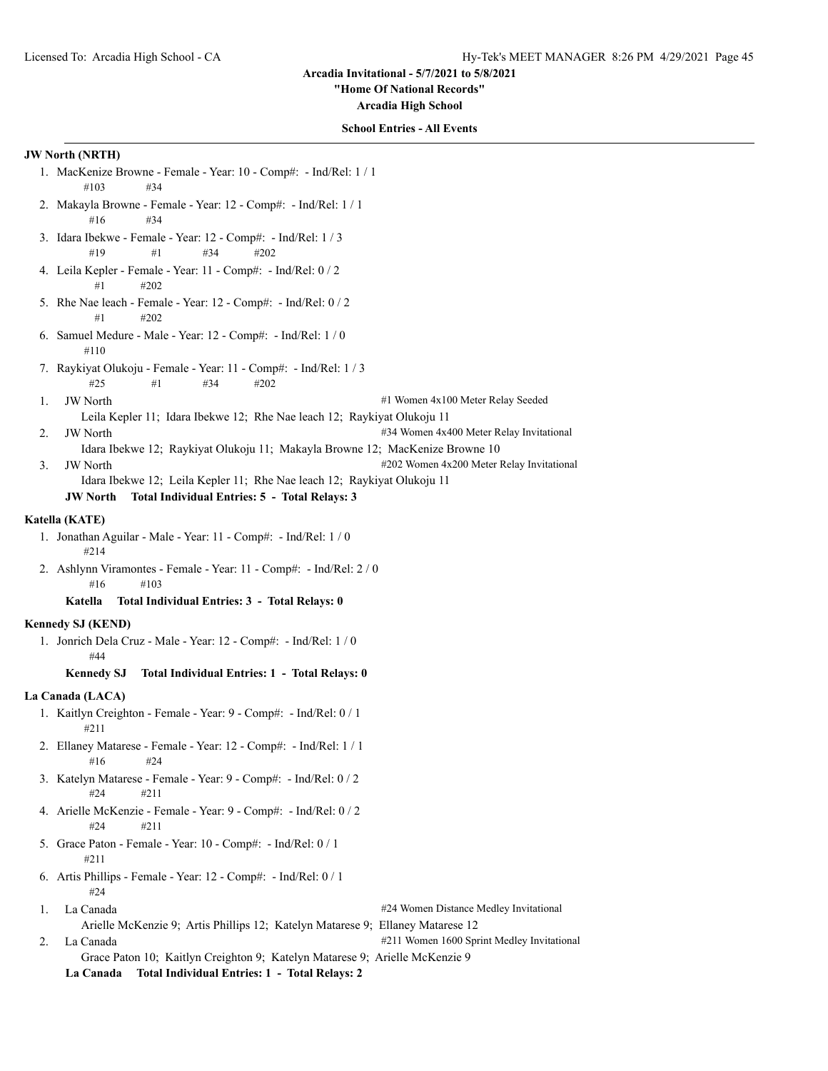## Arcadia Invitational - 5/7/2021 to 5/8/2021

**"Home Of National Records"**

**Arcadia High School**

**School Entries - All Events**

### JW North (NRTH)

1. MacKenize Browne - Female - Year: 10 - Comp#: - Ind/Rel: 1 / 1
   #103 #34
2. Makayla Browne - Female - Year: 12 - Comp#: - Ind/Rel: 1 / 1
   #16 #34
3. Idara Ibekwe - Female - Year: 12 - Comp#: - Ind/Rel: 1 / 3
   #19 #1 #34 #202
4. Leila Kepler - Female - Year: 11 - Comp#: - Ind/Rel: 0 / 2
   #1 #202
5. Rhe Nae leach - Female - Year: 12 - Comp#: - Ind/Rel: 0 / 2
   #1 #202
6. Samuel Medure - Male - Year: 12 - Comp#: - Ind/Rel: 1 / 0
   #110
7. Raykiyat Olukoju - Female - Year: 11 - Comp#: - Ind/Rel: 1 / 3
   #25 #1 #34 #202

1. JW North — #1 Women 4x100 Meter Relay Seeded
   Leila Kepler 11; Idara Ibekwe 12; Rhe Nae leach 12; Raykiyat Olukoju 11
2. JW North — #34 Women 4x400 Meter Relay Invitational
   Idara Ibekwe 12; Raykiyat Olukoju 11; Makayla Browne 12; MacKenize Browne 10
3. JW North — #202 Women 4x200 Meter Relay Invitational
   Idara Ibekwe 12; Leila Kepler 11; Rhe Nae leach 12; Raykiyat Olukoju 11

**JW North Total Individual Entries: 5 - Total Relays: 3**

### Katella (KATE)

1. Jonathan Aguilar - Male - Year: 11 - Comp#: - Ind/Rel: 1 / 0
   #214
2. Ashlynn Viramontes - Female - Year: 11 - Comp#: - Ind/Rel: 2 / 0
   #16 #103

**Katella Total Individual Entries: 3 - Total Relays: 0**

### Kennedy SJ (KEND)

1. Jonrich Dela Cruz - Male - Year: 12 - Comp#: - Ind/Rel: 1 / 0
   #44

**Kennedy SJ Total Individual Entries: 1 - Total Relays: 0**

### La Canada (LACA)

1. Kaitlyn Creighton - Female - Year: 9 - Comp#: - Ind/Rel: 0 / 1
   #211
2. Ellaney Matarese - Female - Year: 12 - Comp#: - Ind/Rel: 1 / 1
   #16 #24
3. Katelyn Matarese - Female - Year: 9 - Comp#: - Ind/Rel: 0 / 2
   #24 #211
4. Arielle McKenzie - Female - Year: 9 - Comp#: - Ind/Rel: 0 / 2
   #24 #211
5. Grace Paton - Female - Year: 10 - Comp#: - Ind/Rel: 0 / 1
   #211
6. Artis Phillips - Female - Year: 12 - Comp#: - Ind/Rel: 0 / 1
   #24

1. La Canada — #24 Women Distance Medley Invitational
   Arielle McKenzie 9; Artis Phillips 12; Katelyn Matarese 9; Ellaney Matarese 12
2. La Canada — #211 Women 1600 Sprint Medley Invitational
   Grace Paton 10; Kaitlyn Creighton 9; Katelyn Matarese 9; Arielle McKenzie 9

**La Canada Total Individual Entries: 1 - Total Relays: 2**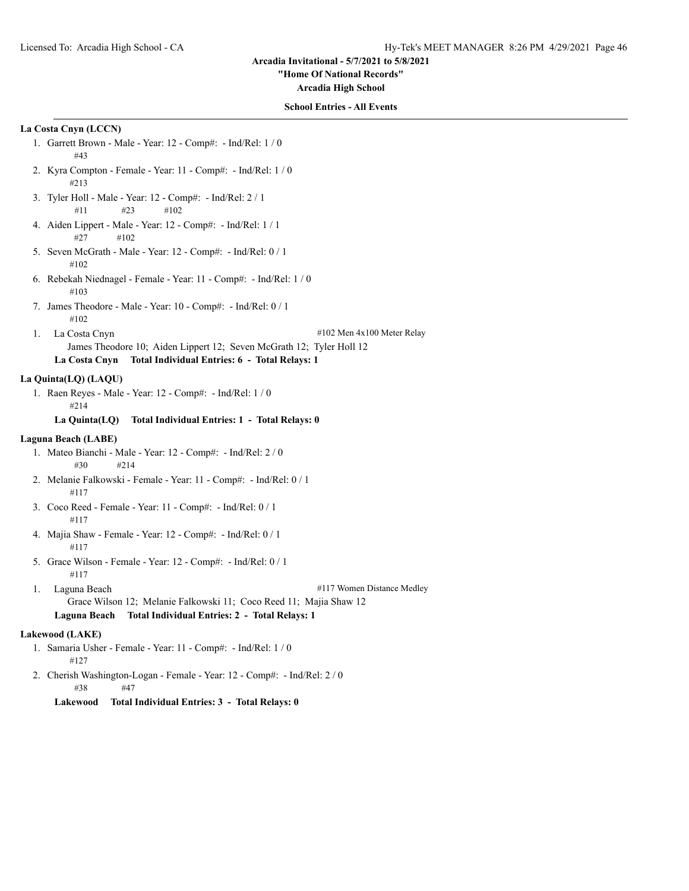**Arcadia Invitational - 5/7/2021 to 5/8/2021**

**"Home Of National Records"**

**Arcadia High School**

**School Entries - All Events**

### La Costa Cnyn (LCCN)

1. Garrett Brown - Male - Year: 12 - Comp#: - Ind/Rel: 1 / 0
   #43
2. Kyra Compton - Female - Year: 11 - Comp#: - Ind/Rel: 1 / 0
   #213
3. Tyler Holl - Male - Year: 12 - Comp#: - Ind/Rel: 2 / 1
   #11 #23 #102
4. Aiden Lippert - Male - Year: 12 - Comp#: - Ind/Rel: 1 / 1
   #27 #102
5. Seven McGrath - Male - Year: 12 - Comp#: - Ind/Rel: 0 / 1
   #102
6. Rebekah Niednagel - Female - Year: 11 - Comp#: - Ind/Rel: 1 / 0
   #103
7. James Theodore - Male - Year: 10 - Comp#: - Ind/Rel: 0 / 1
   #102

1. La Costa Cnyn — #102 Men 4x100 Meter Relay
   James Theodore 10; Aiden Lippert 12; Seven McGrath 12; Tyler Holl 12

**La Costa Cnyn Total Individual Entries: 6 - Total Relays: 1**

### La Quinta(LQ) (LAQU)

1. Raen Reyes - Male - Year: 12 - Comp#: - Ind/Rel: 1 / 0
   #214

**La Quinta(LQ) Total Individual Entries: 1 - Total Relays: 0**

### Laguna Beach (LABE)

1. Mateo Bianchi - Male - Year: 12 - Comp#: - Ind/Rel: 2 / 0
   #30 #214
2. Melanie Falkowski - Female - Year: 11 - Comp#: - Ind/Rel: 0 / 1
   #117
3. Coco Reed - Female - Year: 11 - Comp#: - Ind/Rel: 0 / 1
   #117
4. Majia Shaw - Female - Year: 12 - Comp#: - Ind/Rel: 0 / 1
   #117
5. Grace Wilson - Female - Year: 12 - Comp#: - Ind/Rel: 0 / 1
   #117

1. Laguna Beach — #117 Women Distance Medley
   Grace Wilson 12; Melanie Falkowski 11; Coco Reed 11; Majia Shaw 12

**Laguna Beach Total Individual Entries: 2 - Total Relays: 1**

### Lakewood (LAKE)

1. Samaria Usher - Female - Year: 11 - Comp#: - Ind/Rel: 1 / 0
   #127
2. Cherish Washington-Logan - Female - Year: 12 - Comp#: - Ind/Rel: 2 / 0
   #38 #47

**Lakewood Total Individual Entries: 3 - Total Relays: 0**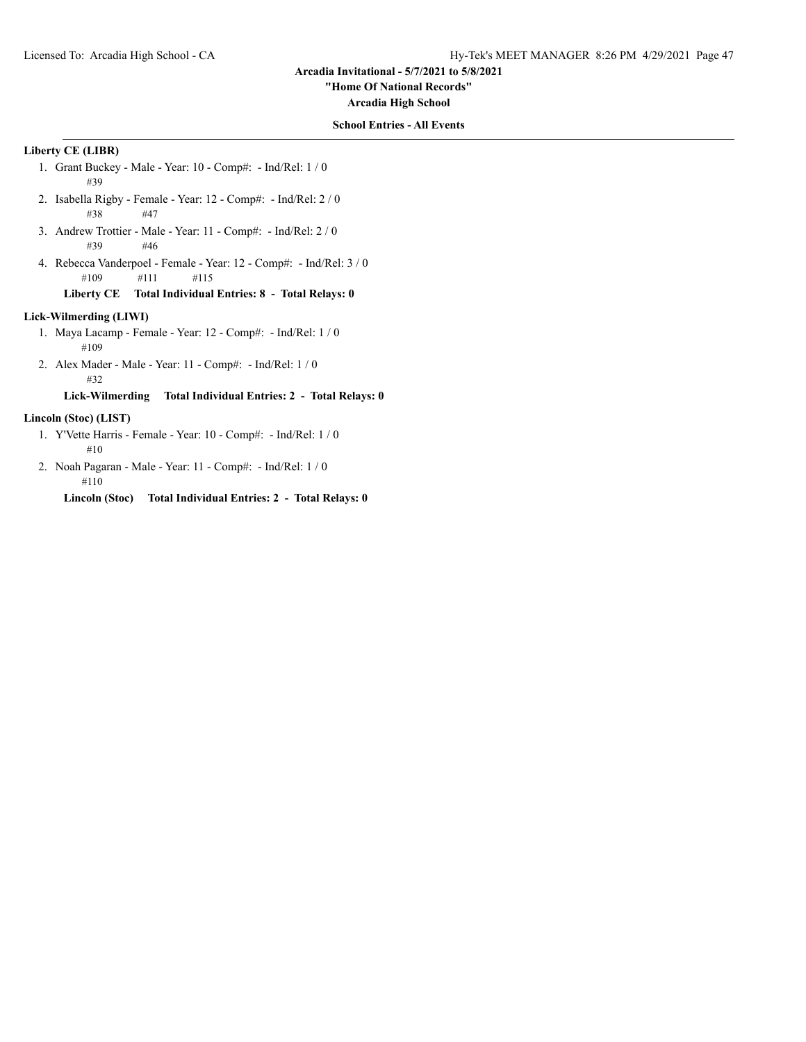**Arcadia Invitational - 5/7/2021 to 5/8/2021**

**"Home Of National Records"**

**Arcadia High School**

**School Entries - All Events**

**Liberty CE (LIBR)**

1. Grant Buckey - Male - Year: 10 - Comp#: - Ind/Rel: 1 / 0
   #39
2. Isabella Rigby - Female - Year: 12 - Comp#: - Ind/Rel: 2 / 0
   #38 #47
3. Andrew Trottier - Male - Year: 11 - Comp#: - Ind/Rel: 2 / 0
   #39 #46
4. Rebecca Vanderpoel - Female - Year: 12 - Comp#: - Ind/Rel: 3 / 0
   #109 #111 #115

**Liberty CE Total Individual Entries: 8 - Total Relays: 0**

**Lick-Wilmerding (LIWI)**

1. Maya Lacamp - Female - Year: 12 - Comp#: - Ind/Rel: 1 / 0
   #109
2. Alex Mader - Male - Year: 11 - Comp#: - Ind/Rel: 1 / 0
   #32

**Lick-Wilmerding Total Individual Entries: 2 - Total Relays: 0**

**Lincoln (Stoc) (LIST)**

1. Y'Vette Harris - Female - Year: 10 - Comp#: - Ind/Rel: 1 / 0
   #10
2. Noah Pagaran - Male - Year: 11 - Comp#: - Ind/Rel: 1 / 0
   #110

**Lincoln (Stoc) Total Individual Entries: 2 - Total Relays: 0**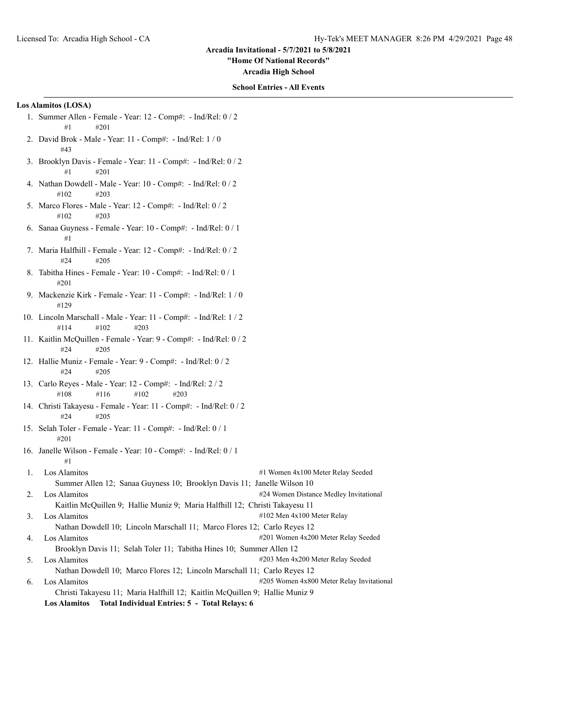Arcadia Invitational - 5/7/2021 to 5/8/2021

"Home Of National Records"

Arcadia High School

**School Entries - All Events**

**Los Alamitos (LOSA)**

1. Summer Allen - Female - Year: 12 - Comp#: - Ind/Rel: 0 / 2
   #1 #201
2. David Brok - Male - Year: 11 - Comp#: - Ind/Rel: 1 / 0
   #43
3. Brooklyn Davis - Female - Year: 11 - Comp#: - Ind/Rel: 0 / 2
   #1 #201
4. Nathan Dowdell - Male - Year: 10 - Comp#: - Ind/Rel: 0 / 2
   #102 #203
5. Marco Flores - Male - Year: 12 - Comp#: - Ind/Rel: 0 / 2
   #102 #203
6. Sanaa Guyness - Female - Year: 10 - Comp#: - Ind/Rel: 0 / 1
   #1
7. Maria Halfhill - Female - Year: 12 - Comp#: - Ind/Rel: 0 / 2
   #24 #205
8. Tabitha Hines - Female - Year: 10 - Comp#: - Ind/Rel: 0 / 1
   #201
9. Mackenzie Kirk - Female - Year: 11 - Comp#: - Ind/Rel: 1 / 0
   #129
10. Lincoln Marschall - Male - Year: 11 - Comp#: - Ind/Rel: 1 / 2
    #114 #102 #203
11. Kaitlin McQuillen - Female - Year: 9 - Comp#: - Ind/Rel: 0 / 2
    #24 #205
12. Hallie Muniz - Female - Year: 9 - Comp#: - Ind/Rel: 0 / 2
    #24 #205
13. Carlo Reyes - Male - Year: 12 - Comp#: - Ind/Rel: 2 / 2
    #108 #116 #102 #203
14. Christi Takayesu - Female - Year: 11 - Comp#: - Ind/Rel: 0 / 2
    #24 #205
15. Selah Toler - Female - Year: 11 - Comp#: - Ind/Rel: 0 / 1
    #201
16. Janelle Wilson - Female - Year: 10 - Comp#: - Ind/Rel: 0 / 1
    #1

| | Team | Event |
|---|---|---|
| 1. | Los Alamitos | #1 Women 4x100 Meter Relay Seeded |
| | Summer Allen 12; Sanaa Guyness 10; Brooklyn Davis 11; Janelle Wilson 10 | |
| 2. | Los Alamitos | #24 Women Distance Medley Invitational |
| | Kaitlin McQuillen 9; Hallie Muniz 9; Maria Halfhill 12; Christi Takayesu 11 | |
| 3. | Los Alamitos | #102 Men 4x100 Meter Relay |
| | Nathan Dowdell 10; Lincoln Marschall 11; Marco Flores 12; Carlo Reyes 12 | |
| 4. | Los Alamitos | #201 Women 4x200 Meter Relay Seeded |
| | Brooklyn Davis 11; Selah Toler 11; Tabitha Hines 10; Summer Allen 12 | |
| 5. | Los Alamitos | #203 Men 4x200 Meter Relay Seeded |
| | Nathan Dowdell 10; Marco Flores 12; Lincoln Marschall 11; Carlo Reyes 12 | |
| 6. | Los Alamitos | #205 Women 4x800 Meter Relay Invitational |
| | Christi Takayesu 11; Maria Halfhill 12; Kaitlin McQuillen 9; Hallie Muniz 9 | |

**Los Alamitos Total Individual Entries: 5 - Total Relays: 6**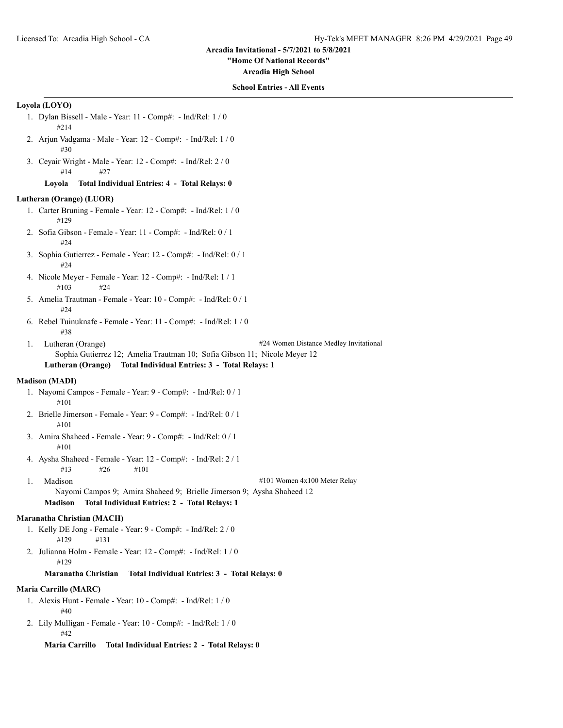Arcadia Invitational - 5/7/2021 to 5/8/2021

"Home Of National Records"

Arcadia High School

**School Entries - All Events**

**Loyola (LOYO)**

1. Dylan Bissell - Male - Year: 11 - Comp#: - Ind/Rel: 1 / 0
   #214
2. Arjun Vadgama - Male - Year: 12 - Comp#: - Ind/Rel: 1 / 0
   #30
3. Ceyair Wright - Male - Year: 12 - Comp#: - Ind/Rel: 2 / 0
   #14 #27

**Loyola Total Individual Entries: 4 - Total Relays: 0**

**Lutheran (Orange) (LUOR)**

1. Carter Bruning - Female - Year: 12 - Comp#: - Ind/Rel: 1 / 0
   #129
2. Sofia Gibson - Female - Year: 11 - Comp#: - Ind/Rel: 0 / 1
   #24
3. Sophia Gutierrez - Female - Year: 12 - Comp#: - Ind/Rel: 0 / 1
   #24
4. Nicole Meyer - Female - Year: 12 - Comp#: - Ind/Rel: 1 / 1
   #103 #24
5. Amelia Trautman - Female - Year: 10 - Comp#: - Ind/Rel: 0 / 1
   #24
6. Rebel Tuinuknafe - Female - Year: 11 - Comp#: - Ind/Rel: 1 / 0
   #38

1. Lutheran (Orange) — #24 Women Distance Medley Invitational
   Sophia Gutierrez 12; Amelia Trautman 10; Sofia Gibson 11; Nicole Meyer 12

**Lutheran (Orange) Total Individual Entries: 3 - Total Relays: 1**

**Madison (MADI)**

1. Nayomi Campos - Female - Year: 9 - Comp#: - Ind/Rel: 0 / 1
   #101
2. Brielle Jimerson - Female - Year: 9 - Comp#: - Ind/Rel: 0 / 1
   #101
3. Amira Shaheed - Female - Year: 9 - Comp#: - Ind/Rel: 0 / 1
   #101
4. Aysha Shaheed - Female - Year: 12 - Comp#: - Ind/Rel: 2 / 1
   #13 #26 #101

1. Madison — #101 Women 4x100 Meter Relay
   Nayomi Campos 9; Amira Shaheed 9; Brielle Jimerson 9; Aysha Shaheed 12

**Madison Total Individual Entries: 2 - Total Relays: 1**

**Maranatha Christian (MACH)**

1. Kelly DE Jong - Female - Year: 9 - Comp#: - Ind/Rel: 2 / 0
   #129 #131
2. Julianna Holm - Female - Year: 12 - Comp#: - Ind/Rel: 1 / 0
   #129

**Maranatha Christian Total Individual Entries: 3 - Total Relays: 0**

**Maria Carrillo (MARC)**

1. Alexis Hunt - Female - Year: 10 - Comp#: - Ind/Rel: 1 / 0
   #40
2. Lily Mulligan - Female - Year: 10 - Comp#: - Ind/Rel: 1 / 0
   #42

**Maria Carrillo Total Individual Entries: 2 - Total Relays: 0**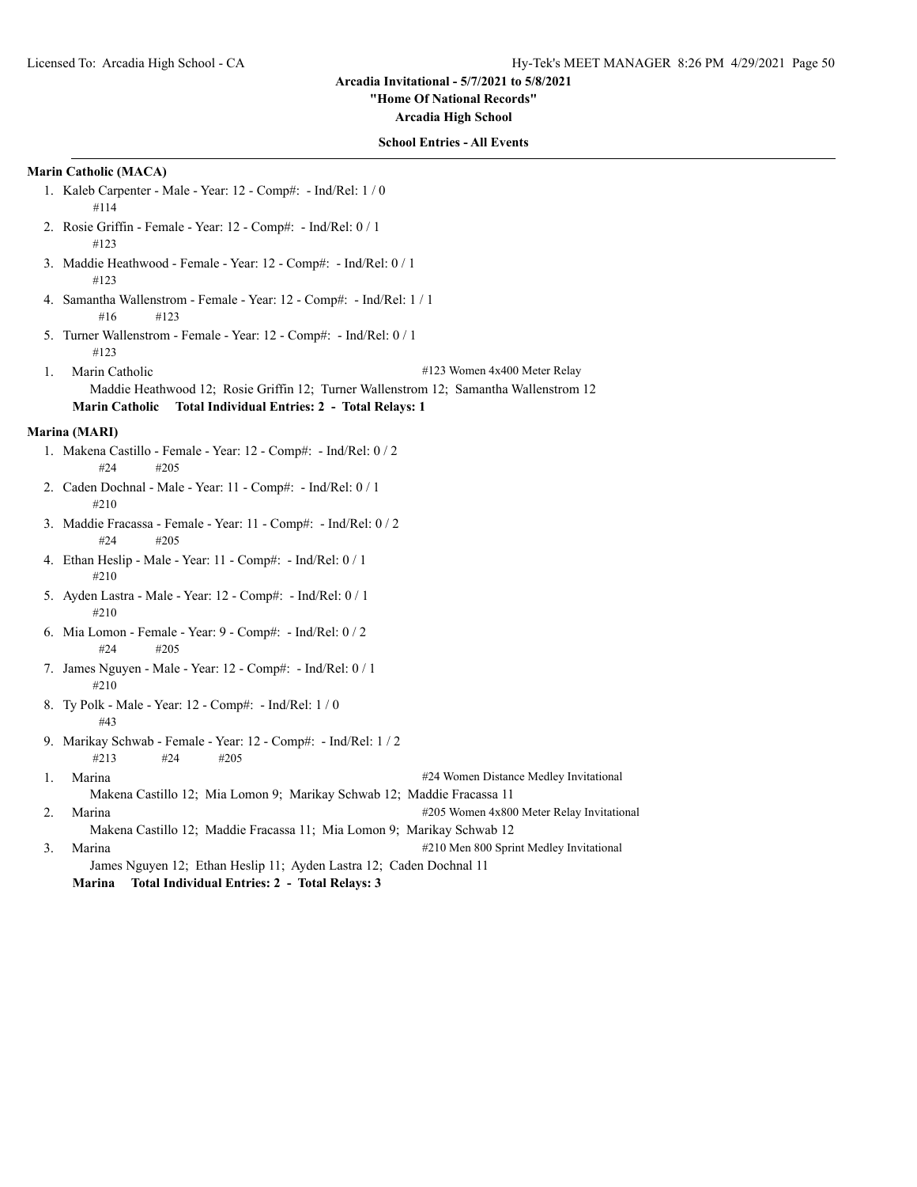Arcadia Invitational - 5/7/2021 to 5/8/2021

"Home Of National Records"

Arcadia High School

**School Entries - All Events**

**Marin Catholic (MACA)**

1. Kaleb Carpenter - Male - Year: 12 - Comp#: - Ind/Rel: 1 / 0
   #114
2. Rosie Griffin - Female - Year: 12 - Comp#: - Ind/Rel: 0 / 1
   #123
3. Maddie Heathwood - Female - Year: 12 - Comp#: - Ind/Rel: 0 / 1
   #123
4. Samantha Wallenstrom - Female - Year: 12 - Comp#: - Ind/Rel: 1 / 1
   #16 #123
5. Turner Wallenstrom - Female - Year: 12 - Comp#: - Ind/Rel: 0 / 1
   #123

1. Marin Catholic — #123 Women 4x400 Meter Relay
   Maddie Heathwood 12; Rosie Griffin 12; Turner Wallenstrom 12; Samantha Wallenstrom 12

**Marin Catholic Total Individual Entries: 2 - Total Relays: 1**

**Marina (MARI)**

1. Makena Castillo - Female - Year: 12 - Comp#: - Ind/Rel: 0 / 2
   #24 #205
2. Caden Dochnal - Male - Year: 11 - Comp#: - Ind/Rel: 0 / 1
   #210
3. Maddie Fracassa - Female - Year: 11 - Comp#: - Ind/Rel: 0 / 2
   #24 #205
4. Ethan Heslip - Male - Year: 11 - Comp#: - Ind/Rel: 0 / 1
   #210
5. Ayden Lastra - Male - Year: 12 - Comp#: - Ind/Rel: 0 / 1
   #210
6. Mia Lomon - Female - Year: 9 - Comp#: - Ind/Rel: 0 / 2
   #24 #205
7. James Nguyen - Male - Year: 12 - Comp#: - Ind/Rel: 0 / 1
   #210
8. Ty Polk - Male - Year: 12 - Comp#: - Ind/Rel: 1 / 0
   #43
9. Marikay Schwab - Female - Year: 12 - Comp#: - Ind/Rel: 1 / 2
   #213 #24 #205

1. Marina — #24 Women Distance Medley Invitational
   Makena Castillo 12; Mia Lomon 9; Marikay Schwab 12; Maddie Fracassa 11
2. Marina — #205 Women 4x800 Meter Relay Invitational
   Makena Castillo 12; Maddie Fracassa 11; Mia Lomon 9; Marikay Schwab 12
3. Marina — #210 Men 800 Sprint Medley Invitational
   James Nguyen 12; Ethan Heslip 11; Ayden Lastra 12; Caden Dochnal 11

**Marina Total Individual Entries: 2 - Total Relays: 3**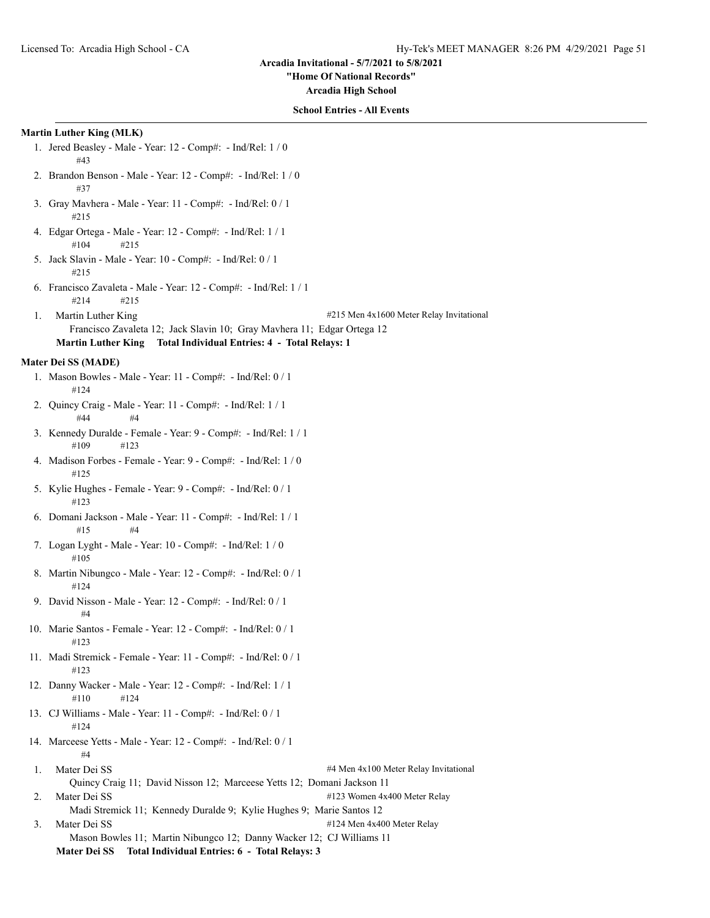Arcadia Invitational - 5/7/2021 to 5/8/2021

"Home Of National Records"

Arcadia High School

**School Entries - All Events**

**Martin Luther King (MLK)**

1. Jered Beasley - Male - Year: 12 - Comp#: - Ind/Rel: 1 / 0
   #43
2. Brandon Benson - Male - Year: 12 - Comp#: - Ind/Rel: 1 / 0
   #37
3. Gray Mavhera - Male - Year: 11 - Comp#: - Ind/Rel: 0 / 1
   #215
4. Edgar Ortega - Male - Year: 12 - Comp#: - Ind/Rel: 1 / 1
   #104 #215
5. Jack Slavin - Male - Year: 10 - Comp#: - Ind/Rel: 0 / 1
   #215
6. Francisco Zavaleta - Male - Year: 12 - Comp#: - Ind/Rel: 1 / 1
   #214 #215

1. Martin Luther King — #215 Men 4x1600 Meter Relay Invitational
   Francisco Zavaleta 12; Jack Slavin 10; Gray Mavhera 11; Edgar Ortega 12

**Martin Luther King Total Individual Entries: 4 - Total Relays: 1**

**Mater Dei SS (MADE)**

1. Mason Bowles - Male - Year: 11 - Comp#: - Ind/Rel: 0 / 1
   #124
2. Quincy Craig - Male - Year: 11 - Comp#: - Ind/Rel: 1 / 1
   #44 #4
3. Kennedy Duralde - Female - Year: 9 - Comp#: - Ind/Rel: 1 / 1
   #109 #123
4. Madison Forbes - Female - Year: 9 - Comp#: - Ind/Rel: 1 / 0
   #125
5. Kylie Hughes - Female - Year: 9 - Comp#: - Ind/Rel: 0 / 1
   #123
6. Domani Jackson - Male - Year: 11 - Comp#: - Ind/Rel: 1 / 1
   #15 #4
7. Logan Lyght - Male - Year: 10 - Comp#: - Ind/Rel: 1 / 0
   #105
8. Martin Nibungco - Male - Year: 12 - Comp#: - Ind/Rel: 0 / 1
   #124
9. David Nisson - Male - Year: 12 - Comp#: - Ind/Rel: 0 / 1
   #4
10. Marie Santos - Female - Year: 12 - Comp#: - Ind/Rel: 0 / 1
    #123
11. Madi Stremick - Female - Year: 11 - Comp#: - Ind/Rel: 0 / 1
    #123
12. Danny Wacker - Male - Year: 12 - Comp#: - Ind/Rel: 1 / 1
    #110 #124
13. CJ Williams - Male - Year: 11 - Comp#: - Ind/Rel: 0 / 1
    #124
14. Marceese Yetts - Male - Year: 12 - Comp#: - Ind/Rel: 0 / 1
    #4

1. Mater Dei SS — #4 Men 4x100 Meter Relay Invitational
   Quincy Craig 11; David Nisson 12; Marceese Yetts 12; Domani Jackson 11
2. Mater Dei SS — #123 Women 4x400 Meter Relay
   Madi Stremick 11; Kennedy Duralde 9; Kylie Hughes 9; Marie Santos 12
3. Mater Dei SS — #124 Men 4x400 Meter Relay
   Mason Bowles 11; Martin Nibungco 12; Danny Wacker 12; CJ Williams 11

**Mater Dei SS Total Individual Entries: 6 - Total Relays: 3**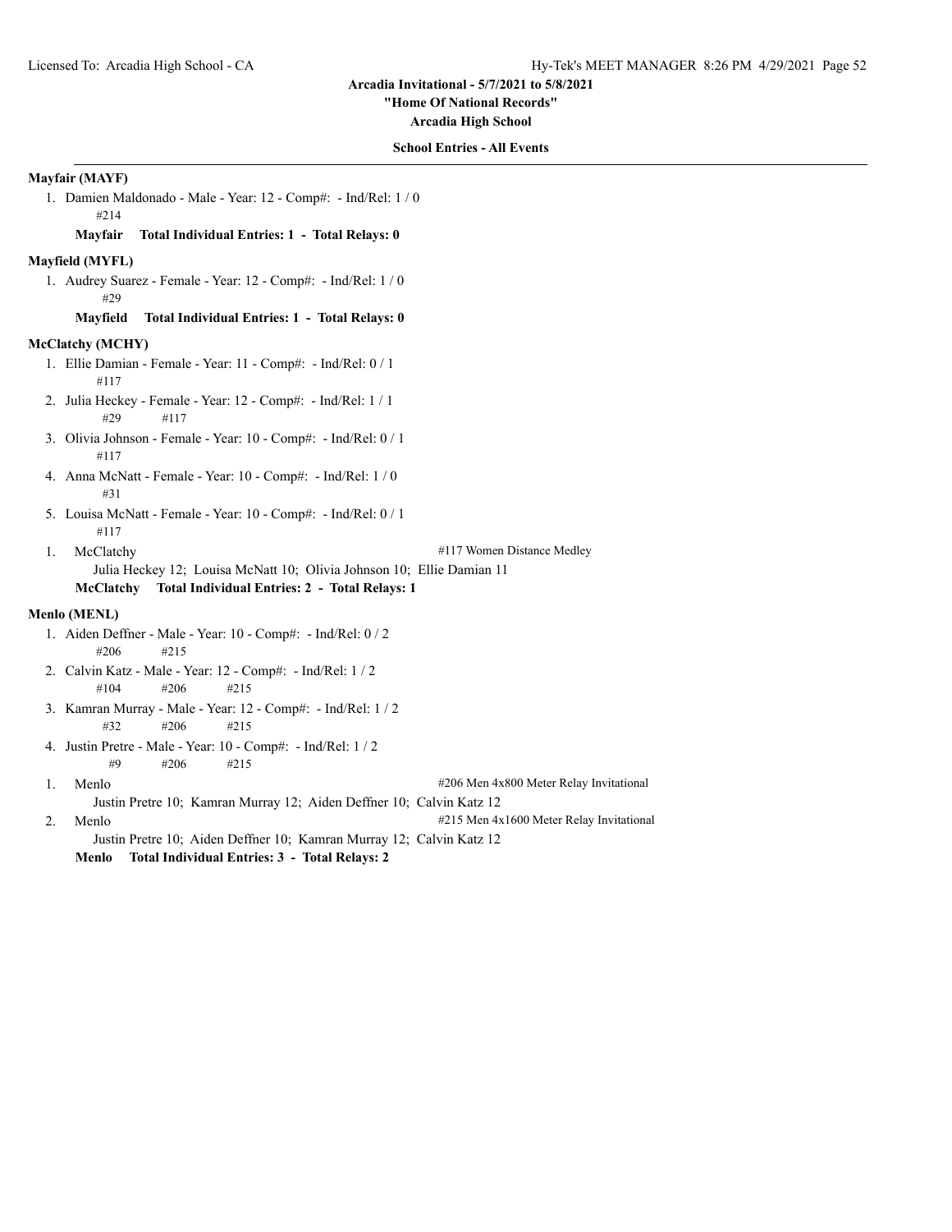**School Entries - All Events**

**Mayfair (MAYF)**

1. Damien Maldonado - Male - Year: 12 - Comp#:  - Ind/Rel: 1 / 0
   #214

**Mayfair    Total Individual Entries: 1  -  Total Relays: 0**

**Mayfield (MYFL)**

1. Audrey Suarez - Female - Year: 12 - Comp#:  - Ind/Rel: 1 / 0
   #29

**Mayfield    Total Individual Entries: 1  -  Total Relays: 0**

**McClatchy (MCHY)**

1. Ellie Damian - Female - Year: 11 - Comp#:  - Ind/Rel: 0 / 1
   #117
2. Julia Heckey - Female - Year: 12 - Comp#:  - Ind/Rel: 1 / 1
   #29    #117
3. Olivia Johnson - Female - Year: 10 - Comp#:  - Ind/Rel: 0 / 1
   #117
4. Anna McNatt - Female - Year: 10 - Comp#:  - Ind/Rel: 1 / 0
   #31
5. Louisa McNatt - Female - Year: 10 - Comp#:  - Ind/Rel: 0 / 1
   #117

1. McClatchy    #117 Women Distance Medley
   Julia Heckey 12;  Louisa McNatt 10;  Olivia Johnson 10;  Ellie Damian 11

**McClatchy    Total Individual Entries: 2  -  Total Relays: 1**

**Menlo (MENL)**

1. Aiden Deffner - Male - Year: 10 - Comp#:  - Ind/Rel: 0 / 2
   #206    #215
2. Calvin Katz - Male - Year: 12 - Comp#:  - Ind/Rel: 1 / 2
   #104    #206    #215
3. Kamran Murray - Male - Year: 12 - Comp#:  - Ind/Rel: 1 / 2
   #32    #206    #215
4. Justin Pretre - Male - Year: 10 - Comp#:  - Ind/Rel: 1 / 2
   #9    #206    #215

1. Menlo    #206 Men 4x800 Meter Relay Invitational
   Justin Pretre 10;  Kamran Murray 12;  Aiden Deffner 10;  Calvin Katz 12
2. Menlo    #215 Men 4x1600 Meter Relay Invitational
   Justin Pretre 10;  Aiden Deffner 10;  Kamran Murray 12;  Calvin Katz 12

**Menlo    Total Individual Entries: 3  -  Total Relays: 2**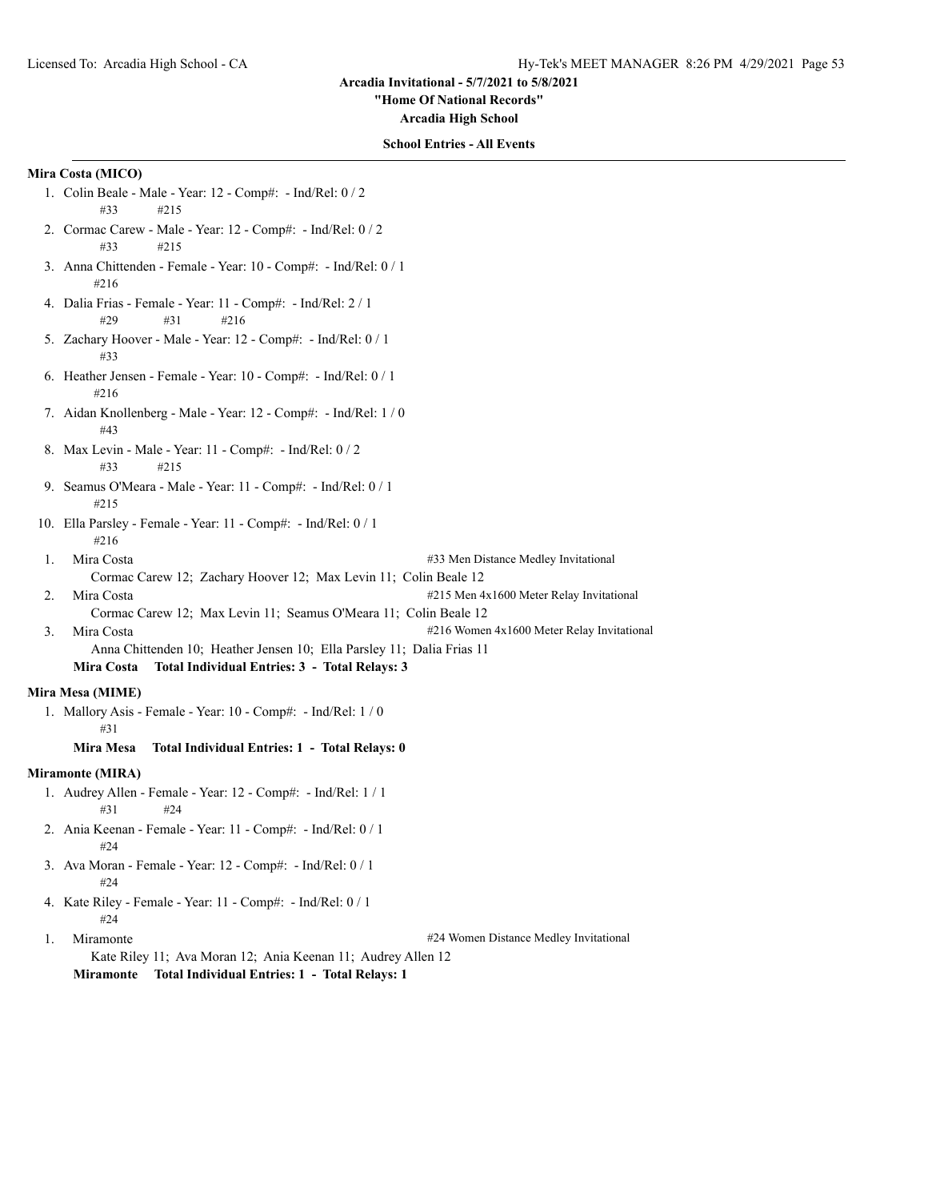**School Entries - All Events**

**Mira Costa (MICO)**

1. Colin Beale - Male - Year: 12 - Comp#: - Ind/Rel: 0 / 2
   #33 #215
2. Cormac Carew - Male - Year: 12 - Comp#: - Ind/Rel: 0 / 2
   #33 #215
3. Anna Chittenden - Female - Year: 10 - Comp#: - Ind/Rel: 0 / 1
   #216
4. Dalia Frias - Female - Year: 11 - Comp#: - Ind/Rel: 2 / 1
   #29 #31 #216
5. Zachary Hoover - Male - Year: 12 - Comp#: - Ind/Rel: 0 / 1
   #33
6. Heather Jensen - Female - Year: 10 - Comp#: - Ind/Rel: 0 / 1
   #216
7. Aidan Knollenberg - Male - Year: 12 - Comp#: - Ind/Rel: 1 / 0
   #43
8. Max Levin - Male - Year: 11 - Comp#: - Ind/Rel: 0 / 2
   #33 #215
9. Seamus O'Meara - Male - Year: 11 - Comp#: - Ind/Rel: 0 / 1
   #215
10. Ella Parsley - Female - Year: 11 - Comp#: - Ind/Rel: 0 / 1
    #216

1. Mira Costa — #33 Men Distance Medley Invitational
   Cormac Carew 12; Zachary Hoover 12; Max Levin 11; Colin Beale 12
2. Mira Costa — #215 Men 4x1600 Meter Relay Invitational
   Cormac Carew 12; Max Levin 11; Seamus O'Meara 11; Colin Beale 12
3. Mira Costa — #216 Women 4x1600 Meter Relay Invitational
   Anna Chittenden 10; Heather Jensen 10; Ella Parsley 11; Dalia Frias 11

**Mira Costa Total Individual Entries: 3 - Total Relays: 3**

**Mira Mesa (MIME)**

1. Mallory Asis - Female - Year: 10 - Comp#: - Ind/Rel: 1 / 0
   #31

**Mira Mesa Total Individual Entries: 1 - Total Relays: 0**

**Miramonte (MIRA)**

1. Audrey Allen - Female - Year: 12 - Comp#: - Ind/Rel: 1 / 1
   #31 #24
2. Ania Keenan - Female - Year: 11 - Comp#: - Ind/Rel: 0 / 1
   #24
3. Ava Moran - Female - Year: 12 - Comp#: - Ind/Rel: 0 / 1
   #24
4. Kate Riley - Female - Year: 11 - Comp#: - Ind/Rel: 0 / 1
   #24

1. Miramonte — #24 Women Distance Medley Invitational
   Kate Riley 11; Ava Moran 12; Ania Keenan 11; Audrey Allen 12

**Miramonte Total Individual Entries: 1 - Total Relays: 1**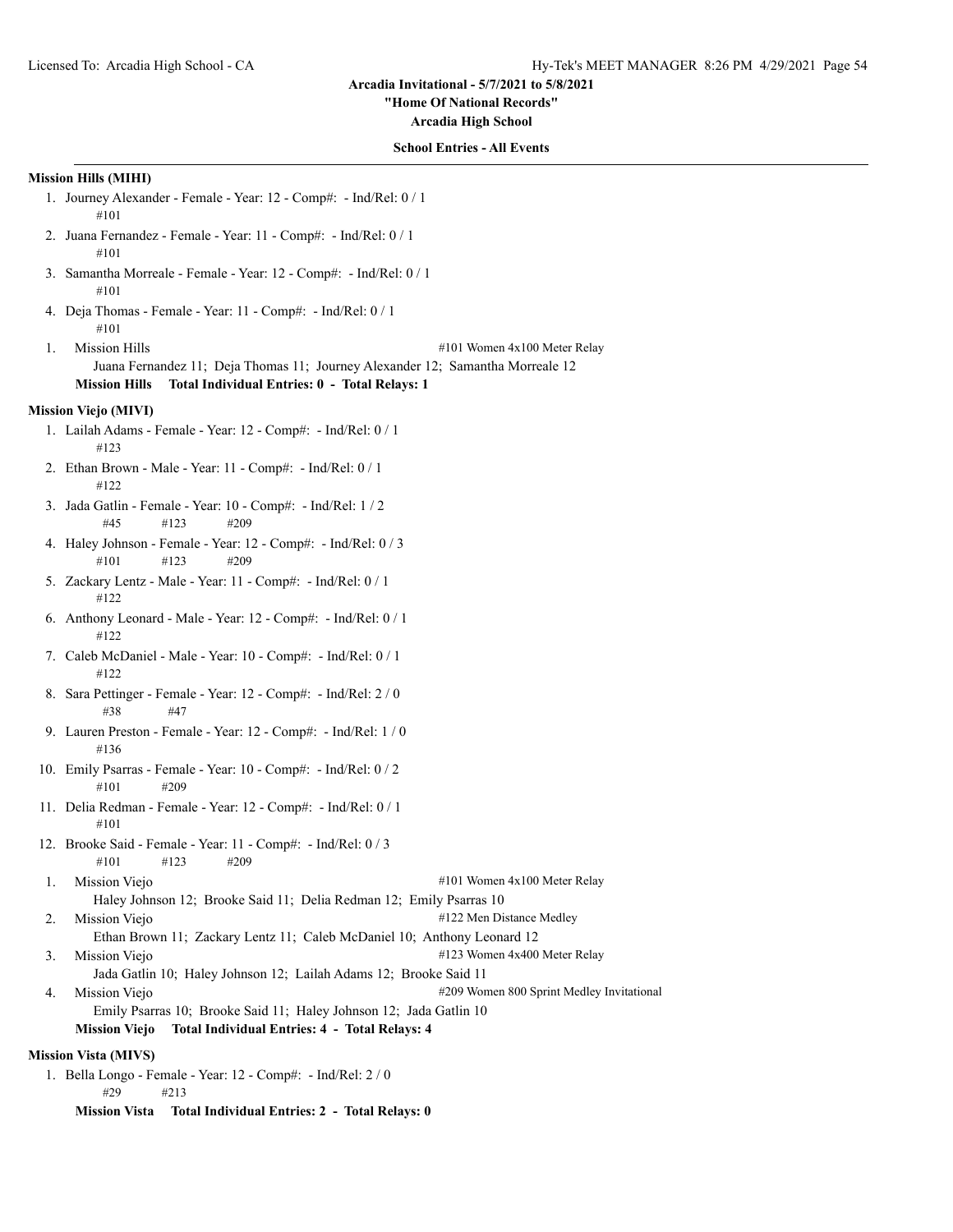**Arcadia Invitational - 5/7/2021 to 5/8/2021**

**"Home Of National Records"**

**Arcadia High School**

**School Entries - All Events**

---

**Mission Hills (MIHI)**

1. Journey Alexander - Female - Year: 12 - Comp#:  - Ind/Rel: 0 / 1
   #101
2. Juana Fernandez - Female - Year: 11 - Comp#:  - Ind/Rel: 0 / 1
   #101
3. Samantha Morreale - Female - Year: 12 - Comp#:  - Ind/Rel: 0 / 1
   #101
4. Deja Thomas - Female - Year: 11 - Comp#:  - Ind/Rel: 0 / 1
   #101

1. Mission Hills — #101 Women 4x100 Meter Relay
   Juana Fernandez 11; Deja Thomas 11; Journey Alexander 12; Samantha Morreale 12

**Mission Hills    Total Individual Entries: 0  -  Total Relays: 1**

**Mission Viejo (MIVI)**

1. Lailah Adams - Female - Year: 12 - Comp#:  - Ind/Rel: 0 / 1
   #123
2. Ethan Brown - Male - Year: 11 - Comp#:  - Ind/Rel: 0 / 1
   #122
3. Jada Gatlin - Female - Year: 10 - Comp#:  - Ind/Rel: 1 / 2
   #45    #123    #209
4. Haley Johnson - Female - Year: 12 - Comp#:  - Ind/Rel: 0 / 3
   #101    #123    #209
5. Zackary Lentz - Male - Year: 11 - Comp#:  - Ind/Rel: 0 / 1
   #122
6. Anthony Leonard - Male - Year: 12 - Comp#:  - Ind/Rel: 0 / 1
   #122
7. Caleb McDaniel - Male - Year: 10 - Comp#:  - Ind/Rel: 0 / 1
   #122
8. Sara Pettinger - Female - Year: 12 - Comp#:  - Ind/Rel: 2 / 0
   #38    #47
9. Lauren Preston - Female - Year: 12 - Comp#:  - Ind/Rel: 1 / 0
   #136
10. Emily Psarras - Female - Year: 10 - Comp#:  - Ind/Rel: 0 / 2
    #101    #209
11. Delia Redman - Female - Year: 12 - Comp#:  - Ind/Rel: 0 / 1
    #101
12. Brooke Said - Female - Year: 11 - Comp#:  - Ind/Rel: 0 / 3
    #101    #123    #209

1. Mission Viejo — #101 Women 4x100 Meter Relay
   Haley Johnson 12; Brooke Said 11; Delia Redman 12; Emily Psarras 10
2. Mission Viejo — #122 Men Distance Medley
   Ethan Brown 11; Zackary Lentz 11; Caleb McDaniel 10; Anthony Leonard 12
3. Mission Viejo — #123 Women 4x400 Meter Relay
   Jada Gatlin 10; Haley Johnson 12; Lailah Adams 12; Brooke Said 11
4. Mission Viejo — #209 Women 800 Sprint Medley Invitational
   Emily Psarras 10; Brooke Said 11; Haley Johnson 12; Jada Gatlin 10

**Mission Viejo    Total Individual Entries: 4  -  Total Relays: 4**

**Mission Vista (MIVS)**

1. Bella Longo - Female - Year: 12 - Comp#:  - Ind/Rel: 2 / 0
   #29    #213

**Mission Vista    Total Individual Entries: 2  -  Total Relays: 0**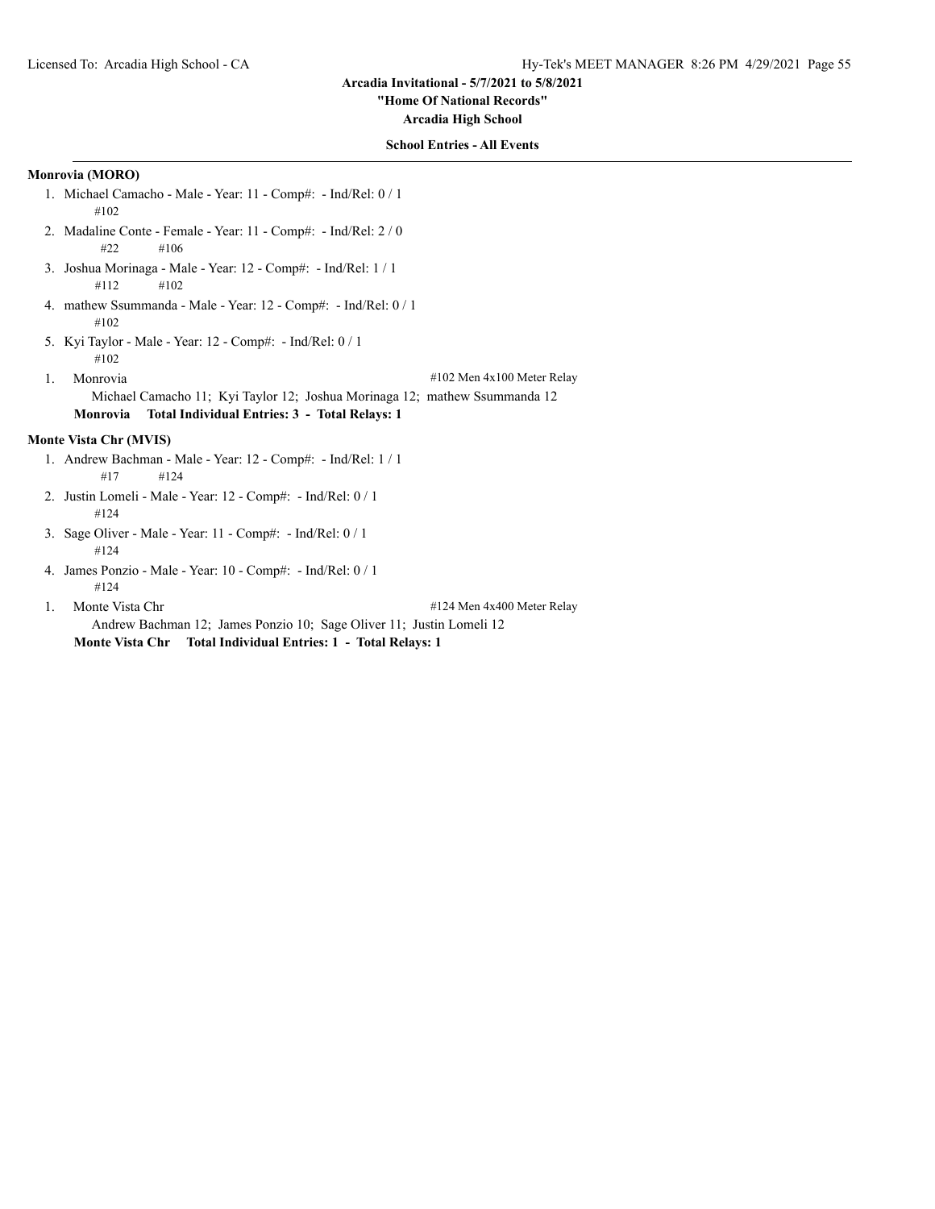**Arcadia Invitational - 5/7/2021 to 5/8/2021**

**"Home Of National Records"**

**Arcadia High School**

**School Entries - All Events**

**Monrovia (MORO)**

1. Michael Camacho - Male - Year: 11 - Comp#: - Ind/Rel: 0 / 1
   #102
2. Madaline Conte - Female - Year: 11 - Comp#: - Ind/Rel: 2 / 0
   #22 #106
3. Joshua Morinaga - Male - Year: 12 - Comp#: - Ind/Rel: 1 / 1
   #112 #102
4. mathew Ssummanda - Male - Year: 12 - Comp#: - Ind/Rel: 0 / 1
   #102
5. Kyi Taylor - Male - Year: 12 - Comp#: - Ind/Rel: 0 / 1
   #102

1. Monrovia — #102 Men 4x100 Meter Relay
   Michael Camacho 11; Kyi Taylor 12; Joshua Morinaga 12; mathew Ssummanda 12

**Monrovia Total Individual Entries: 3 - Total Relays: 1**

**Monte Vista Chr (MVIS)**

1. Andrew Bachman - Male - Year: 12 - Comp#: - Ind/Rel: 1 / 1
   #17 #124
2. Justin Lomeli - Male - Year: 12 - Comp#: - Ind/Rel: 0 / 1
   #124
3. Sage Oliver - Male - Year: 11 - Comp#: - Ind/Rel: 0 / 1
   #124
4. James Ponzio - Male - Year: 10 - Comp#: - Ind/Rel: 0 / 1
   #124

1. Monte Vista Chr — #124 Men 4x400 Meter Relay
   Andrew Bachman 12; James Ponzio 10; Sage Oliver 11; Justin Lomeli 12

**Monte Vista Chr Total Individual Entries: 1 - Total Relays: 1**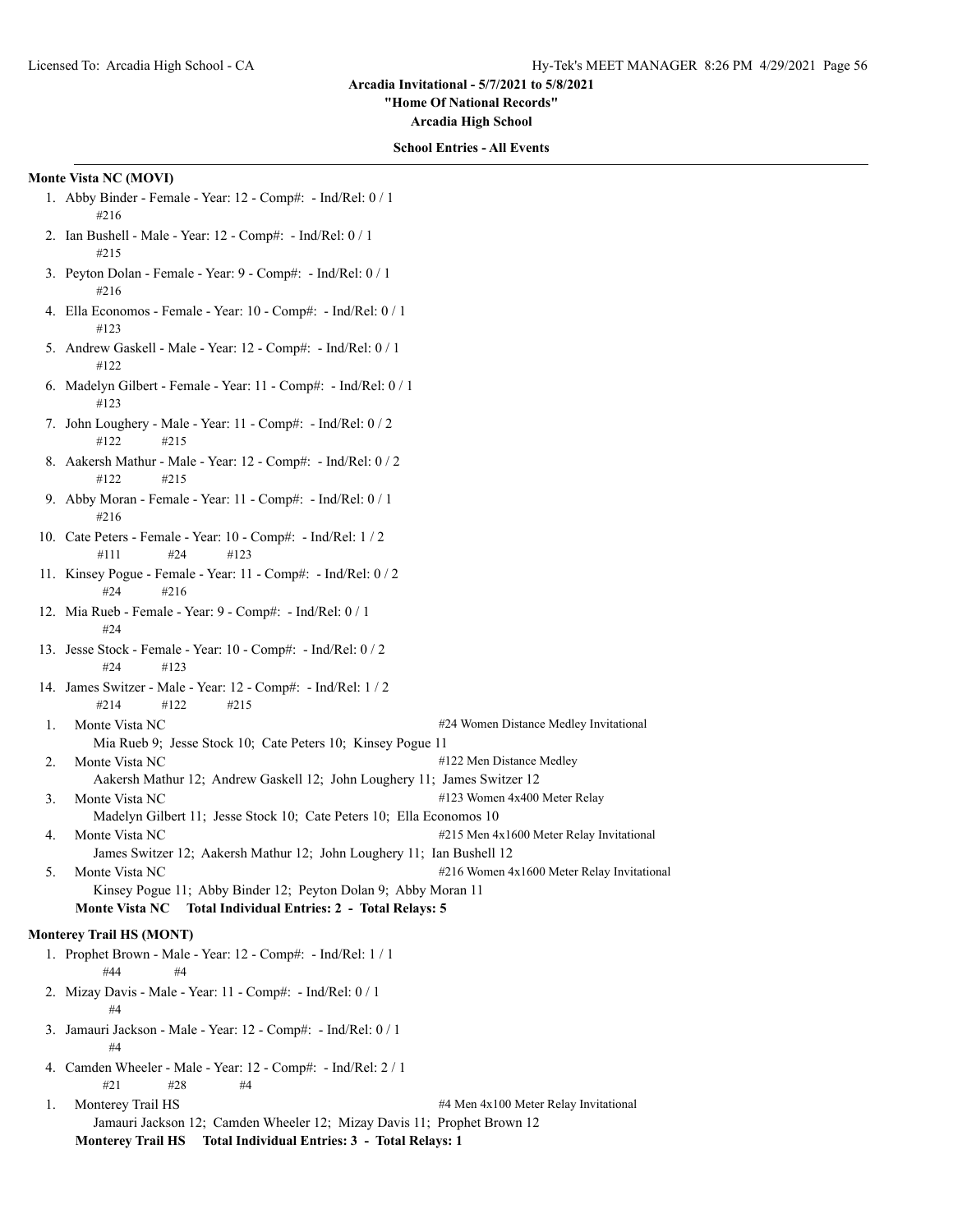Arcadia Invitational - 5/7/2021 to 5/8/2021

"Home Of National Records"

Arcadia High School

**School Entries - All Events**

**Monte Vista NC (MOVI)**

1. Abby Binder - Female - Year: 12 - Comp#: - Ind/Rel: 0 / 1
   #216
2. Ian Bushell - Male - Year: 12 - Comp#: - Ind/Rel: 0 / 1
   #215
3. Peyton Dolan - Female - Year: 9 - Comp#: - Ind/Rel: 0 / 1
   #216
4. Ella Economos - Female - Year: 10 - Comp#: - Ind/Rel: 0 / 1
   #123
5. Andrew Gaskell - Male - Year: 12 - Comp#: - Ind/Rel: 0 / 1
   #122
6. Madelyn Gilbert - Female - Year: 11 - Comp#: - Ind/Rel: 0 / 1
   #123
7. John Loughery - Male - Year: 11 - Comp#: - Ind/Rel: 0 / 2
   #122 #215
8. Aakersh Mathur - Male - Year: 12 - Comp#: - Ind/Rel: 0 / 2
   #122 #215
9. Abby Moran - Female - Year: 11 - Comp#: - Ind/Rel: 0 / 1
   #216
10. Cate Peters - Female - Year: 10 - Comp#: - Ind/Rel: 1 / 2
    #111 #24 #123
11. Kinsey Pogue - Female - Year: 11 - Comp#: - Ind/Rel: 0 / 2
    #24 #216
12. Mia Rueb - Female - Year: 9 - Comp#: - Ind/Rel: 0 / 1
    #24
13. Jesse Stock - Female - Year: 10 - Comp#: - Ind/Rel: 0 / 2
    #24 #123
14. James Switzer - Male - Year: 12 - Comp#: - Ind/Rel: 1 / 2
    #214 #122 #215

1. Monte Vista NC — #24 Women Distance Medley Invitational
   Mia Rueb 9; Jesse Stock 10; Cate Peters 10; Kinsey Pogue 11
2. Monte Vista NC — #122 Men Distance Medley
   Aakersh Mathur 12; Andrew Gaskell 12; John Loughery 11; James Switzer 12
3. Monte Vista NC — #123 Women 4x400 Meter Relay
   Madelyn Gilbert 11; Jesse Stock 10; Cate Peters 10; Ella Economos 10
4. Monte Vista NC — #215 Men 4x1600 Meter Relay Invitational
   James Switzer 12; Aakersh Mathur 12; John Loughery 11; Ian Bushell 12
5. Monte Vista NC — #216 Women 4x1600 Meter Relay Invitational
   Kinsey Pogue 11; Abby Binder 12; Peyton Dolan 9; Abby Moran 11

**Monte Vista NC Total Individual Entries: 2 - Total Relays: 5**

**Monterey Trail HS (MONT)**

1. Prophet Brown - Male - Year: 12 - Comp#: - Ind/Rel: 1 / 1
   #44 #4
2. Mizay Davis - Male - Year: 11 - Comp#: - Ind/Rel: 0 / 1
   #4
3. Jamauri Jackson - Male - Year: 12 - Comp#: - Ind/Rel: 0 / 1
   #4
4. Camden Wheeler - Male - Year: 12 - Comp#: - Ind/Rel: 2 / 1
   #21 #28 #4

1. Monterey Trail HS — #4 Men 4x100 Meter Relay Invitational
   Jamauri Jackson 12; Camden Wheeler 12; Mizay Davis 11; Prophet Brown 12

**Monterey Trail HS Total Individual Entries: 3 - Total Relays: 1**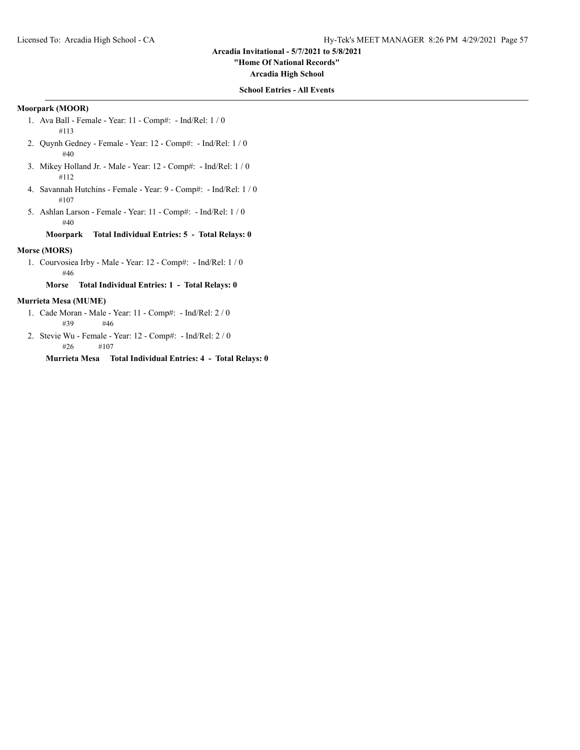Arcadia Invitational - 5/7/2021 to 5/8/2021

"Home Of National Records"

Arcadia High School

**School Entries - All Events**

**Moorpark (MOOR)**

1. Ava Ball - Female - Year: 11 - Comp#: - Ind/Rel: 1 / 0
   #113
2. Quynh Gedney - Female - Year: 12 - Comp#: - Ind/Rel: 1 / 0
   #40
3. Mikey Holland Jr. - Male - Year: 12 - Comp#: - Ind/Rel: 1 / 0
   #112
4. Savannah Hutchins - Female - Year: 9 - Comp#: - Ind/Rel: 1 / 0
   #107
5. Ashlan Larson - Female - Year: 11 - Comp#: - Ind/Rel: 1 / 0
   #40

**Moorpark Total Individual Entries: 5 - Total Relays: 0**

**Morse (MORS)**

1. Courvosiea Irby - Male - Year: 12 - Comp#: - Ind/Rel: 1 / 0
   #46

**Morse Total Individual Entries: 1 - Total Relays: 0**

**Murrieta Mesa (MUME)**

1. Cade Moran - Male - Year: 11 - Comp#: - Ind/Rel: 2 / 0
   #39 #46
2. Stevie Wu - Female - Year: 12 - Comp#: - Ind/Rel: 2 / 0
   #26 #107

**Murrieta Mesa Total Individual Entries: 4 - Total Relays: 0**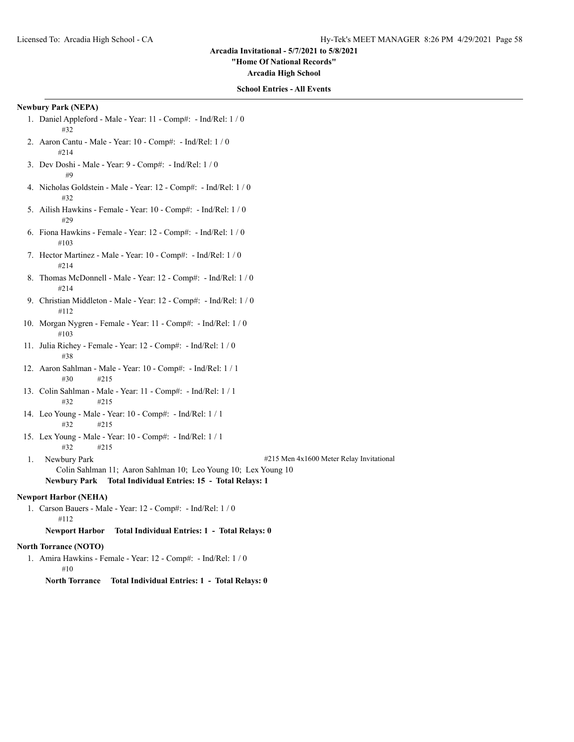Arcadia Invitational - 5/7/2021 to 5/8/2021

"Home Of National Records"

Arcadia High School

**School Entries - All Events**

**Newbury Park (NEPA)**

1. Daniel Appleford - Male - Year: 11 - Comp#: - Ind/Rel: 1 / 0
   #32
2. Aaron Cantu - Male - Year: 10 - Comp#: - Ind/Rel: 1 / 0
   #214
3. Dev Doshi - Male - Year: 9 - Comp#: - Ind/Rel: 1 / 0
   #9
4. Nicholas Goldstein - Male - Year: 12 - Comp#: - Ind/Rel: 1 / 0
   #32
5. Ailish Hawkins - Female - Year: 10 - Comp#: - Ind/Rel: 1 / 0
   #29
6. Fiona Hawkins - Female - Year: 12 - Comp#: - Ind/Rel: 1 / 0
   #103
7. Hector Martinez - Male - Year: 10 - Comp#: - Ind/Rel: 1 / 0
   #214
8. Thomas McDonnell - Male - Year: 12 - Comp#: - Ind/Rel: 1 / 0
   #214
9. Christian Middleton - Male - Year: 12 - Comp#: - Ind/Rel: 1 / 0
   #112
10. Morgan Nygren - Female - Year: 11 - Comp#: - Ind/Rel: 1 / 0
    #103
11. Julia Richey - Female - Year: 12 - Comp#: - Ind/Rel: 1 / 0
    #38
12. Aaron Sahlman - Male - Year: 10 - Comp#: - Ind/Rel: 1 / 1
    #30 #215
13. Colin Sahlman - Male - Year: 11 - Comp#: - Ind/Rel: 1 / 1
    #32 #215
14. Leo Young - Male - Year: 10 - Comp#: - Ind/Rel: 1 / 1
    #32 #215
15. Lex Young - Male - Year: 10 - Comp#: - Ind/Rel: 1 / 1
    #32 #215

1. Newbury Park — #215 Men 4x1600 Meter Relay Invitational
   Colin Sahlman 11; Aaron Sahlman 10; Leo Young 10; Lex Young 10

**Newbury Park Total Individual Entries: 15 - Total Relays: 1**

**Newport Harbor (NEHA)**

1. Carson Bauers - Male - Year: 12 - Comp#: - Ind/Rel: 1 / 0
   #112

**Newport Harbor Total Individual Entries: 1 - Total Relays: 0**

**North Torrance (NOTO)**

1. Amira Hawkins - Female - Year: 12 - Comp#: - Ind/Rel: 1 / 0
   #10

**North Torrance Total Individual Entries: 1 - Total Relays: 0**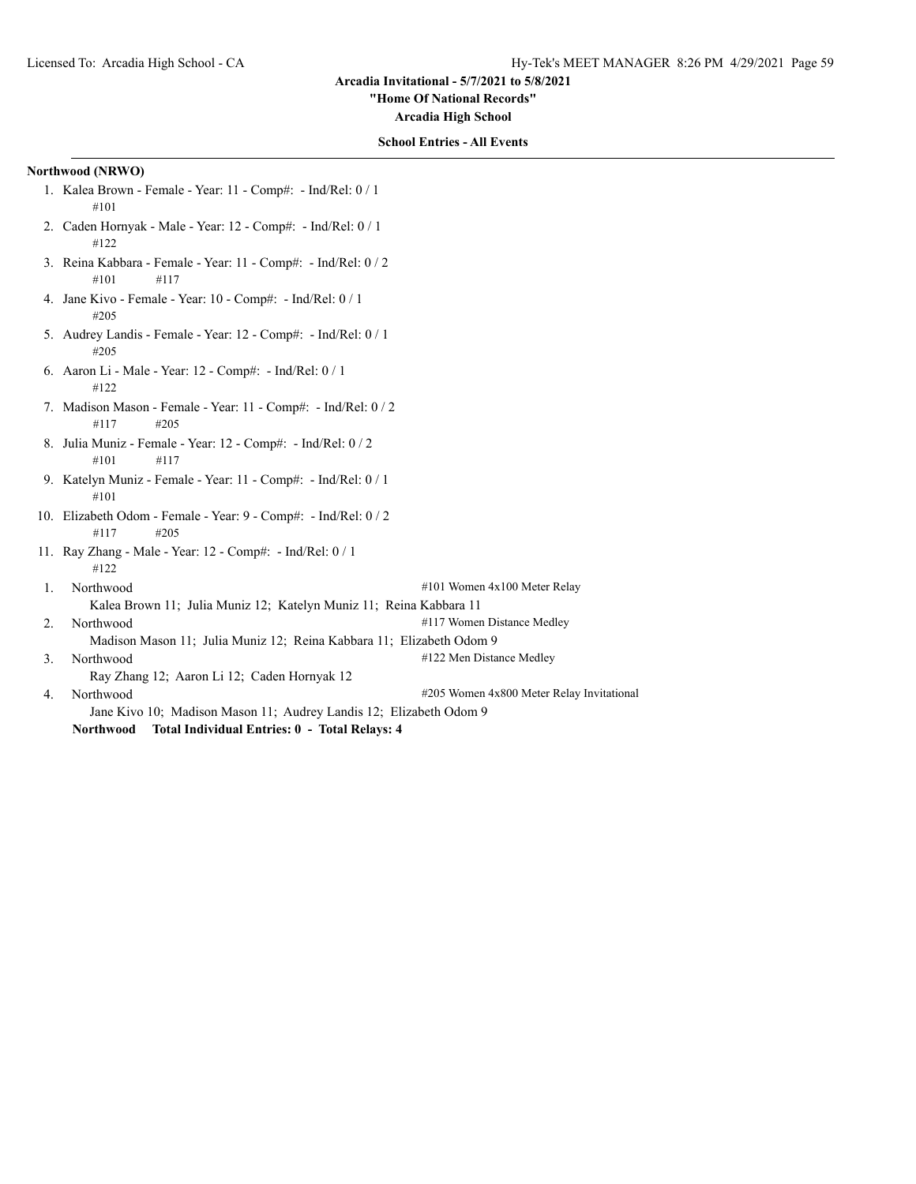## School Entries - All Events

### Northwood (NRWO)

1. Kalea Brown - Female - Year: 11 - Comp#: - Ind/Rel: 0 / 1
   #101
2. Caden Hornyak - Male - Year: 12 - Comp#: - Ind/Rel: 0 / 1
   #122
3. Reina Kabbara - Female - Year: 11 - Comp#: - Ind/Rel: 0 / 2
   #101 #117
4. Jane Kivo - Female - Year: 10 - Comp#: - Ind/Rel: 0 / 1
   #205
5. Audrey Landis - Female - Year: 12 - Comp#: - Ind/Rel: 0 / 1
   #205
6. Aaron Li - Male - Year: 12 - Comp#: - Ind/Rel: 0 / 1
   #122
7. Madison Mason - Female - Year: 11 - Comp#: - Ind/Rel: 0 / 2
   #117 #205
8. Julia Muniz - Female - Year: 12 - Comp#: - Ind/Rel: 0 / 2
   #101 #117
9. Katelyn Muniz - Female - Year: 11 - Comp#: - Ind/Rel: 0 / 1
   #101
10. Elizabeth Odom - Female - Year: 9 - Comp#: - Ind/Rel: 0 / 2
    #117 #205
11. Ray Zhang - Male - Year: 12 - Comp#: - Ind/Rel: 0 / 1
    #122

| | Team | Event |
|---|---|---|
| 1. | Northwood | #101 Women 4x100 Meter Relay |
| | Kalea Brown 11; Julia Muniz 12; Katelyn Muniz 11; Reina Kabbara 11 | |
| 2. | Northwood | #117 Women Distance Medley |
| | Madison Mason 11; Julia Muniz 12; Reina Kabbara 11; Elizabeth Odom 9 | |
| 3. | Northwood | #122 Men Distance Medley |
| | Ray Zhang 12; Aaron Li 12; Caden Hornyak 12 | |
| 4. | Northwood | #205 Women 4x800 Meter Relay Invitational |
| | Jane Kivo 10; Madison Mason 11; Audrey Landis 12; Elizabeth Odom 9 | |

**Northwood Total Individual Entries: 0 - Total Relays: 4**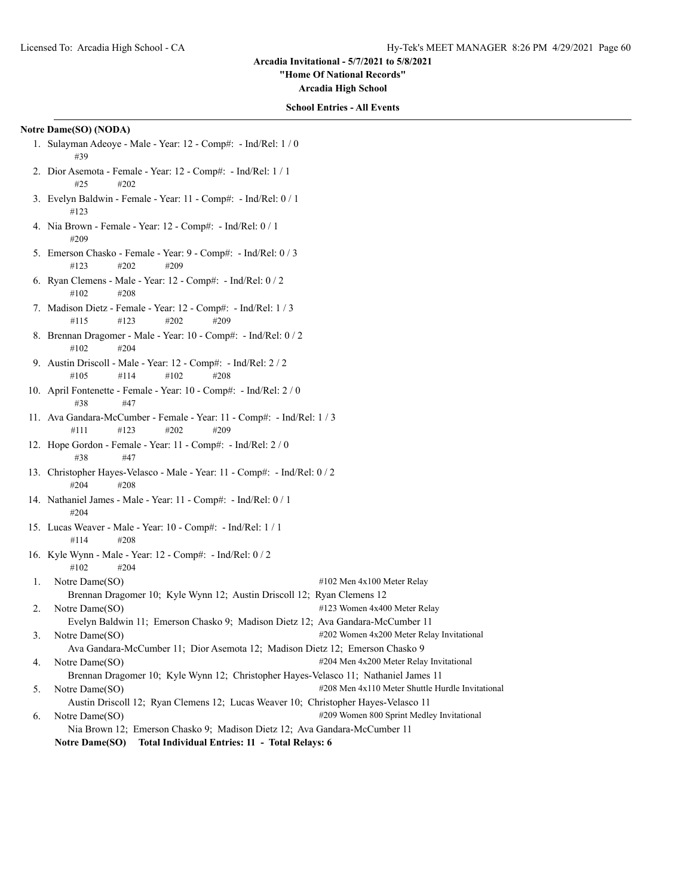**Arcadia Invitational - 5/7/2021 to 5/8/2021**

**"Home Of National Records"**

**Arcadia High School**

**School Entries - All Events**

**Notre Dame(SO) (NODA)**

1. Sulayman Adeoye - Male - Year: 12 - Comp#: - Ind/Rel: 1 / 0
   #39
2. Dior Asemota - Female - Year: 12 - Comp#: - Ind/Rel: 1 / 1
   #25 #202
3. Evelyn Baldwin - Female - Year: 11 - Comp#: - Ind/Rel: 0 / 1
   #123
4. Nia Brown - Female - Year: 12 - Comp#: - Ind/Rel: 0 / 1
   #209
5. Emerson Chasko - Female - Year: 9 - Comp#: - Ind/Rel: 0 / 3
   #123 #202 #209
6. Ryan Clemens - Male - Year: 12 - Comp#: - Ind/Rel: 0 / 2
   #102 #208
7. Madison Dietz - Female - Year: 12 - Comp#: - Ind/Rel: 1 / 3
   #115 #123 #202 #209
8. Brennan Dragomer - Male - Year: 10 - Comp#: - Ind/Rel: 0 / 2
   #102 #204
9. Austin Driscoll - Male - Year: 12 - Comp#: - Ind/Rel: 2 / 2
   #105 #114 #102 #208
10. April Fontenette - Female - Year: 10 - Comp#: - Ind/Rel: 2 / 0
    #38 #47
11. Ava Gandara-McCumber - Female - Year: 11 - Comp#: - Ind/Rel: 1 / 3
    #111 #123 #202 #209
12. Hope Gordon - Female - Year: 11 - Comp#: - Ind/Rel: 2 / 0
    #38 #47
13. Christopher Hayes-Velasco - Male - Year: 11 - Comp#: - Ind/Rel: 0 / 2
    #204 #208
14. Nathaniel James - Male - Year: 11 - Comp#: - Ind/Rel: 0 / 1
    #204
15. Lucas Weaver - Male - Year: 10 - Comp#: - Ind/Rel: 1 / 1
    #114 #208
16. Kyle Wynn - Male - Year: 12 - Comp#: - Ind/Rel: 0 / 2
    #102 #204

| | Team | Event |
|---|---|---|
| 1. | Notre Dame(SO) | #102 Men 4x100 Meter Relay |
| | Brennan Dragomer 10; Kyle Wynn 12; Austin Driscoll 12; Ryan Clemens 12 | |
| 2. | Notre Dame(SO) | #123 Women 4x400 Meter Relay |
| | Evelyn Baldwin 11; Emerson Chasko 9; Madison Dietz 12; Ava Gandara-McCumber 11 | |
| 3. | Notre Dame(SO) | #202 Women 4x200 Meter Relay Invitational |
| | Ava Gandara-McCumber 11; Dior Asemota 12; Madison Dietz 12; Emerson Chasko 9 | |
| 4. | Notre Dame(SO) | #204 Men 4x200 Meter Relay Invitational |
| | Brennan Dragomer 10; Kyle Wynn 12; Christopher Hayes-Velasco 11; Nathaniel James 11 | |
| 5. | Notre Dame(SO) | #208 Men 4x110 Meter Shuttle Hurdle Invitational |
| | Austin Driscoll 12; Ryan Clemens 12; Lucas Weaver 10; Christopher Hayes-Velasco 11 | |
| 6. | Notre Dame(SO) | #209 Women 800 Sprint Medley Invitational |
| | Nia Brown 12; Emerson Chasko 9; Madison Dietz 12; Ava Gandara-McCumber 11 | |

**Notre Dame(SO) Total Individual Entries: 11 - Total Relays: 6**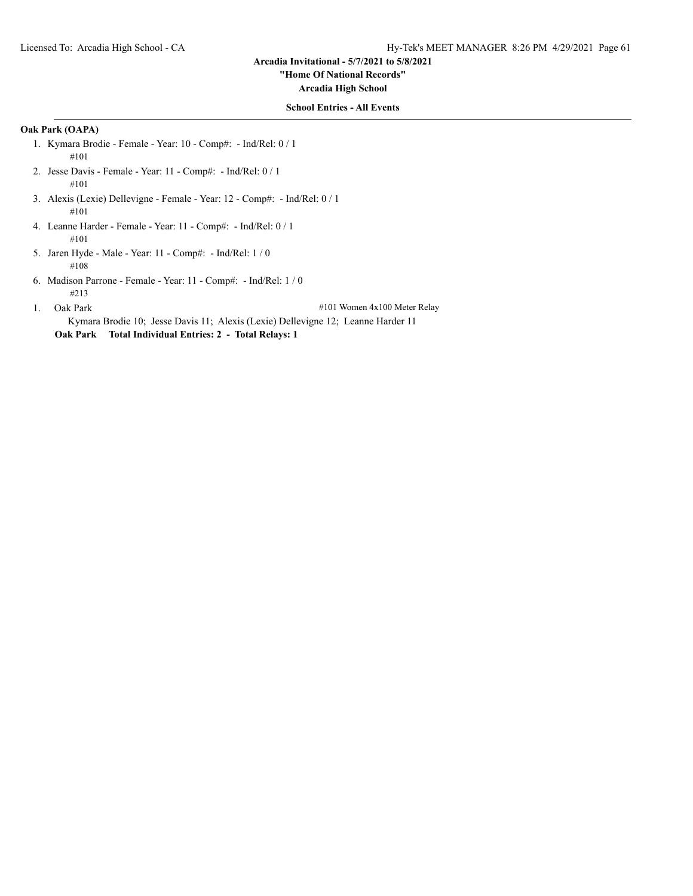## Oak Park (OAPA)

1. Kymara Brodie - Female - Year: 10 - Comp#:  - Ind/Rel: 0 / 1
   #101
2. Jesse Davis - Female - Year: 11 - Comp#:  - Ind/Rel: 0 / 1
   #101
3. Alexis (Lexie) Dellevigne - Female - Year: 12 - Comp#:  - Ind/Rel: 0 / 1
   #101
4. Leanne Harder - Female - Year: 11 - Comp#:  - Ind/Rel: 0 / 1
   #101
5. Jaren Hyde - Male - Year: 11 - Comp#:  - Ind/Rel: 1 / 0
   #108
6. Madison Parrone - Female - Year: 11 - Comp#:  - Ind/Rel: 1 / 0
   #213

1. Oak Park — #101 Women 4x100 Meter Relay
   Kymara Brodie 10;  Jesse Davis 11;  Alexis (Lexie) Dellevigne 12;  Leanne Harder 11

**Oak Park    Total Individual Entries: 2  -  Total Relays: 1**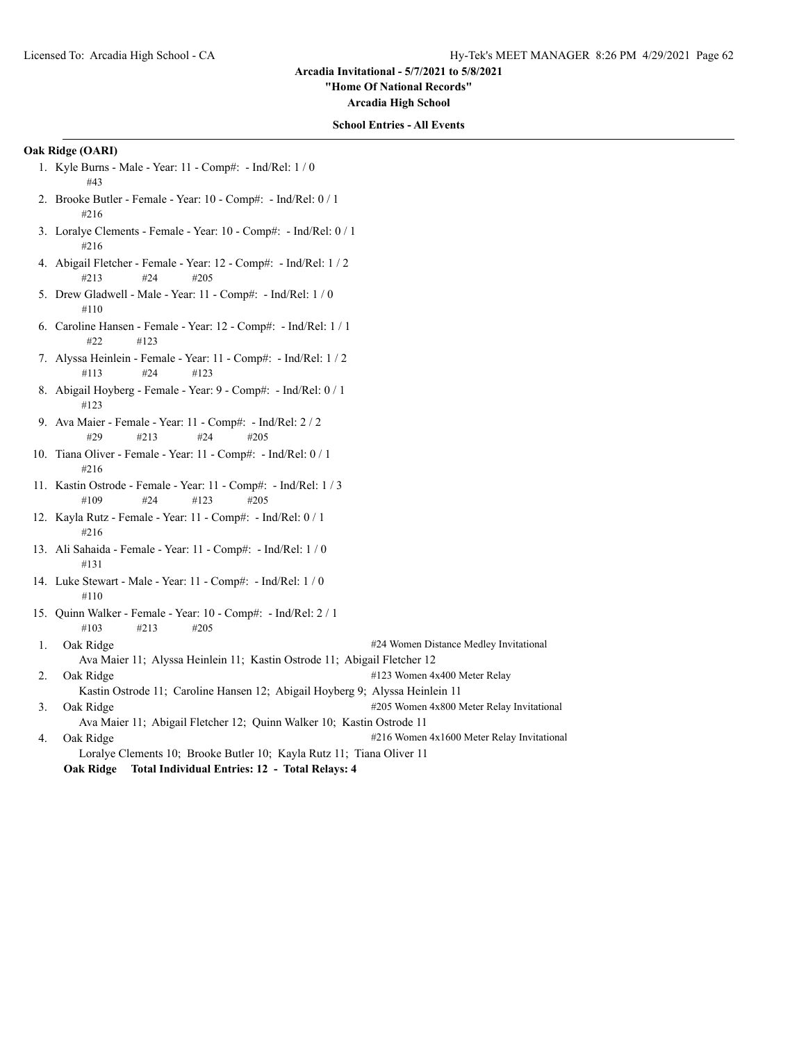**Arcadia Invitational - 5/7/2021 to 5/8/2021**

**"Home Of National Records"**

**Arcadia High School**

**School Entries - All Events**

**Oak Ridge (OARI)**

1. Kyle Burns - Male - Year: 11 - Comp#:  - Ind/Rel: 1 / 0
   #43
2. Brooke Butler - Female - Year: 10 - Comp#:  - Ind/Rel: 0 / 1
   #216
3. Loralye Clements - Female - Year: 10 - Comp#:  - Ind/Rel: 0 / 1
   #216
4. Abigail Fletcher - Female - Year: 12 - Comp#:  - Ind/Rel: 1 / 2
   #213 #24 #205
5. Drew Gladwell - Male - Year: 11 - Comp#:  - Ind/Rel: 1 / 0
   #110
6. Caroline Hansen - Female - Year: 12 - Comp#:  - Ind/Rel: 1 / 1
   #22 #123
7. Alyssa Heinlein - Female - Year: 11 - Comp#:  - Ind/Rel: 1 / 2
   #113 #24 #123
8. Abigail Hoyberg - Female - Year: 9 - Comp#:  - Ind/Rel: 0 / 1
   #123
9. Ava Maier - Female - Year: 11 - Comp#:  - Ind/Rel: 2 / 2
   #29 #213 #24 #205
10. Tiana Oliver - Female - Year: 11 - Comp#:  - Ind/Rel: 0 / 1
    #216
11. Kastin Ostrode - Female - Year: 11 - Comp#:  - Ind/Rel: 1 / 3
    #109 #24 #123 #205
12. Kayla Rutz - Female - Year: 11 - Comp#:  - Ind/Rel: 0 / 1
    #216
13. Ali Sahaida - Female - Year: 11 - Comp#:  - Ind/Rel: 1 / 0
    #131
14. Luke Stewart - Male - Year: 11 - Comp#:  - Ind/Rel: 1 / 0
    #110
15. Quinn Walker - Female - Year: 10 - Comp#:  - Ind/Rel: 2 / 1
    #103 #213 #205

1. Oak Ridge — #24 Women Distance Medley Invitational
   Ava Maier 11; Alyssa Heinlein 11; Kastin Ostrode 11; Abigail Fletcher 12
2. Oak Ridge — #123 Women 4x400 Meter Relay
   Kastin Ostrode 11; Caroline Hansen 12; Abigail Hoyberg 9; Alyssa Heinlein 11
3. Oak Ridge — #205 Women 4x800 Meter Relay Invitational
   Ava Maier 11; Abigail Fletcher 12; Quinn Walker 10; Kastin Ostrode 11
4. Oak Ridge — #216 Women 4x1600 Meter Relay Invitational
   Loralye Clements 10; Brooke Butler 10; Kayla Rutz 11; Tiana Oliver 11

**Oak Ridge Total Individual Entries: 12 - Total Relays: 4**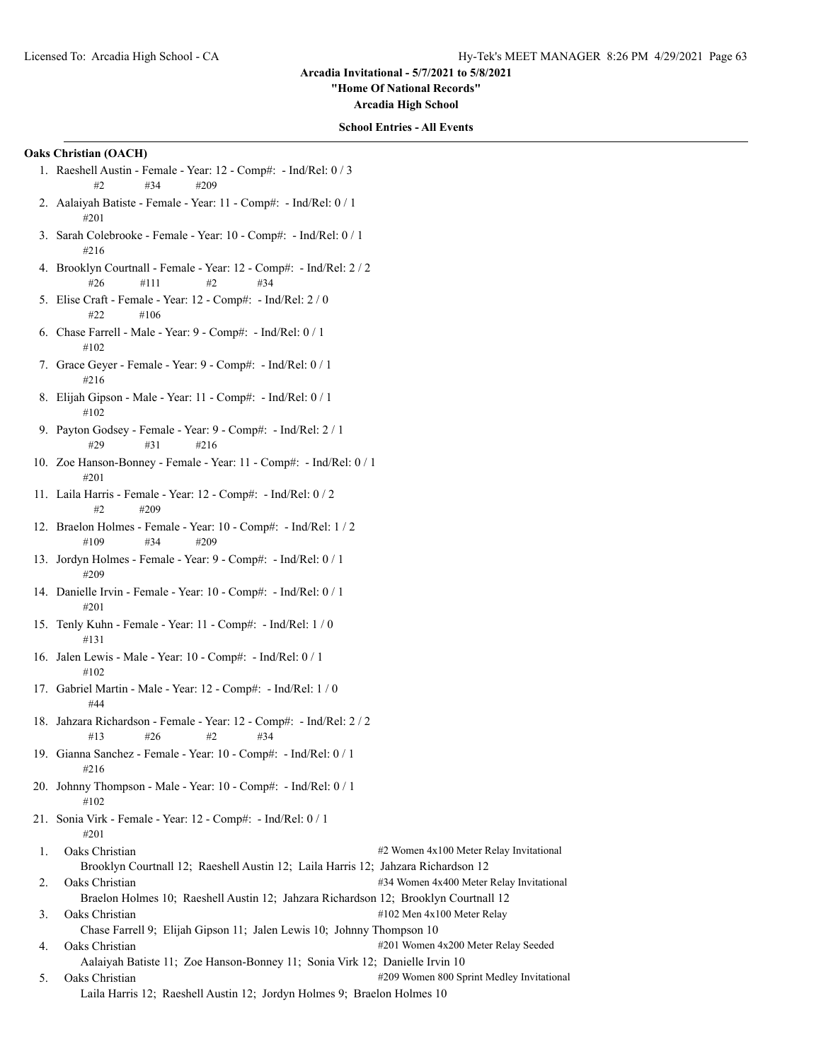Licensed To: Arcadia High School - CA

Hy-Tek's MEET MANAGER 8:26 PM 4/29/2021

# Arcadia Invitational - 5/7/2021 to 5/8/2021

**"Home Of National Records"**

**Arcadia High School**

**School Entries - All Events**

## Oaks Christian (OACH)

1. Raeshell Austin - Female - Year: 12 - Comp#: - Ind/Rel: 0 / 3
   #2 #34 #209
2. Aalaiyah Batiste - Female - Year: 11 - Comp#: - Ind/Rel: 0 / 1
   #201
3. Sarah Colebrooke - Female - Year: 10 - Comp#: - Ind/Rel: 0 / 1
   #216
4. Brooklyn Courtnall - Female - Year: 12 - Comp#: - Ind/Rel: 2 / 2
   #26 #111 #2 #34
5. Elise Craft - Female - Year: 12 - Comp#: - Ind/Rel: 2 / 0
   #22 #106
6. Chase Farrell - Male - Year: 9 - Comp#: - Ind/Rel: 0 / 1
   #102
7. Grace Geyer - Female - Year: 9 - Comp#: - Ind/Rel: 0 / 1
   #216
8. Elijah Gipson - Male - Year: 11 - Comp#: - Ind/Rel: 0 / 1
   #102
9. Payton Godsey - Female - Year: 9 - Comp#: - Ind/Rel: 2 / 1
   #29 #31 #216
10. Zoe Hanson-Bonney - Female - Year: 11 - Comp#: - Ind/Rel: 0 / 1
    #201
11. Laila Harris - Female - Year: 12 - Comp#: - Ind/Rel: 0 / 2
    #2 #209
12. Braelon Holmes - Female - Year: 10 - Comp#: - Ind/Rel: 1 / 2
    #109 #34 #209
13. Jordyn Holmes - Female - Year: 9 - Comp#: - Ind/Rel: 0 / 1
    #209
14. Danielle Irvin - Female - Year: 10 - Comp#: - Ind/Rel: 0 / 1
    #201
15. Tenly Kuhn - Female - Year: 11 - Comp#: - Ind/Rel: 1 / 0
    #131
16. Jalen Lewis - Male - Year: 10 - Comp#: - Ind/Rel: 0 / 1
    #102
17. Gabriel Martin - Male - Year: 12 - Comp#: - Ind/Rel: 1 / 0
    #44
18. Jahzara Richardson - Female - Year: 12 - Comp#: - Ind/Rel: 2 / 2
    #13 #26 #2 #34
19. Gianna Sanchez - Female - Year: 10 - Comp#: - Ind/Rel: 0 / 1
    #216
20. Johnny Thompson - Male - Year: 10 - Comp#: - Ind/Rel: 0 / 1
    #102
21. Sonia Virk - Female - Year: 12 - Comp#: - Ind/Rel: 0 / 1
    #201

1. Oaks Christian — #2 Women 4x100 Meter Relay Invitational
   Brooklyn Courtnall 12; Raeshell Austin 12; Laila Harris 12; Jahzara Richardson 12
2. Oaks Christian — #34 Women 4x400 Meter Relay Invitational
   Braelon Holmes 10; Raeshell Austin 12; Jahzara Richardson 12; Brooklyn Courtnall 12
3. Oaks Christian — #102 Men 4x100 Meter Relay
   Chase Farrell 9; Elijah Gipson 11; Jalen Lewis 10; Johnny Thompson 10
4. Oaks Christian — #201 Women 4x200 Meter Relay Seeded
   Aalaiyah Batiste 11; Zoe Hanson-Bonney 11; Sonia Virk 12; Danielle Irvin 10
5. Oaks Christian — #209 Women 800 Sprint Medley Invitational
   Laila Harris 12; Raeshell Austin 12; Jordyn Holmes 9; Braelon Holmes 10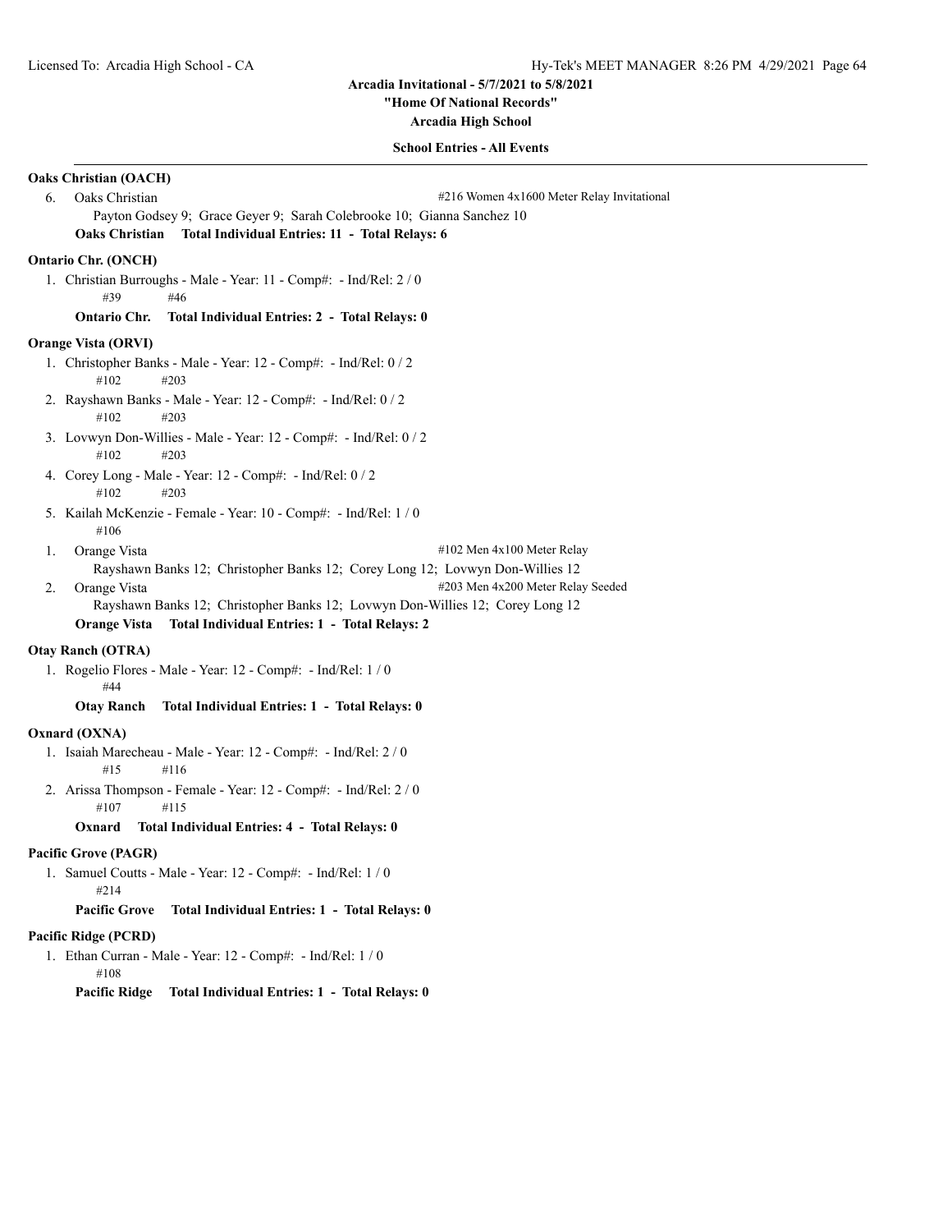**Oaks Christian (OACH)**

6. Oaks Christian — #216 Women 4x1600 Meter Relay Invitational
   Payton Godsey 9; Grace Geyer 9; Sarah Colebrooke 10; Gianna Sanchez 10

**Oaks Christian Total Individual Entries: 11 - Total Relays: 6**

**Ontario Chr. (ONCH)**

1. Christian Burroughs - Male - Year: 11 - Comp#: - Ind/Rel: 2 / 0
   #39 #46

**Ontario Chr. Total Individual Entries: 2 - Total Relays: 0**

**Orange Vista (ORVI)**

1. Christopher Banks - Male - Year: 12 - Comp#: - Ind/Rel: 0 / 2
   #102 #203
2. Rayshawn Banks - Male - Year: 12 - Comp#: - Ind/Rel: 0 / 2
   #102 #203
3. Lovwyn Don-Willies - Male - Year: 12 - Comp#: - Ind/Rel: 0 / 2
   #102 #203
4. Corey Long - Male - Year: 12 - Comp#: - Ind/Rel: 0 / 2
   #102 #203
5. Kailah McKenzie - Female - Year: 10 - Comp#: - Ind/Rel: 1 / 0
   #106

1. Orange Vista — #102 Men 4x100 Meter Relay
   Rayshawn Banks 12; Christopher Banks 12; Corey Long 12; Lovwyn Don-Willies 12
2. Orange Vista — #203 Men 4x200 Meter Relay Seeded
   Rayshawn Banks 12; Christopher Banks 12; Lovwyn Don-Willies 12; Corey Long 12

**Orange Vista Total Individual Entries: 1 - Total Relays: 2**

**Otay Ranch (OTRA)**

1. Rogelio Flores - Male - Year: 12 - Comp#: - Ind/Rel: 1 / 0
   #44

**Otay Ranch Total Individual Entries: 1 - Total Relays: 0**

**Oxnard (OXNA)**

1. Isaiah Marecheau - Male - Year: 12 - Comp#: - Ind/Rel: 2 / 0
   #15 #116
2. Arissa Thompson - Female - Year: 12 - Comp#: - Ind/Rel: 2 / 0
   #107 #115

**Oxnard Total Individual Entries: 4 - Total Relays: 0**

**Pacific Grove (PAGR)**

1. Samuel Coutts - Male - Year: 12 - Comp#: - Ind/Rel: 1 / 0
   #214

**Pacific Grove Total Individual Entries: 1 - Total Relays: 0**

**Pacific Ridge (PCRD)**

1. Ethan Curran - Male - Year: 12 - Comp#: - Ind/Rel: 1 / 0
   #108

**Pacific Ridge Total Individual Entries: 1 - Total Relays: 0**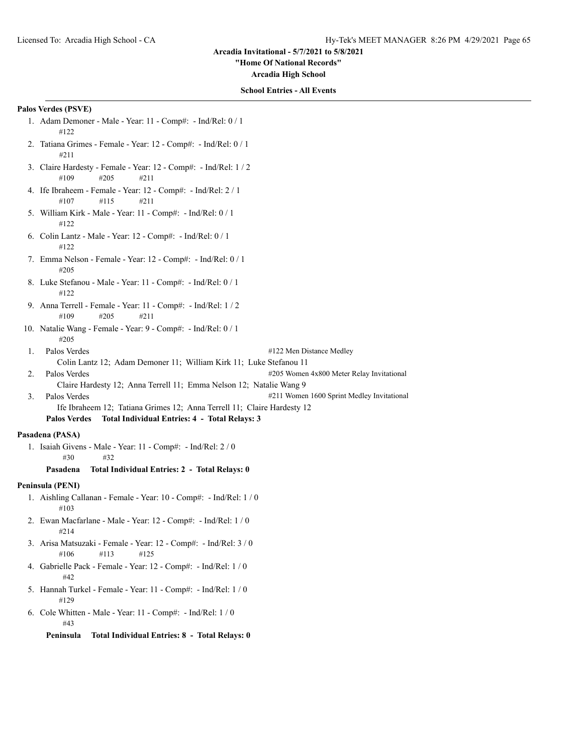Arcadia Invitational - 5/7/2021 to 5/8/2021

"Home Of National Records"

Arcadia High School

**School Entries - All Events**

**Palos Verdes (PSVE)**

1. Adam Demoner - Male - Year: 11 - Comp#: - Ind/Rel: 0 / 1
   #122
2. Tatiana Grimes - Female - Year: 12 - Comp#: - Ind/Rel: 0 / 1
   #211
3. Claire Hardesty - Female - Year: 12 - Comp#: - Ind/Rel: 1 / 2
   #109 #205 #211
4. Ife Ibraheem - Female - Year: 12 - Comp#: - Ind/Rel: 2 / 1
   #107 #115 #211
5. William Kirk - Male - Year: 11 - Comp#: - Ind/Rel: 0 / 1
   #122
6. Colin Lantz - Male - Year: 12 - Comp#: - Ind/Rel: 0 / 1
   #122
7. Emma Nelson - Female - Year: 12 - Comp#: - Ind/Rel: 0 / 1
   #205
8. Luke Stefanou - Male - Year: 11 - Comp#: - Ind/Rel: 0 / 1
   #122
9. Anna Terrell - Female - Year: 11 - Comp#: - Ind/Rel: 1 / 2
   #109 #205 #211
10. Natalie Wang - Female - Year: 9 - Comp#: - Ind/Rel: 0 / 1
    #205

1. Palos Verdes — #122 Men Distance Medley
   Colin Lantz 12; Adam Demoner 11; William Kirk 11; Luke Stefanou 11
2. Palos Verdes — #205 Women 4x800 Meter Relay Invitational
   Claire Hardesty 12; Anna Terrell 11; Emma Nelson 12; Natalie Wang 9
3. Palos Verdes — #211 Women 1600 Sprint Medley Invitational
   Ife Ibraheem 12; Tatiana Grimes 12; Anna Terrell 11; Claire Hardesty 12

**Palos Verdes Total Individual Entries: 4 - Total Relays: 3**

**Pasadena (PASA)**

1. Isaiah Givens - Male - Year: 11 - Comp#: - Ind/Rel: 2 / 0
   #30 #32

**Pasadena Total Individual Entries: 2 - Total Relays: 0**

**Peninsula (PENI)**

1. Aishling Callanan - Female - Year: 10 - Comp#: - Ind/Rel: 1 / 0
   #103
2. Ewan Macfarlane - Male - Year: 12 - Comp#: - Ind/Rel: 1 / 0
   #214
3. Arisa Matsuzaki - Female - Year: 12 - Comp#: - Ind/Rel: 3 / 0
   #106 #113 #125
4. Gabrielle Pack - Female - Year: 12 - Comp#: - Ind/Rel: 1 / 0
   #42
5. Hannah Turkel - Female - Year: 11 - Comp#: - Ind/Rel: 1 / 0
   #129
6. Cole Whitten - Male - Year: 11 - Comp#: - Ind/Rel: 1 / 0
   #43

**Peninsula Total Individual Entries: 8 - Total Relays: 0**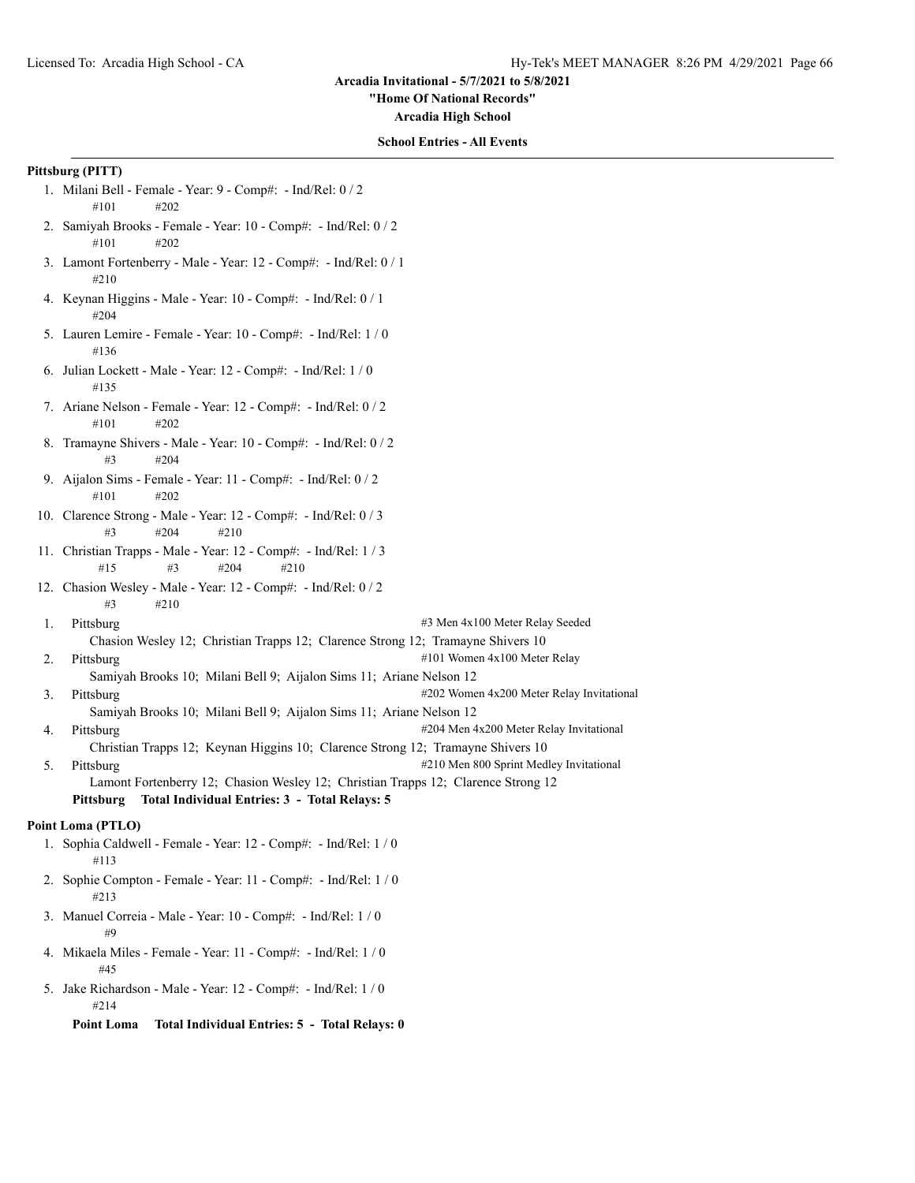**Arcadia Invitational - 5/7/2021 to 5/8/2021**
**"Home Of National Records"**
**Arcadia High School**

**School Entries - All Events**

**Pittsburg (PITT)**

1. Milani Bell - Female - Year: 9 - Comp#: - Ind/Rel: 0 / 2
   #101 #202
2. Samiyah Brooks - Female - Year: 10 - Comp#: - Ind/Rel: 0 / 2
   #101 #202
3. Lamont Fortenberry - Male - Year: 12 - Comp#: - Ind/Rel: 0 / 1
   #210
4. Keynan Higgins - Male - Year: 10 - Comp#: - Ind/Rel: 0 / 1
   #204
5. Lauren Lemire - Female - Year: 10 - Comp#: - Ind/Rel: 1 / 0
   #136
6. Julian Lockett - Male - Year: 12 - Comp#: - Ind/Rel: 1 / 0
   #135
7. Ariane Nelson - Female - Year: 12 - Comp#: - Ind/Rel: 0 / 2
   #101 #202
8. Tramayne Shivers - Male - Year: 10 - Comp#: - Ind/Rel: 0 / 2
   #3 #204
9. Aijalon Sims - Female - Year: 11 - Comp#: - Ind/Rel: 0 / 2
   #101 #202
10. Clarence Strong - Male - Year: 12 - Comp#: - Ind/Rel: 0 / 3
    #3 #204 #210
11. Christian Trapps - Male - Year: 12 - Comp#: - Ind/Rel: 1 / 3
    #15 #3 #204 #210
12. Chasion Wesley - Male - Year: 12 - Comp#: - Ind/Rel: 0 / 2
    #3 #210

1. Pittsburg — #3 Men 4x100 Meter Relay Seeded
   Chasion Wesley 12; Christian Trapps 12; Clarence Strong 12; Tramayne Shivers 10
2. Pittsburg — #101 Women 4x100 Meter Relay
   Samiyah Brooks 10; Milani Bell 9; Aijalon Sims 11; Ariane Nelson 12
3. Pittsburg — #202 Women 4x200 Meter Relay Invitational
   Samiyah Brooks 10; Milani Bell 9; Aijalon Sims 11; Ariane Nelson 12
4. Pittsburg — #204 Men 4x200 Meter Relay Invitational
   Christian Trapps 12; Keynan Higgins 10; Clarence Strong 12; Tramayne Shivers 10
5. Pittsburg — #210 Men 800 Sprint Medley Invitational
   Lamont Fortenberry 12; Chasion Wesley 12; Christian Trapps 12; Clarence Strong 12

**Pittsburg Total Individual Entries: 3 - Total Relays: 5**

**Point Loma (PTLO)**

1. Sophia Caldwell - Female - Year: 12 - Comp#: - Ind/Rel: 1 / 0
   #113
2. Sophie Compton - Female - Year: 11 - Comp#: - Ind/Rel: 1 / 0
   #213
3. Manuel Correia - Male - Year: 10 - Comp#: - Ind/Rel: 1 / 0
   #9
4. Mikaela Miles - Female - Year: 11 - Comp#: - Ind/Rel: 1 / 0
   #45
5. Jake Richardson - Male - Year: 12 - Comp#: - Ind/Rel: 1 / 0
   #214

**Point Loma Total Individual Entries: 5 - Total Relays: 0**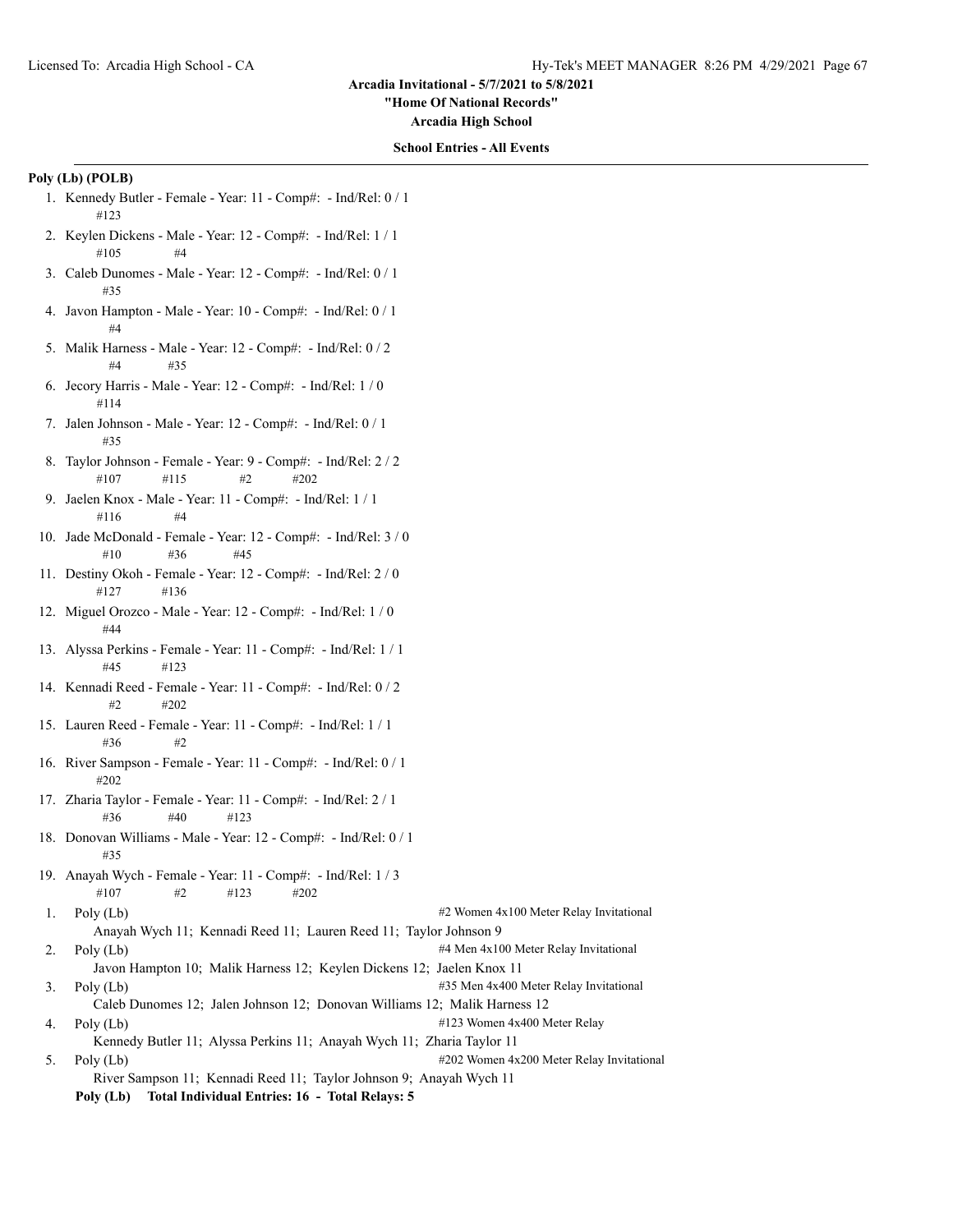**Arcadia Invitational - 5/7/2021 to 5/8/2021**

**"Home Of National Records"**

**Arcadia High School**

**School Entries - All Events**

**Poly (Lb) (POLB)**

1. Kennedy Butler - Female - Year: 11 - Comp#: - Ind/Rel: 0 / 1
   #123
2. Keylen Dickens - Male - Year: 12 - Comp#: - Ind/Rel: 1 / 1
   #105 #4
3. Caleb Dunomes - Male - Year: 12 - Comp#: - Ind/Rel: 0 / 1
   #35
4. Javon Hampton - Male - Year: 10 - Comp#: - Ind/Rel: 0 / 1
   #4
5. Malik Harness - Male - Year: 12 - Comp#: - Ind/Rel: 0 / 2
   #4 #35
6. Jecory Harris - Male - Year: 12 - Comp#: - Ind/Rel: 1 / 0
   #114
7. Jalen Johnson - Male - Year: 12 - Comp#: - Ind/Rel: 0 / 1
   #35
8. Taylor Johnson - Female - Year: 9 - Comp#: - Ind/Rel: 2 / 2
   #107 #115 #2 #202
9. Jaelen Knox - Male - Year: 11 - Comp#: - Ind/Rel: 1 / 1
   #116 #4
10. Jade McDonald - Female - Year: 12 - Comp#: - Ind/Rel: 3 / 0
    #10 #36 #45
11. Destiny Okoh - Female - Year: 12 - Comp#: - Ind/Rel: 2 / 0
    #127 #136
12. Miguel Orozco - Male - Year: 12 - Comp#: - Ind/Rel: 1 / 0
    #44
13. Alyssa Perkins - Female - Year: 11 - Comp#: - Ind/Rel: 1 / 1
    #45 #123
14. Kennadi Reed - Female - Year: 11 - Comp#: - Ind/Rel: 0 / 2
    #2 #202
15. Lauren Reed - Female - Year: 11 - Comp#: - Ind/Rel: 1 / 1
    #36 #2
16. River Sampson - Female - Year: 11 - Comp#: - Ind/Rel: 0 / 1
    #202
17. Zharia Taylor - Female - Year: 11 - Comp#: - Ind/Rel: 2 / 1
    #36 #40 #123
18. Donovan Williams - Male - Year: 12 - Comp#: - Ind/Rel: 0 / 1
    #35
19. Anayah Wych - Female - Year: 11 - Comp#: - Ind/Rel: 1 / 3
    #107 #2 #123 #202

1. Poly (Lb) — #2 Women 4x100 Meter Relay Invitational
   Anayah Wych 11; Kennadi Reed 11; Lauren Reed 11; Taylor Johnson 9
2. Poly (Lb) — #4 Men 4x100 Meter Relay Invitational
   Javon Hampton 10; Malik Harness 12; Keylen Dickens 12; Jaelen Knox 11
3. Poly (Lb) — #35 Men 4x400 Meter Relay Invitational
   Caleb Dunomes 12; Jalen Johnson 12; Donovan Williams 12; Malik Harness 12
4. Poly (Lb) — #123 Women 4x400 Meter Relay
   Kennedy Butler 11; Alyssa Perkins 11; Anayah Wych 11; Zharia Taylor 11
5. Poly (Lb) — #202 Women 4x200 Meter Relay Invitational
   River Sampson 11; Kennadi Reed 11; Taylor Johnson 9; Anayah Wych 11

**Poly (Lb) Total Individual Entries: 16 - Total Relays: 5**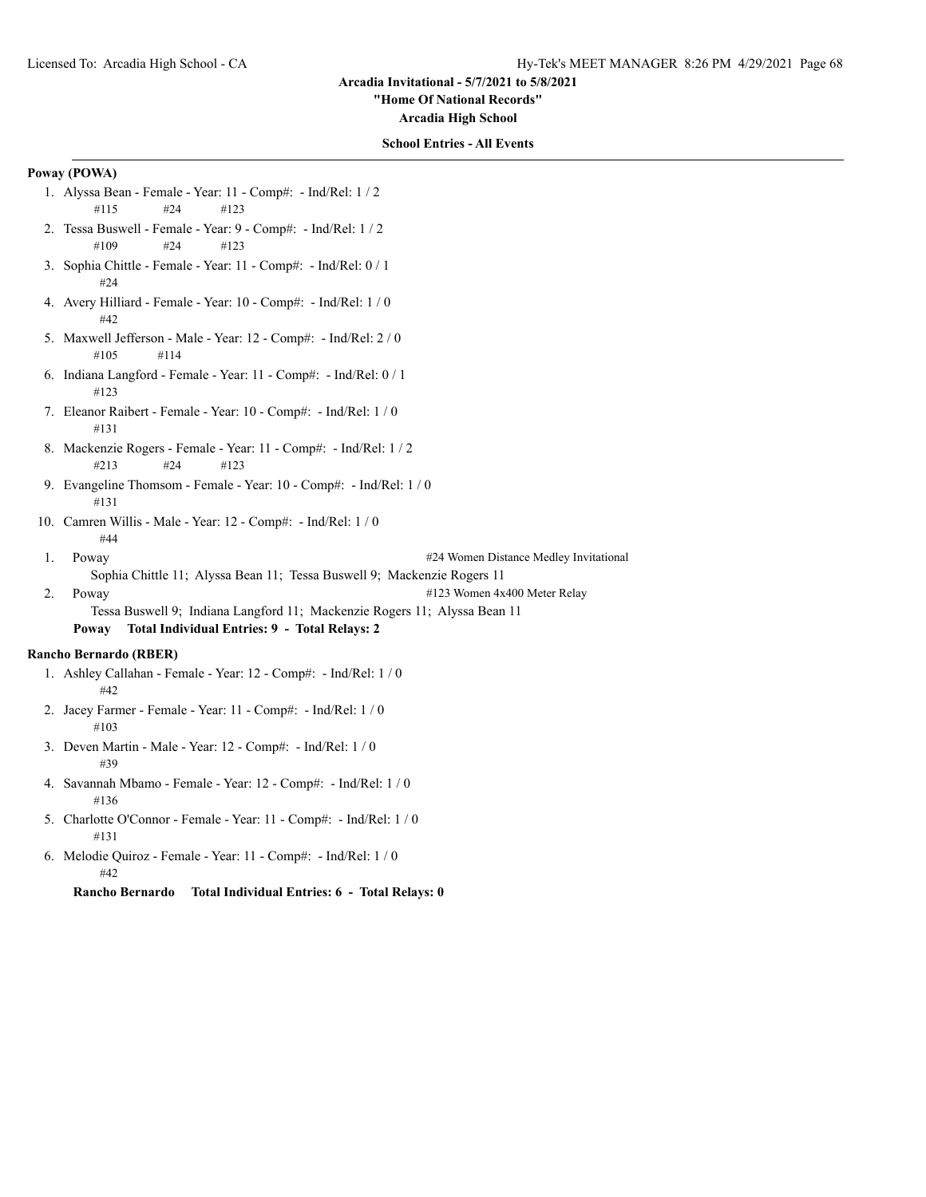**Arcadia Invitational - 5/7/2021 to 5/8/2021**

**"Home Of National Records"**

**Arcadia High School**

**School Entries - All Events**

**Poway (POWA)**

1. Alyssa Bean - Female - Year: 11 - Comp#: - Ind/Rel: 1 / 2
   #115 #24 #123
2. Tessa Buswell - Female - Year: 9 - Comp#: - Ind/Rel: 1 / 2
   #109 #24 #123
3. Sophia Chittle - Female - Year: 11 - Comp#: - Ind/Rel: 0 / 1
   #24
4. Avery Hilliard - Female - Year: 10 - Comp#: - Ind/Rel: 1 / 0
   #42
5. Maxwell Jefferson - Male - Year: 12 - Comp#: - Ind/Rel: 2 / 0
   #105 #114
6. Indiana Langford - Female - Year: 11 - Comp#: - Ind/Rel: 0 / 1
   #123
7. Eleanor Raibert - Female - Year: 10 - Comp#: - Ind/Rel: 1 / 0
   #131
8. Mackenzie Rogers - Female - Year: 11 - Comp#: - Ind/Rel: 1 / 2
   #213 #24 #123
9. Evangeline Thomsom - Female - Year: 10 - Comp#: - Ind/Rel: 1 / 0
   #131
10. Camren Willis - Male - Year: 12 - Comp#: - Ind/Rel: 1 / 0
    #44

1. Poway — #24 Women Distance Medley Invitational
   Sophia Chittle 11; Alyssa Bean 11; Tessa Buswell 9; Mackenzie Rogers 11
2. Poway — #123 Women 4x400 Meter Relay
   Tessa Buswell 9; Indiana Langford 11; Mackenzie Rogers 11; Alyssa Bean 11

**Poway Total Individual Entries: 9 - Total Relays: 2**

**Rancho Bernardo (RBER)**

1. Ashley Callahan - Female - Year: 12 - Comp#: - Ind/Rel: 1 / 0
   #42
2. Jacey Farmer - Female - Year: 11 - Comp#: - Ind/Rel: 1 / 0
   #103
3. Deven Martin - Male - Year: 12 - Comp#: - Ind/Rel: 1 / 0
   #39
4. Savannah Mbamo - Female - Year: 12 - Comp#: - Ind/Rel: 1 / 0
   #136
5. Charlotte O'Connor - Female - Year: 11 - Comp#: - Ind/Rel: 1 / 0
   #131
6. Melodie Quiroz - Female - Year: 11 - Comp#: - Ind/Rel: 1 / 0
   #42

**Rancho Bernardo Total Individual Entries: 6 - Total Relays: 0**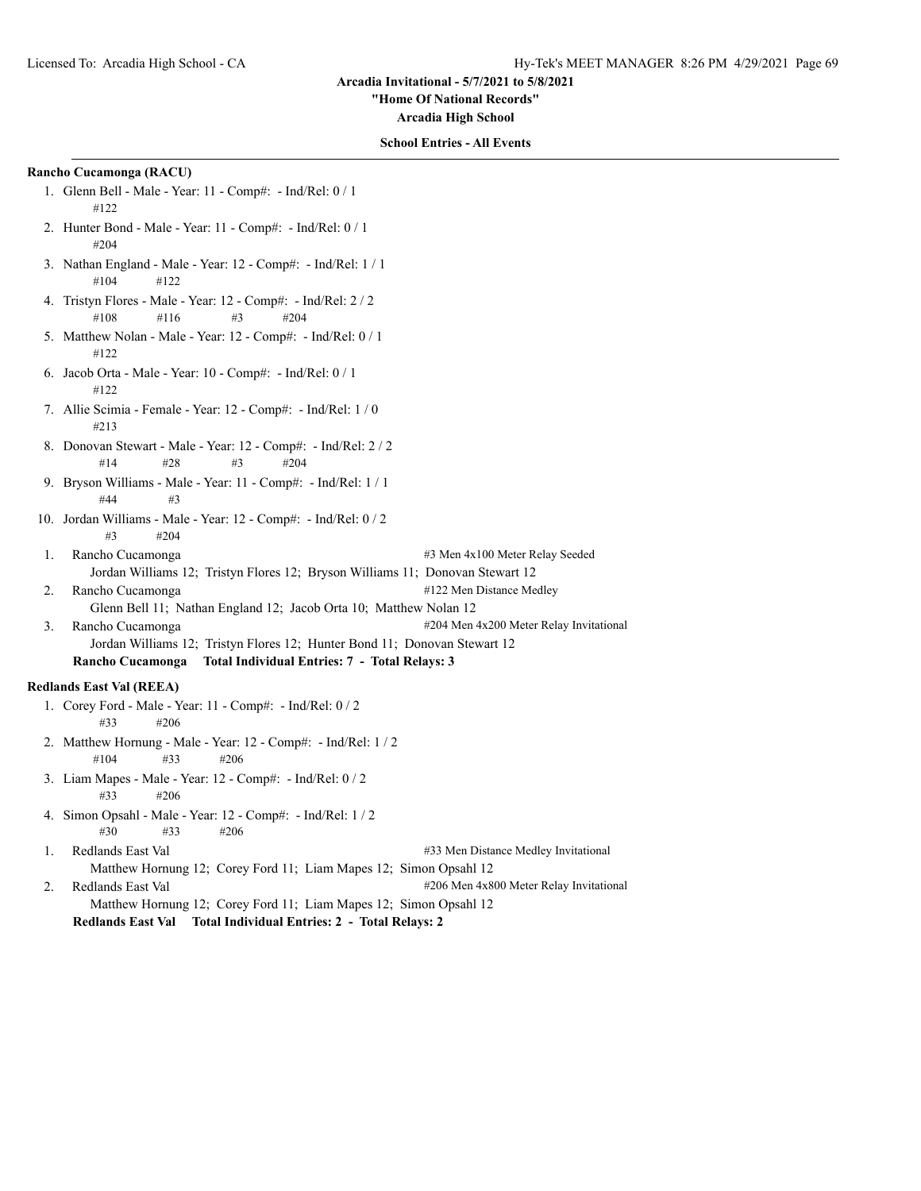# Arcadia Invitational - 5/7/2021 to 5/8/2021

**"Home Of National Records"**

**Arcadia High School**

**School Entries - All Events**

## Rancho Cucamonga (RACU)

1. Glenn Bell - Male - Year: 11 - Comp#: - Ind/Rel: 0 / 1
   #122
2. Hunter Bond - Male - Year: 11 - Comp#: - Ind/Rel: 0 / 1
   #204
3. Nathan England - Male - Year: 12 - Comp#: - Ind/Rel: 1 / 1
   #104 #122
4. Tristyn Flores - Male - Year: 12 - Comp#: - Ind/Rel: 2 / 2
   #108 #116 #3 #204
5. Matthew Nolan - Male - Year: 12 - Comp#: - Ind/Rel: 0 / 1
   #122
6. Jacob Orta - Male - Year: 10 - Comp#: - Ind/Rel: 0 / 1
   #122
7. Allie Scimia - Female - Year: 12 - Comp#: - Ind/Rel: 1 / 0
   #213
8. Donovan Stewart - Male - Year: 12 - Comp#: - Ind/Rel: 2 / 2
   #14 #28 #3 #204
9. Bryson Williams - Male - Year: 11 - Comp#: - Ind/Rel: 1 / 1
   #44 #3
10. Jordan Williams - Male - Year: 12 - Comp#: - Ind/Rel: 0 / 2
    #3 #204

1. Rancho Cucamonga — #3 Men 4x100 Meter Relay Seeded
   Jordan Williams 12; Tristyn Flores 12; Bryson Williams 11; Donovan Stewart 12
2. Rancho Cucamonga — #122 Men Distance Medley
   Glenn Bell 11; Nathan England 12; Jacob Orta 10; Matthew Nolan 12
3. Rancho Cucamonga — #204 Men 4x200 Meter Relay Invitational
   Jordan Williams 12; Tristyn Flores 12; Hunter Bond 11; Donovan Stewart 12

**Rancho Cucamonga Total Individual Entries: 7 - Total Relays: 3**

## Redlands East Val (REEA)

1. Corey Ford - Male - Year: 11 - Comp#: - Ind/Rel: 0 / 2
   #33 #206
2. Matthew Hornung - Male - Year: 12 - Comp#: - Ind/Rel: 1 / 2
   #104 #33 #206
3. Liam Mapes - Male - Year: 12 - Comp#: - Ind/Rel: 0 / 2
   #33 #206
4. Simon Opsahl - Male - Year: 12 - Comp#: - Ind/Rel: 1 / 2
   #30 #33 #206

1. Redlands East Val — #33 Men Distance Medley Invitational
   Matthew Hornung 12; Corey Ford 11; Liam Mapes 12; Simon Opsahl 12
2. Redlands East Val — #206 Men 4x800 Meter Relay Invitational
   Matthew Hornung 12; Corey Ford 11; Liam Mapes 12; Simon Opsahl 12

**Redlands East Val Total Individual Entries: 2 - Total Relays: 2**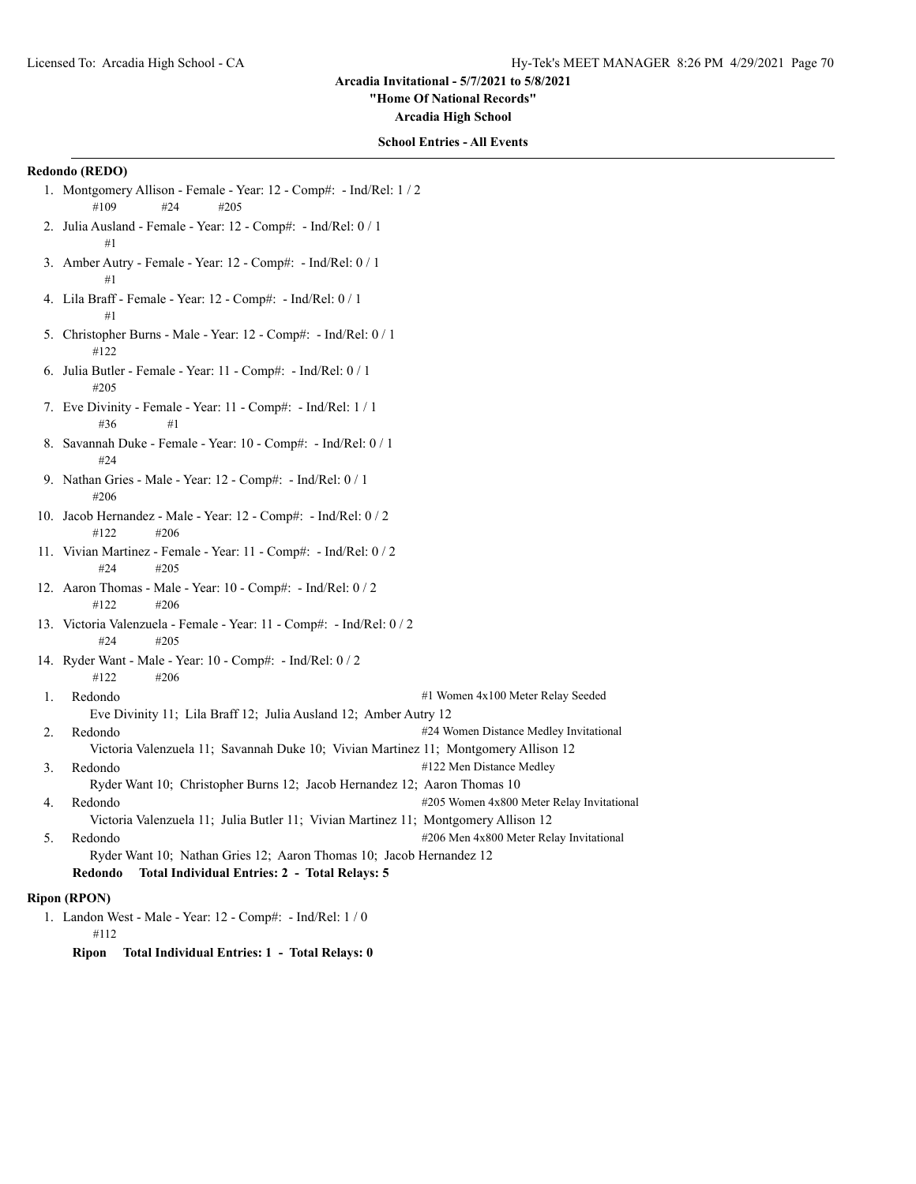**Arcadia Invitational - 5/7/2021 to 5/8/2021**

**"Home Of National Records"**

**Arcadia High School**

**School Entries - All Events**

**Redondo (REDO)**

1. Montgomery Allison - Female - Year: 12 - Comp#: - Ind/Rel: 1 / 2
   #109 #24 #205
2. Julia Ausland - Female - Year: 12 - Comp#: - Ind/Rel: 0 / 1
   #1
3. Amber Autry - Female - Year: 12 - Comp#: - Ind/Rel: 0 / 1
   #1
4. Lila Braff - Female - Year: 12 - Comp#: - Ind/Rel: 0 / 1
   #1
5. Christopher Burns - Male - Year: 12 - Comp#: - Ind/Rel: 0 / 1
   #122
6. Julia Butler - Female - Year: 11 - Comp#: - Ind/Rel: 0 / 1
   #205
7. Eve Divinity - Female - Year: 11 - Comp#: - Ind/Rel: 1 / 1
   #36 #1
8. Savannah Duke - Female - Year: 10 - Comp#: - Ind/Rel: 0 / 1
   #24
9. Nathan Gries - Male - Year: 12 - Comp#: - Ind/Rel: 0 / 1
   #206
10. Jacob Hernandez - Male - Year: 12 - Comp#: - Ind/Rel: 0 / 2
    #122 #206
11. Vivian Martinez - Female - Year: 11 - Comp#: - Ind/Rel: 0 / 2
    #24 #205
12. Aaron Thomas - Male - Year: 10 - Comp#: - Ind/Rel: 0 / 2
    #122 #206
13. Victoria Valenzuela - Female - Year: 11 - Comp#: - Ind/Rel: 0 / 2
    #24 #205
14. Ryder Want - Male - Year: 10 - Comp#: - Ind/Rel: 0 / 2
    #122 #206

1. Redondo — #1 Women 4x100 Meter Relay Seeded
   Eve Divinity 11; Lila Braff 12; Julia Ausland 12; Amber Autry 12
2. Redondo — #24 Women Distance Medley Invitational
   Victoria Valenzuela 11; Savannah Duke 10; Vivian Martinez 11; Montgomery Allison 12
3. Redondo — #122 Men Distance Medley
   Ryder Want 10; Christopher Burns 12; Jacob Hernandez 12; Aaron Thomas 10
4. Redondo — #205 Women 4x800 Meter Relay Invitational
   Victoria Valenzuela 11; Julia Butler 11; Vivian Martinez 11; Montgomery Allison 12
5. Redondo — #206 Men 4x800 Meter Relay Invitational
   Ryder Want 10; Nathan Gries 12; Aaron Thomas 10; Jacob Hernandez 12

**Redondo Total Individual Entries: 2 - Total Relays: 5**

**Ripon (RPON)**

1. Landon West - Male - Year: 12 - Comp#: - Ind/Rel: 1 / 0
   #112

**Ripon Total Individual Entries: 1 - Total Relays: 0**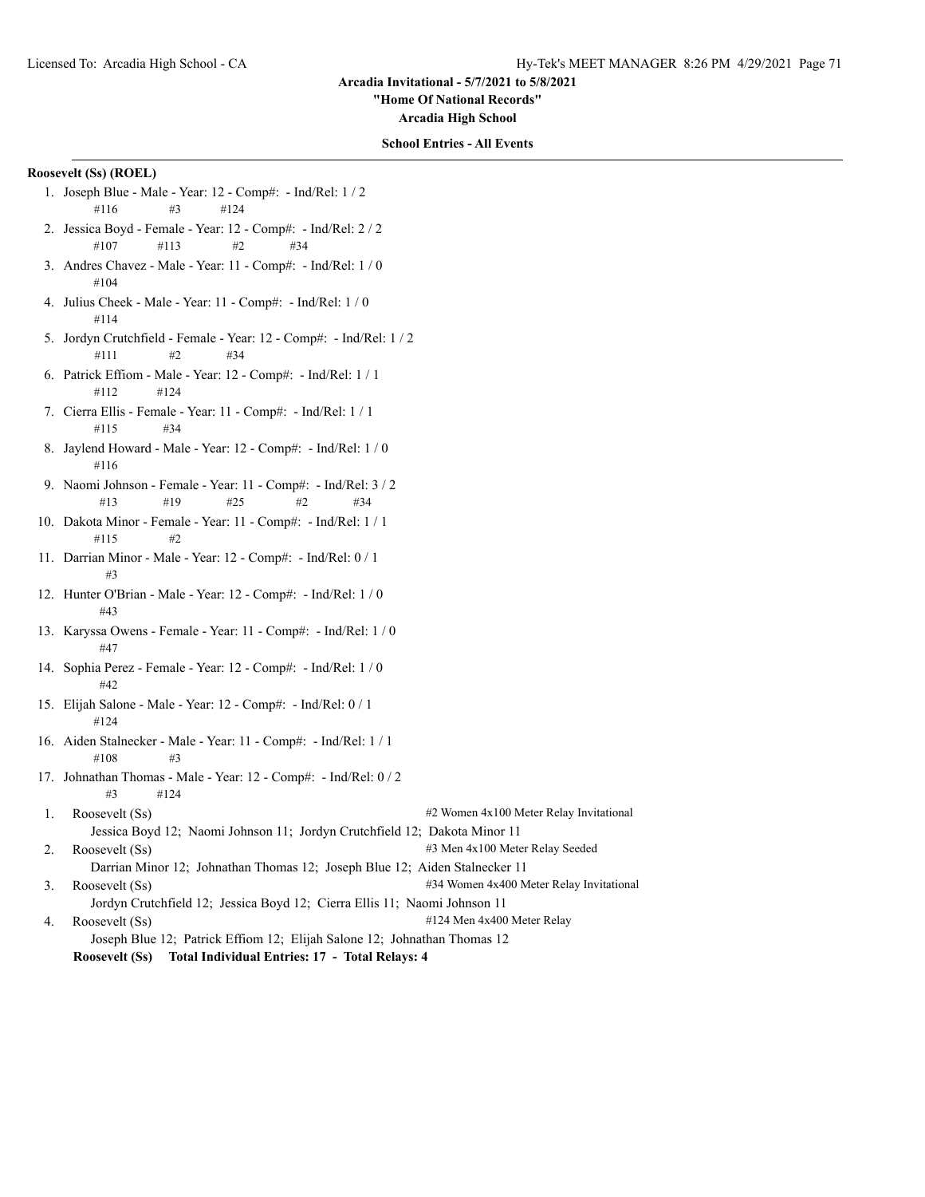**Arcadia Invitational - 5/7/2021 to 5/8/2021**

**"Home Of National Records"**

**Arcadia High School**

**School Entries - All Events**

**Roosevelt (Ss) (ROEL)**

1. Joseph Blue - Male - Year: 12 - Comp#: - Ind/Rel: 1 / 2
   #116 #3 #124
2. Jessica Boyd - Female - Year: 12 - Comp#: - Ind/Rel: 2 / 2
   #107 #113 #2 #34
3. Andres Chavez - Male - Year: 11 - Comp#: - Ind/Rel: 1 / 0
   #104
4. Julius Cheek - Male - Year: 11 - Comp#: - Ind/Rel: 1 / 0
   #114
5. Jordyn Crutchfield - Female - Year: 12 - Comp#: - Ind/Rel: 1 / 2
   #111 #2 #34
6. Patrick Effiom - Male - Year: 12 - Comp#: - Ind/Rel: 1 / 1
   #112 #124
7. Cierra Ellis - Female - Year: 11 - Comp#: - Ind/Rel: 1 / 1
   #115 #34
8. Jaylend Howard - Male - Year: 12 - Comp#: - Ind/Rel: 1 / 0
   #116
9. Naomi Johnson - Female - Year: 11 - Comp#: - Ind/Rel: 3 / 2
   #13 #19 #25 #2 #34
10. Dakota Minor - Female - Year: 11 - Comp#: - Ind/Rel: 1 / 1
    #115 #2
11. Darrian Minor - Male - Year: 12 - Comp#: - Ind/Rel: 0 / 1
    #3
12. Hunter O'Brian - Male - Year: 12 - Comp#: - Ind/Rel: 1 / 0
    #43
13. Karyssa Owens - Female - Year: 11 - Comp#: - Ind/Rel: 1 / 0
    #47
14. Sophia Perez - Female - Year: 12 - Comp#: - Ind/Rel: 1 / 0
    #42
15. Elijah Salone - Male - Year: 12 - Comp#: - Ind/Rel: 0 / 1
    #124
16. Aiden Stalnecker - Male - Year: 11 - Comp#: - Ind/Rel: 1 / 1
    #108 #3
17. Johnathan Thomas - Male - Year: 12 - Comp#: - Ind/Rel: 0 / 2
    #3 #124

1. Roosevelt (Ss) — #2 Women 4x100 Meter Relay Invitational
   Jessica Boyd 12; Naomi Johnson 11; Jordyn Crutchfield 12; Dakota Minor 11
2. Roosevelt (Ss) — #3 Men 4x100 Meter Relay Seeded
   Darrian Minor 12; Johnathan Thomas 12; Joseph Blue 12; Aiden Stalnecker 11
3. Roosevelt (Ss) — #34 Women 4x400 Meter Relay Invitational
   Jordyn Crutchfield 12; Jessica Boyd 12; Cierra Ellis 11; Naomi Johnson 11
4. Roosevelt (Ss) — #124 Men 4x400 Meter Relay
   Joseph Blue 12; Patrick Effiom 12; Elijah Salone 12; Johnathan Thomas 12

**Roosevelt (Ss) Total Individual Entries: 17 - Total Relays: 4**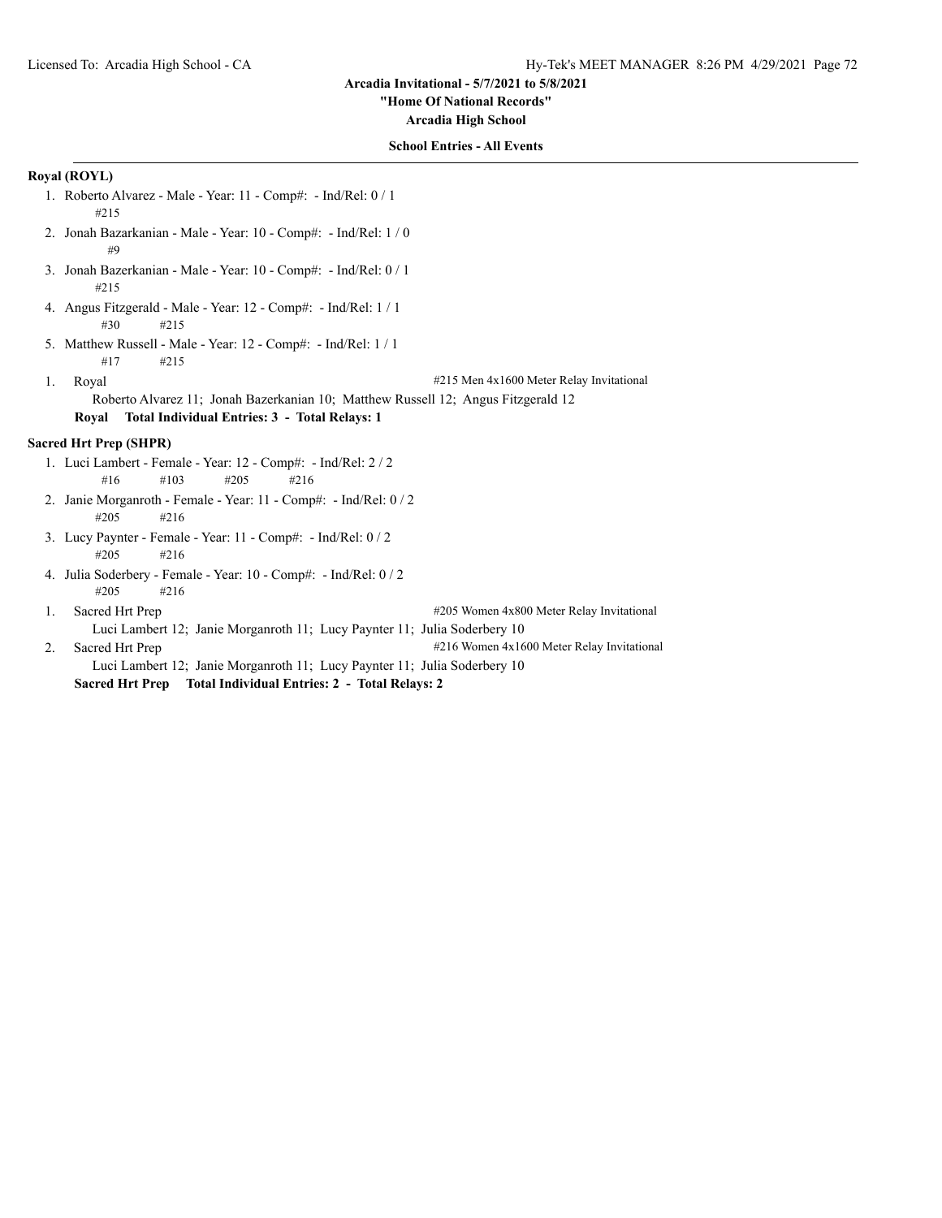Arcadia Invitational - 5/7/2021 to 5/8/2021

"Home Of National Records"

Arcadia High School

**School Entries - All Events**

**Royal (ROYL)**

1. Roberto Alvarez - Male - Year: 11 - Comp#: - Ind/Rel: 0 / 1
   #215
2. Jonah Bazarkanian - Male - Year: 10 - Comp#: - Ind/Rel: 1 / 0
   #9
3. Jonah Bazerkanian - Male - Year: 10 - Comp#: - Ind/Rel: 0 / 1
   #215
4. Angus Fitzgerald - Male - Year: 12 - Comp#: - Ind/Rel: 1 / 1
   #30 #215
5. Matthew Russell - Male - Year: 12 - Comp#: - Ind/Rel: 1 / 1
   #17 #215

1. Royal — #215 Men 4x1600 Meter Relay Invitational
   Roberto Alvarez 11; Jonah Bazerkanian 10; Matthew Russell 12; Angus Fitzgerald 12

**Royal Total Individual Entries: 3 - Total Relays: 1**

**Sacred Hrt Prep (SHPR)**

1. Luci Lambert - Female - Year: 12 - Comp#: - Ind/Rel: 2 / 2
   #16 #103 #205 #216
2. Janie Morganroth - Female - Year: 11 - Comp#: - Ind/Rel: 0 / 2
   #205 #216
3. Lucy Paynter - Female - Year: 11 - Comp#: - Ind/Rel: 0 / 2
   #205 #216
4. Julia Soderbery - Female - Year: 10 - Comp#: - Ind/Rel: 0 / 2
   #205 #216

1. Sacred Hrt Prep — #205 Women 4x800 Meter Relay Invitational
   Luci Lambert 12; Janie Morganroth 11; Lucy Paynter 11; Julia Soderbery 10
2. Sacred Hrt Prep — #216 Women 4x1600 Meter Relay Invitational
   Luci Lambert 12; Janie Morganroth 11; Lucy Paynter 11; Julia Soderbery 10

**Sacred Hrt Prep Total Individual Entries: 2 - Total Relays: 2**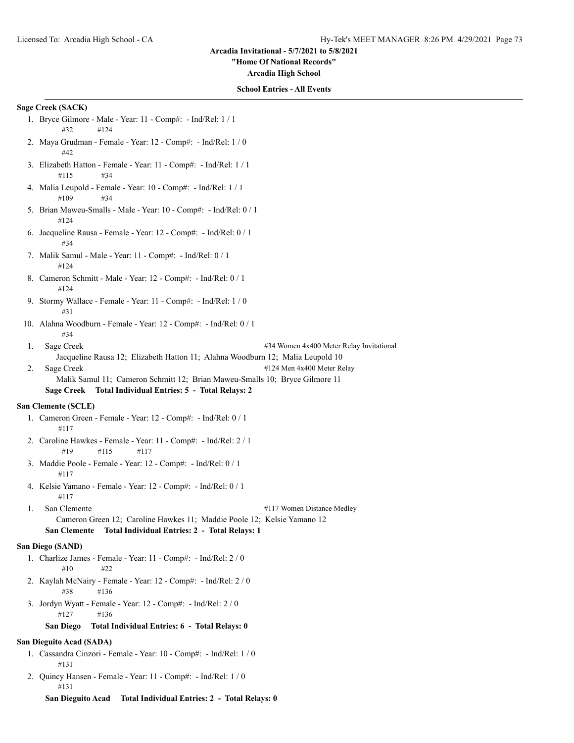**Arcadia Invitational - 5/7/2021 to 5/8/2021**

**"Home Of National Records"**

**Arcadia High School**

**School Entries - All Events**

**Sage Creek (SACK)**

1. Bryce Gilmore - Male - Year: 11 - Comp#: - Ind/Rel: 1 / 1
   #32 #124
2. Maya Grudman - Female - Year: 12 - Comp#: - Ind/Rel: 1 / 0
   #42
3. Elizabeth Hatton - Female - Year: 11 - Comp#: - Ind/Rel: 1 / 1
   #115 #34
4. Malia Leupold - Female - Year: 10 - Comp#: - Ind/Rel: 1 / 1
   #109 #34
5. Brian Maweu-Smalls - Male - Year: 10 - Comp#: - Ind/Rel: 0 / 1
   #124
6. Jacqueline Rausa - Female - Year: 12 - Comp#: - Ind/Rel: 0 / 1
   #34
7. Malik Samul - Male - Year: 11 - Comp#: - Ind/Rel: 0 / 1
   #124
8. Cameron Schmitt - Male - Year: 12 - Comp#: - Ind/Rel: 0 / 1
   #124
9. Stormy Wallace - Female - Year: 11 - Comp#: - Ind/Rel: 1 / 0
   #31
10. Alahna Woodburn - Female - Year: 12 - Comp#: - Ind/Rel: 0 / 1
    #34

1. Sage Creek — #34 Women 4x400 Meter Relay Invitational
   Jacqueline Rausa 12; Elizabeth Hatton 11; Alahna Woodburn 12; Malia Leupold 10
2. Sage Creek — #124 Men 4x400 Meter Relay
   Malik Samul 11; Cameron Schmitt 12; Brian Maweu-Smalls 10; Bryce Gilmore 11

**Sage Creek Total Individual Entries: 5 - Total Relays: 2**

**San Clemente (SCLE)**

1. Cameron Green - Female - Year: 12 - Comp#: - Ind/Rel: 0 / 1
   #117
2. Caroline Hawkes - Female - Year: 11 - Comp#: - Ind/Rel: 2 / 1
   #19 #115 #117
3. Maddie Poole - Female - Year: 12 - Comp#: - Ind/Rel: 0 / 1
   #117
4. Kelsie Yamano - Female - Year: 12 - Comp#: - Ind/Rel: 0 / 1
   #117

1. San Clemente — #117 Women Distance Medley
   Cameron Green 12; Caroline Hawkes 11; Maddie Poole 12; Kelsie Yamano 12

**San Clemente Total Individual Entries: 2 - Total Relays: 1**

**San Diego (SAND)**

1. Charlize James - Female - Year: 11 - Comp#: - Ind/Rel: 2 / 0
   #10 #22
2. Kaylah McNairy - Female - Year: 12 - Comp#: - Ind/Rel: 2 / 0
   #38 #136
3. Jordyn Wyatt - Female - Year: 12 - Comp#: - Ind/Rel: 2 / 0
   #127 #136

**San Diego Total Individual Entries: 6 - Total Relays: 0**

**San Dieguito Acad (SADA)**

1. Cassandra Cinzori - Female - Year: 10 - Comp#: - Ind/Rel: 1 / 0
   #131
2. Quincy Hansen - Female - Year: 11 - Comp#: - Ind/Rel: 1 / 0
   #131

**San Dieguito Acad Total Individual Entries: 2 - Total Relays: 0**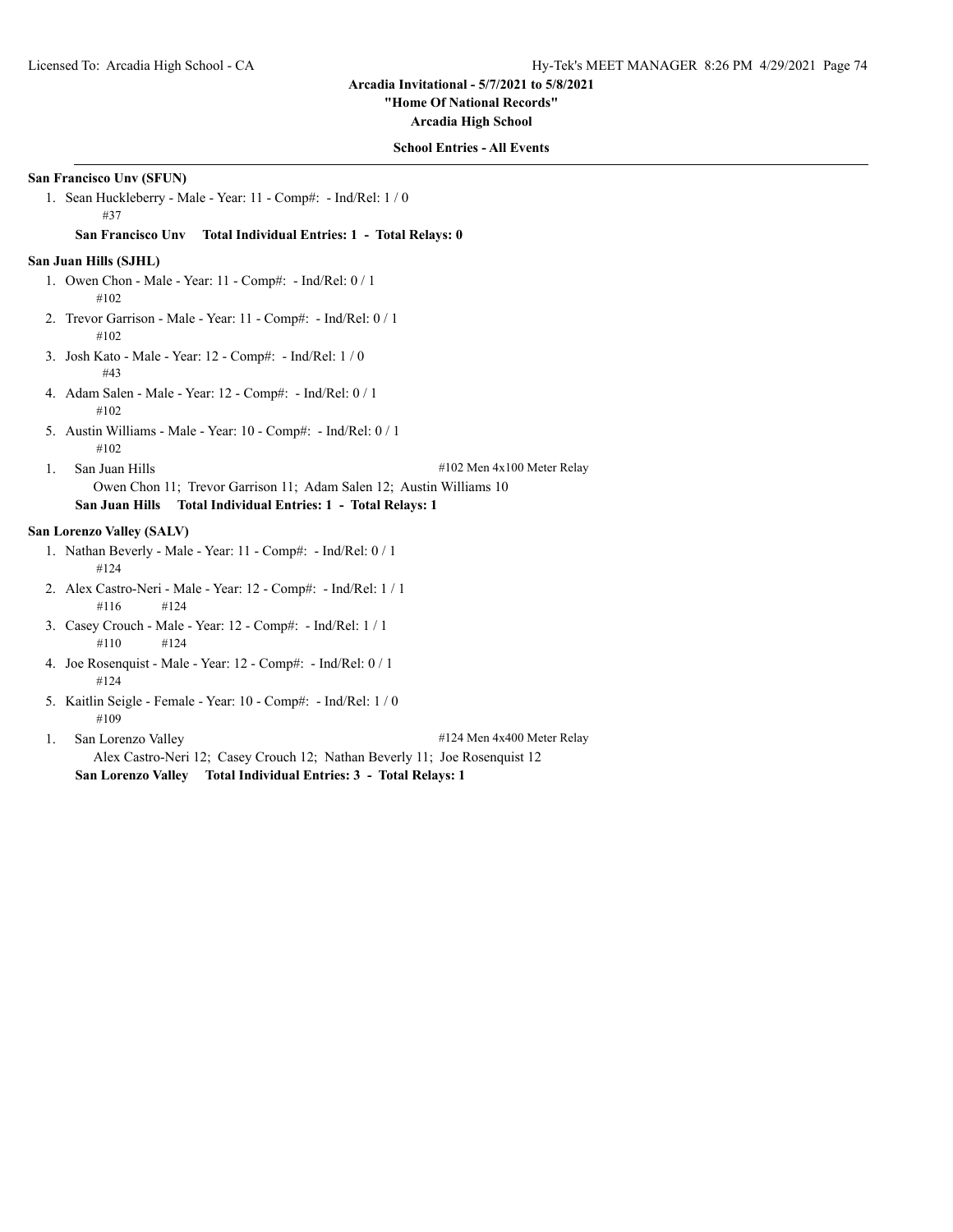## Arcadia Invitational - 5/7/2021 to 5/8/2021

**"Home Of National Records"**

**Arcadia High School**

**School Entries - All Events**

---

### San Francisco Unv (SFUN)

1. Sean Huckleberry - Male - Year: 11 - Comp#:  - Ind/Rel: 1 / 0
   #37

**San Francisco Unv    Total Individual Entries: 1  -  Total Relays: 0**

### San Juan Hills (SJHL)

1. Owen Chon - Male - Year: 11 - Comp#:  - Ind/Rel: 0 / 1
   #102
2. Trevor Garrison - Male - Year: 11 - Comp#:  - Ind/Rel: 0 / 1
   #102
3. Josh Kato - Male - Year: 12 - Comp#:  - Ind/Rel: 1 / 0
   #43
4. Adam Salen - Male - Year: 12 - Comp#:  - Ind/Rel: 0 / 1
   #102
5. Austin Williams - Male - Year: 10 - Comp#:  - Ind/Rel: 0 / 1
   #102

1. San Juan Hills — #102 Men 4x100 Meter Relay
   Owen Chon 11;  Trevor Garrison 11;  Adam Salen 12;  Austin Williams 10

**San Juan Hills    Total Individual Entries: 1  -  Total Relays: 1**

### San Lorenzo Valley (SALV)

1. Nathan Beverly - Male - Year: 11 - Comp#:  - Ind/Rel: 0 / 1
   #124
2. Alex Castro-Neri - Male - Year: 12 - Comp#:  - Ind/Rel: 1 / 1
   #116    #124
3. Casey Crouch - Male - Year: 12 - Comp#:  - Ind/Rel: 1 / 1
   #110    #124
4. Joe Rosenquist - Male - Year: 12 - Comp#:  - Ind/Rel: 0 / 1
   #124
5. Kaitlin Seigle - Female - Year: 10 - Comp#:  - Ind/Rel: 1 / 0
   #109

1. San Lorenzo Valley — #124 Men 4x400 Meter Relay
   Alex Castro-Neri 12;  Casey Crouch 12;  Nathan Beverly 11;  Joe Rosenquist 12

**San Lorenzo Valley    Total Individual Entries: 3  -  Total Relays: 1**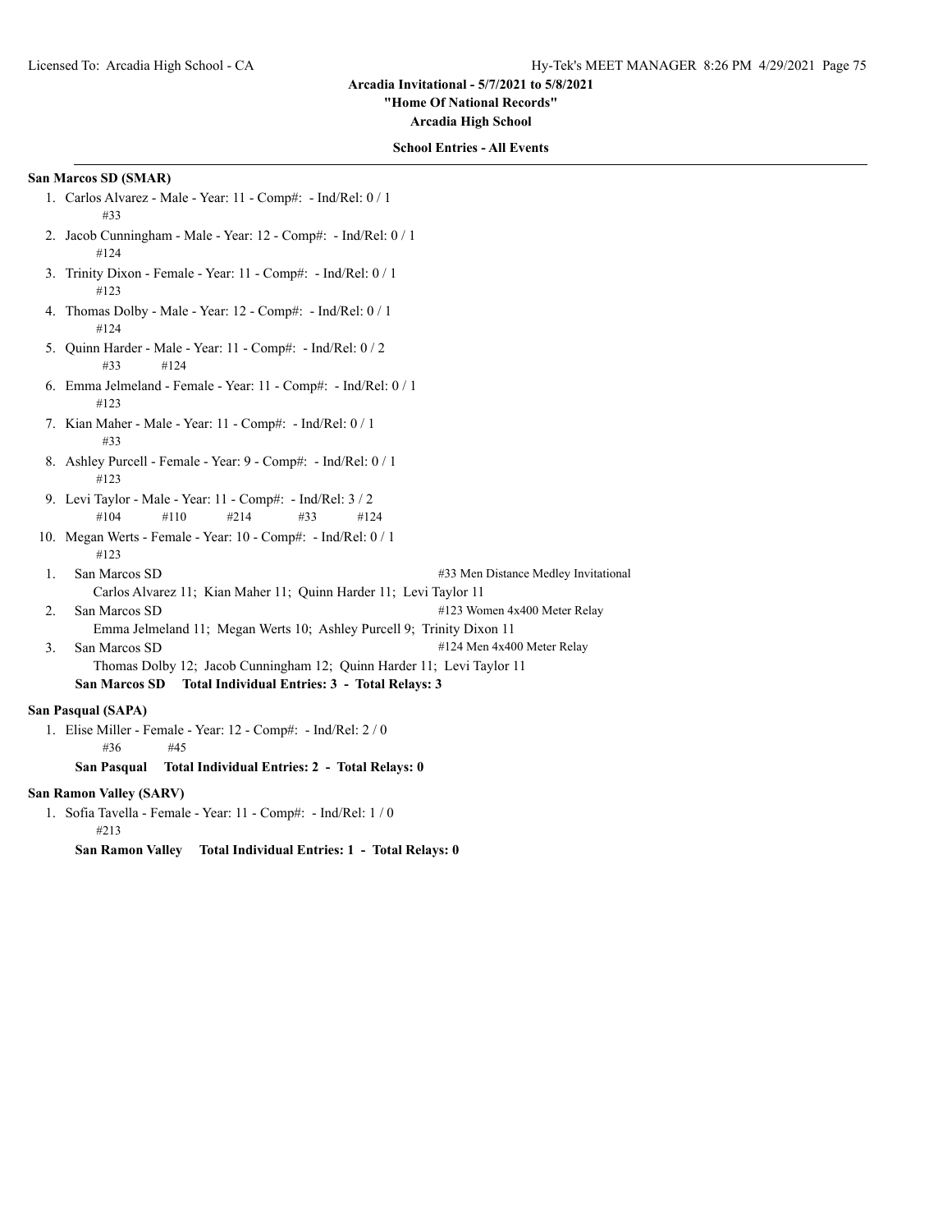Arcadia Invitational - 5/7/2021 to 5/8/2021

"Home Of National Records"

Arcadia High School

**School Entries - All Events**

**San Marcos SD (SMAR)**

1. Carlos Alvarez - Male - Year: 11 - Comp#: - Ind/Rel: 0 / 1
   #33
2. Jacob Cunningham - Male - Year: 12 - Comp#: - Ind/Rel: 0 / 1
   #124
3. Trinity Dixon - Female - Year: 11 - Comp#: - Ind/Rel: 0 / 1
   #123
4. Thomas Dolby - Male - Year: 12 - Comp#: - Ind/Rel: 0 / 1
   #124
5. Quinn Harder - Male - Year: 11 - Comp#: - Ind/Rel: 0 / 2
   #33 #124
6. Emma Jelmeland - Female - Year: 11 - Comp#: - Ind/Rel: 0 / 1
   #123
7. Kian Maher - Male - Year: 11 - Comp#: - Ind/Rel: 0 / 1
   #33
8. Ashley Purcell - Female - Year: 9 - Comp#: - Ind/Rel: 0 / 1
   #123
9. Levi Taylor - Male - Year: 11 - Comp#: - Ind/Rel: 3 / 2
   #104 #110 #214 #33 #124
10. Megan Werts - Female - Year: 10 - Comp#: - Ind/Rel: 0 / 1
    #123

1. San Marcos SD — #33 Men Distance Medley Invitational
   Carlos Alvarez 11; Kian Maher 11; Quinn Harder 11; Levi Taylor 11
2. San Marcos SD — #123 Women 4x400 Meter Relay
   Emma Jelmeland 11; Megan Werts 10; Ashley Purcell 9; Trinity Dixon 11
3. San Marcos SD — #124 Men 4x400 Meter Relay
   Thomas Dolby 12; Jacob Cunningham 12; Quinn Harder 11; Levi Taylor 11

**San Marcos SD Total Individual Entries: 3 - Total Relays: 3**

**San Pasqual (SAPA)**

1. Elise Miller - Female - Year: 12 - Comp#: - Ind/Rel: 2 / 0
   #36 #45

**San Pasqual Total Individual Entries: 2 - Total Relays: 0**

**San Ramon Valley (SARV)**

1. Sofia Tavella - Female - Year: 11 - Comp#: - Ind/Rel: 1 / 0
   #213

**San Ramon Valley Total Individual Entries: 1 - Total Relays: 0**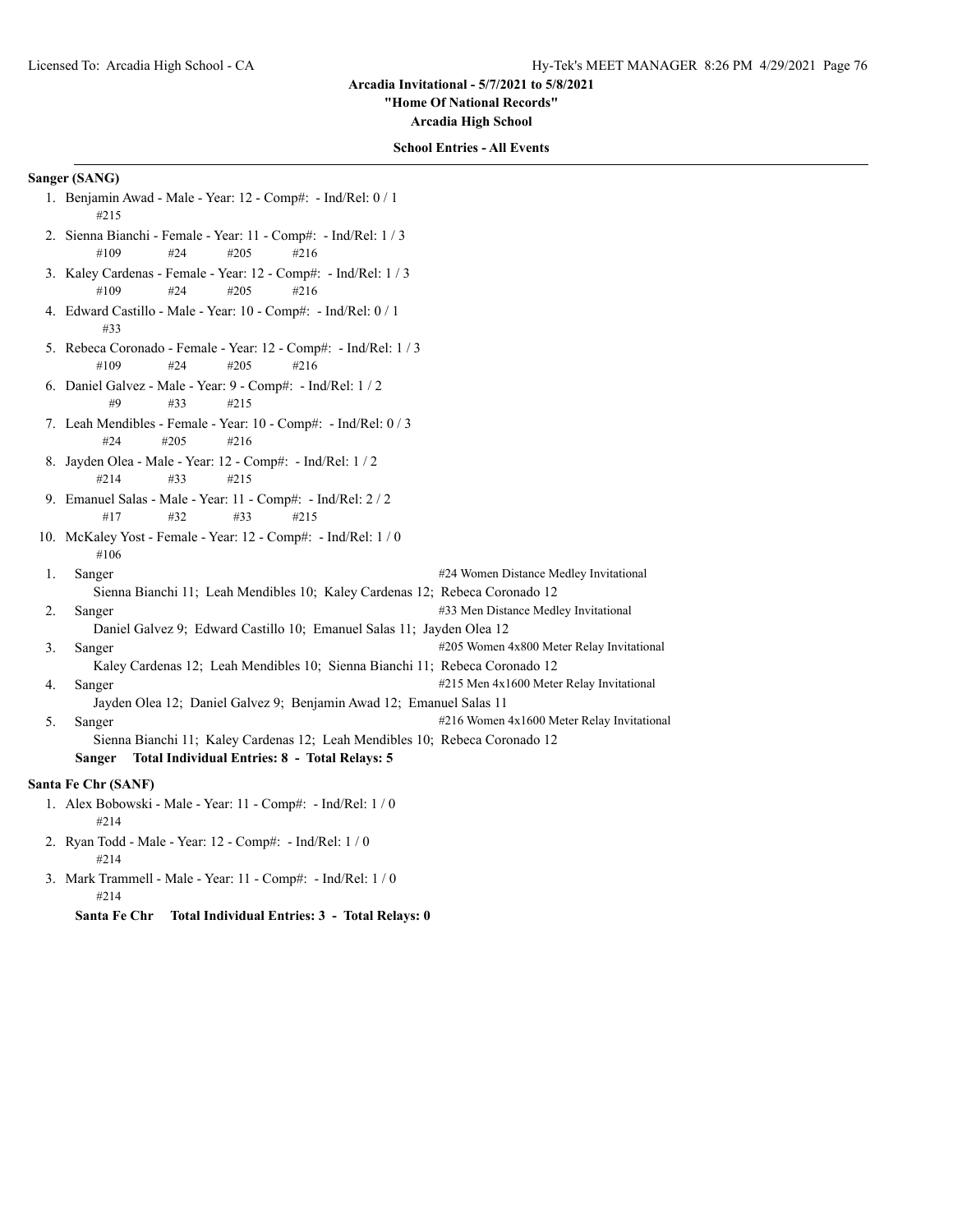**Arcadia Invitational - 5/7/2021 to 5/8/2021**
**"Home Of National Records"**
**Arcadia High School**

**School Entries - All Events**

**Sanger (SANG)**

1. Benjamin Awad - Male - Year: 12 - Comp#: - Ind/Rel: 0 / 1
   #215
2. Sienna Bianchi - Female - Year: 11 - Comp#: - Ind/Rel: 1 / 3
   #109 #24 #205 #216
3. Kaley Cardenas - Female - Year: 12 - Comp#: - Ind/Rel: 1 / 3
   #109 #24 #205 #216
4. Edward Castillo - Male - Year: 10 - Comp#: - Ind/Rel: 0 / 1
   #33
5. Rebeca Coronado - Female - Year: 12 - Comp#: - Ind/Rel: 1 / 3
   #109 #24 #205 #216
6. Daniel Galvez - Male - Year: 9 - Comp#: - Ind/Rel: 1 / 2
   #9 #33 #215
7. Leah Mendibles - Female - Year: 10 - Comp#: - Ind/Rel: 0 / 3
   #24 #205 #216
8. Jayden Olea - Male - Year: 12 - Comp#: - Ind/Rel: 1 / 2
   #214 #33 #215
9. Emanuel Salas - Male - Year: 11 - Comp#: - Ind/Rel: 2 / 2
   #17 #32 #33 #215
10. McKaley Yost - Female - Year: 12 - Comp#: - Ind/Rel: 1 / 0
    #106

1. Sanger — #24 Women Distance Medley Invitational
   Sienna Bianchi 11; Leah Mendibles 10; Kaley Cardenas 12; Rebeca Coronado 12
2. Sanger — #33 Men Distance Medley Invitational
   Daniel Galvez 9; Edward Castillo 10; Emanuel Salas 11; Jayden Olea 12
3. Sanger — #205 Women 4x800 Meter Relay Invitational
   Kaley Cardenas 12; Leah Mendibles 10; Sienna Bianchi 11; Rebeca Coronado 12
4. Sanger — #215 Men 4x1600 Meter Relay Invitational
   Jayden Olea 12; Daniel Galvez 9; Benjamin Awad 12; Emanuel Salas 11
5. Sanger — #216 Women 4x1600 Meter Relay Invitational
   Sienna Bianchi 11; Kaley Cardenas 12; Leah Mendibles 10; Rebeca Coronado 12

**Sanger Total Individual Entries: 8 - Total Relays: 5**

**Santa Fe Chr (SANF)**

1. Alex Bobowski - Male - Year: 11 - Comp#: - Ind/Rel: 1 / 0
   #214
2. Ryan Todd - Male - Year: 12 - Comp#: - Ind/Rel: 1 / 0
   #214
3. Mark Trammell - Male - Year: 11 - Comp#: - Ind/Rel: 1 / 0
   #214

**Santa Fe Chr Total Individual Entries: 3 - Total Relays: 0**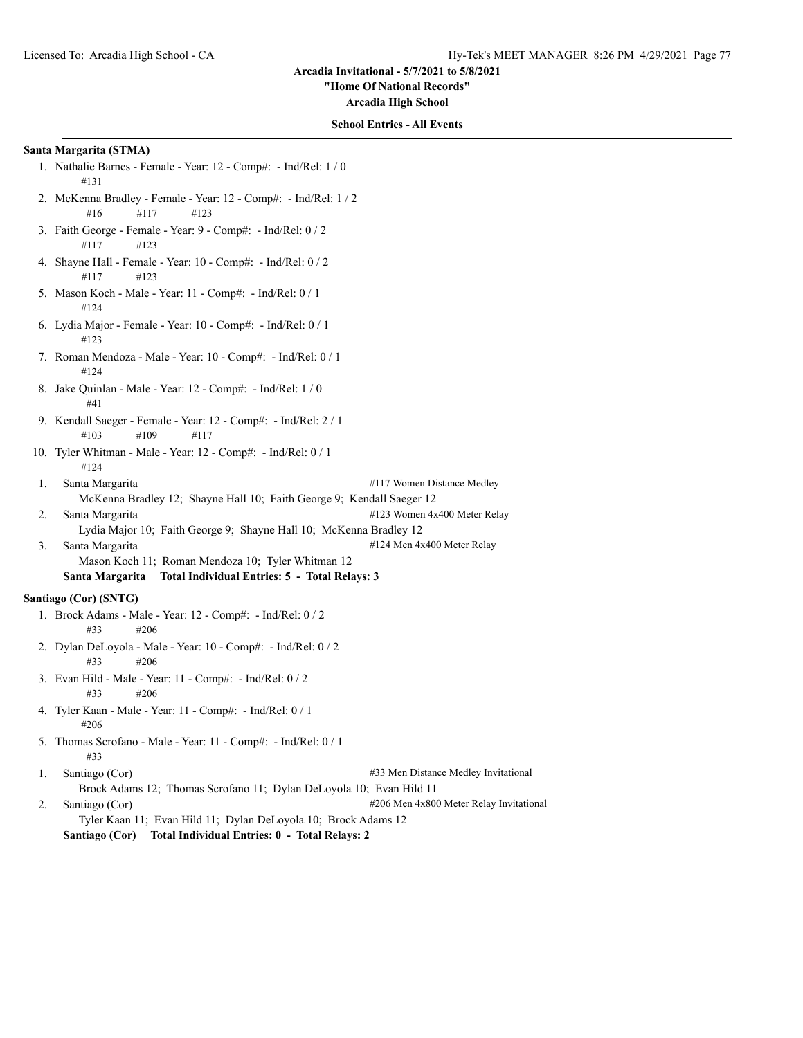## Arcadia Invitational - 5/7/2021 to 5/8/2021

**"Home Of National Records"**

**Arcadia High School**

**School Entries - All Events**

### Santa Margarita (STMA)

1. Nathalie Barnes - Female - Year: 12 - Comp#: - Ind/Rel: 1 / 0
   #131
2. McKenna Bradley - Female - Year: 12 - Comp#: - Ind/Rel: 1 / 2
   #16 #117 #123
3. Faith George - Female - Year: 9 - Comp#: - Ind/Rel: 0 / 2
   #117 #123
4. Shayne Hall - Female - Year: 10 - Comp#: - Ind/Rel: 0 / 2
   #117 #123
5. Mason Koch - Male - Year: 11 - Comp#: - Ind/Rel: 0 / 1
   #124
6. Lydia Major - Female - Year: 10 - Comp#: - Ind/Rel: 0 / 1
   #123
7. Roman Mendoza - Male - Year: 10 - Comp#: - Ind/Rel: 0 / 1
   #124
8. Jake Quinlan - Male - Year: 12 - Comp#: - Ind/Rel: 1 / 0
   #41
9. Kendall Saeger - Female - Year: 12 - Comp#: - Ind/Rel: 2 / 1
   #103 #109 #117
10. Tyler Whitman - Male - Year: 12 - Comp#: - Ind/Rel: 0 / 1
    #124

1. Santa Margarita — #117 Women Distance Medley
   McKenna Bradley 12; Shayne Hall 10; Faith George 9; Kendall Saeger 12
2. Santa Margarita — #123 Women 4x400 Meter Relay
   Lydia Major 10; Faith George 9; Shayne Hall 10; McKenna Bradley 12
3. Santa Margarita — #124 Men 4x400 Meter Relay
   Mason Koch 11; Roman Mendoza 10; Tyler Whitman 12

**Santa Margarita Total Individual Entries: 5 - Total Relays: 3**

### Santiago (Cor) (SNTG)

1. Brock Adams - Male - Year: 12 - Comp#: - Ind/Rel: 0 / 2
   #33 #206
2. Dylan DeLoyola - Male - Year: 10 - Comp#: - Ind/Rel: 0 / 2
   #33 #206
3. Evan Hild - Male - Year: 11 - Comp#: - Ind/Rel: 0 / 2
   #33 #206
4. Tyler Kaan - Male - Year: 11 - Comp#: - Ind/Rel: 0 / 1
   #206
5. Thomas Scrofano - Male - Year: 11 - Comp#: - Ind/Rel: 0 / 1
   #33

1. Santiago (Cor) — #33 Men Distance Medley Invitational
   Brock Adams 12; Thomas Scrofano 11; Dylan DeLoyola 10; Evan Hild 11
2. Santiago (Cor) — #206 Men 4x800 Meter Relay Invitational
   Tyler Kaan 11; Evan Hild 11; Dylan DeLoyola 10; Brock Adams 12

**Santiago (Cor) Total Individual Entries: 0 - Total Relays: 2**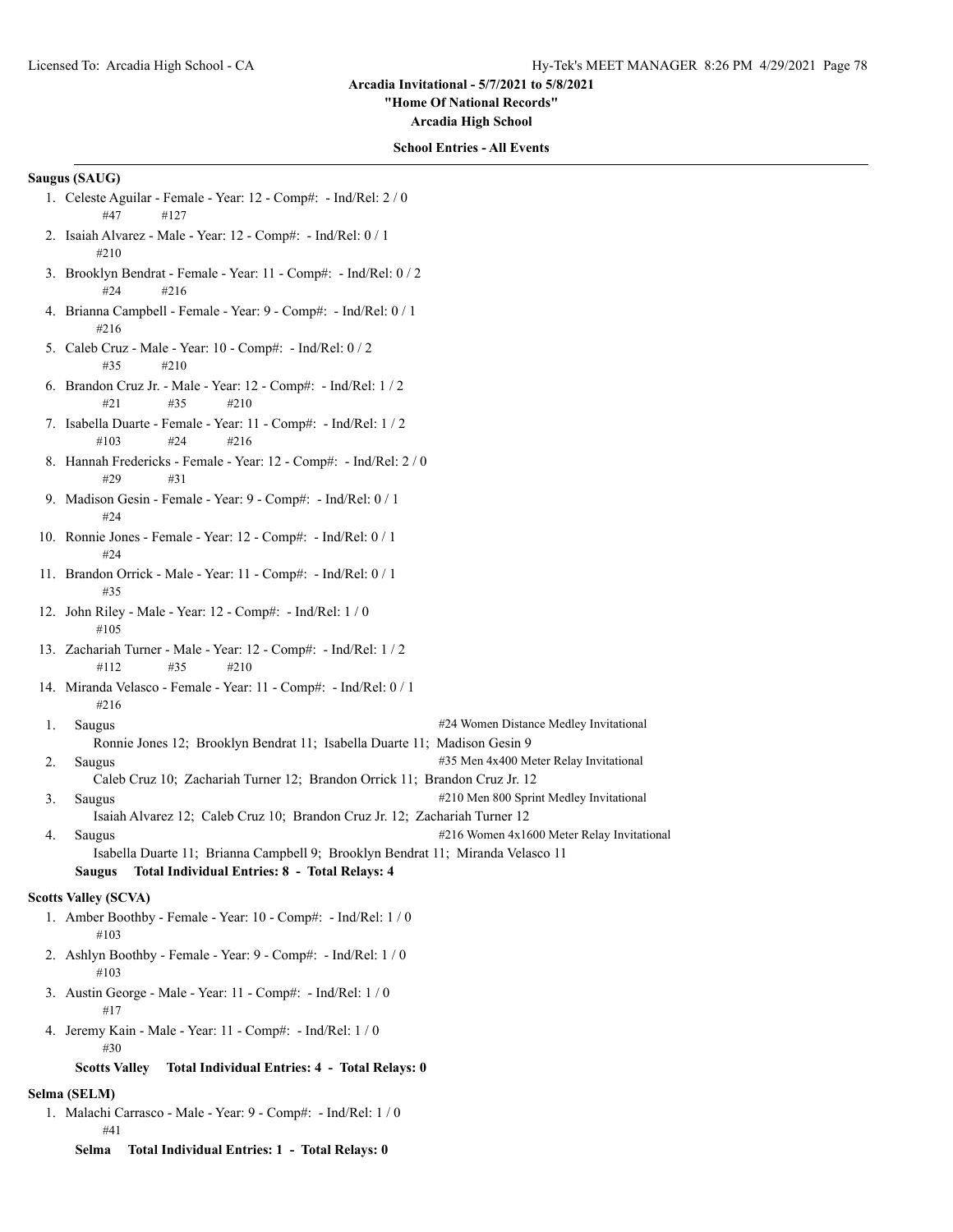Arcadia Invitational - 5/7/2021 to 5/8/2021

"Home Of National Records"

Arcadia High School

### School Entries - All Events

**Saugus (SAUG)**

1. Celeste Aguilar - Female - Year: 12 - Comp#: - Ind/Rel: 2 / 0
   #47 #127
2. Isaiah Alvarez - Male - Year: 12 - Comp#: - Ind/Rel: 0 / 1
   #210
3. Brooklyn Bendrat - Female - Year: 11 - Comp#: - Ind/Rel: 0 / 2
   #24 #216
4. Brianna Campbell - Female - Year: 9 - Comp#: - Ind/Rel: 0 / 1
   #216
5. Caleb Cruz - Male - Year: 10 - Comp#: - Ind/Rel: 0 / 2
   #35 #210
6. Brandon Cruz Jr. - Male - Year: 12 - Comp#: - Ind/Rel: 1 / 2
   #21 #35 #210
7. Isabella Duarte - Female - Year: 11 - Comp#: - Ind/Rel: 1 / 2
   #103 #24 #216
8. Hannah Fredericks - Female - Year: 12 - Comp#: - Ind/Rel: 2 / 0
   #29 #31
9. Madison Gesin - Female - Year: 9 - Comp#: - Ind/Rel: 0 / 1
   #24
10. Ronnie Jones - Female - Year: 12 - Comp#: - Ind/Rel: 0 / 1
    #24
11. Brandon Orrick - Male - Year: 11 - Comp#: - Ind/Rel: 0 / 1
    #35
12. John Riley - Male - Year: 12 - Comp#: - Ind/Rel: 1 / 0
    #105
13. Zachariah Turner - Male - Year: 12 - Comp#: - Ind/Rel: 1 / 2
    #112 #35 #210
14. Miranda Velasco - Female - Year: 11 - Comp#: - Ind/Rel: 0 / 1
    #216

1. Saugus — #24 Women Distance Medley Invitational
   Ronnie Jones 12; Brooklyn Bendrat 11; Isabella Duarte 11; Madison Gesin 9
2. Saugus — #35 Men 4x400 Meter Relay Invitational
   Caleb Cruz 10; Zachariah Turner 12; Brandon Orrick 11; Brandon Cruz Jr. 12
3. Saugus — #210 Men 800 Sprint Medley Invitational
   Isaiah Alvarez 12; Caleb Cruz 10; Brandon Cruz Jr. 12; Zachariah Turner 12
4. Saugus — #216 Women 4x1600 Meter Relay Invitational
   Isabella Duarte 11; Brianna Campbell 9; Brooklyn Bendrat 11; Miranda Velasco 11

**Saugus Total Individual Entries: 8 - Total Relays: 4**

**Scotts Valley (SCVA)**

1. Amber Boothby - Female - Year: 10 - Comp#: - Ind/Rel: 1 / 0
   #103
2. Ashlyn Boothby - Female - Year: 9 - Comp#: - Ind/Rel: 1 / 0
   #103
3. Austin George - Male - Year: 11 - Comp#: - Ind/Rel: 1 / 0
   #17
4. Jeremy Kain - Male - Year: 11 - Comp#: - Ind/Rel: 1 / 0
   #30

**Scotts Valley Total Individual Entries: 4 - Total Relays: 0**

**Selma (SELM)**

1. Malachi Carrasco - Male - Year: 9 - Comp#: - Ind/Rel: 1 / 0
   #41

**Selma Total Individual Entries: 1 - Total Relays: 0**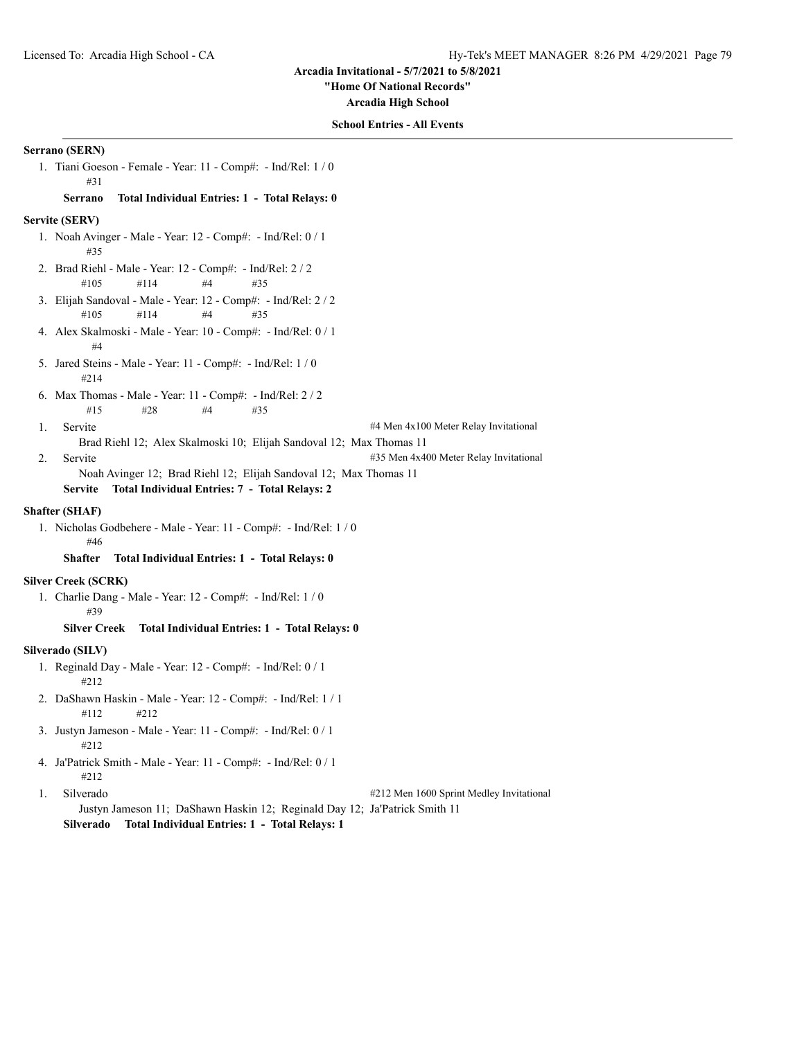## School Entries - All Events

**Serrano (SERN)**

1. Tiani Goeson - Female - Year: 11 - Comp#: - Ind/Rel: 1 / 0
   #31

**Serrano    Total Individual Entries: 1 - Total Relays: 0**

**Servite (SERV)**

1. Noah Avinger - Male - Year: 12 - Comp#: - Ind/Rel: 0 / 1
   #35
2. Brad Riehl - Male - Year: 12 - Comp#: - Ind/Rel: 2 / 2
   #105  #114  #4  #35
3. Elijah Sandoval - Male - Year: 12 - Comp#: - Ind/Rel: 2 / 2
   #105  #114  #4  #35
4. Alex Skalmoski - Male - Year: 10 - Comp#: - Ind/Rel: 0 / 1
   #4
5. Jared Steins - Male - Year: 11 - Comp#: - Ind/Rel: 1 / 0
   #214
6. Max Thomas - Male - Year: 11 - Comp#: - Ind/Rel: 2 / 2
   #15  #28  #4  #35

1. Servite — #4 Men 4x100 Meter Relay Invitational
   Brad Riehl 12; Alex Skalmoski 10; Elijah Sandoval 12; Max Thomas 11
2. Servite — #35 Men 4x400 Meter Relay Invitational
   Noah Avinger 12; Brad Riehl 12; Elijah Sandoval 12; Max Thomas 11

**Servite    Total Individual Entries: 7 - Total Relays: 2**

**Shafter (SHAF)**

1. Nicholas Godbehere - Male - Year: 11 - Comp#: - Ind/Rel: 1 / 0
   #46

**Shafter    Total Individual Entries: 1 - Total Relays: 0**

**Silver Creek (SCRK)**

1. Charlie Dang - Male - Year: 12 - Comp#: - Ind/Rel: 1 / 0
   #39

**Silver Creek    Total Individual Entries: 1 - Total Relays: 0**

**Silverado (SILV)**

1. Reginald Day - Male - Year: 12 - Comp#: - Ind/Rel: 0 / 1
   #212
2. DaShawn Haskin - Male - Year: 12 - Comp#: - Ind/Rel: 1 / 1
   #112  #212
3. Justyn Jameson - Male - Year: 11 - Comp#: - Ind/Rel: 0 / 1
   #212
4. Ja'Patrick Smith - Male - Year: 11 - Comp#: - Ind/Rel: 0 / 1
   #212

1. Silverado — #212 Men 1600 Sprint Medley Invitational
   Justyn Jameson 11; DaShawn Haskin 12; Reginald Day 12; Ja'Patrick Smith 11

**Silverado    Total Individual Entries: 1 - Total Relays: 1**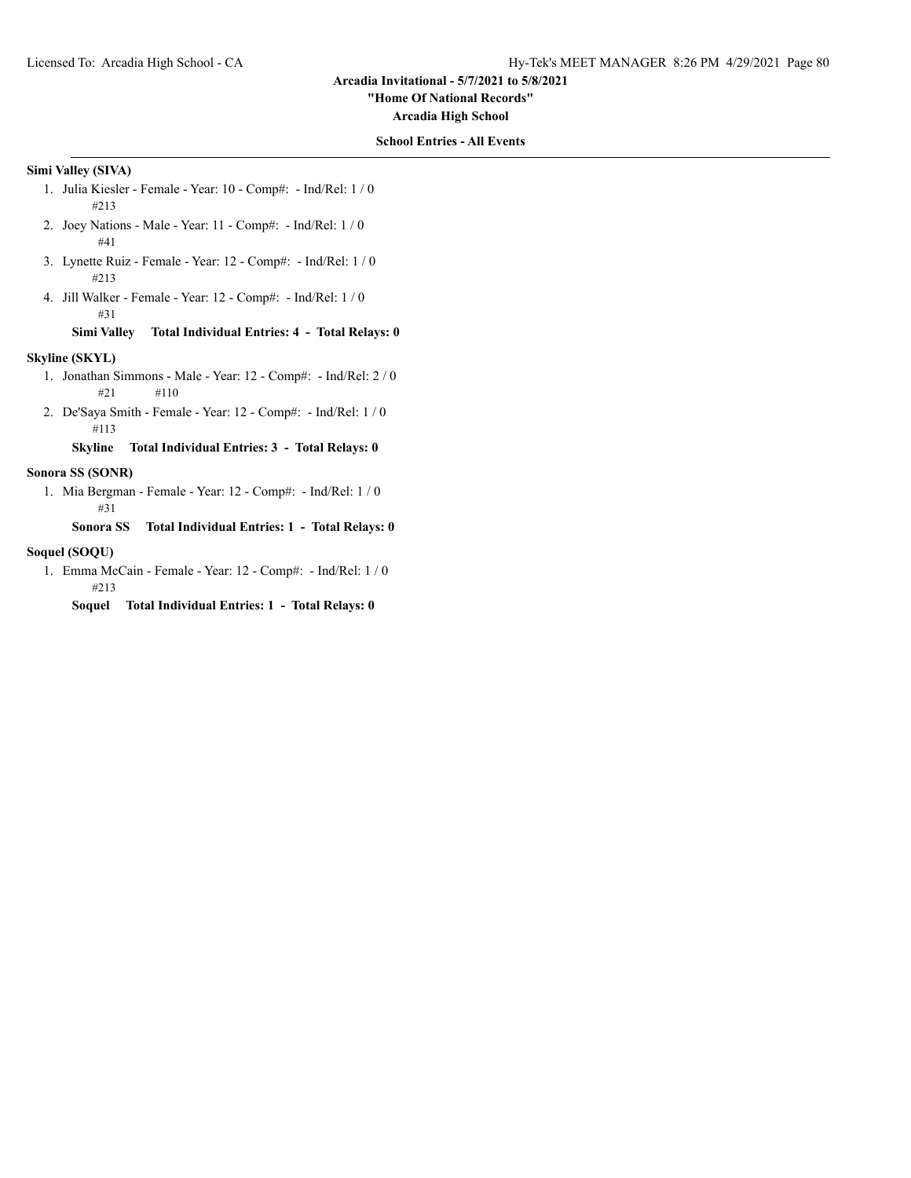**Arcadia Invitational - 5/7/2021 to 5/8/2021**
**"Home Of National Records"**
**Arcadia High School**

**School Entries - All Events**

**Simi Valley (SIVA)**

1. Julia Kiesler - Female - Year: 10 - Comp#:  - Ind/Rel: 1 / 0
   #213
2. Joey Nations - Male - Year: 11 - Comp#:  - Ind/Rel: 1 / 0
   #41
3. Lynette Ruiz - Female - Year: 12 - Comp#:  - Ind/Rel: 1 / 0
   #213
4. Jill Walker - Female - Year: 12 - Comp#:  - Ind/Rel: 1 / 0
   #31

**Simi Valley    Total Individual Entries: 4  -  Total Relays: 0**

**Skyline (SKYL)**

1. Jonathan Simmons - Male - Year: 12 - Comp#:  - Ind/Rel: 2 / 0
   #21    #110
2. De'Saya Smith - Female - Year: 12 - Comp#:  - Ind/Rel: 1 / 0
   #113

**Skyline    Total Individual Entries: 3  -  Total Relays: 0**

**Sonora SS (SONR)**

1. Mia Bergman - Female - Year: 12 - Comp#:  - Ind/Rel: 1 / 0
   #31

**Sonora SS    Total Individual Entries: 1  -  Total Relays: 0**

**Soquel (SOQU)**

1. Emma McCain - Female - Year: 12 - Comp#:  - Ind/Rel: 1 / 0
   #213

**Soquel    Total Individual Entries: 1  -  Total Relays: 0**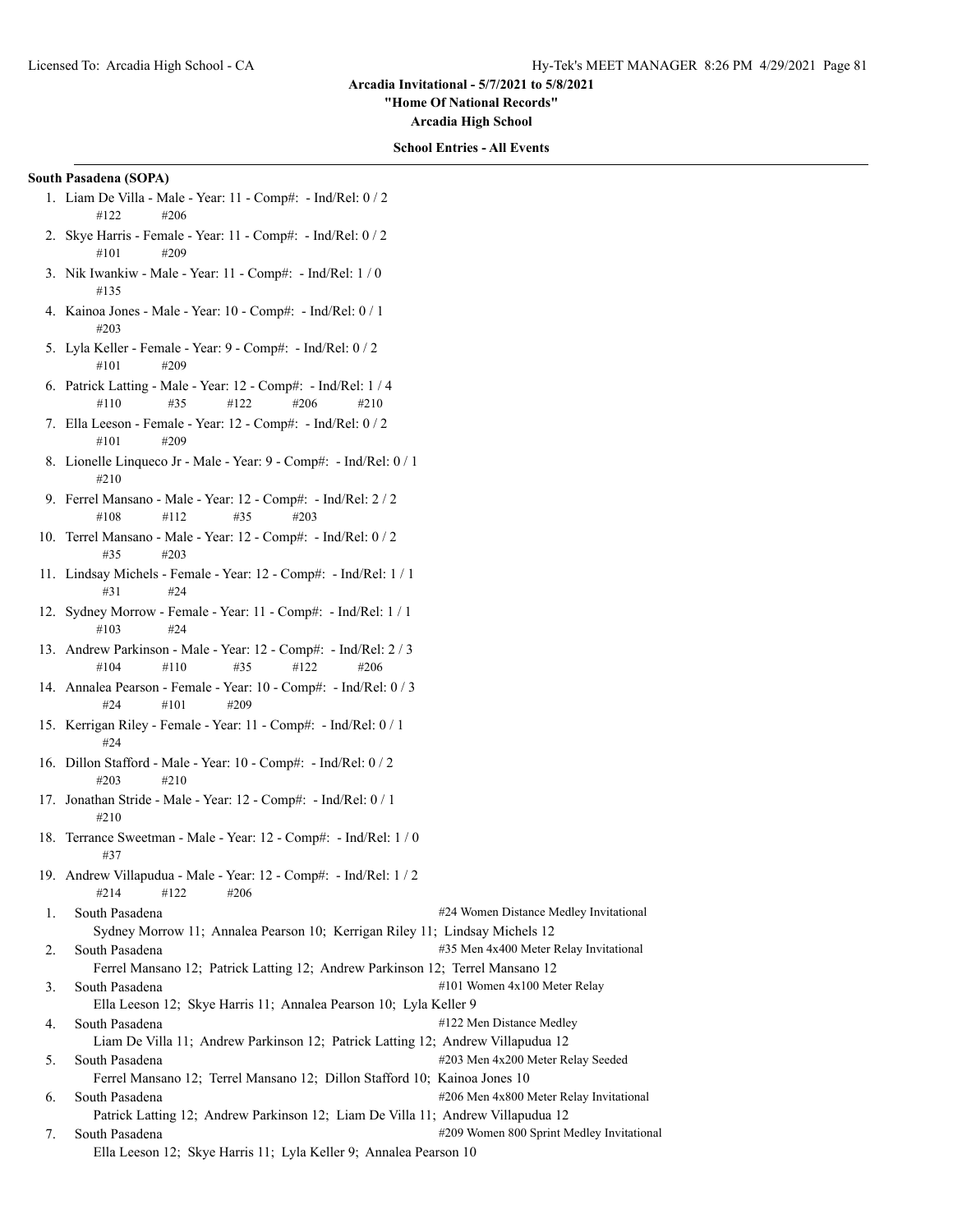Arcadia Invitational - 5/7/2021 to 5/8/2021

"Home Of National Records"

Arcadia High School

**School Entries - All Events**

**South Pasadena (SOPA)**

1. Liam De Villa - Male - Year: 11 - Comp#: - Ind/Rel: 0 / 2
   #122 #206
2. Skye Harris - Female - Year: 11 - Comp#: - Ind/Rel: 0 / 2
   #101 #209
3. Nik Iwankiw - Male - Year: 11 - Comp#: - Ind/Rel: 1 / 0
   #135
4. Kainoa Jones - Male - Year: 10 - Comp#: - Ind/Rel: 0 / 1
   #203
5. Lyla Keller - Female - Year: 9 - Comp#: - Ind/Rel: 0 / 2
   #101 #209
6. Patrick Latting - Male - Year: 12 - Comp#: - Ind/Rel: 1 / 4
   #110 #35 #122 #206 #210
7. Ella Leeson - Female - Year: 12 - Comp#: - Ind/Rel: 0 / 2
   #101 #209
8. Lionelle Linqueco Jr - Male - Year: 9 - Comp#: - Ind/Rel: 0 / 1
   #210
9. Ferrel Mansano - Male - Year: 12 - Comp#: - Ind/Rel: 2 / 2
   #108 #112 #35 #203
10. Terrel Mansano - Male - Year: 12 - Comp#: - Ind/Rel: 0 / 2
    #35 #203
11. Lindsay Michels - Female - Year: 12 - Comp#: - Ind/Rel: 1 / 1
    #31 #24
12. Sydney Morrow - Female - Year: 11 - Comp#: - Ind/Rel: 1 / 1
    #103 #24
13. Andrew Parkinson - Male - Year: 12 - Comp#: - Ind/Rel: 2 / 3
    #104 #110 #35 #122 #206
14. Annalea Pearson - Female - Year: 10 - Comp#: - Ind/Rel: 0 / 3
    #24 #101 #209
15. Kerrigan Riley - Female - Year: 11 - Comp#: - Ind/Rel: 0 / 1
    #24
16. Dillon Stafford - Male - Year: 10 - Comp#: - Ind/Rel: 0 / 2
    #203 #210
17. Jonathan Stride - Male - Year: 12 - Comp#: - Ind/Rel: 0 / 1
    #210
18. Terrance Sweetman - Male - Year: 12 - Comp#: - Ind/Rel: 1 / 0
    #37
19. Andrew Villapudua - Male - Year: 12 - Comp#: - Ind/Rel: 1 / 2
    #214 #122 #206

1. South Pasadena — #24 Women Distance Medley Invitational
   Sydney Morrow 11; Annalea Pearson 10; Kerrigan Riley 11; Lindsay Michels 12
2. South Pasadena — #35 Men 4x400 Meter Relay Invitational
   Ferrel Mansano 12; Patrick Latting 12; Andrew Parkinson 12; Terrel Mansano 12
3. South Pasadena — #101 Women 4x100 Meter Relay
   Ella Leeson 12; Skye Harris 11; Annalea Pearson 10; Lyla Keller 9
4. South Pasadena — #122 Men Distance Medley
   Liam De Villa 11; Andrew Parkinson 12; Patrick Latting 12; Andrew Villapudua 12
5. South Pasadena — #203 Men 4x200 Meter Relay Seeded
   Ferrel Mansano 12; Terrel Mansano 12; Dillon Stafford 10; Kainoa Jones 10
6. South Pasadena — #206 Men 4x800 Meter Relay Invitational
   Patrick Latting 12; Andrew Parkinson 12; Liam De Villa 11; Andrew Villapudua 12
7. South Pasadena — #209 Women 800 Sprint Medley Invitational
   Ella Leeson 12; Skye Harris 11; Lyla Keller 9; Annalea Pearson 10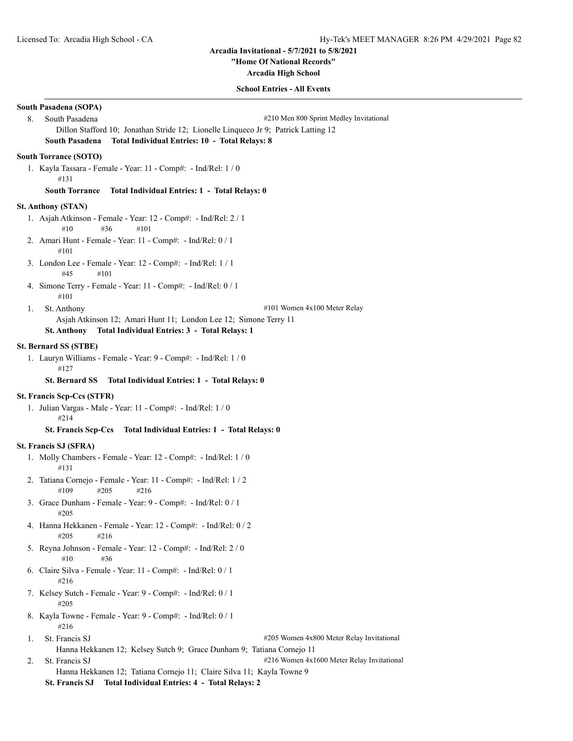**Arcadia Invitational - 5/7/2021 to 5/8/2021**
**"Home Of National Records"**
**Arcadia High School**

**School Entries - All Events**

**South Pasadena (SOPA)**

8. South Pasadena — #210 Men 800 Sprint Medley Invitational
   Dillon Stafford 10; Jonathan Stride 12; Lionelle Linqueco Jr 9; Patrick Latting 12

**South Pasadena  Total Individual Entries: 10 - Total Relays: 8**

**South Torrance (SOTO)**

1. Kayla Tassara - Female - Year: 11 - Comp#: - Ind/Rel: 1 / 0
   #131

**South Torrance  Total Individual Entries: 1 - Total Relays: 0**

**St. Anthony (STAN)**

1. Asjah Atkinson - Female - Year: 12 - Comp#: - Ind/Rel: 2 / 1
   #10 #36 #101
2. Amari Hunt - Female - Year: 11 - Comp#: - Ind/Rel: 0 / 1
   #101
3. London Lee - Female - Year: 12 - Comp#: - Ind/Rel: 1 / 1
   #45 #101
4. Simone Terry - Female - Year: 11 - Comp#: - Ind/Rel: 0 / 1
   #101

1. St. Anthony — #101 Women 4x100 Meter Relay
   Asjah Atkinson 12; Amari Hunt 11; London Lee 12; Simone Terry 11

**St. Anthony  Total Individual Entries: 3 - Total Relays: 1**

**St. Bernard SS (STBE)**

1. Lauryn Williams - Female - Year: 9 - Comp#: - Ind/Rel: 1 / 0
   #127

**St. Bernard SS  Total Individual Entries: 1 - Total Relays: 0**

**St. Francis Scp-Ccs (STFR)**

1. Julian Vargas - Male - Year: 11 - Comp#: - Ind/Rel: 1 / 0
   #214

**St. Francis Scp-Ccs  Total Individual Entries: 1 - Total Relays: 0**

**St. Francis SJ (SFRA)**

1. Molly Chambers - Female - Year: 12 - Comp#: - Ind/Rel: 1 / 0
   #131
2. Tatiana Cornejo - Female - Year: 11 - Comp#: - Ind/Rel: 1 / 2
   #109 #205 #216
3. Grace Dunham - Female - Year: 9 - Comp#: - Ind/Rel: 0 / 1
   #205
4. Hanna Hekkanen - Female - Year: 12 - Comp#: - Ind/Rel: 0 / 2
   #205 #216
5. Reyna Johnson - Female - Year: 12 - Comp#: - Ind/Rel: 2 / 0
   #10 #36
6. Claire Silva - Female - Year: 11 - Comp#: - Ind/Rel: 0 / 1
   #216
7. Kelsey Sutch - Female - Year: 9 - Comp#: - Ind/Rel: 0 / 1
   #205
8. Kayla Towne - Female - Year: 9 - Comp#: - Ind/Rel: 0 / 1
   #216

1. St. Francis SJ — #205 Women 4x800 Meter Relay Invitational
   Hanna Hekkanen 12; Kelsey Sutch 9; Grace Dunham 9; Tatiana Cornejo 11
2. St. Francis SJ — #216 Women 4x1600 Meter Relay Invitational
   Hanna Hekkanen 12; Tatiana Cornejo 11; Claire Silva 11; Kayla Towne 9

**St. Francis SJ  Total Individual Entries: 4 - Total Relays: 2**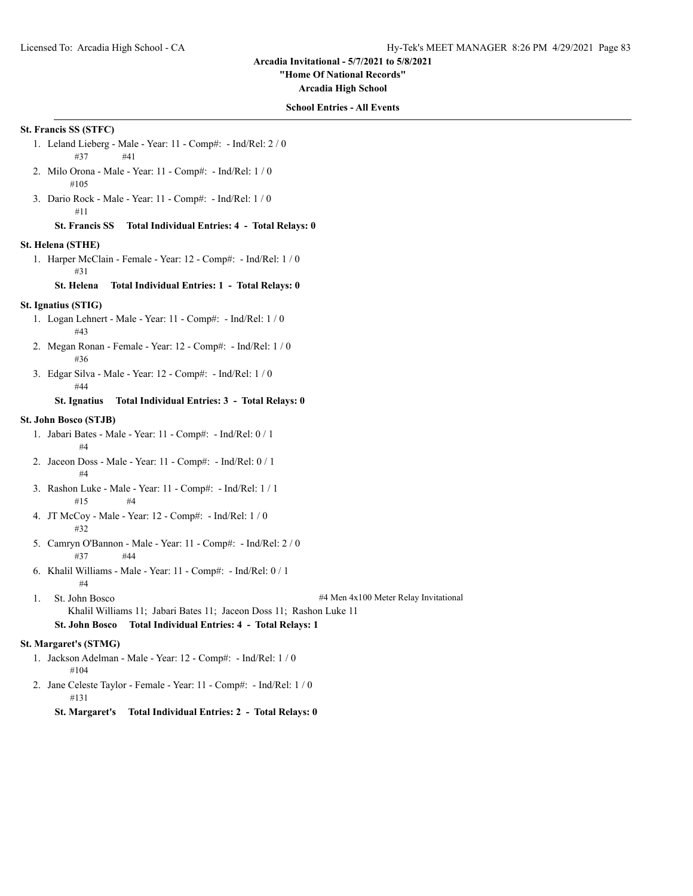**Arcadia Invitational - 5/7/2021 to 5/8/2021**

**"Home Of National Records"**

**Arcadia High School**

**School Entries - All Events**

**St. Francis SS (STFC)**

1. Leland Lieberg - Male - Year: 11 - Comp#: - Ind/Rel: 2 / 0
   #37 #41
2. Milo Orona - Male - Year: 11 - Comp#: - Ind/Rel: 1 / 0
   #105
3. Dario Rock - Male - Year: 11 - Comp#: - Ind/Rel: 1 / 0
   #11

**St. Francis SS Total Individual Entries: 4 - Total Relays: 0**

**St. Helena (STHE)**

1. Harper McClain - Female - Year: 12 - Comp#: - Ind/Rel: 1 / 0
   #31

**St. Helena Total Individual Entries: 1 - Total Relays: 0**

**St. Ignatius (STIG)**

1. Logan Lehnert - Male - Year: 11 - Comp#: - Ind/Rel: 1 / 0
   #43
2. Megan Ronan - Female - Year: 12 - Comp#: - Ind/Rel: 1 / 0
   #36
3. Edgar Silva - Male - Year: 12 - Comp#: - Ind/Rel: 1 / 0
   #44

**St. Ignatius Total Individual Entries: 3 - Total Relays: 0**

**St. John Bosco (STJB)**

1. Jabari Bates - Male - Year: 11 - Comp#: - Ind/Rel: 0 / 1
   #4
2. Jaceon Doss - Male - Year: 11 - Comp#: - Ind/Rel: 0 / 1
   #4
3. Rashon Luke - Male - Year: 11 - Comp#: - Ind/Rel: 1 / 1
   #15 #4
4. JT McCoy - Male - Year: 12 - Comp#: - Ind/Rel: 1 / 0
   #32
5. Camryn O'Bannon - Male - Year: 11 - Comp#: - Ind/Rel: 2 / 0
   #37 #44
6. Khalil Williams - Male - Year: 11 - Comp#: - Ind/Rel: 0 / 1
   #4

1. St. John Bosco — #4 Men 4x100 Meter Relay Invitational
   Khalil Williams 11; Jabari Bates 11; Jaceon Doss 11; Rashon Luke 11

**St. John Bosco Total Individual Entries: 4 - Total Relays: 1**

**St. Margaret's (STMG)**

1. Jackson Adelman - Male - Year: 12 - Comp#: - Ind/Rel: 1 / 0
   #104
2. Jane Celeste Taylor - Female - Year: 11 - Comp#: - Ind/Rel: 1 / 0
   #131

**St. Margaret's Total Individual Entries: 2 - Total Relays: 0**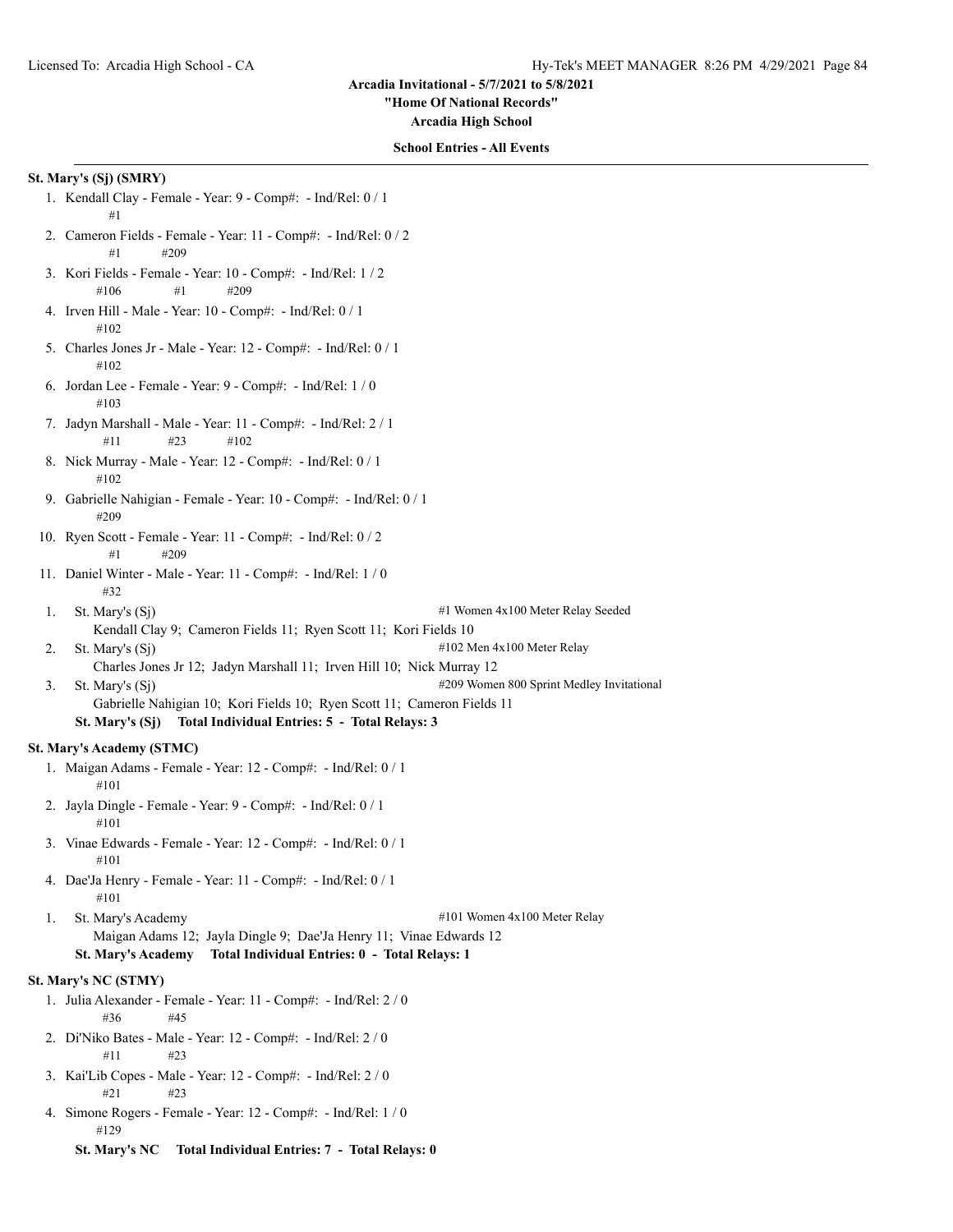**Arcadia Invitational - 5/7/2021 to 5/8/2021**

**"Home Of National Records"**

**Arcadia High School**

**School Entries - All Events**

**St. Mary's (Sj) (SMRY)**

1. Kendall Clay - Female - Year: 9 - Comp#: - Ind/Rel: 0 / 1
   #1
2. Cameron Fields - Female - Year: 11 - Comp#: - Ind/Rel: 0 / 2
   #1 #209
3. Kori Fields - Female - Year: 10 - Comp#: - Ind/Rel: 1 / 2
   #106 #1 #209
4. Irven Hill - Male - Year: 10 - Comp#: - Ind/Rel: 0 / 1
   #102
5. Charles Jones Jr - Male - Year: 12 - Comp#: - Ind/Rel: 0 / 1
   #102
6. Jordan Lee - Female - Year: 9 - Comp#: - Ind/Rel: 1 / 0
   #103
7. Jadyn Marshall - Male - Year: 11 - Comp#: - Ind/Rel: 2 / 1
   #11 #23 #102
8. Nick Murray - Male - Year: 12 - Comp#: - Ind/Rel: 0 / 1
   #102
9. Gabrielle Nahigian - Female - Year: 10 - Comp#: - Ind/Rel: 0 / 1
   #209
10. Ryen Scott - Female - Year: 11 - Comp#: - Ind/Rel: 0 / 2
    #1 #209
11. Daniel Winter - Male - Year: 11 - Comp#: - Ind/Rel: 1 / 0
    #32

1. St. Mary's (Sj) — #1 Women 4x100 Meter Relay Seeded
   Kendall Clay 9; Cameron Fields 11; Ryen Scott 11; Kori Fields 10
2. St. Mary's (Sj) — #102 Men 4x100 Meter Relay
   Charles Jones Jr 12; Jadyn Marshall 11; Irven Hill 10; Nick Murray 12
3. St. Mary's (Sj) — #209 Women 800 Sprint Medley Invitational
   Gabrielle Nahigian 10; Kori Fields 10; Ryen Scott 11; Cameron Fields 11

**St. Mary's (Sj) Total Individual Entries: 5 - Total Relays: 3**

**St. Mary's Academy (STMC)**

1. Maigan Adams - Female - Year: 12 - Comp#: - Ind/Rel: 0 / 1
   #101
2. Jayla Dingle - Female - Year: 9 - Comp#: - Ind/Rel: 0 / 1
   #101
3. Vinae Edwards - Female - Year: 12 - Comp#: - Ind/Rel: 0 / 1
   #101
4. Dae'Ja Henry - Female - Year: 11 - Comp#: - Ind/Rel: 0 / 1
   #101

1. St. Mary's Academy — #101 Women 4x100 Meter Relay
   Maigan Adams 12; Jayla Dingle 9; Dae'Ja Henry 11; Vinae Edwards 12

**St. Mary's Academy Total Individual Entries: 0 - Total Relays: 1**

**St. Mary's NC (STMY)**

1. Julia Alexander - Female - Year: 11 - Comp#: - Ind/Rel: 2 / 0
   #36 #45
2. Di'Niko Bates - Male - Year: 12 - Comp#: - Ind/Rel: 2 / 0
   #11 #23
3. Kai'Lib Copes - Male - Year: 12 - Comp#: - Ind/Rel: 2 / 0
   #21 #23
4. Simone Rogers - Female - Year: 12 - Comp#: - Ind/Rel: 1 / 0
   #129

**St. Mary's NC Total Individual Entries: 7 - Total Relays: 0**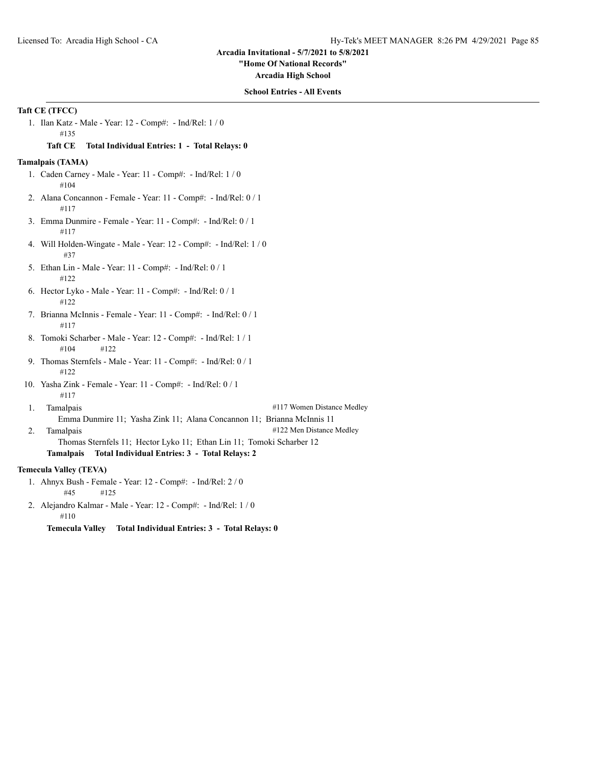## Arcadia Invitational - 5/7/2021 to 5/8/2021

**"Home Of National Records"**

**Arcadia High School**

**School Entries - All Events**

### Taft CE (TFCC)

1. Ilan Katz - Male - Year: 12 - Comp#:  - Ind/Rel: 1 / 0
   #135

**Taft CE    Total Individual Entries: 1  -  Total Relays: 0**

### Tamalpais (TAMA)

1. Caden Carney - Male - Year: 11 - Comp#:  - Ind/Rel: 1 / 0
   #104
2. Alana Concannon - Female - Year: 11 - Comp#:  - Ind/Rel: 0 / 1
   #117
3. Emma Dunmire - Female - Year: 11 - Comp#:  - Ind/Rel: 0 / 1
   #117
4. Will Holden-Wingate - Male - Year: 12 - Comp#:  - Ind/Rel: 1 / 0
   #37
5. Ethan Lin - Male - Year: 11 - Comp#:  - Ind/Rel: 0 / 1
   #122
6. Hector Lyko - Male - Year: 11 - Comp#:  - Ind/Rel: 0 / 1
   #122
7. Brianna McInnis - Female - Year: 11 - Comp#:  - Ind/Rel: 0 / 1
   #117
8. Tomoki Scharber - Male - Year: 12 - Comp#:  - Ind/Rel: 1 / 1
   #104    #122
9. Thomas Sternfels - Male - Year: 11 - Comp#:  - Ind/Rel: 0 / 1
   #122
10. Yasha Zink - Female - Year: 11 - Comp#:  - Ind/Rel: 0 / 1
    #117

1. Tamalpais — #117 Women Distance Medley
   Emma Dunmire 11;  Yasha Zink 11;  Alana Concannon 11;  Brianna McInnis 11
2. Tamalpais — #122 Men Distance Medley
   Thomas Sternfels 11;  Hector Lyko 11;  Ethan Lin 11;  Tomoki Scharber 12

**Tamalpais    Total Individual Entries: 3  -  Total Relays: 2**

### Temecula Valley (TEVA)

1. Ahnyx Bush - Female - Year: 12 - Comp#:  - Ind/Rel: 2 / 0
   #45    #125
2. Alejandro Kalmar - Male - Year: 12 - Comp#:  - Ind/Rel: 1 / 0
   #110

**Temecula Valley    Total Individual Entries: 3  -  Total Relays: 0**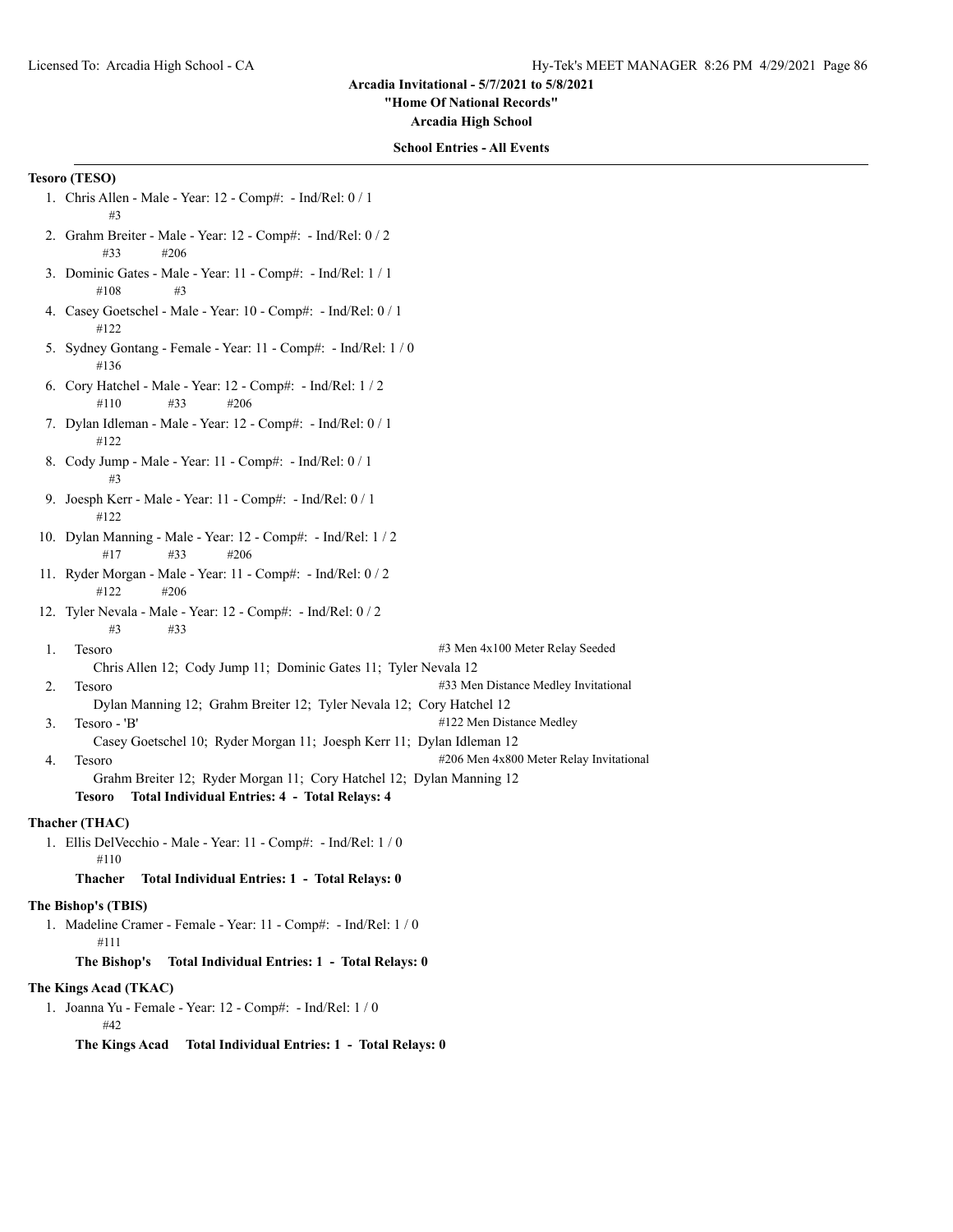Arcadia Invitational - 5/7/2021 to 5/8/2021

"Home Of National Records"

Arcadia High School

**School Entries - All Events**

**Tesoro (TESO)**

1. Chris Allen - Male - Year: 12 - Comp#: - Ind/Rel: 0 / 1
   #3
2. Grahm Breiter - Male - Year: 12 - Comp#: - Ind/Rel: 0 / 2
   #33 #206
3. Dominic Gates - Male - Year: 11 - Comp#: - Ind/Rel: 1 / 1
   #108 #3
4. Casey Goetschel - Male - Year: 10 - Comp#: - Ind/Rel: 0 / 1
   #122
5. Sydney Gontang - Female - Year: 11 - Comp#: - Ind/Rel: 1 / 0
   #136
6. Cory Hatchel - Male - Year: 12 - Comp#: - Ind/Rel: 1 / 2
   #110 #33 #206
7. Dylan Idleman - Male - Year: 12 - Comp#: - Ind/Rel: 0 / 1
   #122
8. Cody Jump - Male - Year: 11 - Comp#: - Ind/Rel: 0 / 1
   #3
9. Joesph Kerr - Male - Year: 11 - Comp#: - Ind/Rel: 0 / 1
   #122
10. Dylan Manning - Male - Year: 12 - Comp#: - Ind/Rel: 1 / 2
    #17 #33 #206
11. Ryder Morgan - Male - Year: 11 - Comp#: - Ind/Rel: 0 / 2
    #122 #206
12. Tyler Nevala - Male - Year: 12 - Comp#: - Ind/Rel: 0 / 2
    #3 #33

1. Tesoro — #3 Men 4x100 Meter Relay Seeded
   Chris Allen 12; Cody Jump 11; Dominic Gates 11; Tyler Nevala 12
2. Tesoro — #33 Men Distance Medley Invitational
   Dylan Manning 12; Grahm Breiter 12; Tyler Nevala 12; Cory Hatchel 12
3. Tesoro - 'B' — #122 Men Distance Medley
   Casey Goetschel 10; Ryder Morgan 11; Joesph Kerr 11; Dylan Idleman 12
4. Tesoro — #206 Men 4x800 Meter Relay Invitational
   Grahm Breiter 12; Ryder Morgan 11; Cory Hatchel 12; Dylan Manning 12

**Tesoro Total Individual Entries: 4 - Total Relays: 4**

**Thacher (THAC)**

1. Ellis DelVecchio - Male - Year: 11 - Comp#: - Ind/Rel: 1 / 0
   #110

**Thacher Total Individual Entries: 1 - Total Relays: 0**

**The Bishop's (TBIS)**

1. Madeline Cramer - Female - Year: 11 - Comp#: - Ind/Rel: 1 / 0
   #111

**The Bishop's Total Individual Entries: 1 - Total Relays: 0**

**The Kings Acad (TKAC)**

1. Joanna Yu - Female - Year: 12 - Comp#: - Ind/Rel: 1 / 0
   #42

**The Kings Acad Total Individual Entries: 1 - Total Relays: 0**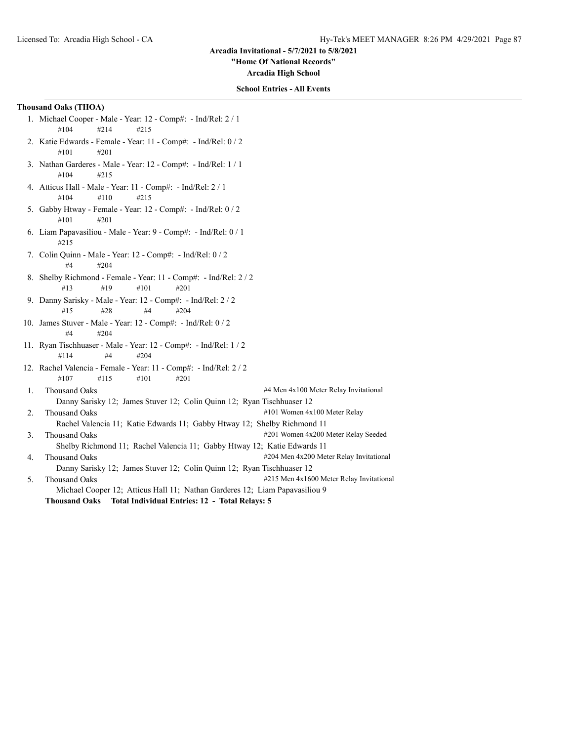Arcadia Invitational - 5/7/2021 to 5/8/2021

"Home Of National Records"

Arcadia High School

**School Entries - All Events**

**Thousand Oaks (THOA)**

1. Michael Cooper - Male - Year: 12 - Comp#: - Ind/Rel: 2 / 1
   #104 #214 #215
2. Katie Edwards - Female - Year: 11 - Comp#: - Ind/Rel: 0 / 2
   #101 #201
3. Nathan Garderes - Male - Year: 12 - Comp#: - Ind/Rel: 1 / 1
   #104 #215
4. Atticus Hall - Male - Year: 11 - Comp#: - Ind/Rel: 2 / 1
   #104 #110 #215
5. Gabby Htway - Female - Year: 12 - Comp#: - Ind/Rel: 0 / 2
   #101 #201
6. Liam Papavasiliou - Male - Year: 9 - Comp#: - Ind/Rel: 0 / 1
   #215
7. Colin Quinn - Male - Year: 12 - Comp#: - Ind/Rel: 0 / 2
   #4 #204
8. Shelby Richmond - Female - Year: 11 - Comp#: - Ind/Rel: 2 / 2
   #13 #19 #101 #201
9. Danny Sarisky - Male - Year: 12 - Comp#: - Ind/Rel: 2 / 2
   #15 #28 #4 #204
10. James Stuver - Male - Year: 12 - Comp#: - Ind/Rel: 0 / 2
    #4 #204
11. Ryan Tischhuaser - Male - Year: 12 - Comp#: - Ind/Rel: 1 / 2
    #114 #4 #204
12. Rachel Valencia - Female - Year: 11 - Comp#: - Ind/Rel: 2 / 2
    #107 #115 #101 #201

1. Thousand Oaks — #4 Men 4x100 Meter Relay Invitational
   Danny Sarisky 12; James Stuver 12; Colin Quinn 12; Ryan Tischhuaser 12
2. Thousand Oaks — #101 Women 4x100 Meter Relay
   Rachel Valencia 11; Katie Edwards 11; Gabby Htway 12; Shelby Richmond 11
3. Thousand Oaks — #201 Women 4x200 Meter Relay Seeded
   Shelby Richmond 11; Rachel Valencia 11; Gabby Htway 12; Katie Edwards 11
4. Thousand Oaks — #204 Men 4x200 Meter Relay Invitational
   Danny Sarisky 12; James Stuver 12; Colin Quinn 12; Ryan Tischhuaser 12
5. Thousand Oaks — #215 Men 4x1600 Meter Relay Invitational
   Michael Cooper 12; Atticus Hall 11; Nathan Garderes 12; Liam Papavasiliou 9

**Thousand Oaks Total Individual Entries: 12 - Total Relays: 5**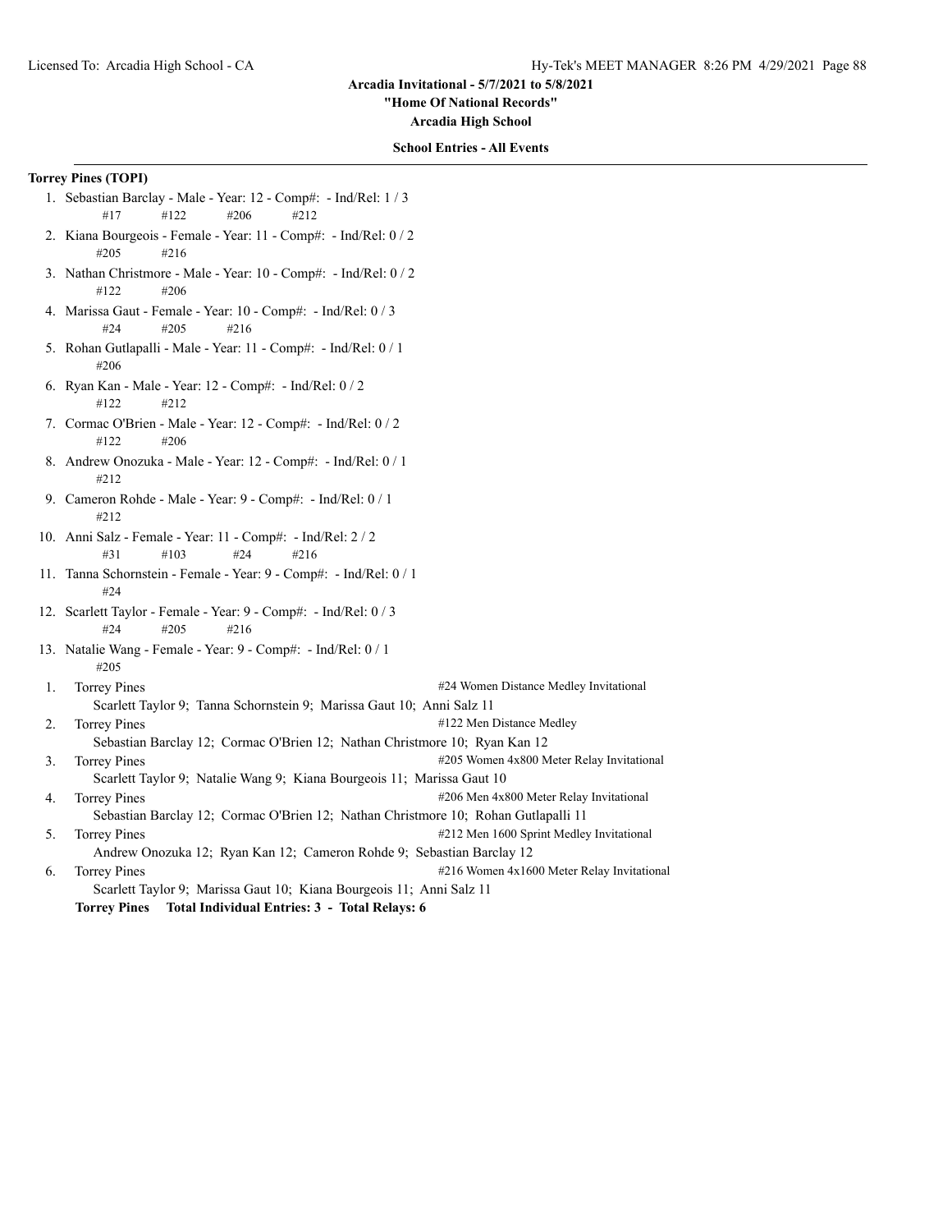**Arcadia Invitational - 5/7/2021 to 5/8/2021**
**"Home Of National Records"**
**Arcadia High School**

**School Entries - All Events**

**Torrey Pines (TOPI)**

1. Sebastian Barclay - Male - Year: 12 - Comp#: - Ind/Rel: 1 / 3
   #17 #122 #206 #212
2. Kiana Bourgeois - Female - Year: 11 - Comp#: - Ind/Rel: 0 / 2
   #205 #216
3. Nathan Christmore - Male - Year: 10 - Comp#: - Ind/Rel: 0 / 2
   #122 #206
4. Marissa Gaut - Female - Year: 10 - Comp#: - Ind/Rel: 0 / 3
   #24 #205 #216
5. Rohan Gutlapalli - Male - Year: 11 - Comp#: - Ind/Rel: 0 / 1
   #206
6. Ryan Kan - Male - Year: 12 - Comp#: - Ind/Rel: 0 / 2
   #122 #212
7. Cormac O'Brien - Male - Year: 12 - Comp#: - Ind/Rel: 0 / 2
   #122 #206
8. Andrew Onozuka - Male - Year: 12 - Comp#: - Ind/Rel: 0 / 1
   #212
9. Cameron Rohde - Male - Year: 9 - Comp#: - Ind/Rel: 0 / 1
   #212
10. Anni Salz - Female - Year: 11 - Comp#: - Ind/Rel: 2 / 2
    #31 #103 #24 #216
11. Tanna Schornstein - Female - Year: 9 - Comp#: - Ind/Rel: 0 / 1
    #24
12. Scarlett Taylor - Female - Year: 9 - Comp#: - Ind/Rel: 0 / 3
    #24 #205 #216
13. Natalie Wang - Female - Year: 9 - Comp#: - Ind/Rel: 0 / 1
    #205

1. Torrey Pines — #24 Women Distance Medley Invitational
   Scarlett Taylor 9; Tanna Schornstein 9; Marissa Gaut 10; Anni Salz 11
2. Torrey Pines — #122 Men Distance Medley
   Sebastian Barclay 12; Cormac O'Brien 12; Nathan Christmore 10; Ryan Kan 12
3. Torrey Pines — #205 Women 4x800 Meter Relay Invitational
   Scarlett Taylor 9; Natalie Wang 9; Kiana Bourgeois 11; Marissa Gaut 10
4. Torrey Pines — #206 Men 4x800 Meter Relay Invitational
   Sebastian Barclay 12; Cormac O'Brien 12; Nathan Christmore 10; Rohan Gutlapalli 11
5. Torrey Pines — #212 Men 1600 Sprint Medley Invitational
   Andrew Onozuka 12; Ryan Kan 12; Cameron Rohde 9; Sebastian Barclay 12
6. Torrey Pines — #216 Women 4x1600 Meter Relay Invitational
   Scarlett Taylor 9; Marissa Gaut 10; Kiana Bourgeois 11; Anni Salz 11

**Torrey Pines Total Individual Entries: 3 - Total Relays: 6**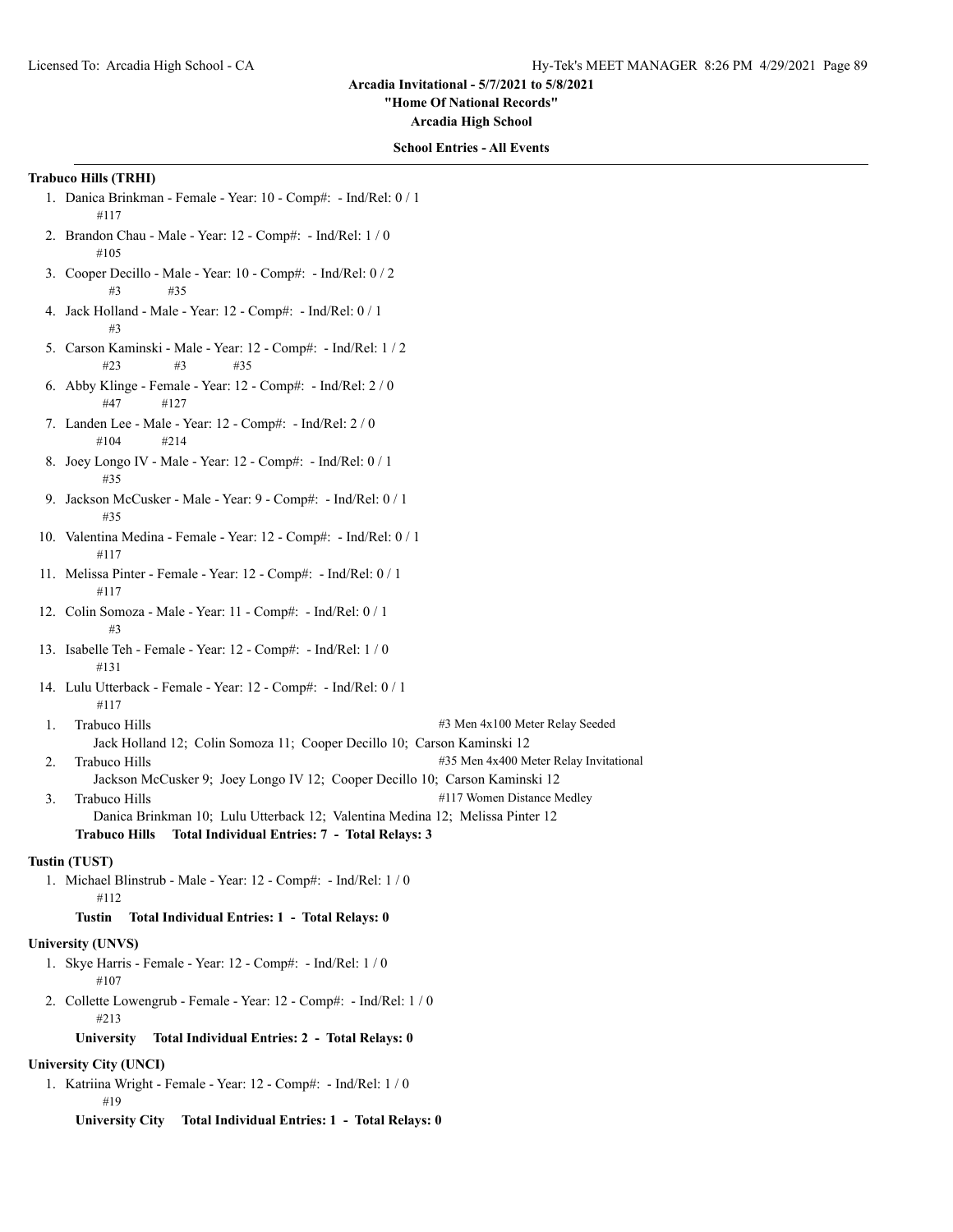Arcadia Invitational - 5/7/2021 to 5/8/2021

"Home Of National Records"

Arcadia High School

**School Entries - All Events**

**Trabuco Hills (TRHI)**

1. Danica Brinkman - Female - Year: 10 - Comp#: - Ind/Rel: 0 / 1
   #117
2. Brandon Chau - Male - Year: 12 - Comp#: - Ind/Rel: 1 / 0
   #105
3. Cooper Decillo - Male - Year: 10 - Comp#: - Ind/Rel: 0 / 2
   #3 #35
4. Jack Holland - Male - Year: 12 - Comp#: - Ind/Rel: 0 / 1
   #3
5. Carson Kaminski - Male - Year: 12 - Comp#: - Ind/Rel: 1 / 2
   #23 #3 #35
6. Abby Klinge - Female - Year: 12 - Comp#: - Ind/Rel: 2 / 0
   #47 #127
7. Landen Lee - Male - Year: 12 - Comp#: - Ind/Rel: 2 / 0
   #104 #214
8. Joey Longo IV - Male - Year: 12 - Comp#: - Ind/Rel: 0 / 1
   #35
9. Jackson McCusker - Male - Year: 9 - Comp#: - Ind/Rel: 0 / 1
   #35
10. Valentina Medina - Female - Year: 12 - Comp#: - Ind/Rel: 0 / 1
    #117
11. Melissa Pinter - Female - Year: 12 - Comp#: - Ind/Rel: 0 / 1
    #117
12. Colin Somoza - Male - Year: 11 - Comp#: - Ind/Rel: 0 / 1
    #3
13. Isabelle Teh - Female - Year: 12 - Comp#: - Ind/Rel: 1 / 0
    #131
14. Lulu Utterback - Female - Year: 12 - Comp#: - Ind/Rel: 0 / 1
    #117

1. Trabuco Hills — #3 Men 4x100 Meter Relay Seeded
   Jack Holland 12; Colin Somoza 11; Cooper Decillo 10; Carson Kaminski 12
2. Trabuco Hills — #35 Men 4x400 Meter Relay Invitational
   Jackson McCusker 9; Joey Longo IV 12; Cooper Decillo 10; Carson Kaminski 12
3. Trabuco Hills — #117 Women Distance Medley
   Danica Brinkman 10; Lulu Utterback 12; Valentina Medina 12; Melissa Pinter 12

**Trabuco Hills Total Individual Entries: 7 - Total Relays: 3**

**Tustin (TUST)**

1. Michael Blinstrub - Male - Year: 12 - Comp#: - Ind/Rel: 1 / 0
   #112

**Tustin Total Individual Entries: 1 - Total Relays: 0**

**University (UNVS)**

1. Skye Harris - Female - Year: 12 - Comp#: - Ind/Rel: 1 / 0
   #107
2. Collette Lowengrub - Female - Year: 12 - Comp#: - Ind/Rel: 1 / 0
   #213

**University Total Individual Entries: 2 - Total Relays: 0**

**University City (UNCI)**

1. Katriina Wright - Female - Year: 12 - Comp#: - Ind/Rel: 1 / 0
   #19

**University City Total Individual Entries: 1 - Total Relays: 0**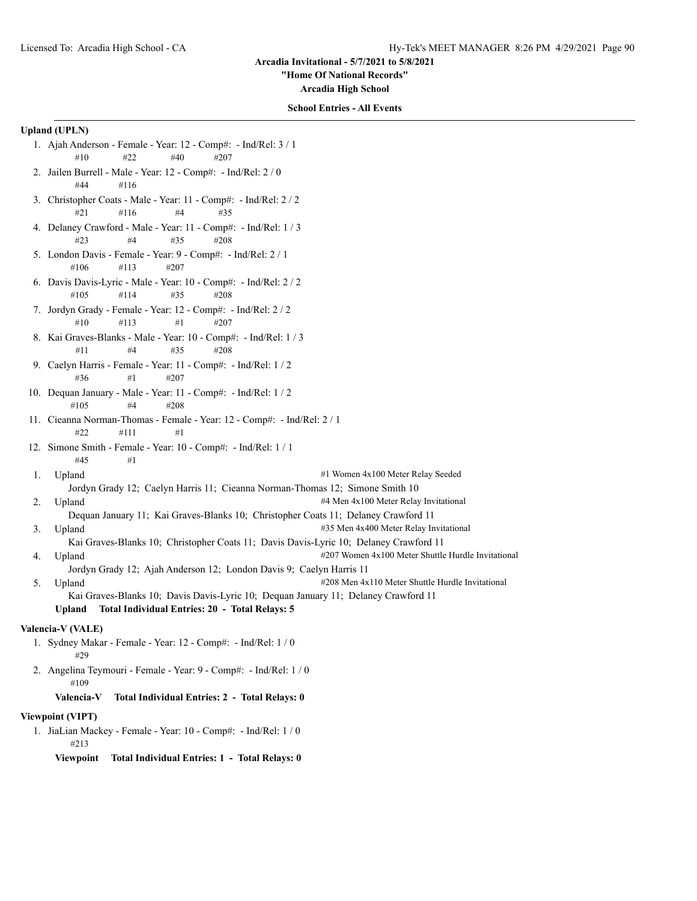**Arcadia Invitational - 5/7/2021 to 5/8/2021**

**"Home Of National Records"**

**Arcadia High School**

**School Entries - All Events**

**Upland (UPLN)**

1. Ajah Anderson - Female - Year: 12 - Comp#: - Ind/Rel: 3 / 1
   #10 #22 #40 #207
2. Jailen Burrell - Male - Year: 12 - Comp#: - Ind/Rel: 2 / 0
   #44 #116
3. Christopher Coats - Male - Year: 11 - Comp#: - Ind/Rel: 2 / 2
   #21 #116 #4 #35
4. Delaney Crawford - Male - Year: 11 - Comp#: - Ind/Rel: 1 / 3
   #23 #4 #35 #208
5. London Davis - Female - Year: 9 - Comp#: - Ind/Rel: 2 / 1
   #106 #113 #207
6. Davis Davis-Lyric - Male - Year: 10 - Comp#: - Ind/Rel: 2 / 2
   #105 #114 #35 #208
7. Jordyn Grady - Female - Year: 12 - Comp#: - Ind/Rel: 2 / 2
   #10 #113 #1 #207
8. Kai Graves-Blanks - Male - Year: 10 - Comp#: - Ind/Rel: 1 / 3
   #11 #4 #35 #208
9. Caelyn Harris - Female - Year: 11 - Comp#: - Ind/Rel: 1 / 2
   #36 #1 #207
10. Dequan January - Male - Year: 11 - Comp#: - Ind/Rel: 1 / 2
    #105 #4 #208
11. Cieanna Norman-Thomas - Female - Year: 12 - Comp#: - Ind/Rel: 2 / 1
    #22 #111 #1
12. Simone Smith - Female - Year: 10 - Comp#: - Ind/Rel: 1 / 1
    #45 #1

1. Upland — #1 Women 4x100 Meter Relay Seeded
   Jordyn Grady 12; Caelyn Harris 11; Cieanna Norman-Thomas 12; Simone Smith 10
2. Upland — #4 Men 4x100 Meter Relay Invitational
   Dequan January 11; Kai Graves-Blanks 10; Christopher Coats 11; Delaney Crawford 11
3. Upland — #35 Men 4x400 Meter Relay Invitational
   Kai Graves-Blanks 10; Christopher Coats 11; Davis Davis-Lyric 10; Delaney Crawford 11
4. Upland — #207 Women 4x100 Meter Shuttle Hurdle Invitational
   Jordyn Grady 12; Ajah Anderson 12; London Davis 9; Caelyn Harris 11
5. Upland — #208 Men 4x110 Meter Shuttle Hurdle Invitational
   Kai Graves-Blanks 10; Davis Davis-Lyric 10; Dequan January 11; Delaney Crawford 11

**Upland Total Individual Entries: 20 - Total Relays: 5**

**Valencia-V (VALE)**

1. Sydney Makar - Female - Year: 12 - Comp#: - Ind/Rel: 1 / 0
   #29
2. Angelina Teymouri - Female - Year: 9 - Comp#: - Ind/Rel: 1 / 0
   #109

**Valencia-V Total Individual Entries: 2 - Total Relays: 0**

**Viewpoint (VIPT)**

1. JiaLian Mackey - Female - Year: 10 - Comp#: - Ind/Rel: 1 / 0
   #213

**Viewpoint Total Individual Entries: 1 - Total Relays: 0**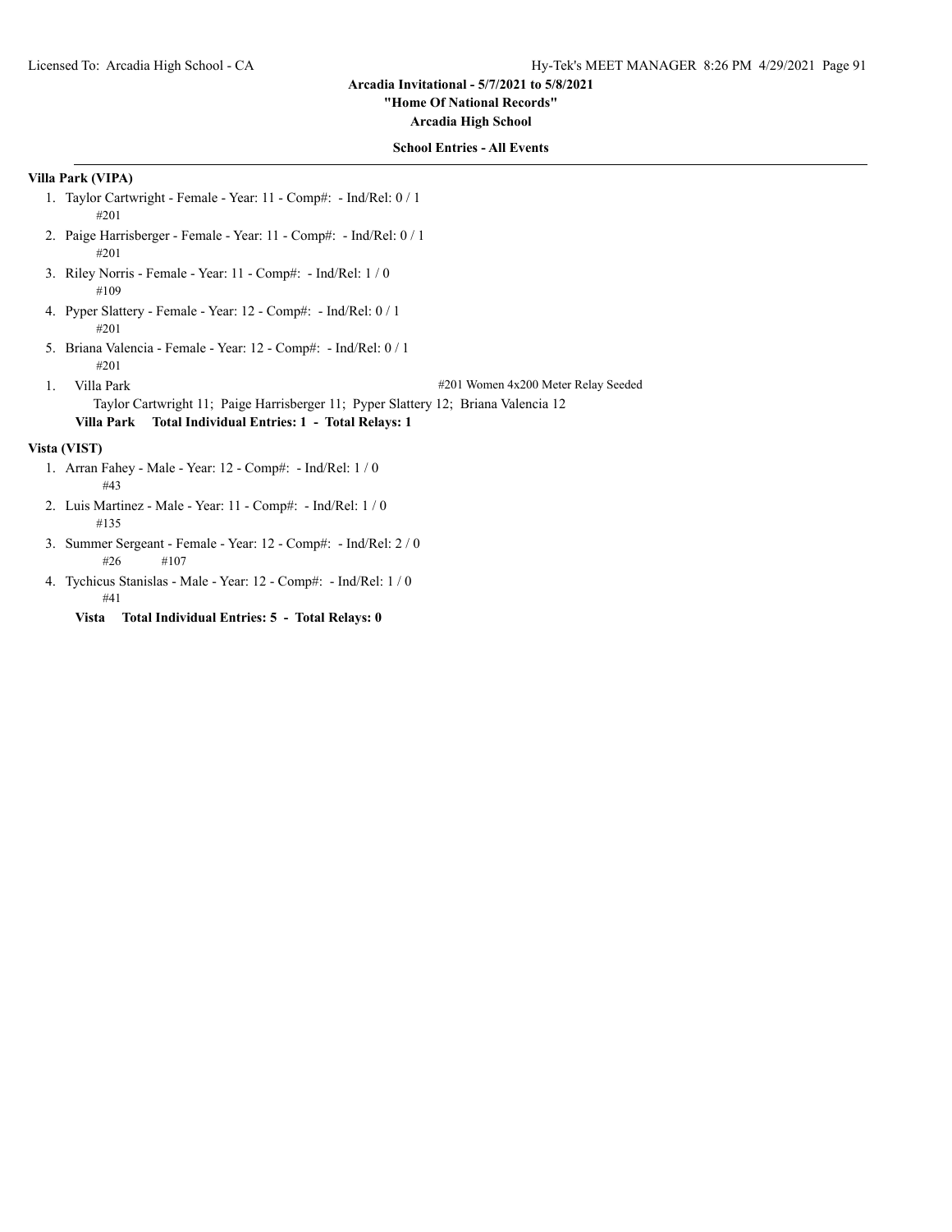**Arcadia Invitational - 5/7/2021 to 5/8/2021**
**"Home Of National Records"**
**Arcadia High School**

**School Entries - All Events**

**Villa Park (VIPA)**

1. Taylor Cartwright - Female - Year: 11 - Comp#:  - Ind/Rel: 0 / 1
   #201
2. Paige Harrisberger - Female - Year: 11 - Comp#:  - Ind/Rel: 0 / 1
   #201
3. Riley Norris - Female - Year: 11 - Comp#:  - Ind/Rel: 1 / 0
   #109
4. Pyper Slattery - Female - Year: 12 - Comp#:  - Ind/Rel: 0 / 1
   #201
5. Briana Valencia - Female - Year: 12 - Comp#:  - Ind/Rel: 0 / 1
   #201

1. Villa Park — #201 Women 4x200 Meter Relay Seeded
   Taylor Cartwright 11;  Paige Harrisberger 11;  Pyper Slattery 12;  Briana Valencia 12

**Villa Park    Total Individual Entries: 1  -  Total Relays: 1**

**Vista (VIST)**

1. Arran Fahey - Male - Year: 12 - Comp#:  - Ind/Rel: 1 / 0
   #43
2. Luis Martinez - Male - Year: 11 - Comp#:  - Ind/Rel: 1 / 0
   #135
3. Summer Sergeant - Female - Year: 12 - Comp#:  - Ind/Rel: 2 / 0
   #26    #107
4. Tychicus Stanislas - Male - Year: 12 - Comp#:  - Ind/Rel: 1 / 0
   #41

**Vista    Total Individual Entries: 5  -  Total Relays: 0**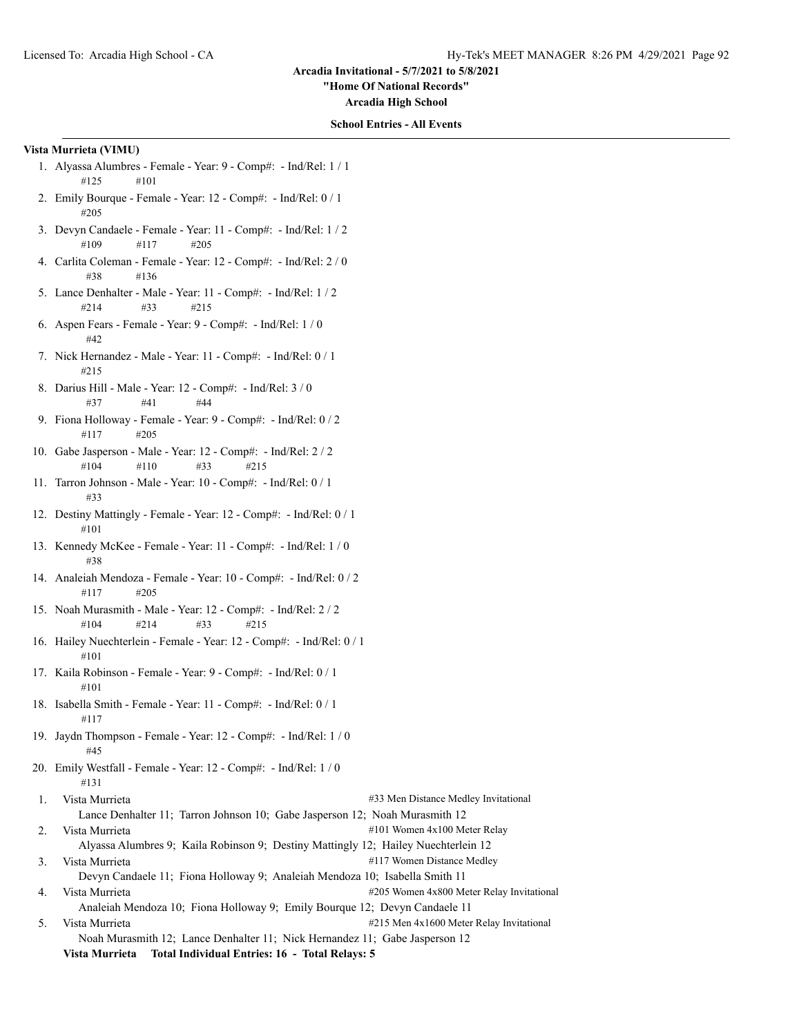## Arcadia Invitational - 5/7/2021 to 5/8/2021

**"Home Of National Records"**

**Arcadia High School**

**School Entries - All Events**

### Vista Murrieta (VIMU)

1. Alyassa Alumbres - Female - Year: 9 - Comp#: - Ind/Rel: 1 / 1
   #125 #101
2. Emily Bourque - Female - Year: 12 - Comp#: - Ind/Rel: 0 / 1
   #205
3. Devyn Candaele - Female - Year: 11 - Comp#: - Ind/Rel: 1 / 2
   #109 #117 #205
4. Carlita Coleman - Female - Year: 12 - Comp#: - Ind/Rel: 2 / 0
   #38 #136
5. Lance Denhalter - Male - Year: 11 - Comp#: - Ind/Rel: 1 / 2
   #214 #33 #215
6. Aspen Fears - Female - Year: 9 - Comp#: - Ind/Rel: 1 / 0
   #42
7. Nick Hernandez - Male - Year: 11 - Comp#: - Ind/Rel: 0 / 1
   #215
8. Darius Hill - Male - Year: 12 - Comp#: - Ind/Rel: 3 / 0
   #37 #41 #44
9. Fiona Holloway - Female - Year: 9 - Comp#: - Ind/Rel: 0 / 2
   #117 #205
10. Gabe Jasperson - Male - Year: 12 - Comp#: - Ind/Rel: 2 / 2
    #104 #110 #33 #215
11. Tarron Johnson - Male - Year: 10 - Comp#: - Ind/Rel: 0 / 1
    #33
12. Destiny Mattingly - Female - Year: 12 - Comp#: - Ind/Rel: 0 / 1
    #101
13. Kennedy McKee - Female - Year: 11 - Comp#: - Ind/Rel: 1 / 0
    #38
14. Analeiah Mendoza - Female - Year: 10 - Comp#: - Ind/Rel: 0 / 2
    #117 #205
15. Noah Murasmith - Male - Year: 12 - Comp#: - Ind/Rel: 2 / 2
    #104 #214 #33 #215
16. Hailey Nuechterlein - Female - Year: 12 - Comp#: - Ind/Rel: 0 / 1
    #101
17. Kaila Robinson - Female - Year: 9 - Comp#: - Ind/Rel: 0 / 1
    #101
18. Isabella Smith - Female - Year: 11 - Comp#: - Ind/Rel: 0 / 1
    #117
19. Jaydn Thompson - Female - Year: 12 - Comp#: - Ind/Rel: 1 / 0
    #45
20. Emily Westfall - Female - Year: 12 - Comp#: - Ind/Rel: 1 / 0
    #131

| | Team | Event |
|---|---|---|
| 1. | Vista Murrieta | #33 Men Distance Medley Invitational |
| | Lance Denhalter 11; Tarron Johnson 10; Gabe Jasperson 12; Noah Murasmith 12 | |
| 2. | Vista Murrieta | #101 Women 4x100 Meter Relay |
| | Alyassa Alumbres 9; Kaila Robinson 9; Destiny Mattingly 12; Hailey Nuechterlein 12 | |
| 3. | Vista Murrieta | #117 Women Distance Medley |
| | Devyn Candaele 11; Fiona Holloway 9; Analeiah Mendoza 10; Isabella Smith 11 | |
| 4. | Vista Murrieta | #205 Women 4x800 Meter Relay Invitational |
| | Analeiah Mendoza 10; Fiona Holloway 9; Emily Bourque 12; Devyn Candaele 11 | |
| 5. | Vista Murrieta | #215 Men 4x1600 Meter Relay Invitational |
| | Noah Murasmith 12; Lance Denhalter 11; Nick Hernandez 11; Gabe Jasperson 12 | |

**Vista Murrieta Total Individual Entries: 16 - Total Relays: 5**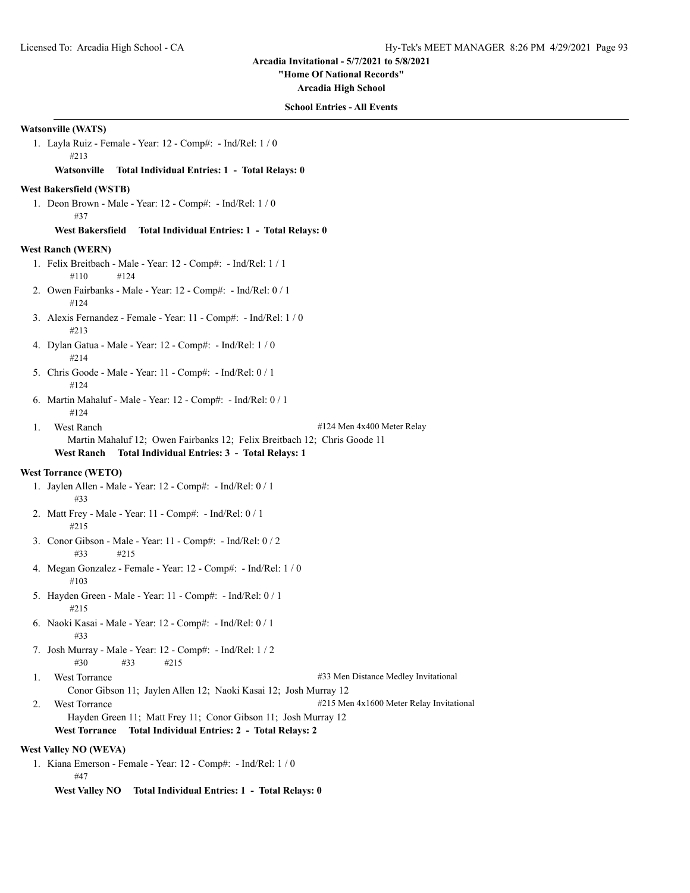**Arcadia Invitational - 5/7/2021 to 5/8/2021**

**"Home Of National Records"**

**Arcadia High School**

**School Entries - All Events**

**Watsonville (WATS)**

1. Layla Ruiz - Female - Year: 12 - Comp#: - Ind/Rel: 1 / 0
   #213

**Watsonville Total Individual Entries: 1 - Total Relays: 0**

**West Bakersfield (WSTB)**

1. Deon Brown - Male - Year: 12 - Comp#: - Ind/Rel: 1 / 0
   #37

**West Bakersfield Total Individual Entries: 1 - Total Relays: 0**

**West Ranch (WERN)**

1. Felix Breitbach - Male - Year: 12 - Comp#: - Ind/Rel: 1 / 1
   #110 #124
2. Owen Fairbanks - Male - Year: 12 - Comp#: - Ind/Rel: 0 / 1
   #124
3. Alexis Fernandez - Female - Year: 11 - Comp#: - Ind/Rel: 1 / 0
   #213
4. Dylan Gatua - Male - Year: 12 - Comp#: - Ind/Rel: 1 / 0
   #214
5. Chris Goode - Male - Year: 11 - Comp#: - Ind/Rel: 0 / 1
   #124
6. Martin Mahaluf - Male - Year: 12 - Comp#: - Ind/Rel: 0 / 1
   #124

1. West Ranch — #124 Men 4x400 Meter Relay
   Martin Mahaluf 12; Owen Fairbanks 12; Felix Breitbach 12; Chris Goode 11

**West Ranch Total Individual Entries: 3 - Total Relays: 1**

**West Torrance (WETO)**

1. Jaylen Allen - Male - Year: 12 - Comp#: - Ind/Rel: 0 / 1
   #33
2. Matt Frey - Male - Year: 11 - Comp#: - Ind/Rel: 0 / 1
   #215
3. Conor Gibson - Male - Year: 11 - Comp#: - Ind/Rel: 0 / 2
   #33 #215
4. Megan Gonzalez - Female - Year: 12 - Comp#: - Ind/Rel: 1 / 0
   #103
5. Hayden Green - Male - Year: 11 - Comp#: - Ind/Rel: 0 / 1
   #215
6. Naoki Kasai - Male - Year: 12 - Comp#: - Ind/Rel: 0 / 1
   #33
7. Josh Murray - Male - Year: 12 - Comp#: - Ind/Rel: 1 / 2
   #30 #33 #215

1. West Torrance — #33 Men Distance Medley Invitational
   Conor Gibson 11; Jaylen Allen 12; Naoki Kasai 12; Josh Murray 12
2. West Torrance — #215 Men 4x1600 Meter Relay Invitational
   Hayden Green 11; Matt Frey 11; Conor Gibson 11; Josh Murray 12

**West Torrance Total Individual Entries: 2 - Total Relays: 2**

**West Valley NO (WEVA)**

1. Kiana Emerson - Female - Year: 12 - Comp#: - Ind/Rel: 1 / 0
   #47

**West Valley NO Total Individual Entries: 1 - Total Relays: 0**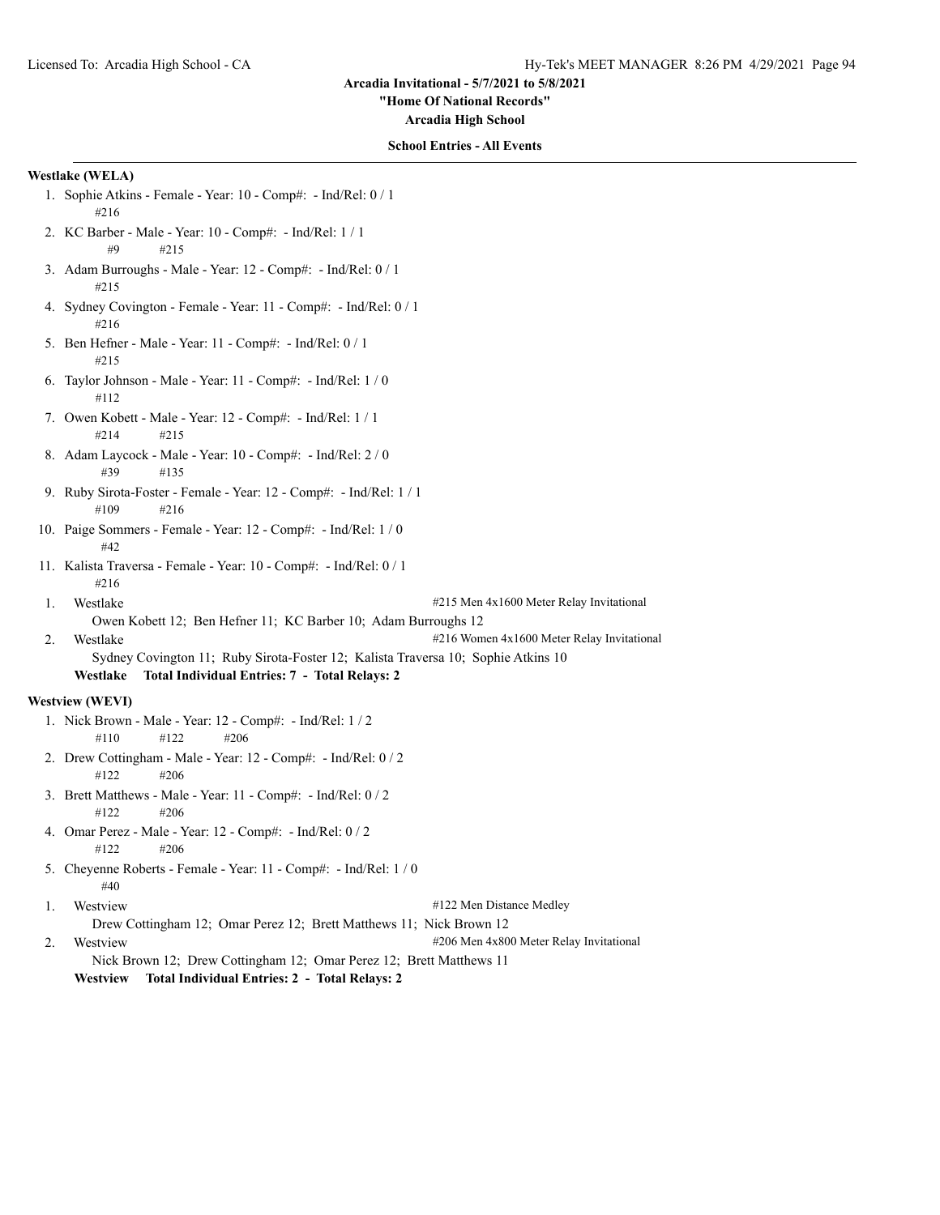Arcadia Invitational - 5/7/2021 to 5/8/2021

"Home Of National Records"

Arcadia High School

**School Entries - All Events**

**Westlake (WELA)**

1. Sophie Atkins - Female - Year: 10 - Comp#: - Ind/Rel: 0 / 1
   #216
2. KC Barber - Male - Year: 10 - Comp#: - Ind/Rel: 1 / 1
   #9 #215
3. Adam Burroughs - Male - Year: 12 - Comp#: - Ind/Rel: 0 / 1
   #215
4. Sydney Covington - Female - Year: 11 - Comp#: - Ind/Rel: 0 / 1
   #216
5. Ben Hefner - Male - Year: 11 - Comp#: - Ind/Rel: 0 / 1
   #215
6. Taylor Johnson - Male - Year: 11 - Comp#: - Ind/Rel: 1 / 0
   #112
7. Owen Kobett - Male - Year: 12 - Comp#: - Ind/Rel: 1 / 1
   #214 #215
8. Adam Laycock - Male - Year: 10 - Comp#: - Ind/Rel: 2 / 0
   #39 #135
9. Ruby Sirota-Foster - Female - Year: 12 - Comp#: - Ind/Rel: 1 / 1
   #109 #216
10. Paige Sommers - Female - Year: 12 - Comp#: - Ind/Rel: 1 / 0
    #42
11. Kalista Traversa - Female - Year: 10 - Comp#: - Ind/Rel: 0 / 1
    #216

1. Westlake — #215 Men 4x1600 Meter Relay Invitational
   Owen Kobett 12; Ben Hefner 11; KC Barber 10; Adam Burroughs 12
2. Westlake — #216 Women 4x1600 Meter Relay Invitational
   Sydney Covington 11; Ruby Sirota-Foster 12; Kalista Traversa 10; Sophie Atkins 10

**Westlake Total Individual Entries: 7 - Total Relays: 2**

**Westview (WEVI)**

1. Nick Brown - Male - Year: 12 - Comp#: - Ind/Rel: 1 / 2
   #110 #122 #206
2. Drew Cottingham - Male - Year: 12 - Comp#: - Ind/Rel: 0 / 2
   #122 #206
3. Brett Matthews - Male - Year: 11 - Comp#: - Ind/Rel: 0 / 2
   #122 #206
4. Omar Perez - Male - Year: 12 - Comp#: - Ind/Rel: 0 / 2
   #122 #206
5. Cheyenne Roberts - Female - Year: 11 - Comp#: - Ind/Rel: 1 / 0
   #40

1. Westview — #122 Men Distance Medley
   Drew Cottingham 12; Omar Perez 12; Brett Matthews 11; Nick Brown 12
2. Westview — #206 Men 4x800 Meter Relay Invitational
   Nick Brown 12; Drew Cottingham 12; Omar Perez 12; Brett Matthews 11

**Westview Total Individual Entries: 2 - Total Relays: 2**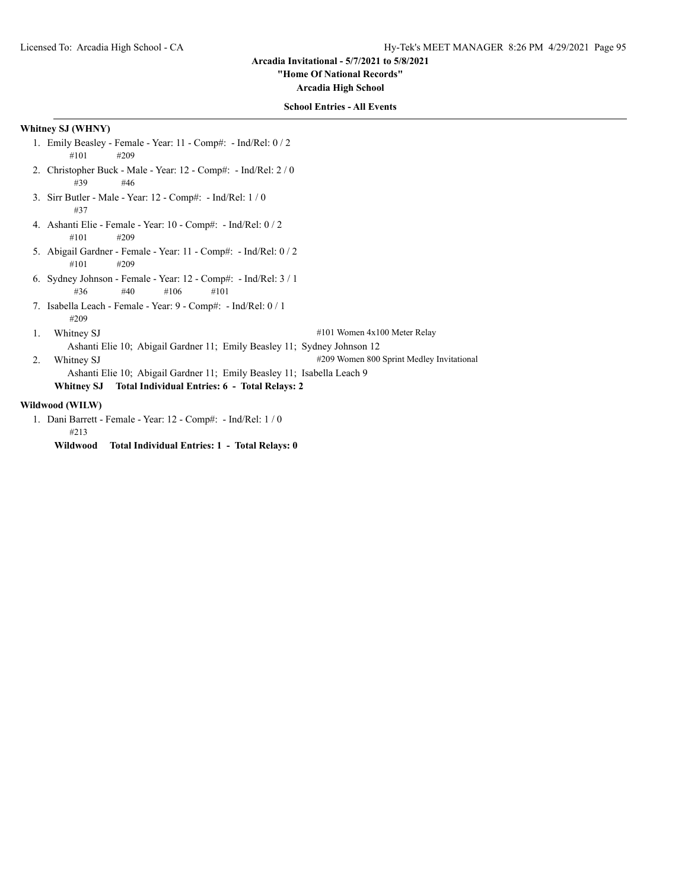Arcadia Invitational - 5/7/2021 to 5/8/2021

"Home Of National Records"

Arcadia High School

**School Entries - All Events**

**Whitney SJ (WHNY)**

1. Emily Beasley - Female - Year: 11 - Comp#:  - Ind/Rel: 0 / 2
   #101 #209
2. Christopher Buck - Male - Year: 12 - Comp#:  - Ind/Rel: 2 / 0
   #39 #46
3. Sirr Butler - Male - Year: 12 - Comp#:  - Ind/Rel: 1 / 0
   #37
4. Ashanti Elie - Female - Year: 10 - Comp#:  - Ind/Rel: 0 / 2
   #101 #209
5. Abigail Gardner - Female - Year: 11 - Comp#:  - Ind/Rel: 0 / 2
   #101 #209
6. Sydney Johnson - Female - Year: 12 - Comp#:  - Ind/Rel: 3 / 1
   #36 #40 #106 #101
7. Isabella Leach - Female - Year: 9 - Comp#:  - Ind/Rel: 0 / 1
   #209

1. Whitney SJ — #101 Women 4x100 Meter Relay
   Ashanti Elie 10; Abigail Gardner 11; Emily Beasley 11; Sydney Johnson 12
2. Whitney SJ — #209 Women 800 Sprint Medley Invitational
   Ashanti Elie 10; Abigail Gardner 11; Emily Beasley 11; Isabella Leach 9

**Whitney SJ Total Individual Entries: 6 - Total Relays: 2**

**Wildwood (WILW)**

1. Dani Barrett - Female - Year: 12 - Comp#:  - Ind/Rel: 1 / 0
   #213

**Wildwood Total Individual Entries: 1 - Total Relays: 0**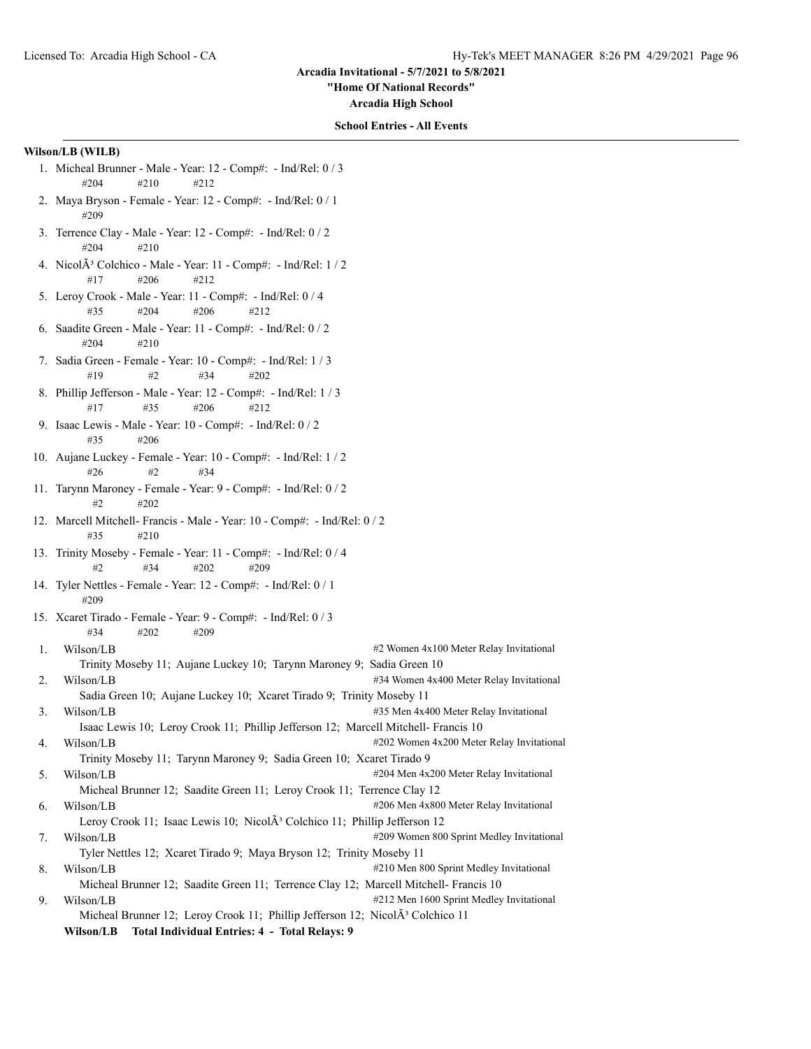**Arcadia Invitational - 5/7/2021 to 5/8/2021**

**"Home Of National Records"**

**Arcadia High School**

**School Entries - All Events**

**Wilson/LB (WILB)**

1. Micheal Brunner - Male - Year: 12 - Comp#: - Ind/Rel: 0 / 3
   #204 #210 #212
2. Maya Bryson - Female - Year: 12 - Comp#: - Ind/Rel: 0 / 1
   #209
3. Terrence Clay - Male - Year: 12 - Comp#: - Ind/Rel: 0 / 2
   #204 #210
4. NicolÃ³ Colchico - Male - Year: 11 - Comp#: - Ind/Rel: 1 / 2
   #17 #206 #212
5. Leroy Crook - Male - Year: 11 - Comp#: - Ind/Rel: 0 / 4
   #35 #204 #206 #212
6. Saadite Green - Male - Year: 11 - Comp#: - Ind/Rel: 0 / 2
   #204 #210
7. Sadia Green - Female - Year: 10 - Comp#: - Ind/Rel: 1 / 3
   #19 #2 #34 #202
8. Phillip Jefferson - Male - Year: 12 - Comp#: - Ind/Rel: 1 / 3
   #17 #35 #206 #212
9. Isaac Lewis - Male - Year: 10 - Comp#: - Ind/Rel: 0 / 2
   #35 #206
10. Aujane Luckey - Female - Year: 10 - Comp#: - Ind/Rel: 1 / 2
    #26 #2 #34
11. Tarynn Maroney - Female - Year: 9 - Comp#: - Ind/Rel: 0 / 2
    #2 #202
12. Marcell Mitchell- Francis - Male - Year: 10 - Comp#: - Ind/Rel: 0 / 2
    #35 #210
13. Trinity Moseby - Female - Year: 11 - Comp#: - Ind/Rel: 0 / 4
    #2 #34 #202 #209
14. Tyler Nettles - Female - Year: 12 - Comp#: - Ind/Rel: 0 / 1
    #209
15. Xcaret Tirado - Female - Year: 9 - Comp#: - Ind/Rel: 0 / 3
    #34 #202 #209

1. Wilson/LB — #2 Women 4x100 Meter Relay Invitational
   Trinity Moseby 11; Aujane Luckey 10; Tarynn Maroney 9; Sadia Green 10
2. Wilson/LB — #34 Women 4x400 Meter Relay Invitational
   Sadia Green 10; Aujane Luckey 10; Xcaret Tirado 9; Trinity Moseby 11
3. Wilson/LB — #35 Men 4x400 Meter Relay Invitational
   Isaac Lewis 10; Leroy Crook 11; Phillip Jefferson 12; Marcell Mitchell- Francis 10
4. Wilson/LB — #202 Women 4x200 Meter Relay Invitational
   Trinity Moseby 11; Tarynn Maroney 9; Sadia Green 10; Xcaret Tirado 9
5. Wilson/LB — #204 Men 4x200 Meter Relay Invitational
   Micheal Brunner 12; Saadite Green 11; Leroy Crook 11; Terrence Clay 12
6. Wilson/LB — #206 Men 4x800 Meter Relay Invitational
   Leroy Crook 11; Isaac Lewis 10; NicolÃ³ Colchico 11; Phillip Jefferson 12
7. Wilson/LB — #209 Women 800 Sprint Medley Invitational
   Tyler Nettles 12; Xcaret Tirado 9; Maya Bryson 12; Trinity Moseby 11
8. Wilson/LB — #210 Men 800 Sprint Medley Invitational
   Micheal Brunner 12; Saadite Green 11; Terrence Clay 12; Marcell Mitchell- Francis 10
9. Wilson/LB — #212 Men 1600 Sprint Medley Invitational
   Micheal Brunner 12; Leroy Crook 11; Phillip Jefferson 12; NicolÃ³ Colchico 11

**Wilson/LB Total Individual Entries: 4 - Total Relays: 9**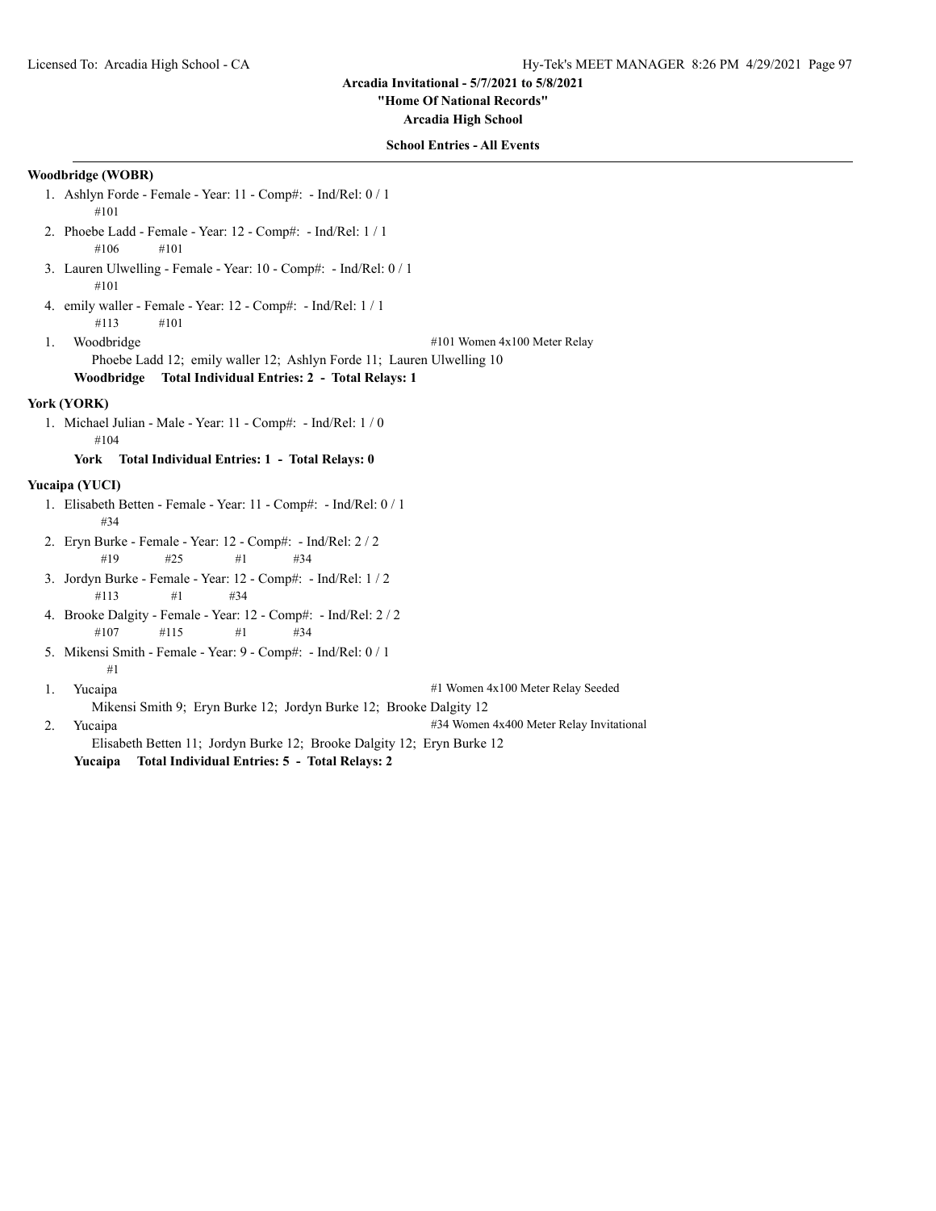**School Entries - All Events**

**Woodbridge (WOBR)**

1. Ashlyn Forde - Female - Year: 11 - Comp#: - Ind/Rel: 0 / 1
   #101
2. Phoebe Ladd - Female - Year: 12 - Comp#: - Ind/Rel: 1 / 1
   #106 #101
3. Lauren Ulwelling - Female - Year: 10 - Comp#: - Ind/Rel: 0 / 1
   #101
4. emily waller - Female - Year: 12 - Comp#: - Ind/Rel: 1 / 1
   #113 #101

1. Woodbridge — #101 Women 4x100 Meter Relay
   Phoebe Ladd 12; emily waller 12; Ashlyn Forde 11; Lauren Ulwelling 10

**Woodbridge Total Individual Entries: 2 - Total Relays: 1**

**York (YORK)**

1. Michael Julian - Male - Year: 11 - Comp#: - Ind/Rel: 1 / 0
   #104

**York Total Individual Entries: 1 - Total Relays: 0**

**Yucaipa (YUCI)**

1. Elisabeth Betten - Female - Year: 11 - Comp#: - Ind/Rel: 0 / 1
   #34
2. Eryn Burke - Female - Year: 12 - Comp#: - Ind/Rel: 2 / 2
   #19 #25 #1 #34
3. Jordyn Burke - Female - Year: 12 - Comp#: - Ind/Rel: 1 / 2
   #113 #1 #34
4. Brooke Dalgity - Female - Year: 12 - Comp#: - Ind/Rel: 2 / 2
   #107 #115 #1 #34
5. Mikensi Smith - Female - Year: 9 - Comp#: - Ind/Rel: 0 / 1
   #1

1. Yucaipa — #1 Women 4x100 Meter Relay Seeded
   Mikensi Smith 9; Eryn Burke 12; Jordyn Burke 12; Brooke Dalgity 12
2. Yucaipa — #34 Women 4x400 Meter Relay Invitational
   Elisabeth Betten 11; Jordyn Burke 12; Brooke Dalgity 12; Eryn Burke 12

**Yucaipa Total Individual Entries: 5 - Total Relays: 2**